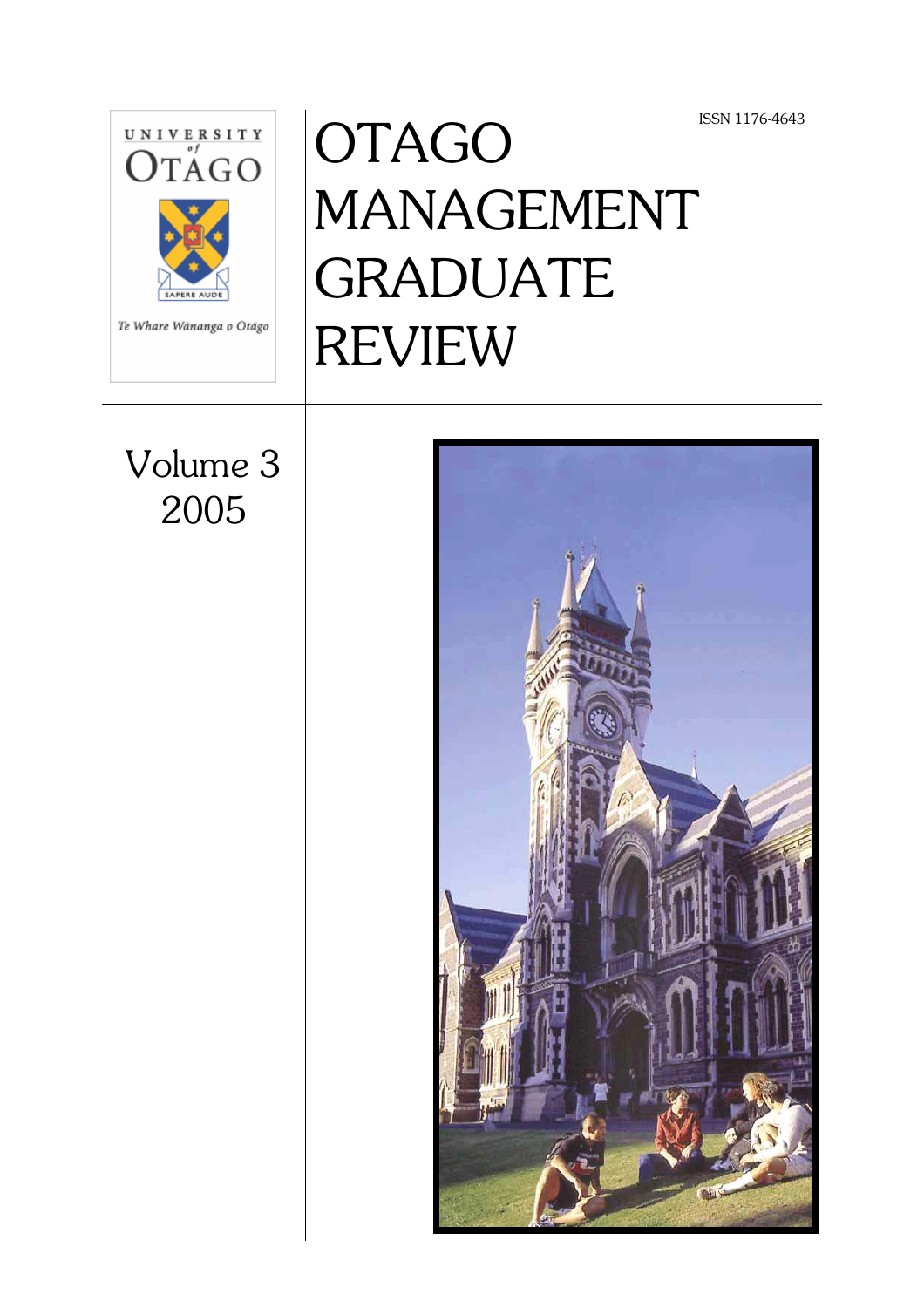UNIVERSITY of OTAGO

SAPERE AUDE

*Te Whare Wānanga o Otāgo*

ISSN 1176-4643

# OTAGO MANAGEMENT GRADUATE REVIEW

Volume 3
2005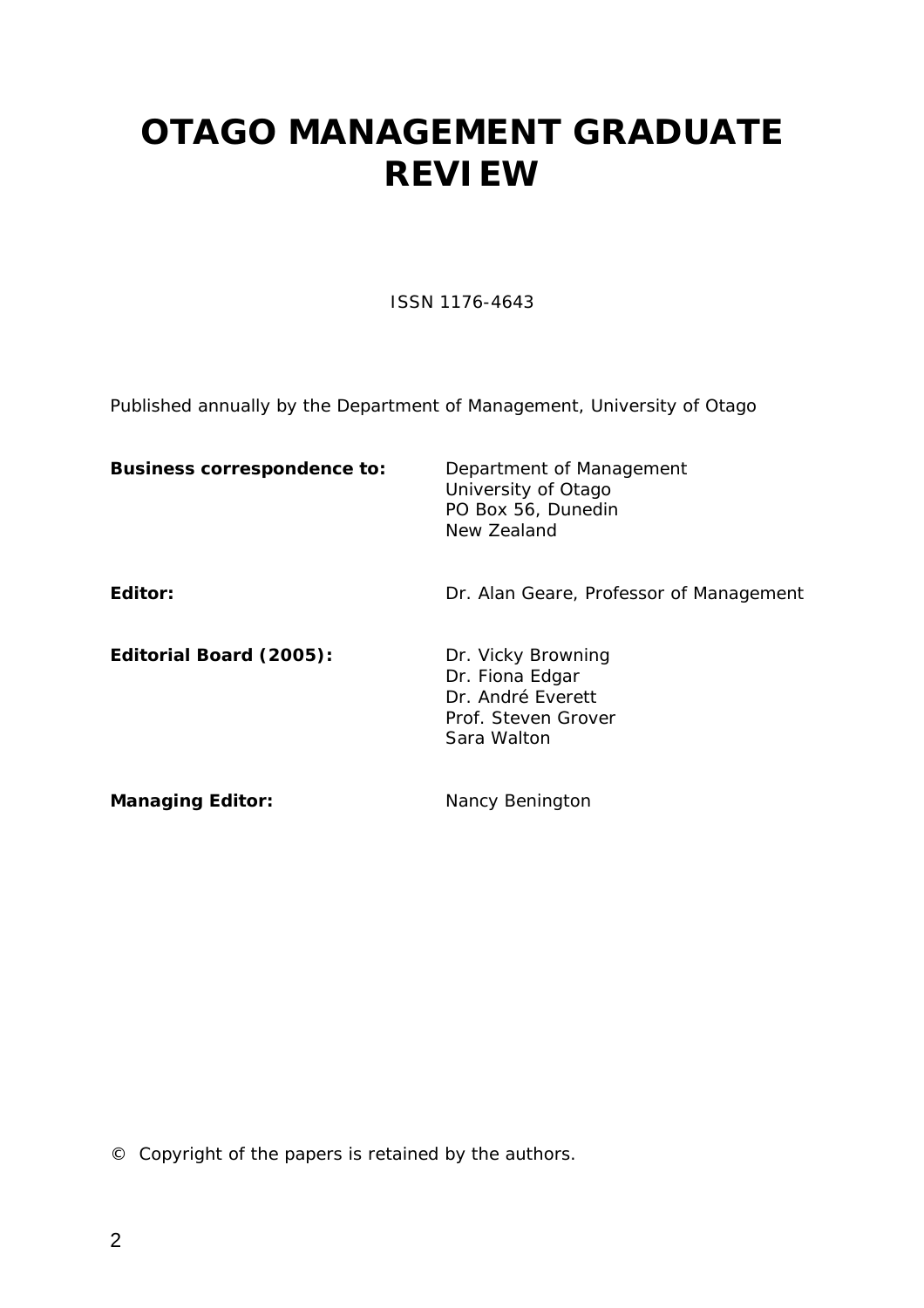# OTAGO MANAGEMENT GRADUATE REVIEW

ISSN 1176-4643

Published annually by the Department of Management, University of Otago

| | |
|---|---|
| **Business correspondence to:** | Department of Management<br>University of Otago<br>PO Box 56, Dunedin<br>New Zealand |
| **Editor:** | Dr. Alan Geare, Professor of Management |
| **Editorial Board (2005):** | Dr. Vicky Browning<br>Dr. Fiona Edgar<br>Dr. André Everett<br>Prof. Steven Grover<br>Sara Walton |
| **Managing Editor:** | Nancy Benington |

© Copyright of the papers is retained by the authors.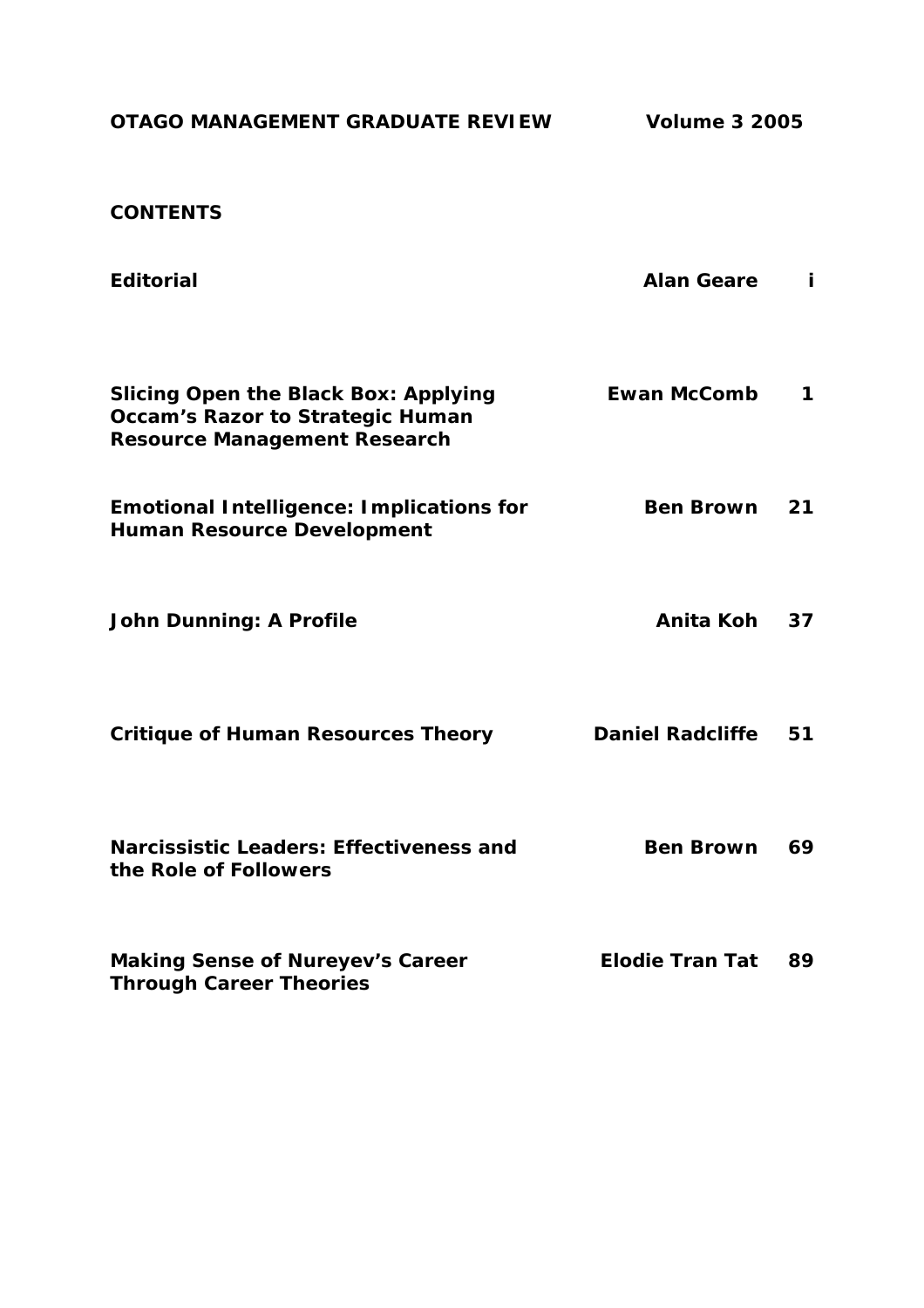**OTAGO MANAGEMENT GRADUATE REVIEW** **Volume 3 2005**

## CONTENTS

| | | |
|---|---|---|
| **Editorial** | **Alan Geare** | **i** |
| **Slicing Open the Black Box: Applying Occam's Razor to Strategic Human Resource Management Research** | **Ewan McComb** | **1** |
| **Emotional Intelligence: Implications for Human Resource Development** | **Ben Brown** | **21** |
| **John Dunning: A Profile** | **Anita Koh** | **37** |
| **Critique of Human Resources Theory** | **Daniel Radcliffe** | **51** |
| **Narcissistic Leaders: Effectiveness and the Role of Followers** | **Ben Brown** | **69** |
| **Making Sense of Nureyev's Career Through Career Theories** | **Elodie Tran Tat** | **89** |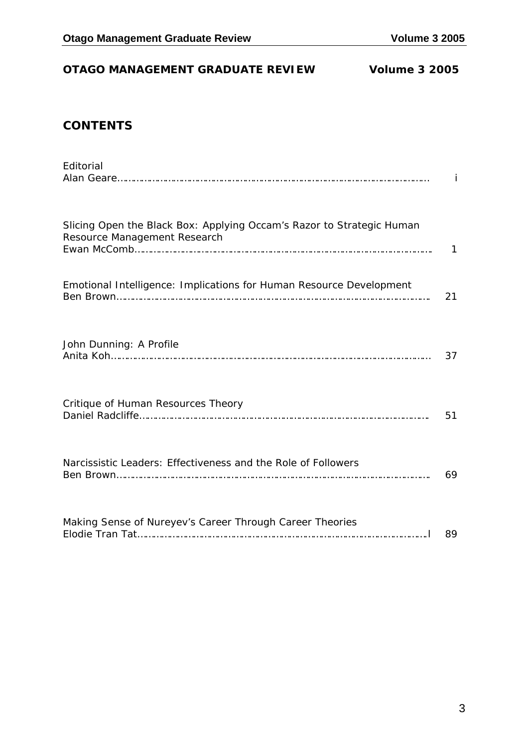**OTAGO MANAGEMENT GRADUATE REVIEW Volume 3 2005**

## CONTENTS

| | |
|---|---|
| Editorial<br>Alan Geare | i |
| Slicing Open the Black Box: Applying Occam's Razor to Strategic Human Resource Management Research<br>Ewan McComb | 1 |
| Emotional Intelligence: Implications for Human Resource Development<br>Ben Brown | 21 |
| John Dunning: A Profile<br>Anita Koh | 37 |
| Critique of Human Resources Theory<br>Daniel Radcliffe | 51 |
| Narcissistic Leaders: Effectiveness and the Role of Followers<br>Ben Brown | 69 |
| Making Sense of Nureyev's Career Through Career Theories<br>Elodie Tran Tat | 89 |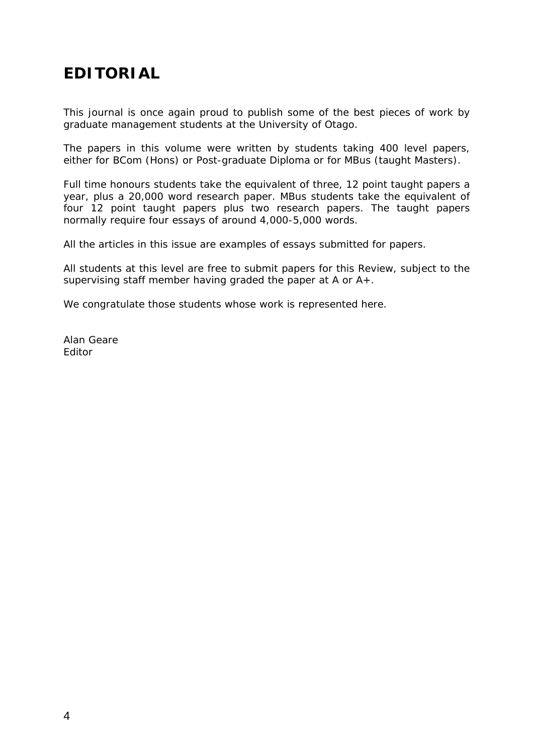# EDITORIAL

This journal is once again proud to publish some of the best pieces of work by graduate management students at the University of Otago.

The papers in this volume were written by students taking 400 level papers, either for BCom (Hons) or Post-graduate Diploma or for MBus (taught Masters).

Full time honours students take the equivalent of three, 12 point taught papers a year, plus a 20,000 word research paper. MBus students take the equivalent of four 12 point taught papers plus two research papers. The taught papers normally require four essays of around 4,000-5,000 words.

All the articles in this issue are examples of essays submitted for papers.

All students at this level are free to submit papers for this Review, subject to the supervising staff member having graded the paper at A or A+.

We congratulate those students whose work is represented here.

Alan Geare
Editor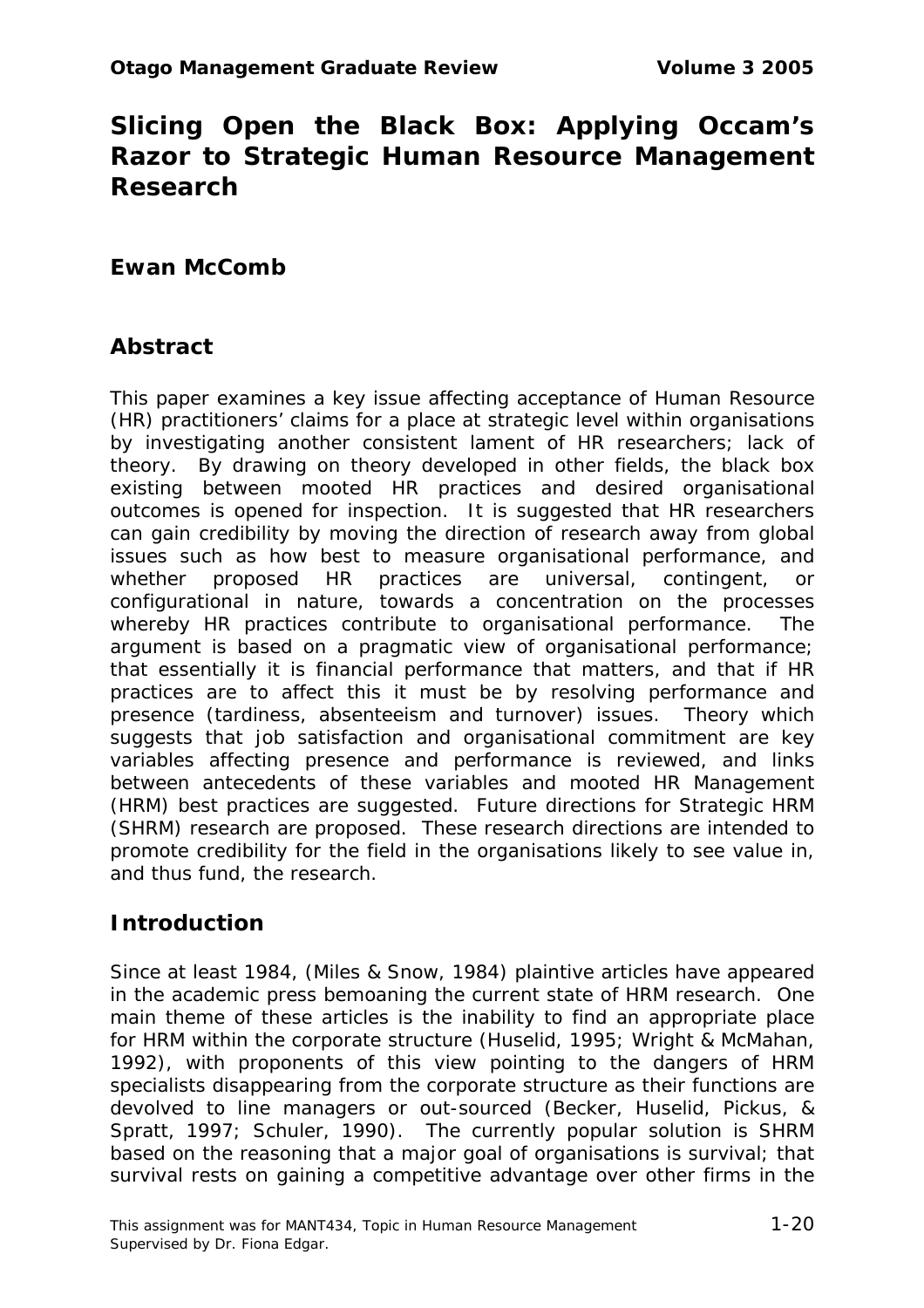# Slicing Open the Black Box: Applying Occam's Razor to Strategic Human Resource Management Research

## Ewan McComb

## Abstract

This paper examines a key issue affecting acceptance of Human Resource (HR) practitioners' claims for a place at strategic level within organisations by investigating another consistent lament of HR researchers; lack of theory. By drawing on theory developed in other fields, the black box existing between mooted HR practices and desired organisational outcomes is opened for inspection. It is suggested that HR researchers can gain credibility by moving the direction of research away from global issues such as how best to measure organisational performance, and whether proposed HR practices are universal, contingent, or configurational in nature, towards a concentration on the processes whereby HR practices contribute to organisational performance. The argument is based on a pragmatic view of organisational performance; that essentially it is financial performance that matters, and that if HR practices are to affect this it must be by resolving performance and presence (tardiness, absenteeism and turnover) issues. Theory which suggests that job satisfaction and organisational commitment are key variables affecting presence and performance is reviewed, and links between antecedents of these variables and mooted HR Management (HRM) best practices are suggested. Future directions for Strategic HRM (SHRM) research are proposed. These research directions are intended to promote credibility for the field in the organisations likely to see value in, and thus fund, the research.

## Introduction

Since at least 1984, (Miles & Snow, 1984) plaintive articles have appeared in the academic press bemoaning the current state of HRM research. One main theme of these articles is the inability to find an appropriate place for HRM within the corporate structure (Huselid, 1995; Wright & McMahan, 1992), with proponents of this view pointing to the dangers of HRM specialists disappearing from the corporate structure as their functions are devolved to line managers or out-sourced (Becker, Huselid, Pickus, & Spratt, 1997; Schuler, 1990). The currently popular solution is SHRM based on the reasoning that a major goal of organisations is survival; that survival rests on gaining a competitive advantage over other firms in the

This assignment was for MANT434, Topic in Human Resource Management
Supervised by Dr. Fiona Edgar.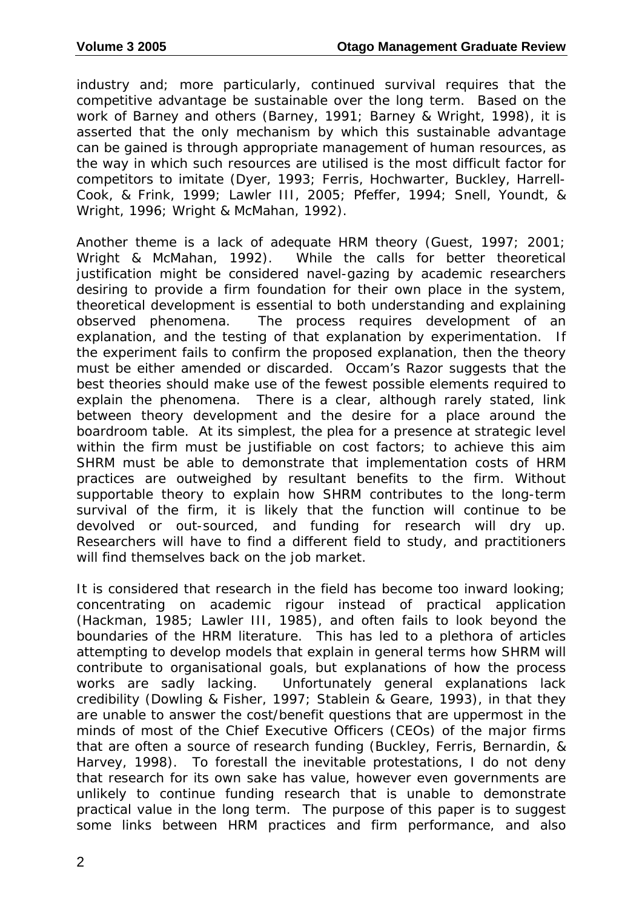industry and; more particularly, continued survival requires that the competitive advantage be sustainable over the long term. Based on the work of Barney and others (Barney, 1991; Barney & Wright, 1998), it is asserted that the only mechanism by which this sustainable advantage can be gained is through appropriate management of human resources, as the way in which such resources are utilised is the most difficult factor for competitors to imitate (Dyer, 1993; Ferris, Hochwarter, Buckley, Harrell-Cook, & Frink, 1999; Lawler III, 2005; Pfeffer, 1994; Snell, Youndt, & Wright, 1996; Wright & McMahan, 1992).

Another theme is a lack of adequate HRM theory (Guest, 1997; 2001; Wright & McMahan, 1992). While the calls for better theoretical justification might be considered navel-gazing by academic researchers desiring to provide a firm foundation for their own place in the system, theoretical development is essential to both understanding and explaining observed phenomena. The process requires development of an explanation, and the testing of that explanation by experimentation. If the experiment fails to confirm the proposed explanation, then the theory must be either amended or discarded. Occam's Razor suggests that the best theories should make use of the fewest possible elements required to explain the phenomena. There is a clear, although rarely stated, link between theory development and the desire for a place around the boardroom table. At its simplest, the plea for a presence at strategic level within the firm must be justifiable on cost factors; to achieve this aim SHRM must be able to demonstrate that implementation costs of HRM practices are outweighed by resultant benefits to the firm. Without supportable theory to explain how SHRM contributes to the long-term survival of the firm, it is likely that the function will continue to be devolved or out-sourced, and funding for research will dry up. Researchers will have to find a different field to study, and practitioners will find themselves back on the job market.

It is considered that research in the field has become too inward looking; concentrating on academic rigour instead of practical application (Hackman, 1985; Lawler III, 1985), and often fails to look beyond the boundaries of the HRM literature. This has led to a plethora of articles attempting to develop models that explain in general terms how SHRM will contribute to organisational goals, but explanations of how the process works are sadly lacking. Unfortunately general explanations lack credibility (Dowling & Fisher, 1997; Stablein & Geare, 1993), in that they are unable to answer the cost/benefit questions that are uppermost in the minds of most of the Chief Executive Officers (CEOs) of the major firms that are often a source of research funding (Buckley, Ferris, Bernardin, & Harvey, 1998). To forestall the inevitable protestations, I do not deny that research for its own sake has value, however even governments are unlikely to continue funding research that is unable to demonstrate practical value in the long term. The purpose of this paper is to suggest some links between HRM practices and firm performance, and also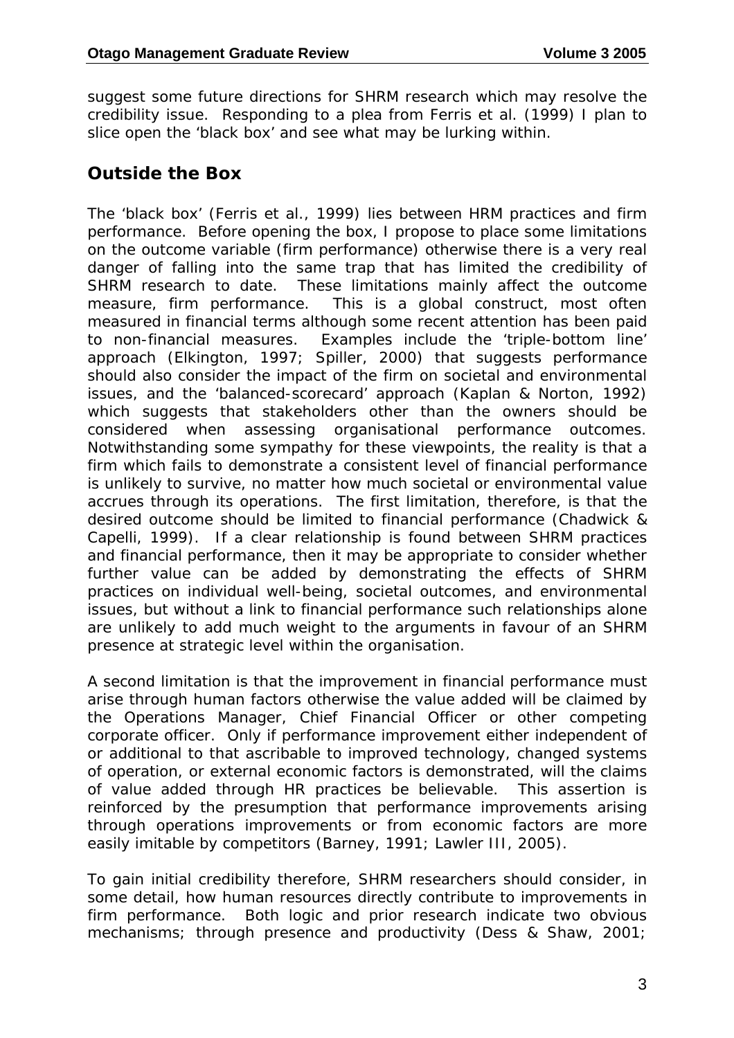suggest some future directions for SHRM research which may resolve the credibility issue. Responding to a plea from Ferris et al. (1999) I plan to slice open the 'black box' and see what may be lurking within.

## Outside the Box

The 'black box' (Ferris et al., 1999) lies between HRM practices and firm performance. Before opening the box, I propose to place some limitations on the outcome variable (firm performance) otherwise there is a very real danger of falling into the same trap that has limited the credibility of SHRM research to date. These limitations mainly affect the outcome measure, firm performance. This is a global construct, most often measured in financial terms although some recent attention has been paid to non-financial measures. Examples include the 'triple-bottom line' approach (Elkington, 1997; Spiller, 2000) that suggests performance should also consider the impact of the firm on societal and environmental issues, and the 'balanced-scorecard' approach (Kaplan & Norton, 1992) which suggests that stakeholders other than the owners should be considered when assessing organisational performance outcomes. Notwithstanding some sympathy for these viewpoints, the reality is that a firm which fails to demonstrate a consistent level of financial performance is unlikely to survive, no matter how much societal or environmental value accrues through its operations. The first limitation, therefore, is that the desired outcome should be limited to financial performance (Chadwick & Capelli, 1999). If a clear relationship is found between SHRM practices and financial performance, then it may be appropriate to consider whether further value can be added by demonstrating the effects of SHRM practices on individual well-being, societal outcomes, and environmental issues, but without a link to financial performance such relationships alone are unlikely to add much weight to the arguments in favour of an SHRM presence at strategic level within the organisation.

A second limitation is that the improvement in financial performance must arise through human factors otherwise the value added will be claimed by the Operations Manager, Chief Financial Officer or other competing corporate officer. Only if performance improvement either independent of or additional to that ascribable to improved technology, changed systems of operation, or external economic factors is demonstrated, will the claims of value added through HR practices be believable. This assertion is reinforced by the presumption that performance improvements arising through operations improvements or from economic factors are more easily imitable by competitors (Barney, 1991; Lawler III, 2005).

To gain initial credibility therefore, SHRM researchers should consider, in some detail, how human resources directly contribute to improvements in firm performance. Both logic and prior research indicate two obvious mechanisms; through presence and productivity (Dess & Shaw, 2001;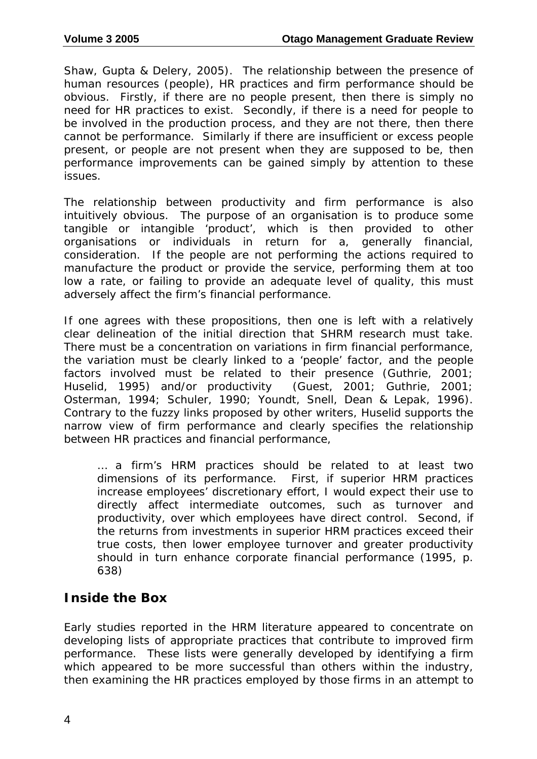Shaw, Gupta & Delery, 2005). The relationship between the presence of human resources (people), HR practices and firm performance should be obvious. Firstly, if there are no people present, then there is simply no need for HR practices to exist. Secondly, if there is a need for people to be involved in the production process, and they are not there, then there cannot be performance. Similarly if there are insufficient or excess people present, or people are not present when they are supposed to be, then performance improvements can be gained simply by attention to these issues.

The relationship between productivity and firm performance is also intuitively obvious. The purpose of an organisation is to produce some tangible or intangible 'product', which is then provided to other organisations or individuals in return for a, generally financial, consideration. If the people are not performing the actions required to manufacture the product or provide the service, performing them at too low a rate, or failing to provide an adequate level of quality, this must adversely affect the firm's financial performance.

If one agrees with these propositions, then one is left with a relatively clear delineation of the initial direction that SHRM research must take. There must be a concentration on variations in firm financial performance, the variation must be clearly linked to a 'people' factor, and the people factors involved must be related to their presence (Guthrie, 2001; Huselid, 1995) and/or productivity (Guest, 2001; Guthrie, 2001; Osterman, 1994; Schuler, 1990; Youndt, Snell, Dean & Lepak, 1996). Contrary to the fuzzy links proposed by other writers, Huselid supports the narrow view of firm performance and clearly specifies the relationship between HR practices and financial performance,

> … a firm's HRM practices should be related to at least two dimensions of its performance. First, if superior HRM practices increase employees' discretionary effort, I would expect their use to directly affect intermediate outcomes, such as turnover and productivity, over which employees have direct control. Second, if the returns from investments in superior HRM practices exceed their true costs, then lower employee turnover and greater productivity should in turn enhance corporate financial performance (1995, p. 638)

## Inside the Box

Early studies reported in the HRM literature appeared to concentrate on developing lists of appropriate practices that contribute to improved firm performance. These lists were generally developed by identifying a firm which appeared to be more successful than others within the industry, then examining the HR practices employed by those firms in an attempt to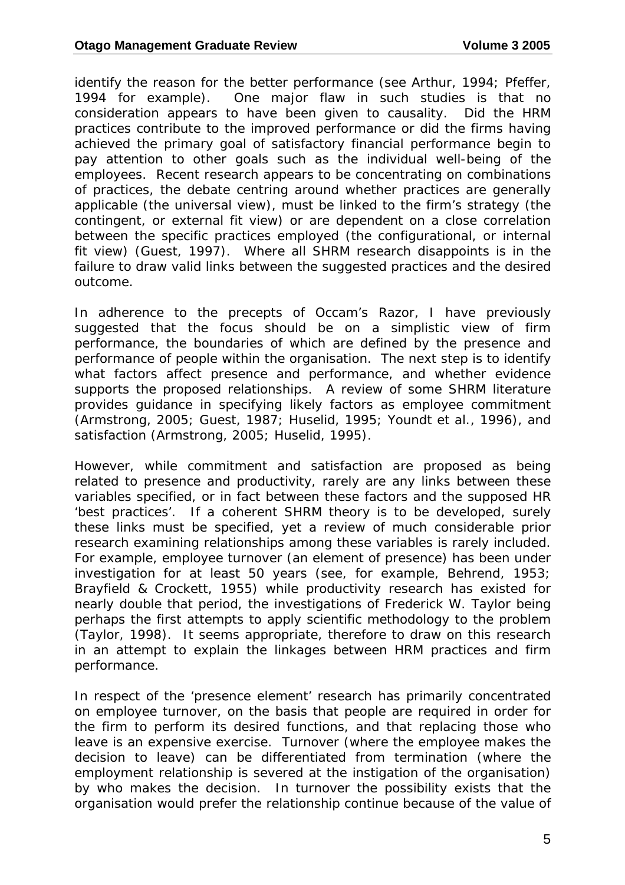identify the reason for the better performance (see Arthur, 1994; Pfeffer, 1994 for example). One major flaw in such studies is that no consideration appears to have been given to causality. Did the HRM practices contribute to the improved performance or did the firms having achieved the primary goal of satisfactory financial performance begin to pay attention to other goals such as the individual well-being of the employees. Recent research appears to be concentrating on combinations of practices, the debate centring around whether practices are generally applicable (the universal view), must be linked to the firm's strategy (the contingent, or external fit view) or are dependent on a close correlation between the specific practices employed (the configurational, or internal fit view) (Guest, 1997). Where all SHRM research disappoints is in the failure to draw valid links between the suggested practices and the desired outcome.

In adherence to the precepts of Occam's Razor, I have previously suggested that the focus should be on a simplistic view of firm performance, the boundaries of which are defined by the presence and performance of people within the organisation. The next step is to identify what factors affect presence and performance, and whether evidence supports the proposed relationships. A review of some SHRM literature provides guidance in specifying likely factors as employee commitment (Armstrong, 2005; Guest, 1987; Huselid, 1995; Youndt et al., 1996), and satisfaction (Armstrong, 2005; Huselid, 1995).

However, while commitment and satisfaction are proposed as being related to presence and productivity, rarely are any links between these variables specified, or in fact between these factors and the supposed HR 'best practices'. If a coherent SHRM theory is to be developed, surely these links must be specified, yet a review of much considerable prior research examining relationships among these variables is rarely included. For example, employee turnover (an element of presence) has been under investigation for at least 50 years (see, for example, Behrend, 1953; Brayfield & Crockett, 1955) while productivity research has existed for nearly double that period, the investigations of Frederick W. Taylor being perhaps the first attempts to apply scientific methodology to the problem (Taylor, 1998). It seems appropriate, therefore to draw on this research in an attempt to explain the linkages between HRM practices and firm performance.

In respect of the 'presence element' research has primarily concentrated on employee turnover, on the basis that people are required in order for the firm to perform its desired functions, and that replacing those who leave is an expensive exercise. Turnover (where the employee makes the decision to leave) can be differentiated from termination (where the employment relationship is severed at the instigation of the organisation) by who makes the decision. In turnover the possibility exists that the organisation would prefer the relationship continue because of the value of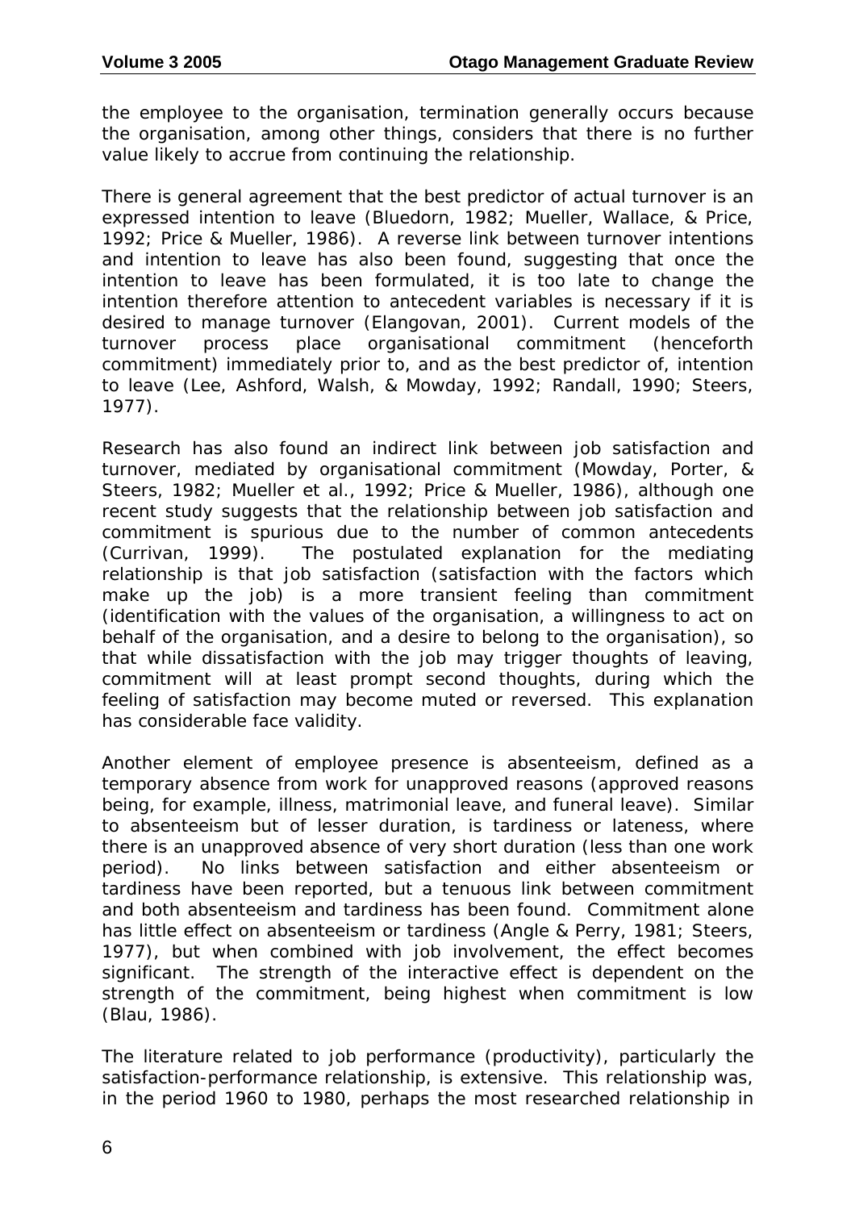the employee to the organisation, termination generally occurs because the organisation, among other things, considers that there is no further value likely to accrue from continuing the relationship.

There is general agreement that the best predictor of actual turnover is an expressed intention to leave (Bluedorn, 1982; Mueller, Wallace, & Price, 1992; Price & Mueller, 1986). A reverse link between turnover intentions and intention to leave has also been found, suggesting that once the intention to leave has been formulated, it is too late to change the intention therefore attention to antecedent variables is necessary if it is desired to manage turnover (Elangovan, 2001). Current models of the turnover process place organisational commitment (henceforth commitment) immediately prior to, and as the best predictor of, intention to leave (Lee, Ashford, Walsh, & Mowday, 1992; Randall, 1990; Steers, 1977).

Research has also found an indirect link between job satisfaction and turnover, mediated by organisational commitment (Mowday, Porter, & Steers, 1982; Mueller et al., 1992; Price & Mueller, 1986), although one recent study suggests that the relationship between job satisfaction and commitment is spurious due to the number of common antecedents (Currivan, 1999). The postulated explanation for the mediating relationship is that job satisfaction (satisfaction with the factors which make up the job) is a more transient feeling than commitment (identification with the values of the organisation, a willingness to act on behalf of the organisation, and a desire to belong to the organisation), so that while dissatisfaction with the job may trigger thoughts of leaving, commitment will at least prompt second thoughts, during which the feeling of satisfaction may become muted or reversed. This explanation has considerable face validity.

Another element of employee presence is absenteeism, defined as a temporary absence from work for unapproved reasons (approved reasons being, for example, illness, matrimonial leave, and funeral leave). Similar to absenteeism but of lesser duration, is tardiness or lateness, where there is an unapproved absence of very short duration (less than one work period). No links between satisfaction and either absenteeism or tardiness have been reported, but a tenuous link between commitment and both absenteeism and tardiness has been found. Commitment alone has little effect on absenteeism or tardiness (Angle & Perry, 1981; Steers, 1977), but when combined with job involvement, the effect becomes significant. The strength of the interactive effect is dependent on the strength of the commitment, being highest when commitment is low (Blau, 1986).

The literature related to job performance (productivity), particularly the satisfaction-performance relationship, is extensive. This relationship was, in the period 1960 to 1980, perhaps the most researched relationship in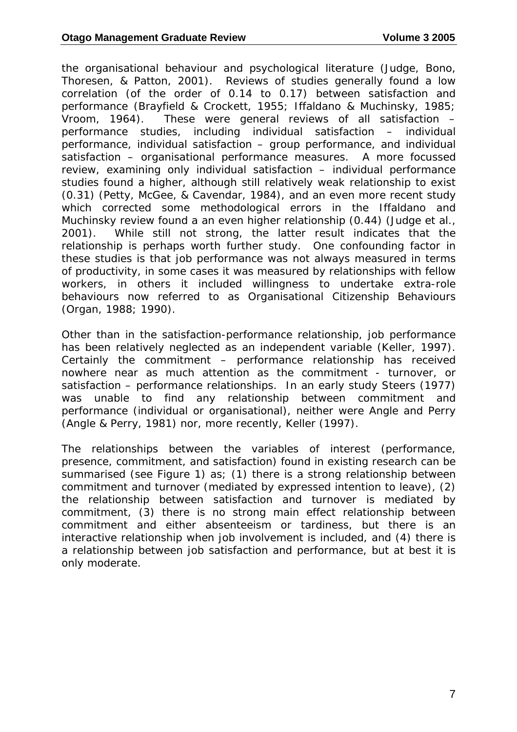the organisational behaviour and psychological literature (Judge, Bono, Thoresen, & Patton, 2001). Reviews of studies generally found a low correlation (of the order of 0.14 to 0.17) between satisfaction and performance (Brayfield & Crockett, 1955; Iffaldano & Muchinsky, 1985; Vroom, 1964). These were general reviews of all satisfaction – performance studies, including individual satisfaction – individual performance, individual satisfaction – group performance, and individual satisfaction – organisational performance measures. A more focussed review, examining only individual satisfaction – individual performance studies found a higher, although still relatively weak relationship to exist (0.31) (Petty, McGee, & Cavendar, 1984), and an even more recent study which corrected some methodological errors in the Iffaldano and Muchinsky review found a an even higher relationship (0.44) (Judge et al., 2001). While still not strong, the latter result indicates that the relationship is perhaps worth further study. One confounding factor in these studies is that job performance was not always measured in terms of productivity, in some cases it was measured by relationships with fellow workers, in others it included willingness to undertake extra-role behaviours now referred to as Organisational Citizenship Behaviours (Organ, 1988; 1990).

Other than in the satisfaction-performance relationship, job performance has been relatively neglected as an independent variable (Keller, 1997). Certainly the commitment – performance relationship has received nowhere near as much attention as the commitment - turnover, or satisfaction – performance relationships. In an early study Steers (1977) was unable to find any relationship between commitment and performance (individual or organisational), neither were Angle and Perry (Angle & Perry, 1981) nor, more recently, Keller (1997).

The relationships between the variables of interest (performance, presence, commitment, and satisfaction) found in existing research can be summarised (see Figure 1) as; (1) there is a strong relationship between commitment and turnover (mediated by expressed intention to leave), (2) the relationship between satisfaction and turnover is mediated by commitment, (3) there is no strong main effect relationship between commitment and either absenteeism or tardiness, but there is an interactive relationship when job involvement is included, and (4) there is a relationship between job satisfaction and performance, but at best it is only moderate.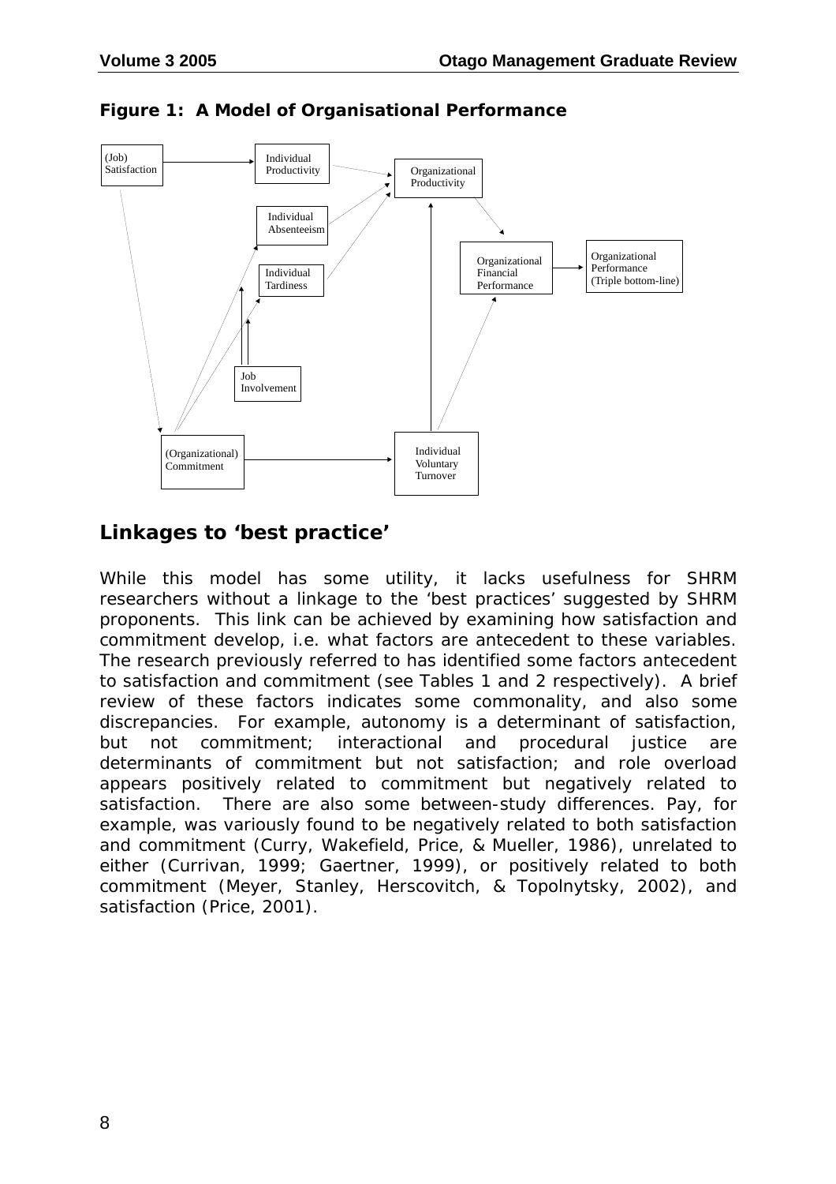**Figure 1: A Model of Organisational Performance**

(Job) Satisfaction

Individual Productivity

Organizational Productivity

Individual Absenteeism

Individual Tardiness

Organizational Financial Performance

Organizational Performance (Triple bottom-line)

Job Involvement

(Organizational) Commitment

Individual Voluntary Turnover

## Linkages to 'best practice'

While this model has some utility, it lacks usefulness for SHRM researchers without a linkage to the 'best practices' suggested by SHRM proponents. This link can be achieved by examining how satisfaction and commitment develop, i.e. what factors are antecedent to these variables. The research previously referred to has identified some factors antecedent to satisfaction and commitment (see Tables 1 and 2 respectively). A brief review of these factors indicates some commonality, and also some discrepancies. For example, autonomy is a determinant of satisfaction, but not commitment; interactional and procedural justice are determinants of commitment but not satisfaction; and role overload appears positively related to commitment but negatively related to satisfaction. There are also some between-study differences. Pay, for example, was variously found to be negatively related to both satisfaction and commitment (Curry, Wakefield, Price, & Mueller, 1986), unrelated to either (Currivan, 1999; Gaertner, 1999), or positively related to both commitment (Meyer, Stanley, Herscovitch, & Topolnytsky, 2002), and satisfaction (Price, 2001).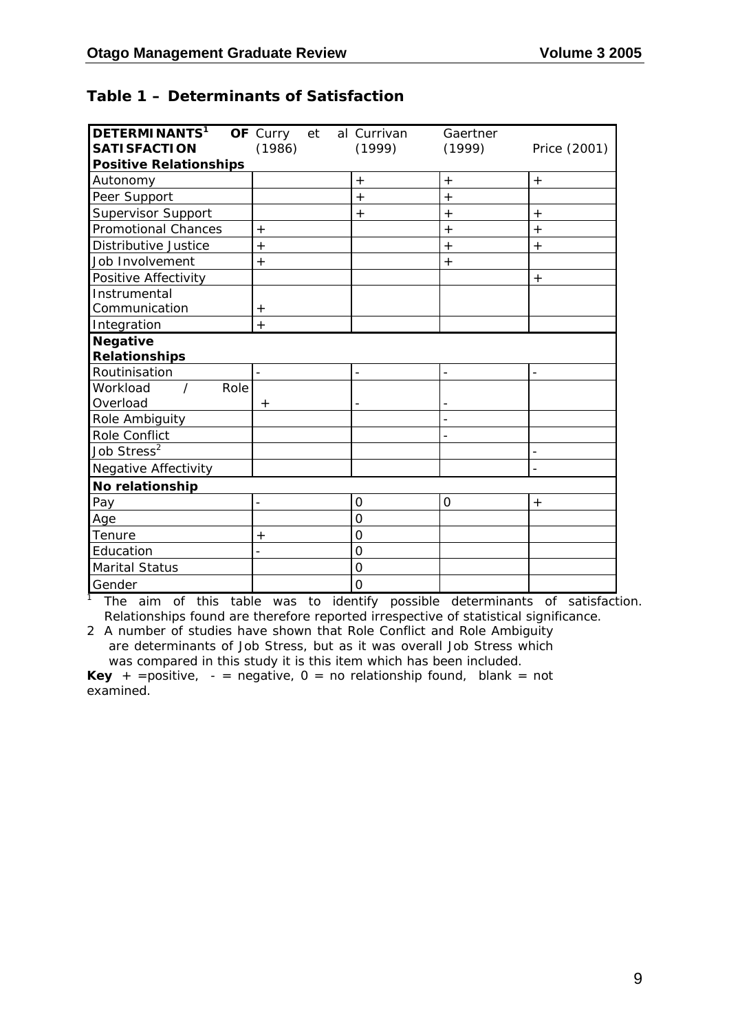## Table 1 – Determinants of Satisfaction

| DETERMINANTS[1] OF SATISFACTION | Curry et al (1986) | Currivan (1999) | Gaertner (1999) | Price (2001) |
|---|---|---|---|---|
| **Positive Relationships** | | | | |
| Autonomy | | + | + | + |
| Peer Support | | + | + | |
| Supervisor Support | | + | + | + |
| Promotional Chances | + | | + | + |
| Distributive Justice | + | | + | + |
| Job Involvement | + | | + | |
| Positive Affectivity | | | | + |
| Instrumental Communication | + | | | |
| Integration | + | | | |
| **Negative Relationships** | | | | |
| Routinisation | - | - | - | - |
| Workload / Role Overload | + | - | - | |
| Role Ambiguity | | | - | |
| Role Conflict | | | - | |
| Job Stress[2] | | | | - |
| Negative Affectivity | | | | - |
| **No relationship** | | | | |
| Pay | - | 0 | 0 | + |
| Age | | 0 | | |
| Tenure | + | 0 | | |
| Education | - | 0 | | |
| Marital Status | | 0 | | |
| Gender | | 0 | | |

[1] The aim of this table was to identify possible determinants of satisfaction. Relationships found are therefore reported irrespective of statistical significance.

2 A number of studies have shown that Role Conflict and Role Ambiguity are determinants of Job Stress, but as it was overall Job Stress which was compared in this study it is this item which has been included.

**Key** + =positive, - = negative, 0 = no relationship found, blank = not examined.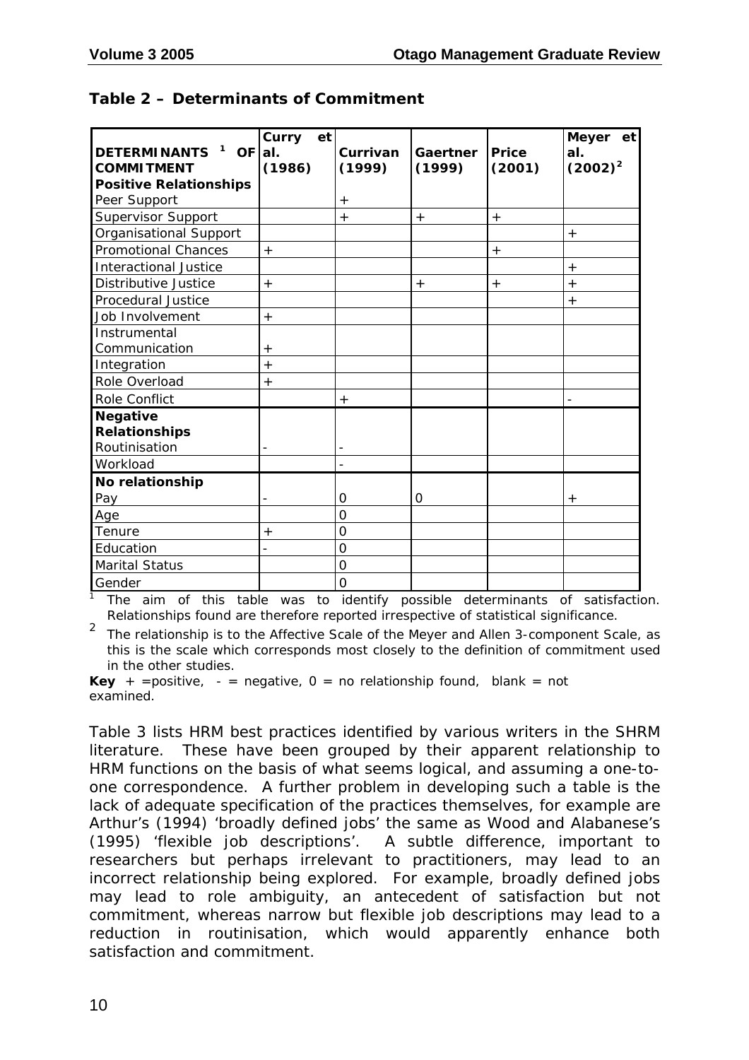**Table 2 – Determinants of Commitment**

| DETERMINANTS [1] OF COMMITMENT | Curry et al. (1986) | Currivan (1999) | Gaertner (1999) | Price (2001) | Meyer et al. (2002)[2] |
|---|---|---|---|---|---|
| **Positive Relationships** | | | | | |
| Peer Support | | + | | | |
| Supervisor Support | | + | + | + | |
| Organisational Support | | | | | + |
| Promotional Chances | + | | | + | |
| Interactional Justice | | | | | + |
| Distributive Justice | + | | + | + | + |
| Procedural Justice | | | | | + |
| Job Involvement | + | | | | |
| Instrumental Communication | + | | | | |
| Integration | + | | | | |
| Role Overload | + | | | | |
| Role Conflict | | + | | | - |
| **Negative Relationships** | | | | | |
| Routinisation | - | - | | | |
| Workload | | - | | | |
| **No relationship** | | | | | |
| Pay | - | 0 | 0 | | + |
| Age | | 0 | | | |
| Tenure | + | 0 | | | |
| Education | - | 0 | | | |
| Marital Status | | 0 | | | |
| Gender | | 0 | | | |

[1] The aim of this table was to identify possible determinants of satisfaction. Relationships found are therefore reported irrespective of statistical significance.

[2] The relationship is to the Affective Scale of the Meyer and Allen 3-component Scale, as this is the scale which corresponds most closely to the definition of commitment used in the other studies.

**Key** + =positive, - = negative, 0 = no relationship found, blank = not examined.

Table 3 lists HRM best practices identified by various writers in the SHRM literature. These have been grouped by their apparent relationship to HRM functions on the basis of what seems logical, and assuming a one-to-one correspondence. A further problem in developing such a table is the lack of adequate specification of the practices themselves, for example are Arthur's (1994) 'broadly defined jobs' the same as Wood and Alabanese's (1995) 'flexible job descriptions'. A subtle difference, important to researchers but perhaps irrelevant to practitioners, may lead to an incorrect relationship being explored. For example, broadly defined jobs may lead to role ambiguity, an antecedent of satisfaction but not commitment, whereas narrow but flexible job descriptions may lead to a reduction in routinisation, which would apparently enhance both satisfaction and commitment.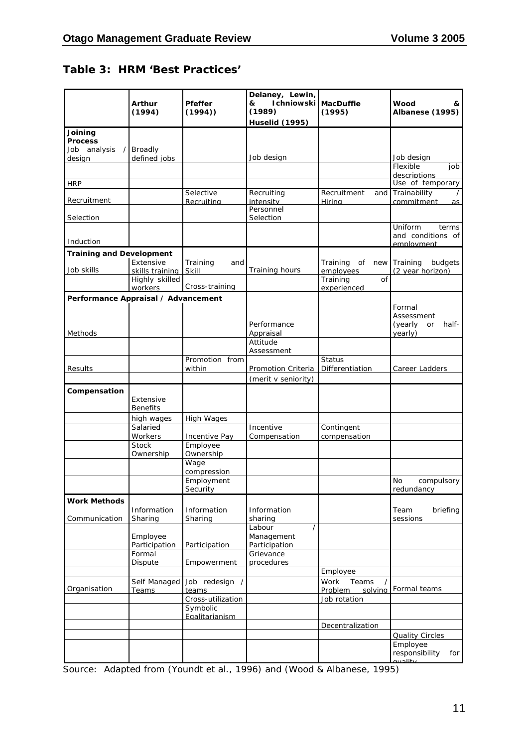## Table 3: HRM 'Best Practices'

| | Arthur (1994) | Pfeffer (1994)) | Delaney, Lewin, & Ichniowski (1989) Huselid (1995) | MacDuffie (1995) | Wood & Albanese (1995) |
|---|---|---|---|---|---|
| **Joining Process** | | | | | |
| Job analysis / design | Broadly defined jobs | | Job design | | Job design |
| | | | | | Flexible job descriptions |
| HRP | | | | | Use of temporary |
| Recruitment | | Selective Recruiting | Recruiting intensity | Recruitment and Hiring | Trainability / commitment as |
| Selection | | | Personnel Selection | | |
| Induction | | | | | Uniform terms and conditions of employment |
| **Training and Development** | | | | | |
| Job skills | Extensive skills training | Training and Skill | Training hours | Training of new employees | Training budgets (2 year horizon) |
| | Highly skilled workers | Cross-training | | Training of experienced | |
| **Performance Appraisal / Advancement** | | | | | |
| Methods | | | Performance Appraisal | | Formal Assessment (yearly or half-yearly) |
| | | | Attitude Assessment | | |
| Results | | Promotion from within | Promotion Criteria | Status Differentiation | Career Ladders |
| | | | (merit v seniority) | | |
| **Compensation** | Extensive Benefits | | | | |
| | high wages | High Wages | | | |
| | Salaried Workers | Incentive Pay | Incentive Compensation | Contingent compensation | |
| | Stock Ownership | Employee Ownership | | | |
| | | Wage compression | | | |
| | | Employment Security | | | No compulsory redundancy |
| **Work Methods** | | | | | |
| Communication | Information Sharing | Information Sharing | Information sharing | | Team briefing sessions |
| | Employee Participation | Participation | Labour / Management Participation | | |
| | Formal Dispute | Empowerment | Grievance procedures | | |
| | | | | Employee | |
| Organisation | Self Managed Teams | Job redesign / teams | | Work Teams / Problem solving | Formal teams |
| | | Cross-utilization | | Job rotation | |
| | | Symbolic Egalitarianism | | | |
| | | | | Decentralization | |
| | | | | | Quality Circles |
| | | | | | Employee responsibility for quality |

Source: Adapted from (Youndt et al., 1996) and (Wood & Albanese, 1995)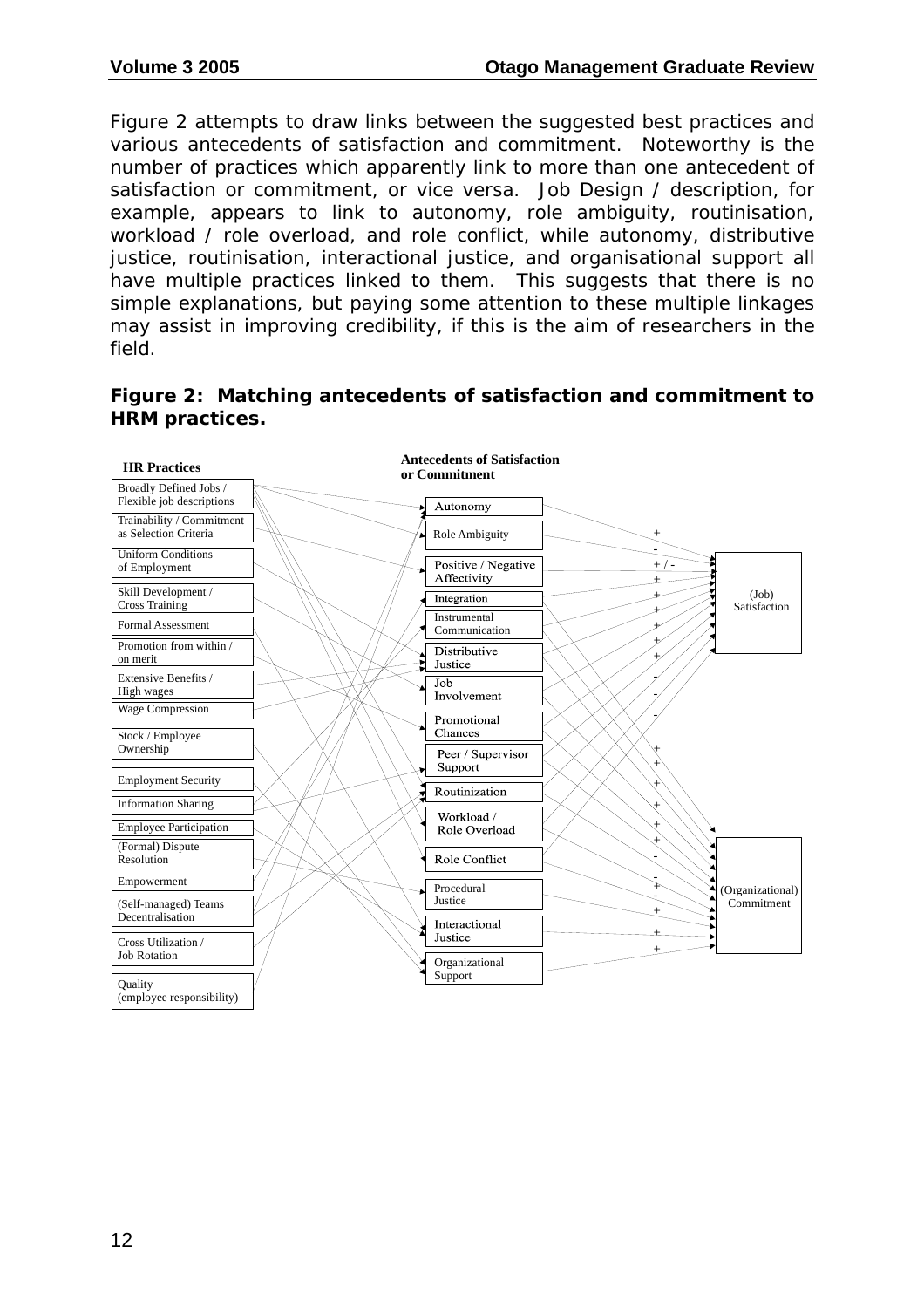Figure 2 attempts to draw links between the suggested best practices and various antecedents of satisfaction and commitment. Noteworthy is the number of practices which apparently link to more than one antecedent of satisfaction or commitment, or vice versa. Job Design / description, for example, appears to link to autonomy, role ambiguity, routinisation, workload / role overload, and role conflict, while autonomy, distributive justice, routinisation, interactional justice, and organisational support all have multiple practices linked to them. This suggests that there is no simple explanations, but paying some attention to these multiple linkages may assist in improving credibility, if this is the aim of researchers in the field.

**Figure 2: Matching antecedents of satisfaction and commitment to HRM practices.**

**HR Practices**

- Broadly Defined Jobs / Flexible job descriptions
- Trainability / Commitment as Selection Criteria
- Uniform Conditions of Employment
- Skill Development / Cross Training
- Formal Assessment
- Promotion from within / on merit
- Extensive Benefits / High wages
- Wage Compression
- Stock / Employee Ownership
- Employment Security
- Information Sharing
- Employee Participation
- (Formal) Dispute Resolution
- Empowerment
- (Self-managed) Teams Decentralisation
- Cross Utilization / Job Rotation
- Quality (employee responsibility)

**Antecedents of Satisfaction or Commitment**

- Autonomy
- Role Ambiguity
- Positive / Negative Affectivity
- Integration
- Instrumental Communication
- Distributive Justice
- Job Involvement
- Promotional Chances
- Peer / Supervisor Support
- Routinization
- Workload / Role Overload
- Role Conflict
- Procedural Justice
- Interactional Justice
- Organizational Support

**Outcomes**

- (Job) Satisfaction
- (Organizational) Commitment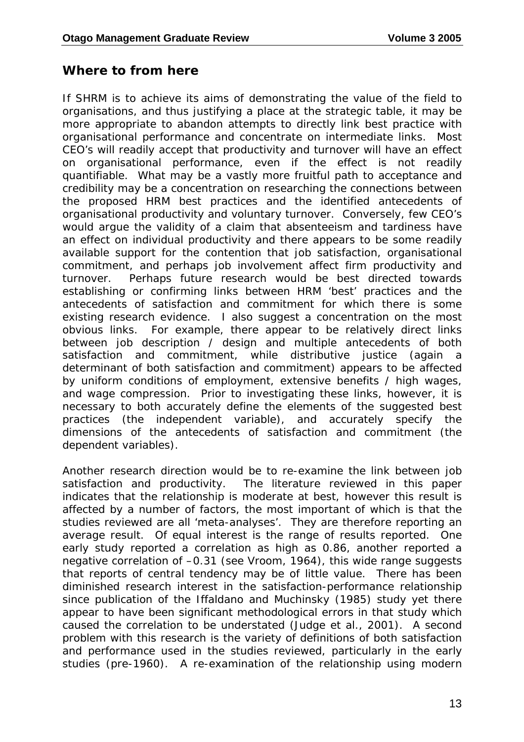## Where to from here

If SHRM is to achieve its aims of demonstrating the value of the field to organisations, and thus justifying a place at the strategic table, it may be more appropriate to abandon attempts to directly link best practice with organisational performance and concentrate on intermediate links. Most CEO's will readily accept that productivity and turnover will have an effect on organisational performance, even if the effect is not readily quantifiable. What may be a vastly more fruitful path to acceptance and credibility may be a concentration on researching the connections between the proposed HRM best practices and the identified antecedents of organisational productivity and voluntary turnover. Conversely, few CEO's would argue the validity of a claim that absenteeism and tardiness have an effect on individual productivity and there appears to be some readily available support for the contention that job satisfaction, organisational commitment, and perhaps job involvement affect firm productivity and turnover. Perhaps future research would be best directed towards establishing or confirming links between HRM 'best' practices and the antecedents of satisfaction and commitment for which there is some existing research evidence. I also suggest a concentration on the most obvious links. For example, there appear to be relatively direct links between job description / design and multiple antecedents of both satisfaction and commitment, while distributive justice (again a determinant of both satisfaction and commitment) appears to be affected by uniform conditions of employment, extensive benefits / high wages, and wage compression. Prior to investigating these links, however, it is necessary to both accurately define the elements of the suggested best practices (the independent variable), and accurately specify the dimensions of the antecedents of satisfaction and commitment (the dependent variables).

Another research direction would be to re-examine the link between job satisfaction and productivity. The literature reviewed in this paper indicates that the relationship is moderate at best, however this result is affected by a number of factors, the most important of which is that the studies reviewed are all 'meta-analyses'. They are therefore reporting an average result. Of equal interest is the range of results reported. One early study reported a correlation as high as 0.86, another reported a negative correlation of –0.31 (see Vroom, 1964), this wide range suggests that reports of central tendency may be of little value. There has been diminished research interest in the satisfaction-performance relationship since publication of the Iffaldano and Muchinsky (1985) study yet there appear to have been significant methodological errors in that study which caused the correlation to be understated (Judge et al., 2001). A second problem with this research is the variety of definitions of both satisfaction and performance used in the studies reviewed, particularly in the early studies (pre-1960). A re-examination of the relationship using modern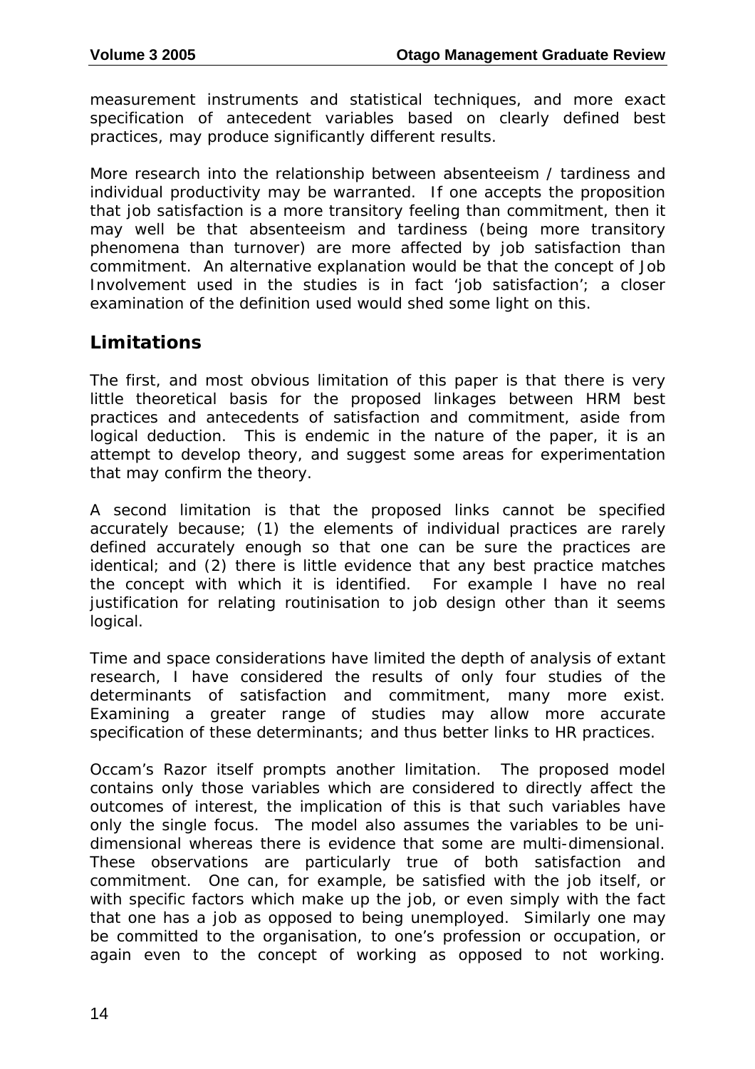measurement instruments and statistical techniques, and more exact specification of antecedent variables based on clearly defined best practices, may produce significantly different results.

More research into the relationship between absenteeism / tardiness and individual productivity may be warranted. If one accepts the proposition that job satisfaction is a more transitory feeling than commitment, then it may well be that absenteeism and tardiness (being more transitory phenomena than turnover) are more affected by job satisfaction than commitment. An alternative explanation would be that the concept of Job Involvement used in the studies is in fact 'job satisfaction'; a closer examination of the definition used would shed some light on this.

## Limitations

The first, and most obvious limitation of this paper is that there is very little theoretical basis for the proposed linkages between HRM best practices and antecedents of satisfaction and commitment, aside from logical deduction. This is endemic in the nature of the paper, it is an attempt to develop theory, and suggest some areas for experimentation that may confirm the theory.

A second limitation is that the proposed links cannot be specified accurately because; (1) the elements of individual practices are rarely defined accurately enough so that one can be sure the practices are identical; and (2) there is little evidence that any best practice matches the concept with which it is identified. For example I have no real justification for relating routinisation to job design other than it seems logical.

Time and space considerations have limited the depth of analysis of extant research, I have considered the results of only four studies of the determinants of satisfaction and commitment, many more exist. Examining a greater range of studies may allow more accurate specification of these determinants; and thus better links to HR practices.

Occam's Razor itself prompts another limitation. The proposed model contains only those variables which are considered to directly affect the outcomes of interest, the implication of this is that such variables have only the single focus. The model also assumes the variables to be uni-dimensional whereas there is evidence that some are multi-dimensional. These observations are particularly true of both satisfaction and commitment. One can, for example, be satisfied with the job itself, or with specific factors which make up the job, or even simply with the fact that one has a job as opposed to being unemployed. Similarly one may be committed to the organisation, to one's profession or occupation, or again even to the concept of working as opposed to not working.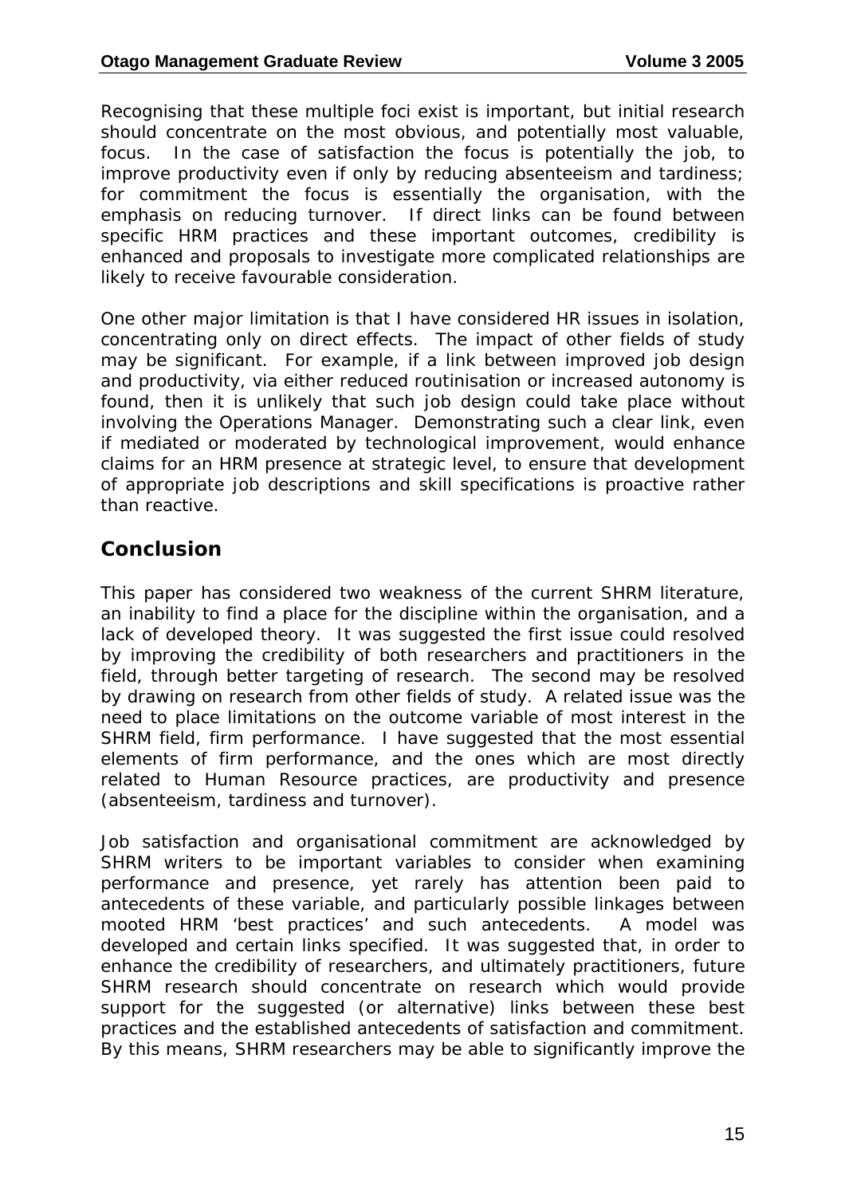Recognising that these multiple foci exist is important, but initial research should concentrate on the most obvious, and potentially most valuable, focus. In the case of satisfaction the focus is potentially the job, to improve productivity even if only by reducing absenteeism and tardiness; for commitment the focus is essentially the organisation, with the emphasis on reducing turnover. If direct links can be found between specific HRM practices and these important outcomes, credibility is enhanced and proposals to investigate more complicated relationships are likely to receive favourable consideration.

One other major limitation is that I have considered HR issues in isolation, concentrating only on direct effects. The impact of other fields of study may be significant. For example, if a link between improved job design and productivity, via either reduced routinisation or increased autonomy is found, then it is unlikely that such job design could take place without involving the Operations Manager. Demonstrating such a clear link, even if mediated or moderated by technological improvement, would enhance claims for an HRM presence at strategic level, to ensure that development of appropriate job descriptions and skill specifications is proactive rather than reactive.

## Conclusion

This paper has considered two weakness of the current SHRM literature, an inability to find a place for the discipline within the organisation, and a lack of developed theory. It was suggested the first issue could resolved by improving the credibility of both researchers and practitioners in the field, through better targeting of research. The second may be resolved by drawing on research from other fields of study. A related issue was the need to place limitations on the outcome variable of most interest in the SHRM field, firm performance. I have suggested that the most essential elements of firm performance, and the ones which are most directly related to Human Resource practices, are productivity and presence (absenteeism, tardiness and turnover).

Job satisfaction and organisational commitment are acknowledged by SHRM writers to be important variables to consider when examining performance and presence, yet rarely has attention been paid to antecedents of these variable, and particularly possible linkages between mooted HRM 'best practices' and such antecedents. A model was developed and certain links specified. It was suggested that, in order to enhance the credibility of researchers, and ultimately practitioners, future SHRM research should concentrate on research which would provide support for the suggested (or alternative) links between these best practices and the established antecedents of satisfaction and commitment. By this means, SHRM researchers may be able to significantly improve the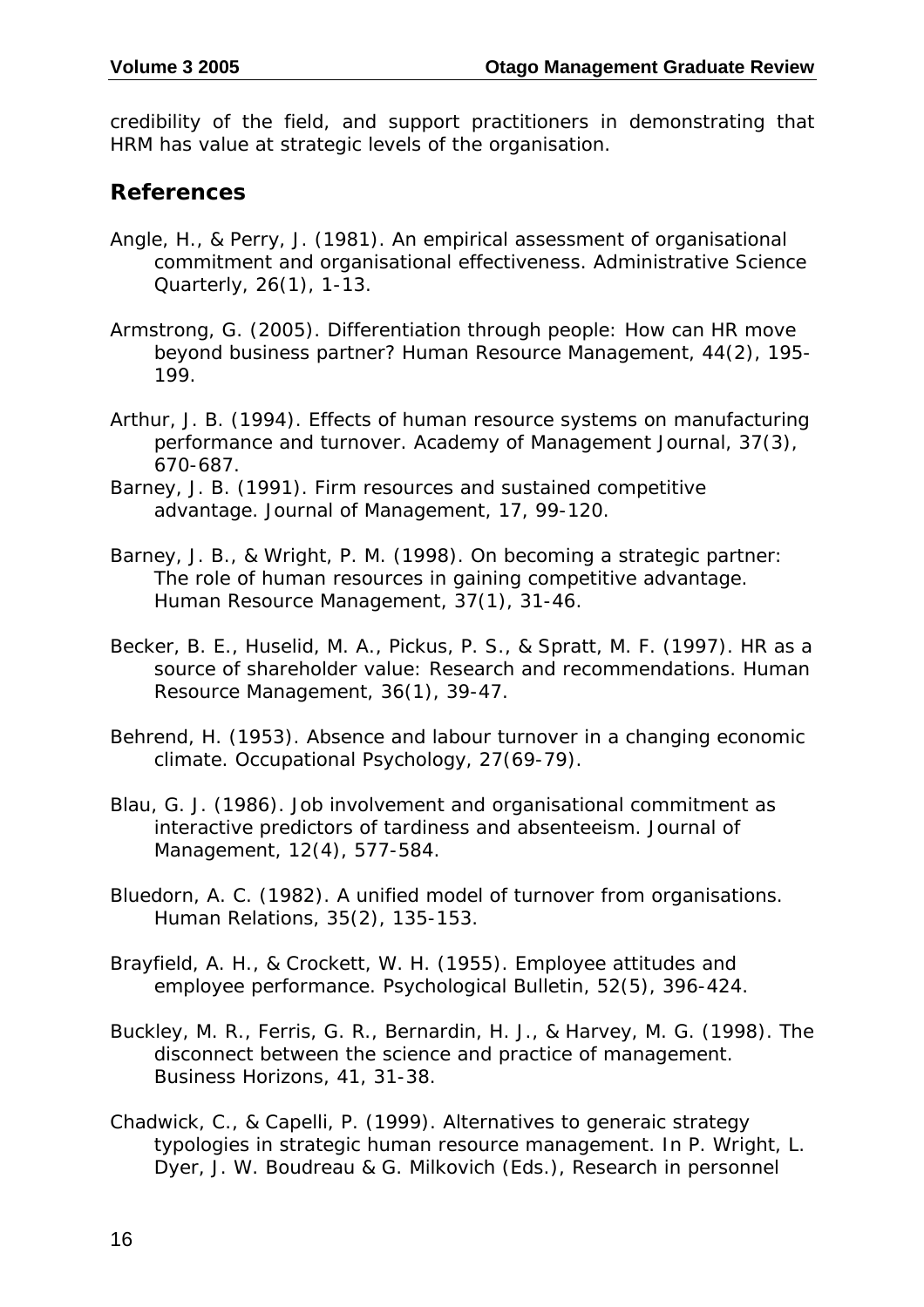credibility of the field, and support practitioners in demonstrating that HRM has value at strategic levels of the organisation.

## References

Angle, H., & Perry, J. (1981). An empirical assessment of organisational commitment and organisational effectiveness. Administrative Science Quarterly, 26(1), 1-13.

Armstrong, G. (2005). Differentiation through people: How can HR move beyond business partner? Human Resource Management, 44(2), 195-199.

Arthur, J. B. (1994). Effects of human resource systems on manufacturing performance and turnover. Academy of Management Journal, 37(3), 670-687.

Barney, J. B. (1991). Firm resources and sustained competitive advantage. Journal of Management, 17, 99-120.

Barney, J. B., & Wright, P. M. (1998). On becoming a strategic partner: The role of human resources in gaining competitive advantage. Human Resource Management, 37(1), 31-46.

Becker, B. E., Huselid, M. A., Pickus, P. S., & Spratt, M. F. (1997). HR as a source of shareholder value: Research and recommendations. Human Resource Management, 36(1), 39-47.

Behrend, H. (1953). Absence and labour turnover in a changing economic climate. Occupational Psychology, 27(69-79).

Blau, G. J. (1986). Job involvement and organisational commitment as interactive predictors of tardiness and absenteeism. Journal of Management, 12(4), 577-584.

Bluedorn, A. C. (1982). A unified model of turnover from organisations. Human Relations, 35(2), 135-153.

Brayfield, A. H., & Crockett, W. H. (1955). Employee attitudes and employee performance. Psychological Bulletin, 52(5), 396-424.

Buckley, M. R., Ferris, G. R., Bernardin, H. J., & Harvey, M. G. (1998). The disconnect between the science and practice of management. Business Horizons, 41, 31-38.

Chadwick, C., & Capelli, P. (1999). Alternatives to generaic strategy typologies in strategic human resource management. In P. Wright, L. Dyer, J. W. Boudreau & G. Milkovich (Eds.), Research in personnel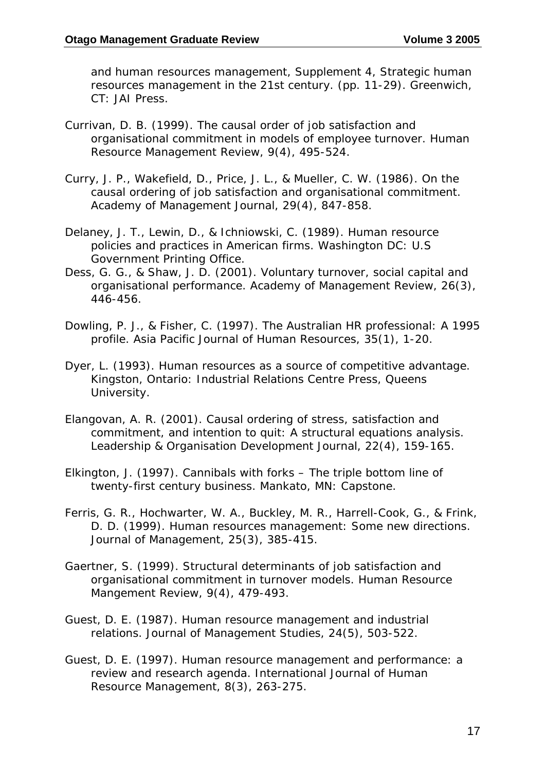and human resources management, Supplement 4, Strategic human resources management in the 21st century. (pp. 11-29). Greenwich, CT: JAI Press.

Currivan, D. B. (1999). The causal order of job satisfaction and organisational commitment in models of employee turnover. Human Resource Management Review, 9(4), 495-524.

Curry, J. P., Wakefield, D., Price, J. L., & Mueller, C. W. (1986). On the causal ordering of job satisfaction and organisational commitment. Academy of Management Journal, 29(4), 847-858.

Delaney, J. T., Lewin, D., & Ichniowski, C. (1989). Human resource policies and practices in American firms. Washington DC: U.S Government Printing Office.

Dess, G. G., & Shaw, J. D. (2001). Voluntary turnover, social capital and organisational performance. Academy of Management Review, 26(3), 446-456.

Dowling, P. J., & Fisher, C. (1997). The Australian HR professional: A 1995 profile. Asia Pacific Journal of Human Resources, 35(1), 1-20.

Dyer, L. (1993). Human resources as a source of competitive advantage. Kingston, Ontario: Industrial Relations Centre Press, Queens University.

Elangovan, A. R. (2001). Causal ordering of stress, satisfaction and commitment, and intention to quit: A structural equations analysis. Leadership & Organisation Development Journal, 22(4), 159-165.

Elkington, J. (1997). Cannibals with forks – The triple bottom line of twenty-first century business. Mankato, MN: Capstone.

Ferris, G. R., Hochwarter, W. A., Buckley, M. R., Harrell-Cook, G., & Frink, D. D. (1999). Human resources management: Some new directions. Journal of Management, 25(3), 385-415.

Gaertner, S. (1999). Structural determinants of job satisfaction and organisational commitment in turnover models. Human Resource Mangement Review, 9(4), 479-493.

Guest, D. E. (1987). Human resource management and industrial relations. Journal of Management Studies, 24(5), 503-522.

Guest, D. E. (1997). Human resource management and performance: a review and research agenda. International Journal of Human Resource Management, 8(3), 263-275.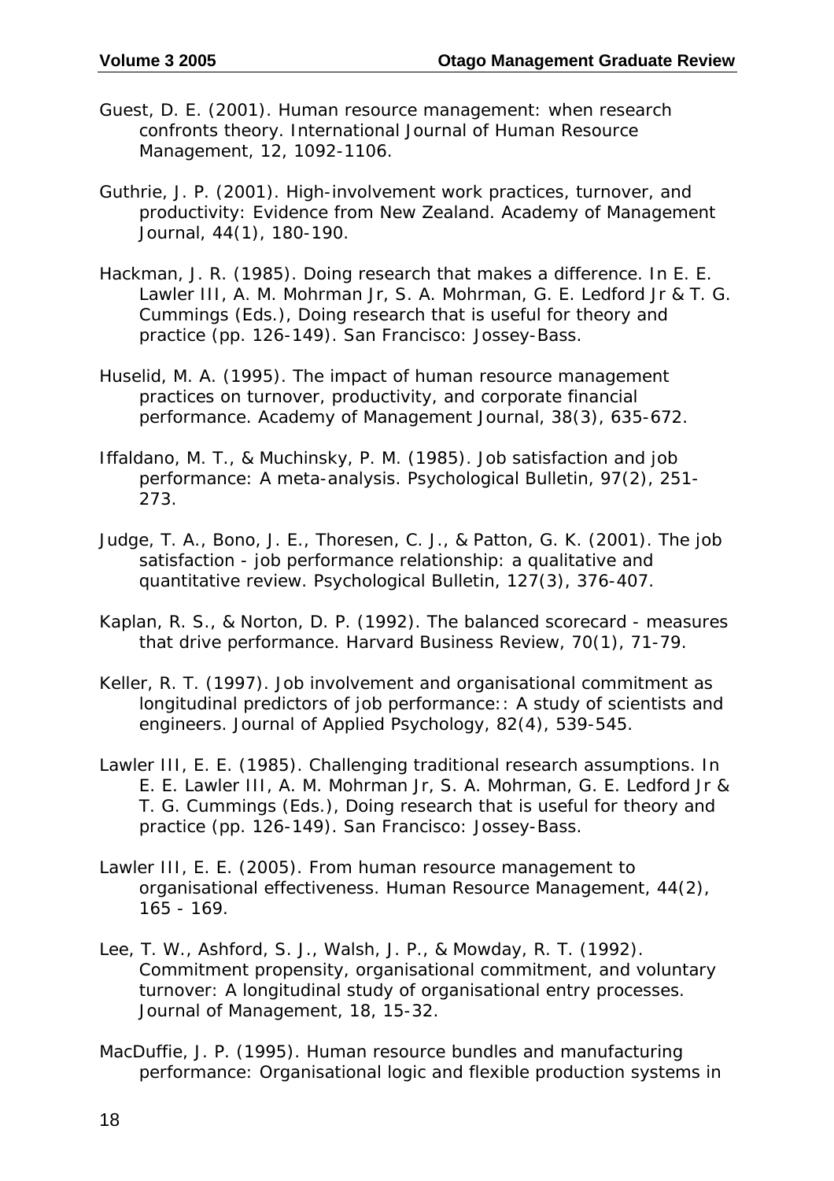Guest, D. E. (2001). Human resource management: when research confronts theory. International Journal of Human Resource Management, 12, 1092-1106.

Guthrie, J. P. (2001). High-involvement work practices, turnover, and productivity: Evidence from New Zealand. Academy of Management Journal, 44(1), 180-190.

Hackman, J. R. (1985). Doing research that makes a difference. In E. E. Lawler III, A. M. Mohrman Jr, S. A. Mohrman, G. E. Ledford Jr & T. G. Cummings (Eds.), Doing research that is useful for theory and practice (pp. 126-149). San Francisco: Jossey-Bass.

Huselid, M. A. (1995). The impact of human resource management practices on turnover, productivity, and corporate financial performance. Academy of Management Journal, 38(3), 635-672.

Iffaldano, M. T., & Muchinsky, P. M. (1985). Job satisfaction and job performance: A meta-analysis. Psychological Bulletin, 97(2), 251-273.

Judge, T. A., Bono, J. E., Thoresen, C. J., & Patton, G. K. (2001). The job satisfaction - job performance relationship: a qualitative and quantitative review. Psychological Bulletin, 127(3), 376-407.

Kaplan, R. S., & Norton, D. P. (1992). The balanced scorecard - measures that drive performance. Harvard Business Review, 70(1), 71-79.

Keller, R. T. (1997). Job involvement and organisational commitment as longitudinal predictors of job performance:: A study of scientists and engineers. Journal of Applied Psychology, 82(4), 539-545.

Lawler III, E. E. (1985). Challenging traditional research assumptions. In E. E. Lawler III, A. M. Mohrman Jr, S. A. Mohrman, G. E. Ledford Jr & T. G. Cummings (Eds.), Doing research that is useful for theory and practice (pp. 126-149). San Francisco: Jossey-Bass.

Lawler III, E. E. (2005). From human resource management to organisational effectiveness. Human Resource Management, 44(2), 165 - 169.

Lee, T. W., Ashford, S. J., Walsh, J. P., & Mowday, R. T. (1992). Commitment propensity, organisational commitment, and voluntary turnover: A longitudinal study of organisational entry processes. Journal of Management, 18, 15-32.

MacDuffie, J. P. (1995). Human resource bundles and manufacturing performance: Organisational logic and flexible production systems in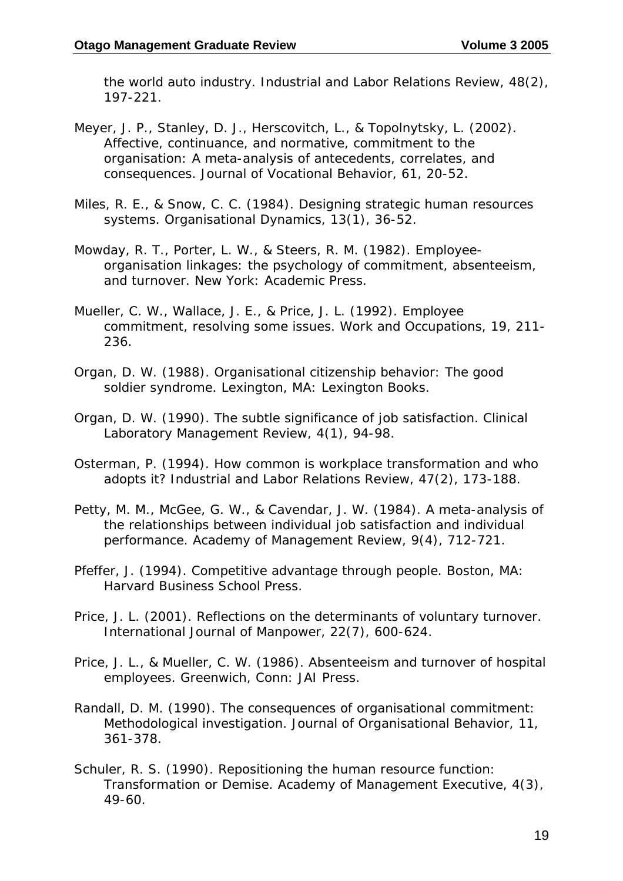the world auto industry. Industrial and Labor Relations Review, 48(2), 197-221.

Meyer, J. P., Stanley, D. J., Herscovitch, L., & Topolnytsky, L. (2002). Affective, continuance, and normative, commitment to the organisation: A meta-analysis of antecedents, correlates, and consequences. Journal of Vocational Behavior, 61, 20-52.

Miles, R. E., & Snow, C. C. (1984). Designing strategic human resources systems. Organisational Dynamics, 13(1), 36-52.

Mowday, R. T., Porter, L. W., & Steers, R. M. (1982). Employee-organisation linkages: the psychology of commitment, absenteeism, and turnover. New York: Academic Press.

Mueller, C. W., Wallace, J. E., & Price, J. L. (1992). Employee commitment, resolving some issues. Work and Occupations, 19, 211-236.

Organ, D. W. (1988). Organisational citizenship behavior: The good soldier syndrome. Lexington, MA: Lexington Books.

Organ, D. W. (1990). The subtle significance of job satisfaction. Clinical Laboratory Management Review, 4(1), 94-98.

Osterman, P. (1994). How common is workplace transformation and who adopts it? Industrial and Labor Relations Review, 47(2), 173-188.

Petty, M. M., McGee, G. W., & Cavendar, J. W. (1984). A meta-analysis of the relationships between individual job satisfaction and individual performance. Academy of Management Review, 9(4), 712-721.

Pfeffer, J. (1994). Competitive advantage through people. Boston, MA: Harvard Business School Press.

Price, J. L. (2001). Reflections on the determinants of voluntary turnover. International Journal of Manpower, 22(7), 600-624.

Price, J. L., & Mueller, C. W. (1986). Absenteeism and turnover of hospital employees. Greenwich, Conn: JAI Press.

Randall, D. M. (1990). The consequences of organisational commitment: Methodological investigation. Journal of Organisational Behavior, 11, 361-378.

Schuler, R. S. (1990). Repositioning the human resource function: Transformation or Demise. Academy of Management Executive, 4(3), 49-60.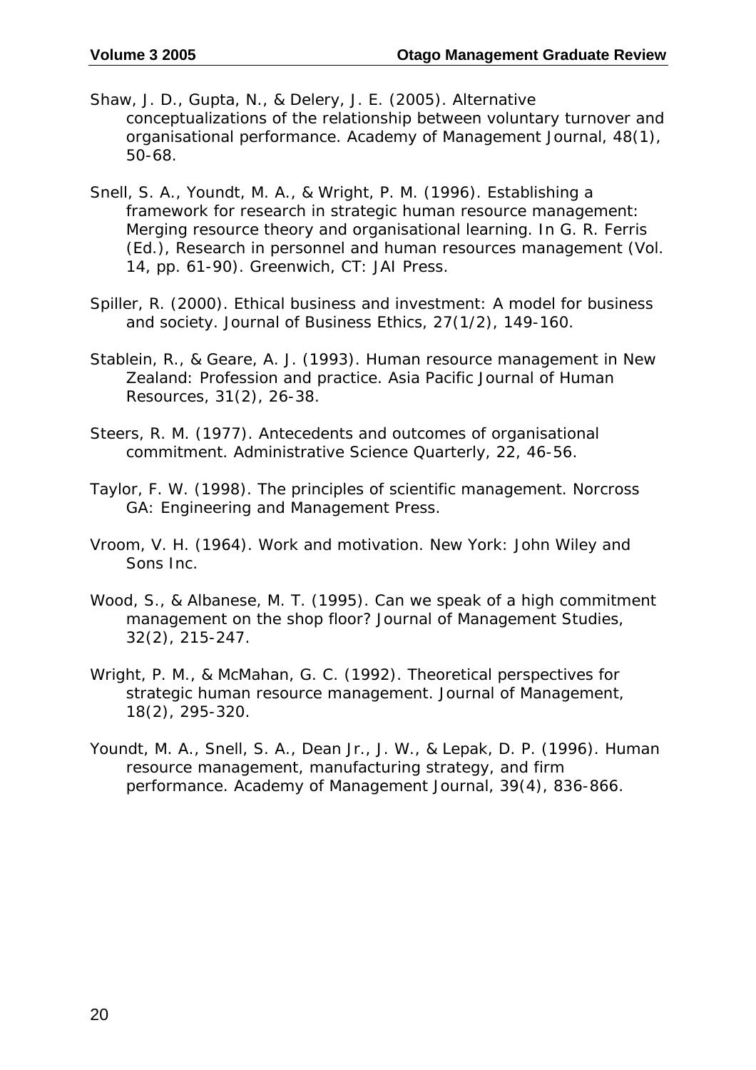Shaw, J. D., Gupta, N., & Delery, J. E. (2005). Alternative conceptualizations of the relationship between voluntary turnover and organisational performance. Academy of Management Journal, 48(1), 50-68.

Snell, S. A., Youndt, M. A., & Wright, P. M. (1996). Establishing a framework for research in strategic human resource management: Merging resource theory and organisational learning. In G. R. Ferris (Ed.), Research in personnel and human resources management (Vol. 14, pp. 61-90). Greenwich, CT: JAI Press.

Spiller, R. (2000). Ethical business and investment: A model for business and society. Journal of Business Ethics, 27(1/2), 149-160.

Stablein, R., & Geare, A. J. (1993). Human resource management in New Zealand: Profession and practice. Asia Pacific Journal of Human Resources, 31(2), 26-38.

Steers, R. M. (1977). Antecedents and outcomes of organisational commitment. Administrative Science Quarterly, 22, 46-56.

Taylor, F. W. (1998). The principles of scientific management. Norcross GA: Engineering and Management Press.

Vroom, V. H. (1964). Work and motivation. New York: John Wiley and Sons Inc.

Wood, S., & Albanese, M. T. (1995). Can we speak of a high commitment management on the shop floor? Journal of Management Studies, 32(2), 215-247.

Wright, P. M., & McMahan, G. C. (1992). Theoretical perspectives for strategic human resource management. Journal of Management, 18(2), 295-320.

Youndt, M. A., Snell, S. A., Dean Jr., J. W., & Lepak, D. P. (1996). Human resource management, manufacturing strategy, and firm performance. Academy of Management Journal, 39(4), 836-866.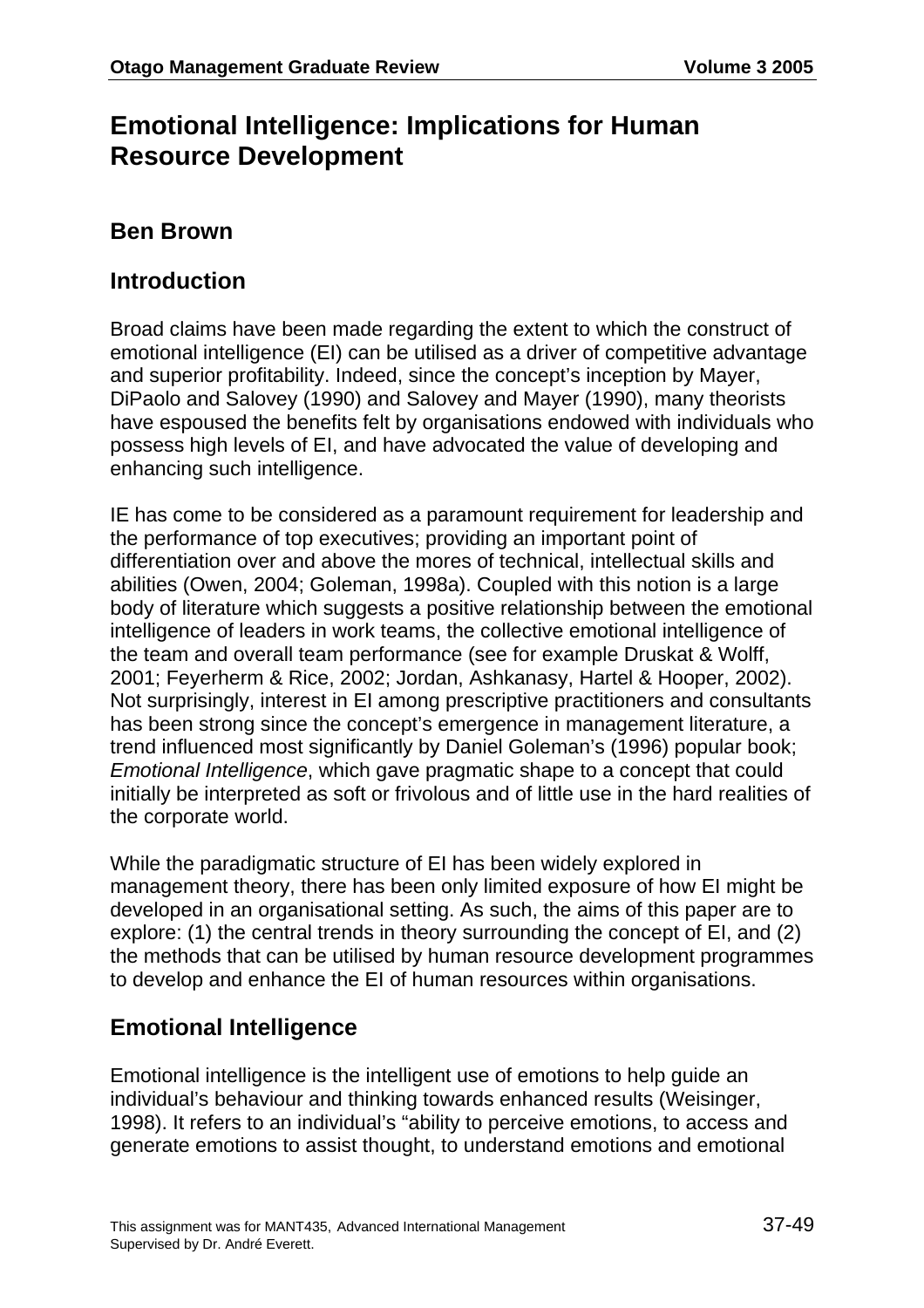# Emotional Intelligence: Implications for Human Resource Development

## Ben Brown

## Introduction

Broad claims have been made regarding the extent to which the construct of emotional intelligence (EI) can be utilised as a driver of competitive advantage and superior profitability. Indeed, since the concept's inception by Mayer, DiPaolo and Salovey (1990) and Salovey and Mayer (1990), many theorists have espoused the benefits felt by organisations endowed with individuals who possess high levels of EI, and have advocated the value of developing and enhancing such intelligence.

IE has come to be considered as a paramount requirement for leadership and the performance of top executives; providing an important point of differentiation over and above the mores of technical, intellectual skills and abilities (Owen, 2004; Goleman, 1998a). Coupled with this notion is a large body of literature which suggests a positive relationship between the emotional intelligence of leaders in work teams, the collective emotional intelligence of the team and overall team performance (see for example Druskat & Wolff, 2001; Feyerherm & Rice, 2002; Jordan, Ashkanasy, Hartel & Hooper, 2002). Not surprisingly, interest in EI among prescriptive practitioners and consultants has been strong since the concept's emergence in management literature, a trend influenced most significantly by Daniel Goleman's (1996) popular book; *Emotional Intelligence*, which gave pragmatic shape to a concept that could initially be interpreted as soft or frivolous and of little use in the hard realities of the corporate world.

While the paradigmatic structure of EI has been widely explored in management theory, there has been only limited exposure of how EI might be developed in an organisational setting. As such, the aims of this paper are to explore: (1) the central trends in theory surrounding the concept of EI, and (2) the methods that can be utilised by human resource development programmes to develop and enhance the EI of human resources within organisations.

## Emotional Intelligence

Emotional intelligence is the intelligent use of emotions to help guide an individual's behaviour and thinking towards enhanced results (Weisinger, 1998). It refers to an individual's "ability to perceive emotions, to access and generate emotions to assist thought, to understand emotions and emotional

This assignment was for MANT435, Advanced International Management
Supervised by Dr. André Everett.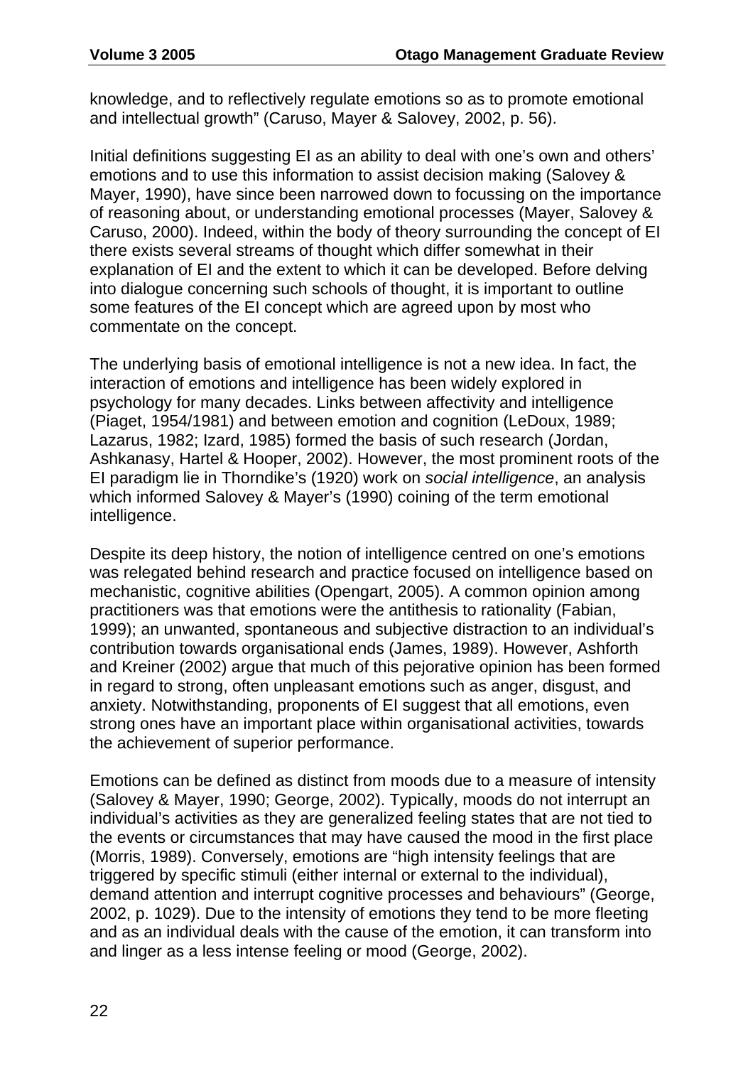knowledge, and to reflectively regulate emotions so as to promote emotional and intellectual growth" (Caruso, Mayer & Salovey, 2002, p. 56).

Initial definitions suggesting EI as an ability to deal with one's own and others' emotions and to use this information to assist decision making (Salovey & Mayer, 1990), have since been narrowed down to focussing on the importance of reasoning about, or understanding emotional processes (Mayer, Salovey & Caruso, 2000). Indeed, within the body of theory surrounding the concept of EI there exists several streams of thought which differ somewhat in their explanation of EI and the extent to which it can be developed. Before delving into dialogue concerning such schools of thought, it is important to outline some features of the EI concept which are agreed upon by most who commentate on the concept.

The underlying basis of emotional intelligence is not a new idea. In fact, the interaction of emotions and intelligence has been widely explored in psychology for many decades. Links between affectivity and intelligence (Piaget, 1954/1981) and between emotion and cognition (LeDoux, 1989; Lazarus, 1982; Izard, 1985) formed the basis of such research (Jordan, Ashkanasy, Hartel & Hooper, 2002). However, the most prominent roots of the EI paradigm lie in Thorndike's (1920) work on *social intelligence*, an analysis which informed Salovey & Mayer's (1990) coining of the term emotional intelligence.

Despite its deep history, the notion of intelligence centred on one's emotions was relegated behind research and practice focused on intelligence based on mechanistic, cognitive abilities (Opengart, 2005). A common opinion among practitioners was that emotions were the antithesis to rationality (Fabian, 1999); an unwanted, spontaneous and subjective distraction to an individual's contribution towards organisational ends (James, 1989). However, Ashforth and Kreiner (2002) argue that much of this pejorative opinion has been formed in regard to strong, often unpleasant emotions such as anger, disgust, and anxiety. Notwithstanding, proponents of EI suggest that all emotions, even strong ones have an important place within organisational activities, towards the achievement of superior performance.

Emotions can be defined as distinct from moods due to a measure of intensity (Salovey & Mayer, 1990; George, 2002). Typically, moods do not interrupt an individual's activities as they are generalized feeling states that are not tied to the events or circumstances that may have caused the mood in the first place (Morris, 1989). Conversely, emotions are "high intensity feelings that are triggered by specific stimuli (either internal or external to the individual), demand attention and interrupt cognitive processes and behaviours" (George, 2002, p. 1029). Due to the intensity of emotions they tend to be more fleeting and as an individual deals with the cause of the emotion, it can transform into and linger as a less intense feeling or mood (George, 2002).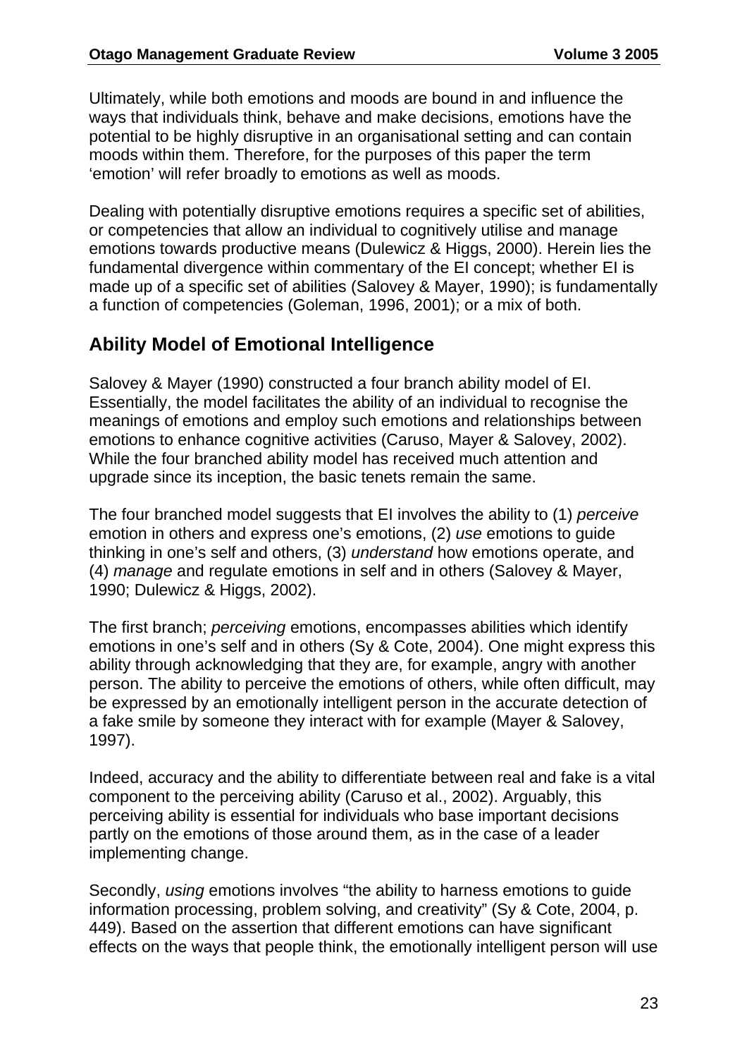Ultimately, while both emotions and moods are bound in and influence the ways that individuals think, behave and make decisions, emotions have the potential to be highly disruptive in an organisational setting and can contain moods within them. Therefore, for the purposes of this paper the term 'emotion' will refer broadly to emotions as well as moods.

Dealing with potentially disruptive emotions requires a specific set of abilities, or competencies that allow an individual to cognitively utilise and manage emotions towards productive means (Dulewicz & Higgs, 2000). Herein lies the fundamental divergence within commentary of the EI concept; whether EI is made up of a specific set of abilities (Salovey & Mayer, 1990); is fundamentally a function of competencies (Goleman, 1996, 2001); or a mix of both.

## Ability Model of Emotional Intelligence

Salovey & Mayer (1990) constructed a four branch ability model of EI. Essentially, the model facilitates the ability of an individual to recognise the meanings of emotions and employ such emotions and relationships between emotions to enhance cognitive activities (Caruso, Mayer & Salovey, 2002). While the four branched ability model has received much attention and upgrade since its inception, the basic tenets remain the same.

The four branched model suggests that EI involves the ability to (1) *perceive* emotion in others and express one's emotions, (2) *use* emotions to guide thinking in one's self and others, (3) *understand* how emotions operate, and (4) *manage* and regulate emotions in self and in others (Salovey & Mayer, 1990; Dulewicz & Higgs, 2002).

The first branch; *perceiving* emotions, encompasses abilities which identify emotions in one's self and in others (Sy & Cote, 2004). One might express this ability through acknowledging that they are, for example, angry with another person. The ability to perceive the emotions of others, while often difficult, may be expressed by an emotionally intelligent person in the accurate detection of a fake smile by someone they interact with for example (Mayer & Salovey, 1997).

Indeed, accuracy and the ability to differentiate between real and fake is a vital component to the perceiving ability (Caruso et al., 2002). Arguably, this perceiving ability is essential for individuals who base important decisions partly on the emotions of those around them, as in the case of a leader implementing change.

Secondly, *using* emotions involves "the ability to harness emotions to guide information processing, problem solving, and creativity" (Sy & Cote, 2004, p. 449). Based on the assertion that different emotions can have significant effects on the ways that people think, the emotionally intelligent person will use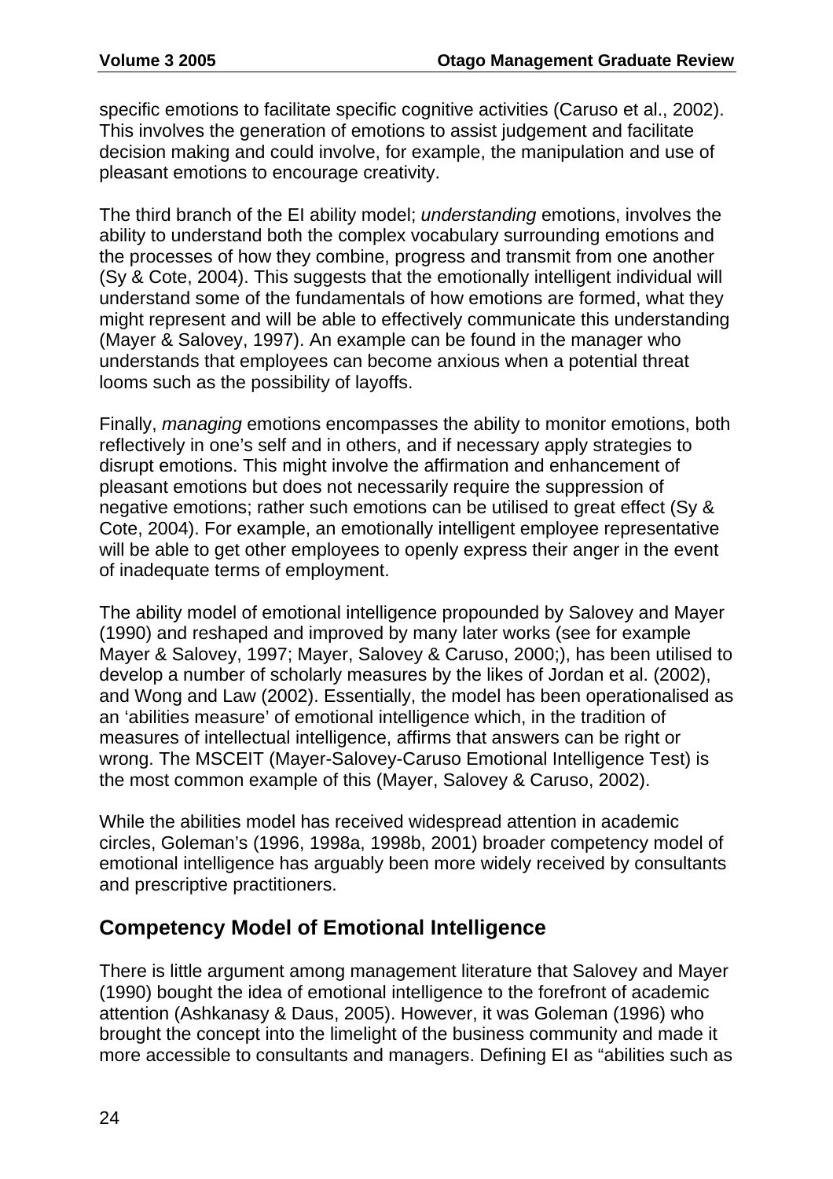specific emotions to facilitate specific cognitive activities (Caruso et al., 2002). This involves the generation of emotions to assist judgement and facilitate decision making and could involve, for example, the manipulation and use of pleasant emotions to encourage creativity.

The third branch of the EI ability model; *understanding* emotions, involves the ability to understand both the complex vocabulary surrounding emotions and the processes of how they combine, progress and transmit from one another (Sy & Cote, 2004). This suggests that the emotionally intelligent individual will understand some of the fundamentals of how emotions are formed, what they might represent and will be able to effectively communicate this understanding (Mayer & Salovey, 1997). An example can be found in the manager who understands that employees can become anxious when a potential threat looms such as the possibility of layoffs.

Finally, *managing* emotions encompasses the ability to monitor emotions, both reflectively in one's self and in others, and if necessary apply strategies to disrupt emotions. This might involve the affirmation and enhancement of pleasant emotions but does not necessarily require the suppression of negative emotions; rather such emotions can be utilised to great effect (Sy & Cote, 2004). For example, an emotionally intelligent employee representative will be able to get other employees to openly express their anger in the event of inadequate terms of employment.

The ability model of emotional intelligence propounded by Salovey and Mayer (1990) and reshaped and improved by many later works (see for example Mayer & Salovey, 1997; Mayer, Salovey & Caruso, 2000;), has been utilised to develop a number of scholarly measures by the likes of Jordan et al. (2002), and Wong and Law (2002). Essentially, the model has been operationalised as an 'abilities measure' of emotional intelligence which, in the tradition of measures of intellectual intelligence, affirms that answers can be right or wrong. The MSCEIT (Mayer-Salovey-Caruso Emotional Intelligence Test) is the most common example of this (Mayer, Salovey & Caruso, 2002).

While the abilities model has received widespread attention in academic circles, Goleman's (1996, 1998a, 1998b, 2001) broader competency model of emotional intelligence has arguably been more widely received by consultants and prescriptive practitioners.

## Competency Model of Emotional Intelligence

There is little argument among management literature that Salovey and Mayer (1990) bought the idea of emotional intelligence to the forefront of academic attention (Ashkanasy & Daus, 2005). However, it was Goleman (1996) who brought the concept into the limelight of the business community and made it more accessible to consultants and managers. Defining EI as "abilities such as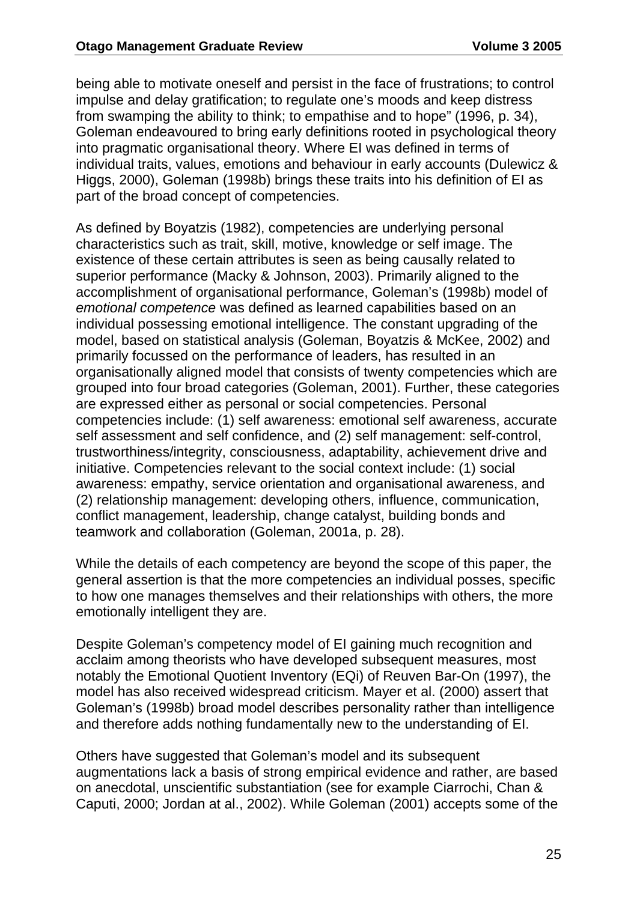being able to motivate oneself and persist in the face of frustrations; to control impulse and delay gratification; to regulate one's moods and keep distress from swamping the ability to think; to empathise and to hope" (1996, p. 34), Goleman endeavoured to bring early definitions rooted in psychological theory into pragmatic organisational theory. Where EI was defined in terms of individual traits, values, emotions and behaviour in early accounts (Dulewicz & Higgs, 2000), Goleman (1998b) brings these traits into his definition of EI as part of the broad concept of competencies.

As defined by Boyatzis (1982), competencies are underlying personal characteristics such as trait, skill, motive, knowledge or self image. The existence of these certain attributes is seen as being causally related to superior performance (Macky & Johnson, 2003). Primarily aligned to the accomplishment of organisational performance, Goleman's (1998b) model of *emotional competence* was defined as learned capabilities based on an individual possessing emotional intelligence. The constant upgrading of the model, based on statistical analysis (Goleman, Boyatzis & McKee, 2002) and primarily focussed on the performance of leaders, has resulted in an organisationally aligned model that consists of twenty competencies which are grouped into four broad categories (Goleman, 2001). Further, these categories are expressed either as personal or social competencies. Personal competencies include: (1) self awareness: emotional self awareness, accurate self assessment and self confidence, and (2) self management: self-control, trustworthiness/integrity, consciousness, adaptability, achievement drive and initiative. Competencies relevant to the social context include: (1) social awareness: empathy, service orientation and organisational awareness, and (2) relationship management: developing others, influence, communication, conflict management, leadership, change catalyst, building bonds and teamwork and collaboration (Goleman, 2001a, p. 28).

While the details of each competency are beyond the scope of this paper, the general assertion is that the more competencies an individual posses, specific to how one manages themselves and their relationships with others, the more emotionally intelligent they are.

Despite Goleman's competency model of EI gaining much recognition and acclaim among theorists who have developed subsequent measures, most notably the Emotional Quotient Inventory (EQi) of Reuven Bar-On (1997), the model has also received widespread criticism. Mayer et al. (2000) assert that Goleman's (1998b) broad model describes personality rather than intelligence and therefore adds nothing fundamentally new to the understanding of EI.

Others have suggested that Goleman's model and its subsequent augmentations lack a basis of strong empirical evidence and rather, are based on anecdotal, unscientific substantiation (see for example Ciarrochi, Chan & Caputi, 2000; Jordan at al., 2002). While Goleman (2001) accepts some of the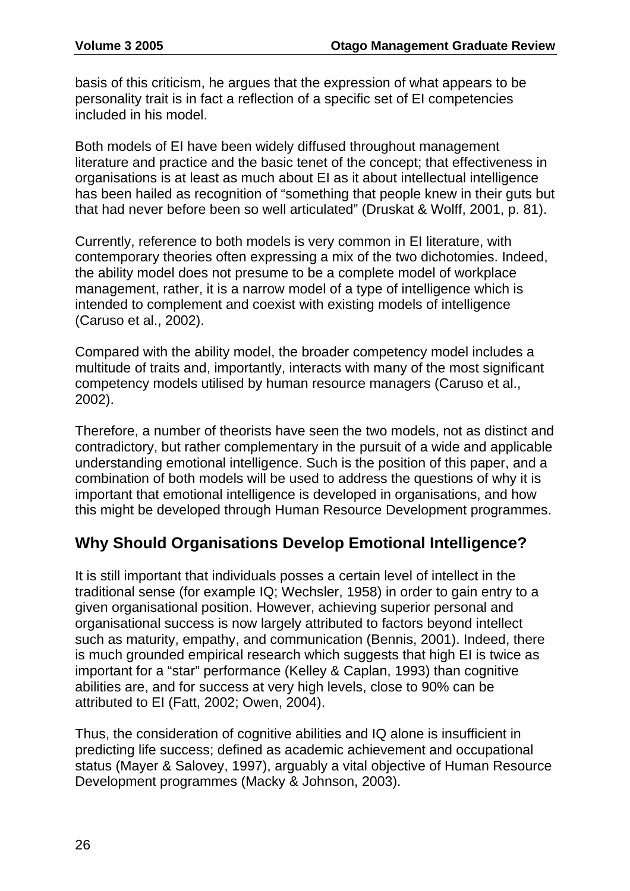basis of this criticism, he argues that the expression of what appears to be personality trait is in fact a reflection of a specific set of EI competencies included in his model.

Both models of EI have been widely diffused throughout management literature and practice and the basic tenet of the concept; that effectiveness in organisations is at least as much about EI as it about intellectual intelligence has been hailed as recognition of "something that people knew in their guts but that had never before been so well articulated" (Druskat & Wolff, 2001, p. 81).

Currently, reference to both models is very common in EI literature, with contemporary theories often expressing a mix of the two dichotomies. Indeed, the ability model does not presume to be a complete model of workplace management, rather, it is a narrow model of a type of intelligence which is intended to complement and coexist with existing models of intelligence (Caruso et al., 2002).

Compared with the ability model, the broader competency model includes a multitude of traits and, importantly, interacts with many of the most significant competency models utilised by human resource managers (Caruso et al., 2002).

Therefore, a number of theorists have seen the two models, not as distinct and contradictory, but rather complementary in the pursuit of a wide and applicable understanding emotional intelligence. Such is the position of this paper, and a combination of both models will be used to address the questions of why it is important that emotional intelligence is developed in organisations, and how this might be developed through Human Resource Development programmes.

## Why Should Organisations Develop Emotional Intelligence?

It is still important that individuals posses a certain level of intellect in the traditional sense (for example IQ; Wechsler, 1958) in order to gain entry to a given organisational position. However, achieving superior personal and organisational success is now largely attributed to factors beyond intellect such as maturity, empathy, and communication (Bennis, 2001). Indeed, there is much grounded empirical research which suggests that high EI is twice as important for a "star" performance (Kelley & Caplan, 1993) than cognitive abilities are, and for success at very high levels, close to 90% can be attributed to EI (Fatt, 2002; Owen, 2004).

Thus, the consideration of cognitive abilities and IQ alone is insufficient in predicting life success; defined as academic achievement and occupational status (Mayer & Salovey, 1997), arguably a vital objective of Human Resource Development programmes (Macky & Johnson, 2003).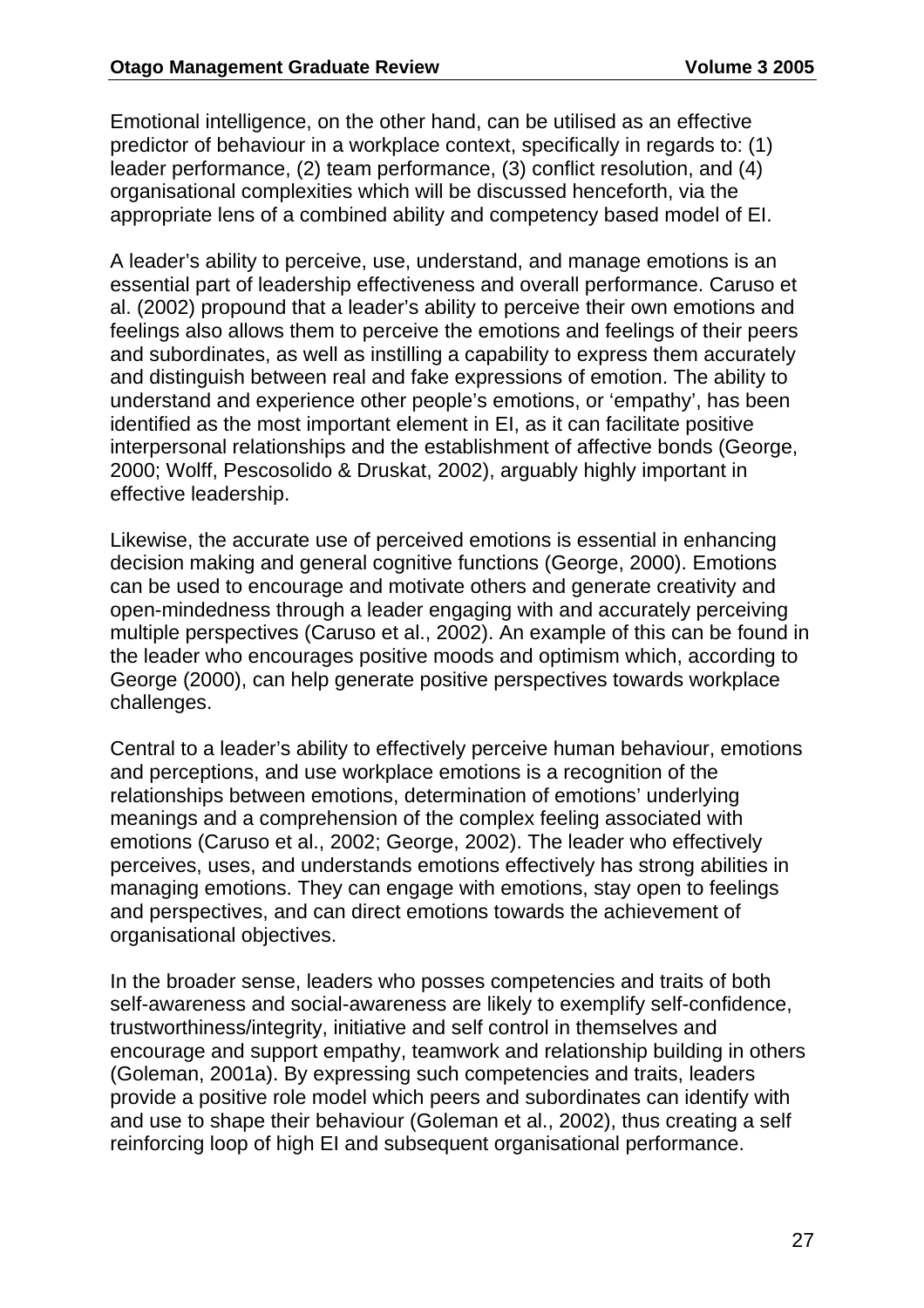Emotional intelligence, on the other hand, can be utilised as an effective predictor of behaviour in a workplace context, specifically in regards to: (1) leader performance, (2) team performance, (3) conflict resolution, and (4) organisational complexities which will be discussed henceforth, via the appropriate lens of a combined ability and competency based model of EI.

A leader's ability to perceive, use, understand, and manage emotions is an essential part of leadership effectiveness and overall performance. Caruso et al. (2002) propound that a leader's ability to perceive their own emotions and feelings also allows them to perceive the emotions and feelings of their peers and subordinates, as well as instilling a capability to express them accurately and distinguish between real and fake expressions of emotion. The ability to understand and experience other people's emotions, or 'empathy', has been identified as the most important element in EI, as it can facilitate positive interpersonal relationships and the establishment of affective bonds (George, 2000; Wolff, Pescosolido & Druskat, 2002), arguably highly important in effective leadership.

Likewise, the accurate use of perceived emotions is essential in enhancing decision making and general cognitive functions (George, 2000). Emotions can be used to encourage and motivate others and generate creativity and open-mindedness through a leader engaging with and accurately perceiving multiple perspectives (Caruso et al., 2002). An example of this can be found in the leader who encourages positive moods and optimism which, according to George (2000), can help generate positive perspectives towards workplace challenges.

Central to a leader's ability to effectively perceive human behaviour, emotions and perceptions, and use workplace emotions is a recognition of the relationships between emotions, determination of emotions' underlying meanings and a comprehension of the complex feeling associated with emotions (Caruso et al., 2002; George, 2002). The leader who effectively perceives, uses, and understands emotions effectively has strong abilities in managing emotions. They can engage with emotions, stay open to feelings and perspectives, and can direct emotions towards the achievement of organisational objectives.

In the broader sense, leaders who posses competencies and traits of both self-awareness and social-awareness are likely to exemplify self-confidence, trustworthiness/integrity, initiative and self control in themselves and encourage and support empathy, teamwork and relationship building in others (Goleman, 2001a). By expressing such competencies and traits, leaders provide a positive role model which peers and subordinates can identify with and use to shape their behaviour (Goleman et al., 2002), thus creating a self reinforcing loop of high EI and subsequent organisational performance.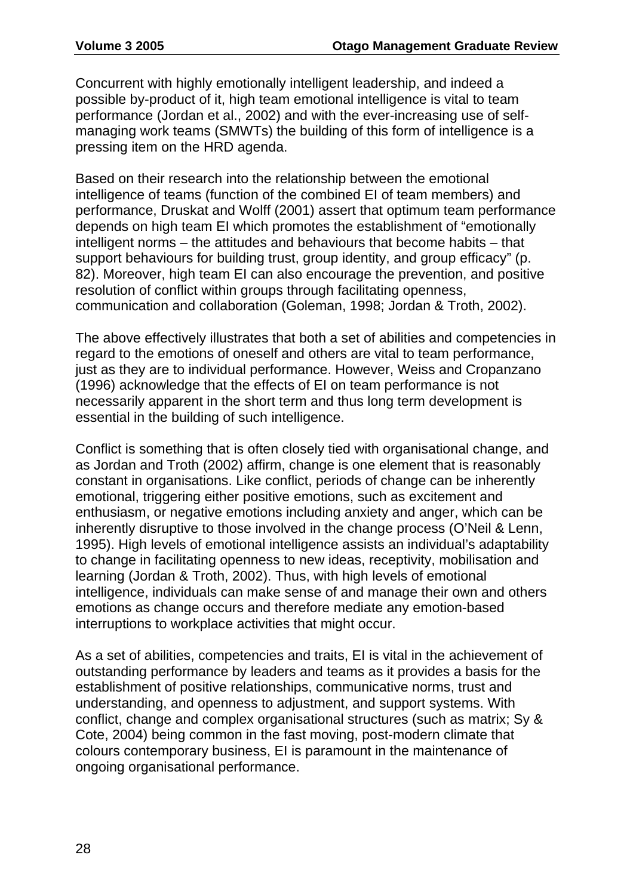Concurrent with highly emotionally intelligent leadership, and indeed a possible by-product of it, high team emotional intelligence is vital to team performance (Jordan et al., 2002) and with the ever-increasing use of self-managing work teams (SMWTs) the building of this form of intelligence is a pressing item on the HRD agenda.

Based on their research into the relationship between the emotional intelligence of teams (function of the combined EI of team members) and performance, Druskat and Wolff (2001) assert that optimum team performance depends on high team EI which promotes the establishment of "emotionally intelligent norms – the attitudes and behaviours that become habits – that support behaviours for building trust, group identity, and group efficacy" (p. 82). Moreover, high team EI can also encourage the prevention, and positive resolution of conflict within groups through facilitating openness, communication and collaboration (Goleman, 1998; Jordan & Troth, 2002).

The above effectively illustrates that both a set of abilities and competencies in regard to the emotions of oneself and others are vital to team performance, just as they are to individual performance. However, Weiss and Cropanzano (1996) acknowledge that the effects of EI on team performance is not necessarily apparent in the short term and thus long term development is essential in the building of such intelligence.

Conflict is something that is often closely tied with organisational change, and as Jordan and Troth (2002) affirm, change is one element that is reasonably constant in organisations. Like conflict, periods of change can be inherently emotional, triggering either positive emotions, such as excitement and enthusiasm, or negative emotions including anxiety and anger, which can be inherently disruptive to those involved in the change process (O'Neil & Lenn, 1995). High levels of emotional intelligence assists an individual's adaptability to change in facilitating openness to new ideas, receptivity, mobilisation and learning (Jordan & Troth, 2002). Thus, with high levels of emotional intelligence, individuals can make sense of and manage their own and others emotions as change occurs and therefore mediate any emotion-based interruptions to workplace activities that might occur.

As a set of abilities, competencies and traits, EI is vital in the achievement of outstanding performance by leaders and teams as it provides a basis for the establishment of positive relationships, communicative norms, trust and understanding, and openness to adjustment, and support systems. With conflict, change and complex organisational structures (such as matrix; Sy & Cote, 2004) being common in the fast moving, post-modern climate that colours contemporary business, EI is paramount in the maintenance of ongoing organisational performance.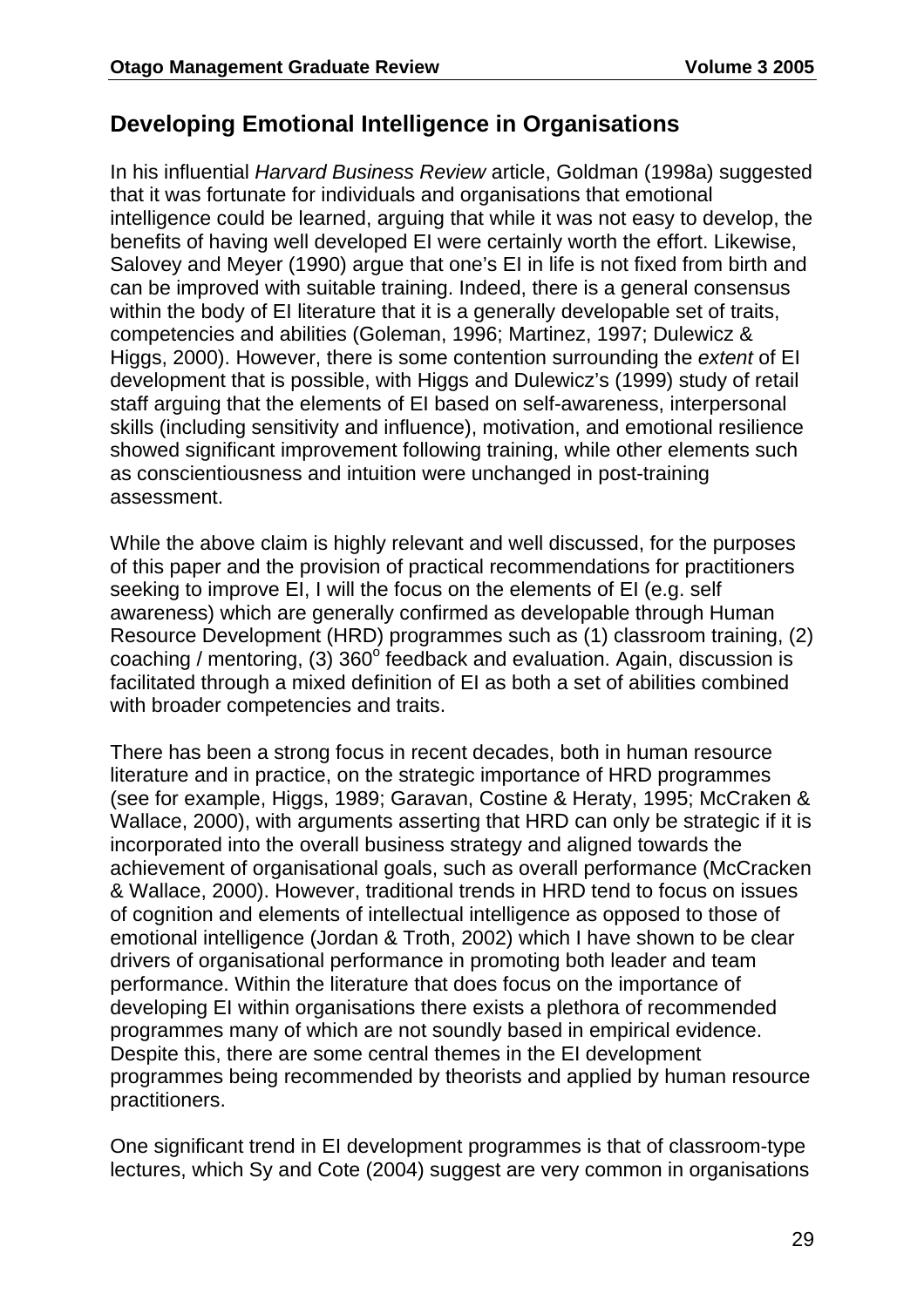## Developing Emotional Intelligence in Organisations

In his influential *Harvard Business Review* article, Goldman (1998a) suggested that it was fortunate for individuals and organisations that emotional intelligence could be learned, arguing that while it was not easy to develop, the benefits of having well developed EI were certainly worth the effort. Likewise, Salovey and Meyer (1990) argue that one's EI in life is not fixed from birth and can be improved with suitable training. Indeed, there is a general consensus within the body of EI literature that it is a generally developable set of traits, competencies and abilities (Goleman, 1996; Martinez, 1997; Dulewicz & Higgs, 2000). However, there is some contention surrounding the *extent* of EI development that is possible, with Higgs and Dulewicz's (1999) study of retail staff arguing that the elements of EI based on self-awareness, interpersonal skills (including sensitivity and influence), motivation, and emotional resilience showed significant improvement following training, while other elements such as conscientiousness and intuition were unchanged in post-training assessment.

While the above claim is highly relevant and well discussed, for the purposes of this paper and the provision of practical recommendations for practitioners seeking to improve EI, I will the focus on the elements of EI (e.g. self awareness) which are generally confirmed as developable through Human Resource Development (HRD) programmes such as (1) classroom training, (2) coaching / mentoring, (3) 360$^{o}$ feedback and evaluation. Again, discussion is facilitated through a mixed definition of EI as both a set of abilities combined with broader competencies and traits.

There has been a strong focus in recent decades, both in human resource literature and in practice, on the strategic importance of HRD programmes (see for example, Higgs, 1989; Garavan, Costine & Heraty, 1995; McCraken & Wallace, 2000), with arguments asserting that HRD can only be strategic if it is incorporated into the overall business strategy and aligned towards the achievement of organisational goals, such as overall performance (McCracken & Wallace, 2000). However, traditional trends in HRD tend to focus on issues of cognition and elements of intellectual intelligence as opposed to those of emotional intelligence (Jordan & Troth, 2002) which I have shown to be clear drivers of organisational performance in promoting both leader and team performance. Within the literature that does focus on the importance of developing EI within organisations there exists a plethora of recommended programmes many of which are not soundly based in empirical evidence. Despite this, there are some central themes in the EI development programmes being recommended by theorists and applied by human resource practitioners.

One significant trend in EI development programmes is that of classroom-type lectures, which Sy and Cote (2004) suggest are very common in organisations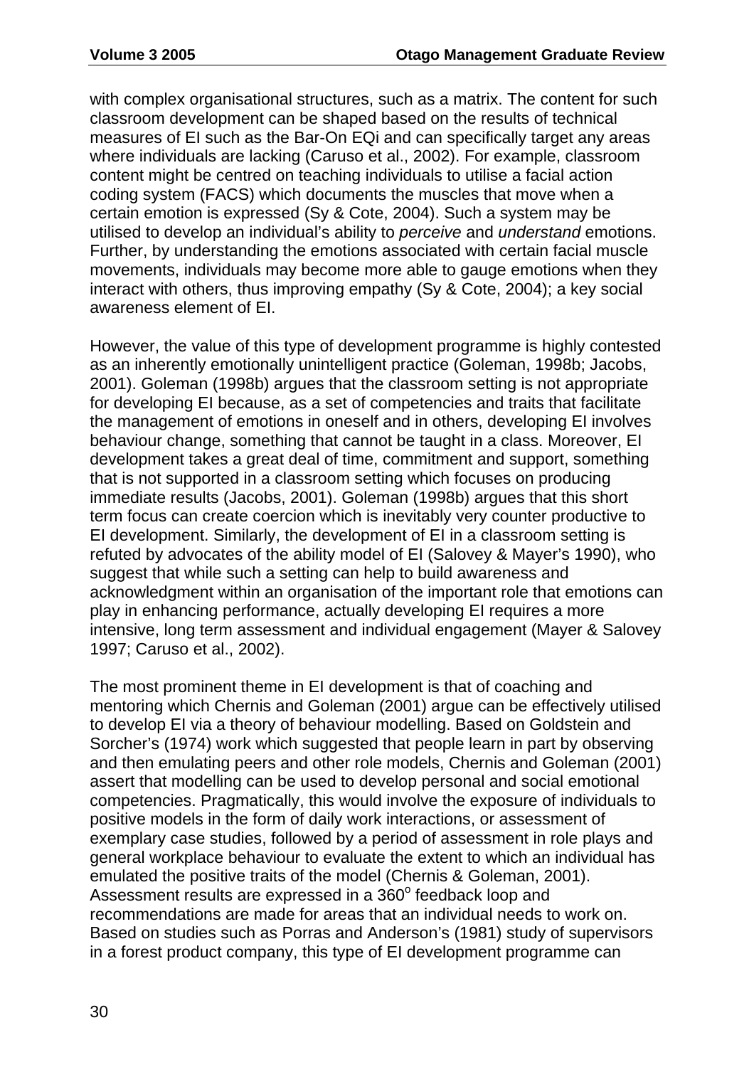with complex organisational structures, such as a matrix. The content for such classroom development can be shaped based on the results of technical measures of EI such as the Bar-On EQi and can specifically target any areas where individuals are lacking (Caruso et al., 2002). For example, classroom content might be centred on teaching individuals to utilise a facial action coding system (FACS) which documents the muscles that move when a certain emotion is expressed (Sy & Cote, 2004). Such a system may be utilised to develop an individual's ability to *perceive* and *understand* emotions. Further, by understanding the emotions associated with certain facial muscle movements, individuals may become more able to gauge emotions when they interact with others, thus improving empathy (Sy & Cote, 2004); a key social awareness element of EI.

However, the value of this type of development programme is highly contested as an inherently emotionally unintelligent practice (Goleman, 1998b; Jacobs, 2001). Goleman (1998b) argues that the classroom setting is not appropriate for developing EI because, as a set of competencies and traits that facilitate the management of emotions in oneself and in others, developing EI involves behaviour change, something that cannot be taught in a class. Moreover, EI development takes a great deal of time, commitment and support, something that is not supported in a classroom setting which focuses on producing immediate results (Jacobs, 2001). Goleman (1998b) argues that this short term focus can create coercion which is inevitably very counter productive to EI development. Similarly, the development of EI in a classroom setting is refuted by advocates of the ability model of EI (Salovey & Mayer's 1990), who suggest that while such a setting can help to build awareness and acknowledgment within an organisation of the important role that emotions can play in enhancing performance, actually developing EI requires a more intensive, long term assessment and individual engagement (Mayer & Salovey 1997; Caruso et al., 2002).

The most prominent theme in EI development is that of coaching and mentoring which Chernis and Goleman (2001) argue can be effectively utilised to develop EI via a theory of behaviour modelling. Based on Goldstein and Sorcher's (1974) work which suggested that people learn in part by observing and then emulating peers and other role models, Chernis and Goleman (2001) assert that modelling can be used to develop personal and social emotional competencies. Pragmatically, this would involve the exposure of individuals to positive models in the form of daily work interactions, or assessment of exemplary case studies, followed by a period of assessment in role plays and general workplace behaviour to evaluate the extent to which an individual has emulated the positive traits of the model (Chernis & Goleman, 2001). Assessment results are expressed in a 360° feedback loop and recommendations are made for areas that an individual needs to work on. Based on studies such as Porras and Anderson's (1981) study of supervisors in a forest product company, this type of EI development programme can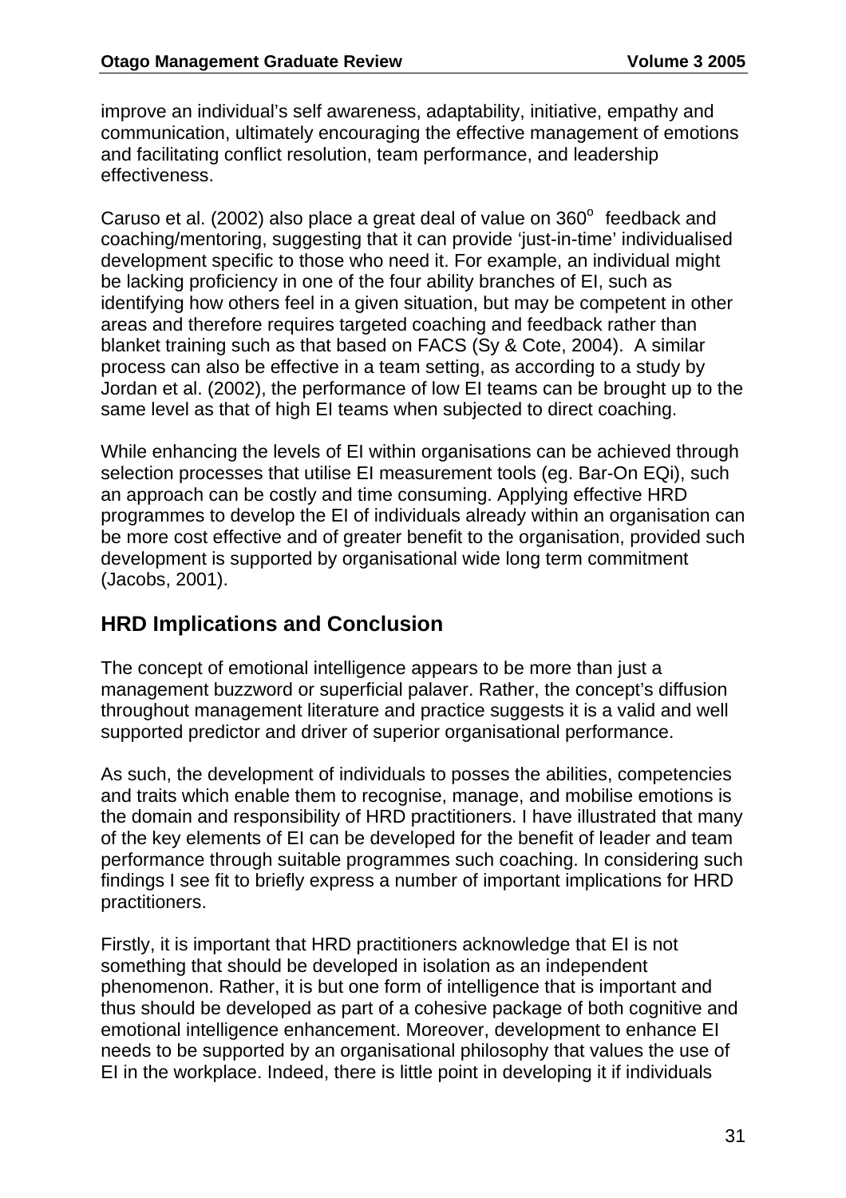improve an individual's self awareness, adaptability, initiative, empathy and communication, ultimately encouraging the effective management of emotions and facilitating conflict resolution, team performance, and leadership effectiveness.

Caruso et al. (2002) also place a great deal of value on 360$^{o}$ feedback and coaching/mentoring, suggesting that it can provide 'just-in-time' individualised development specific to those who need it. For example, an individual might be lacking proficiency in one of the four ability branches of EI, such as identifying how others feel in a given situation, but may be competent in other areas and therefore requires targeted coaching and feedback rather than blanket training such as that based on FACS (Sy & Cote, 2004). A similar process can also be effective in a team setting, as according to a study by Jordan et al. (2002), the performance of low EI teams can be brought up to the same level as that of high EI teams when subjected to direct coaching.

While enhancing the levels of EI within organisations can be achieved through selection processes that utilise EI measurement tools (eg. Bar-On EQi), such an approach can be costly and time consuming. Applying effective HRD programmes to develop the EI of individuals already within an organisation can be more cost effective and of greater benefit to the organisation, provided such development is supported by organisational wide long term commitment (Jacobs, 2001).

## HRD Implications and Conclusion

The concept of emotional intelligence appears to be more than just a management buzzword or superficial palaver. Rather, the concept's diffusion throughout management literature and practice suggests it is a valid and well supported predictor and driver of superior organisational performance.

As such, the development of individuals to posses the abilities, competencies and traits which enable them to recognise, manage, and mobilise emotions is the domain and responsibility of HRD practitioners. I have illustrated that many of the key elements of EI can be developed for the benefit of leader and team performance through suitable programmes such coaching. In considering such findings I see fit to briefly express a number of important implications for HRD practitioners.

Firstly, it is important that HRD practitioners acknowledge that EI is not something that should be developed in isolation as an independent phenomenon. Rather, it is but one form of intelligence that is important and thus should be developed as part of a cohesive package of both cognitive and emotional intelligence enhancement. Moreover, development to enhance EI needs to be supported by an organisational philosophy that values the use of EI in the workplace. Indeed, there is little point in developing it if individuals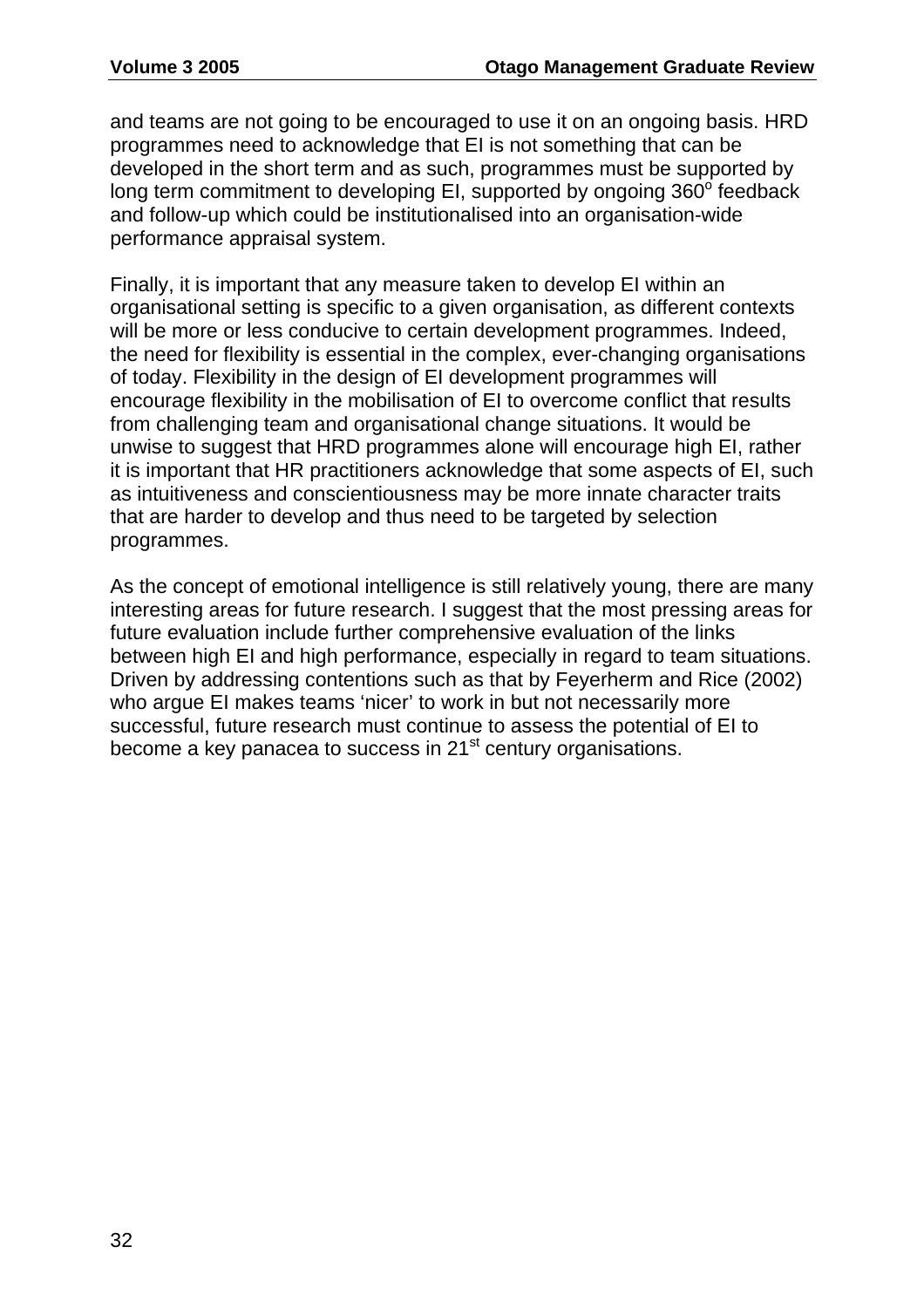and teams are not going to be encouraged to use it on an ongoing basis. HRD programmes need to acknowledge that EI is not something that can be developed in the short term and as such, programmes must be supported by long term commitment to developing EI, supported by ongoing $360^o$ feedback and follow-up which could be institutionalised into an organisation-wide performance appraisal system.

Finally, it is important that any measure taken to develop EI within an organisational setting is specific to a given organisation, as different contexts will be more or less conducive to certain development programmes. Indeed, the need for flexibility is essential in the complex, ever-changing organisations of today. Flexibility in the design of EI development programmes will encourage flexibility in the mobilisation of EI to overcome conflict that results from challenging team and organisational change situations. It would be unwise to suggest that HRD programmes alone will encourage high EI, rather it is important that HR practitioners acknowledge that some aspects of EI, such as intuitiveness and conscientiousness may be more innate character traits that are harder to develop and thus need to be targeted by selection programmes.

As the concept of emotional intelligence is still relatively young, there are many interesting areas for future research. I suggest that the most pressing areas for future evaluation include further comprehensive evaluation of the links between high EI and high performance, especially in regard to team situations. Driven by addressing contentions such as that by Feyerherm and Rice (2002) who argue EI makes teams 'nicer' to work in but not necessarily more successful, future research must continue to assess the potential of EI to become a key panacea to success in 21st century organisations.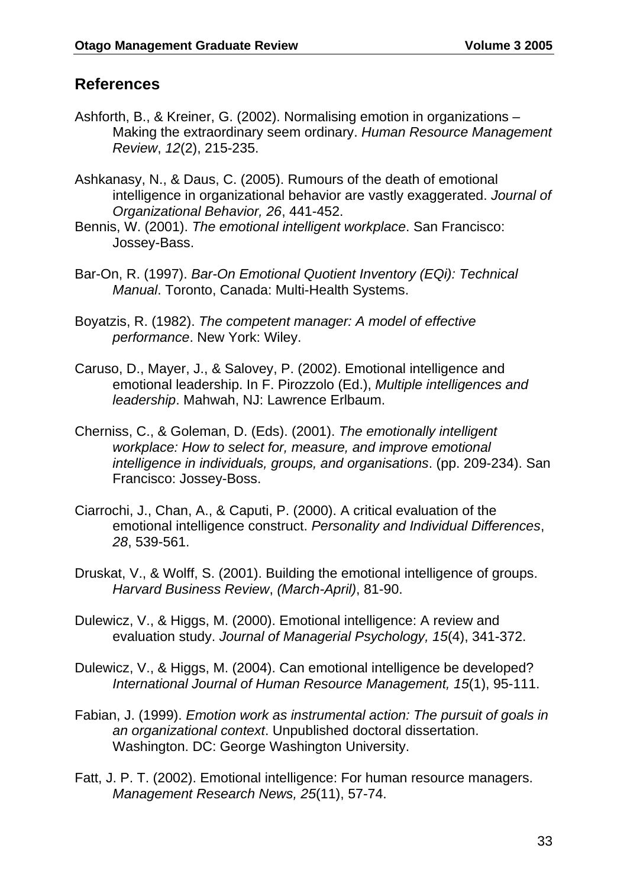## References

Ashforth, B., & Kreiner, G. (2002). Normalising emotion in organizations – Making the extraordinary seem ordinary. *Human Resource Management Review*, *12*(2), 215-235.

Ashkanasy, N., & Daus, C. (2005). Rumours of the death of emotional intelligence in organizational behavior are vastly exaggerated. *Journal of Organizational Behavior, 26*, 441-452.

Bennis, W. (2001). *The emotional intelligent workplace*. San Francisco: Jossey-Bass.

Bar-On, R. (1997). *Bar-On Emotional Quotient Inventory (EQi): Technical Manual*. Toronto, Canada: Multi-Health Systems.

Boyatzis, R. (1982). *The competent manager: A model of effective performance*. New York: Wiley.

Caruso, D., Mayer, J., & Salovey, P. (2002). Emotional intelligence and emotional leadership. In F. Pirozzolo (Ed.), *Multiple intelligences and leadership*. Mahwah, NJ: Lawrence Erlbaum.

Cherniss, C., & Goleman, D. (Eds). (2001). *The emotionally intelligent workplace: How to select for, measure, and improve emotional intelligence in individuals, groups, and organisations*. (pp. 209-234). San Francisco: Jossey-Boss.

Ciarrochi, J., Chan, A., & Caputi, P. (2000). A critical evaluation of the emotional intelligence construct. *Personality and Individual Differences*, *28*, 539-561.

Druskat, V., & Wolff, S. (2001). Building the emotional intelligence of groups. *Harvard Business Review*, *(March-April)*, 81-90.

Dulewicz, V., & Higgs, M. (2000). Emotional intelligence: A review and evaluation study. *Journal of Managerial Psychology, 15*(4), 341-372.

Dulewicz, V., & Higgs, M. (2004). Can emotional intelligence be developed? *International Journal of Human Resource Management, 15*(1), 95-111.

Fabian, J. (1999). *Emotion work as instrumental action: The pursuit of goals in an organizational context*. Unpublished doctoral dissertation. Washington. DC: George Washington University.

Fatt, J. P. T. (2002). Emotional intelligence: For human resource managers. *Management Research News, 25*(11), 57-74.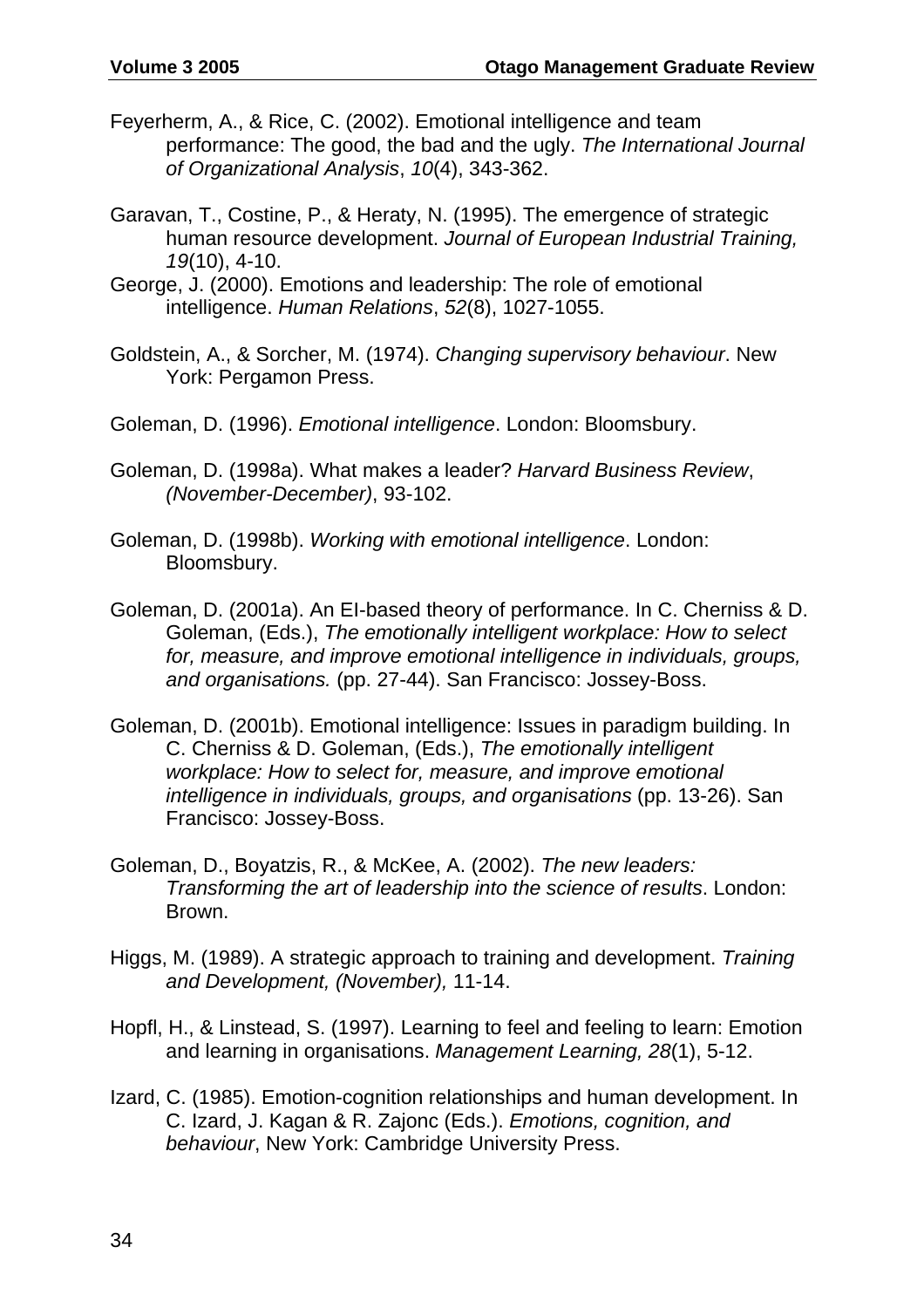Feyerherm, A., & Rice, C. (2002). Emotional intelligence and team performance: The good, the bad and the ugly. *The International Journal of Organizational Analysis*, *10*(4), 343-362.

Garavan, T., Costine, P., & Heraty, N. (1995). The emergence of strategic human resource development. *Journal of European Industrial Training, 19*(10), 4-10.

George, J. (2000). Emotions and leadership: The role of emotional intelligence. *Human Relations*, *52*(8), 1027-1055.

Goldstein, A., & Sorcher, M. (1974). *Changing supervisory behaviour*. New York: Pergamon Press.

Goleman, D. (1996). *Emotional intelligence*. London: Bloomsbury.

Goleman, D. (1998a). What makes a leader? *Harvard Business Review*, *(November-December)*, 93-102.

Goleman, D. (1998b). *Working with emotional intelligence*. London: Bloomsbury.

Goleman, D. (2001a). An EI-based theory of performance. In C. Cherniss & D. Goleman, (Eds.), *The emotionally intelligent workplace: How to select for, measure, and improve emotional intelligence in individuals, groups, and organisations.* (pp. 27-44). San Francisco: Jossey-Boss.

Goleman, D. (2001b). Emotional intelligence: Issues in paradigm building. In C. Cherniss & D. Goleman, (Eds.), *The emotionally intelligent workplace: How to select for, measure, and improve emotional intelligence in individuals, groups, and organisations* (pp. 13-26). San Francisco: Jossey-Boss.

Goleman, D., Boyatzis, R., & McKee, A. (2002). *The new leaders: Transforming the art of leadership into the science of results*. London: Brown.

Higgs, M. (1989). A strategic approach to training and development. *Training and Development, (November),* 11-14.

Hopfl, H., & Linstead, S. (1997). Learning to feel and feeling to learn: Emotion and learning in organisations. *Management Learning, 28*(1), 5-12.

Izard, C. (1985). Emotion-cognition relationships and human development. In C. Izard, J. Kagan & R. Zajonc (Eds.). *Emotions, cognition, and behaviour*, New York: Cambridge University Press.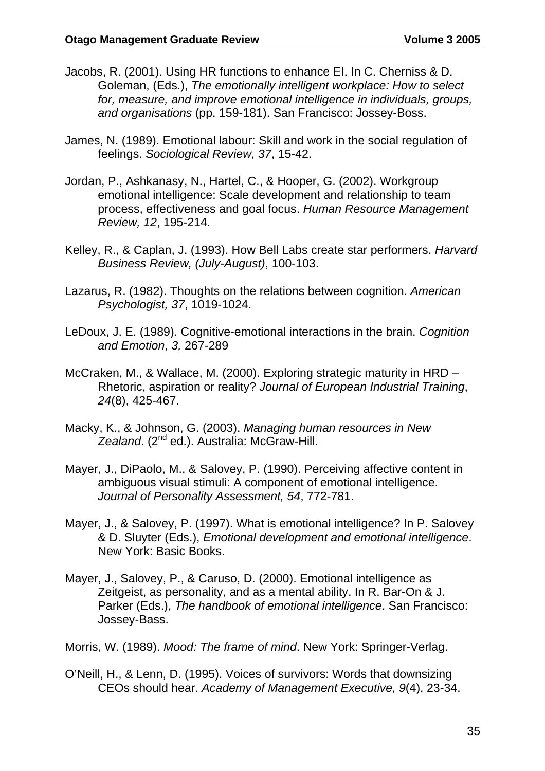Jacobs, R. (2001). Using HR functions to enhance EI. In C. Cherniss & D. Goleman, (Eds.), *The emotionally intelligent workplace: How to select for, measure, and improve emotional intelligence in individuals, groups, and organisations* (pp. 159-181). San Francisco: Jossey-Boss.

James, N. (1989). Emotional labour: Skill and work in the social regulation of feelings. *Sociological Review, 37*, 15-42.

Jordan, P., Ashkanasy, N., Hartel, C., & Hooper, G. (2002). Workgroup emotional intelligence: Scale development and relationship to team process, effectiveness and goal focus. *Human Resource Management Review, 12*, 195-214.

Kelley, R., & Caplan, J. (1993). How Bell Labs create star performers. *Harvard Business Review, (July-August)*, 100-103.

Lazarus, R. (1982). Thoughts on the relations between cognition. *American Psychologist, 37*, 1019-1024.

LeDoux, J. E. (1989). Cognitive-emotional interactions in the brain. *Cognition and Emotion*, *3,* 267-289

McCraken, M., & Wallace, M. (2000). Exploring strategic maturity in HRD – Rhetoric, aspiration or reality? *Journal of European Industrial Training*, *24*(8), 425-467.

Macky, K., & Johnson, G. (2003). *Managing human resources in New Zealand*. (2nd ed.). Australia: McGraw-Hill.

Mayer, J., DiPaolo, M., & Salovey, P. (1990). Perceiving affective content in ambiguous visual stimuli: A component of emotional intelligence. *Journal of Personality Assessment, 54*, 772-781.

Mayer, J., & Salovey, P. (1997). What is emotional intelligence? In P. Salovey & D. Sluyter (Eds.), *Emotional development and emotional intelligence*. New York: Basic Books.

Mayer, J., Salovey, P., & Caruso, D. (2000). Emotional intelligence as Zeitgeist, as personality, and as a mental ability. In R. Bar-On & J. Parker (Eds.), *The handbook of emotional intelligence*. San Francisco: Jossey-Bass.

Morris, W. (1989). *Mood: The frame of mind*. New York: Springer-Verlag.

O'Neill, H., & Lenn, D. (1995). Voices of survivors: Words that downsizing CEOs should hear. *Academy of Management Executive, 9*(4), 23-34.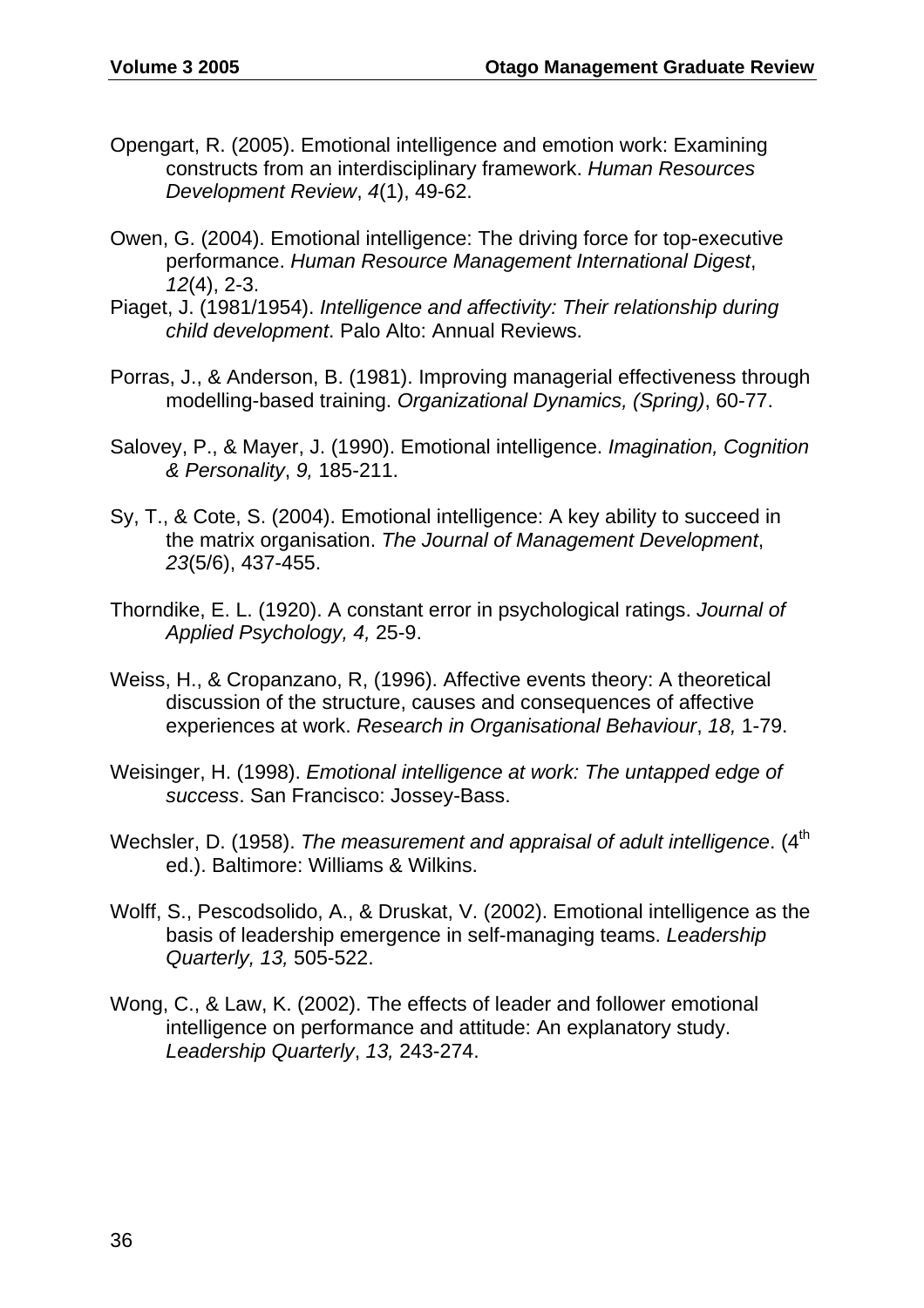Opengart, R. (2005). Emotional intelligence and emotion work: Examining constructs from an interdisciplinary framework. *Human Resources Development Review*, *4*(1), 49-62.

Owen, G. (2004). Emotional intelligence: The driving force for top-executive performance. *Human Resource Management International Digest*, *12*(4), 2-3.

Piaget, J. (1981/1954). *Intelligence and affectivity: Their relationship during child development*. Palo Alto: Annual Reviews.

Porras, J., & Anderson, B. (1981). Improving managerial effectiveness through modelling-based training. *Organizational Dynamics, (Spring)*, 60-77.

Salovey, P., & Mayer, J. (1990). Emotional intelligence. *Imagination, Cognition & Personality*, *9,* 185-211.

Sy, T., & Cote, S. (2004). Emotional intelligence: A key ability to succeed in the matrix organisation. *The Journal of Management Development*, *23*(5/6), 437-455.

Thorndike, E. L. (1920). A constant error in psychological ratings. *Journal of Applied Psychology, 4,* 25-9.

Weiss, H., & Cropanzano, R, (1996). Affective events theory: A theoretical discussion of the structure, causes and consequences of affective experiences at work. *Research in Organisational Behaviour*, *18,* 1-79.

Weisinger, H. (1998). *Emotional intelligence at work: The untapped edge of success*. San Francisco: Jossey-Bass.

Wechsler, D. (1958). *The measurement and appraisal of adult intelligence*. (4th ed.). Baltimore: Williams & Wilkins.

Wolff, S., Pescodsolido, A., & Druskat, V. (2002). Emotional intelligence as the basis of leadership emergence in self-managing teams. *Leadership Quarterly, 13,* 505-522.

Wong, C., & Law, K. (2002). The effects of leader and follower emotional intelligence on performance and attitude: An explanatory study. *Leadership Quarterly*, *13,* 243-274.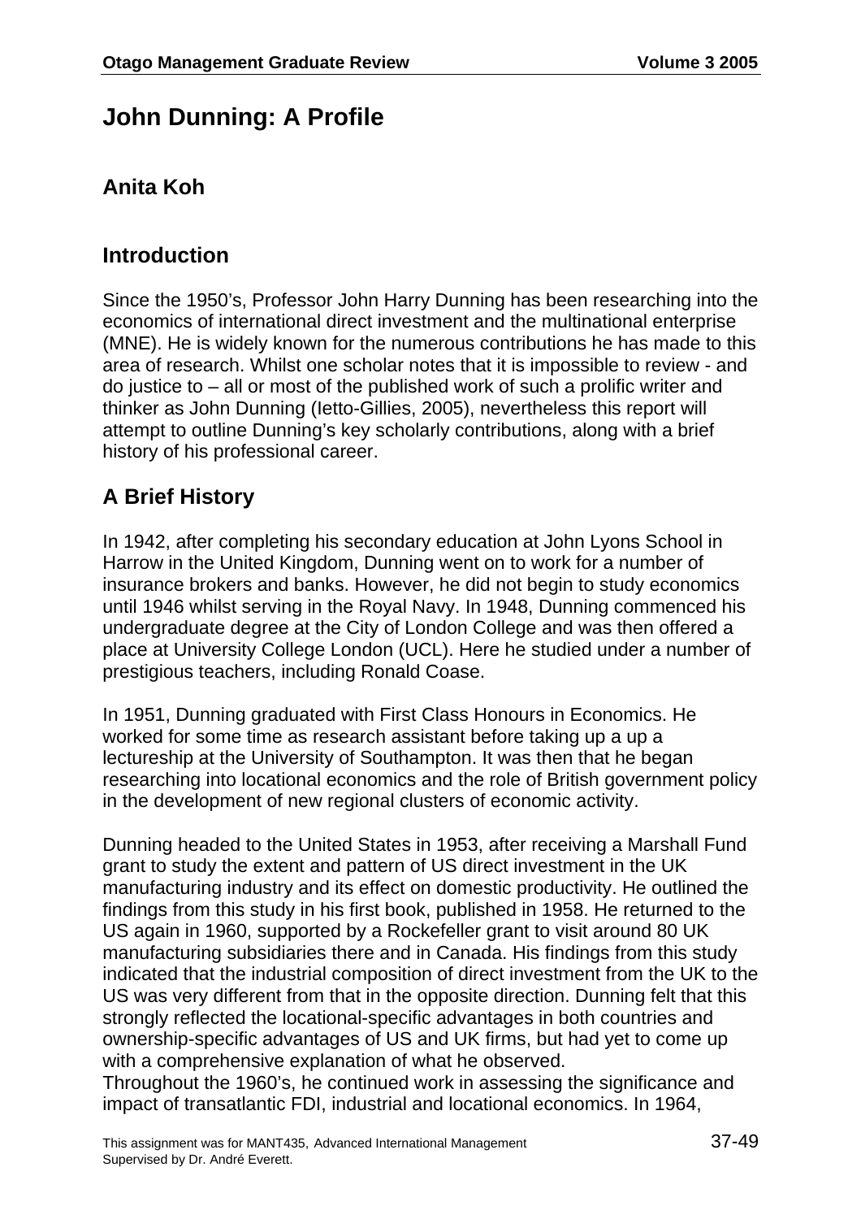# John Dunning: A Profile

## Anita Koh

## Introduction

Since the 1950's, Professor John Harry Dunning has been researching into the economics of international direct investment and the multinational enterprise (MNE). He is widely known for the numerous contributions he has made to this area of research. Whilst one scholar notes that it is impossible to review - and do justice to – all or most of the published work of such a prolific writer and thinker as John Dunning (Ietto-Gillies, 2005), nevertheless this report will attempt to outline Dunning's key scholarly contributions, along with a brief history of his professional career.

## A Brief History

In 1942, after completing his secondary education at John Lyons School in Harrow in the United Kingdom, Dunning went on to work for a number of insurance brokers and banks. However, he did not begin to study economics until 1946 whilst serving in the Royal Navy. In 1948, Dunning commenced his undergraduate degree at the City of London College and was then offered a place at University College London (UCL). Here he studied under a number of prestigious teachers, including Ronald Coase.

In 1951, Dunning graduated with First Class Honours in Economics. He worked for some time as research assistant before taking up a up a lectureship at the University of Southampton. It was then that he began researching into locational economics and the role of British government policy in the development of new regional clusters of economic activity.

Dunning headed to the United States in 1953, after receiving a Marshall Fund grant to study the extent and pattern of US direct investment in the UK manufacturing industry and its effect on domestic productivity. He outlined the findings from this study in his first book, published in 1958. He returned to the US again in 1960, supported by a Rockefeller grant to visit around 80 UK manufacturing subsidiaries there and in Canada. His findings from this study indicated that the industrial composition of direct investment from the UK to the US was very different from that in the opposite direction. Dunning felt that this strongly reflected the locational-specific advantages in both countries and ownership-specific advantages of US and UK firms, but had yet to come up with a comprehensive explanation of what he observed.

Throughout the 1960's, he continued work in assessing the significance and impact of transatlantic FDI, industrial and locational economics. In 1964,

This assignment was for MANT435, Advanced International Management
Supervised by Dr. André Everett.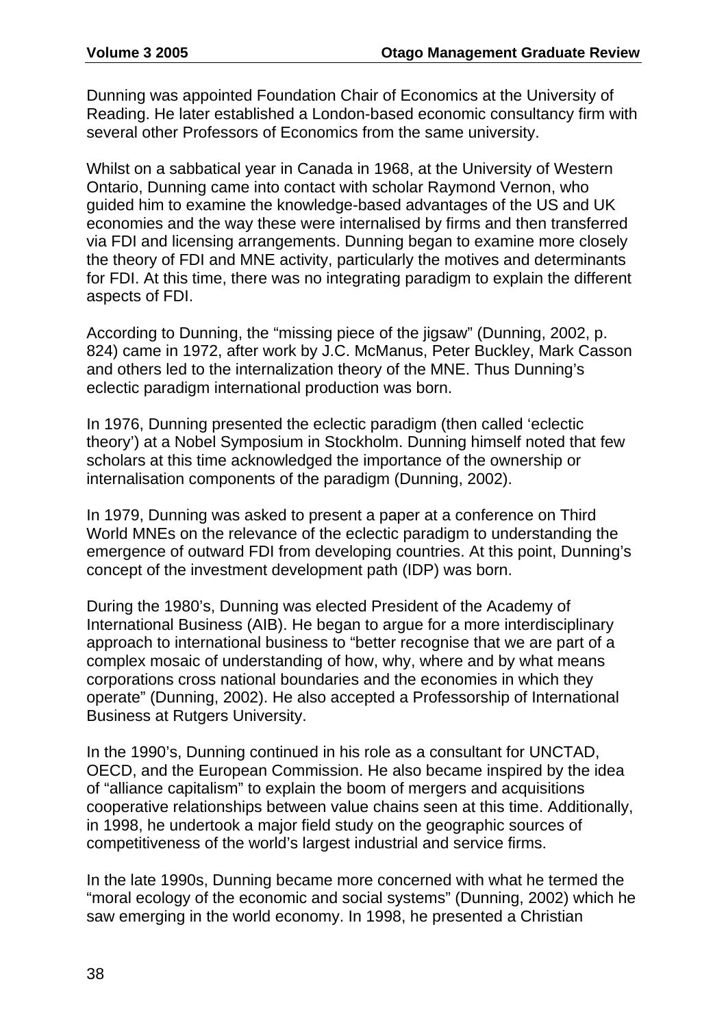Dunning was appointed Foundation Chair of Economics at the University of Reading. He later established a London-based economic consultancy firm with several other Professors of Economics from the same university.

Whilst on a sabbatical year in Canada in 1968, at the University of Western Ontario, Dunning came into contact with scholar Raymond Vernon, who guided him to examine the knowledge-based advantages of the US and UK economies and the way these were internalised by firms and then transferred via FDI and licensing arrangements. Dunning began to examine more closely the theory of FDI and MNE activity, particularly the motives and determinants for FDI. At this time, there was no integrating paradigm to explain the different aspects of FDI.

According to Dunning, the "missing piece of the jigsaw" (Dunning, 2002, p. 824) came in 1972, after work by J.C. McManus, Peter Buckley, Mark Casson and others led to the internalization theory of the MNE. Thus Dunning's eclectic paradigm international production was born.

In 1976, Dunning presented the eclectic paradigm (then called 'eclectic theory') at a Nobel Symposium in Stockholm. Dunning himself noted that few scholars at this time acknowledged the importance of the ownership or internalisation components of the paradigm (Dunning, 2002).

In 1979, Dunning was asked to present a paper at a conference on Third World MNEs on the relevance of the eclectic paradigm to understanding the emergence of outward FDI from developing countries. At this point, Dunning's concept of the investment development path (IDP) was born.

During the 1980's, Dunning was elected President of the Academy of International Business (AIB). He began to argue for a more interdisciplinary approach to international business to "better recognise that we are part of a complex mosaic of understanding of how, why, where and by what means corporations cross national boundaries and the economies in which they operate" (Dunning, 2002). He also accepted a Professorship of International Business at Rutgers University.

In the 1990's, Dunning continued in his role as a consultant for UNCTAD, OECD, and the European Commission. He also became inspired by the idea of "alliance capitalism" to explain the boom of mergers and acquisitions cooperative relationships between value chains seen at this time. Additionally, in 1998, he undertook a major field study on the geographic sources of competitiveness of the world's largest industrial and service firms.

In the late 1990s, Dunning became more concerned with what he termed the "moral ecology of the economic and social systems" (Dunning, 2002) which he saw emerging in the world economy. In 1998, he presented a Christian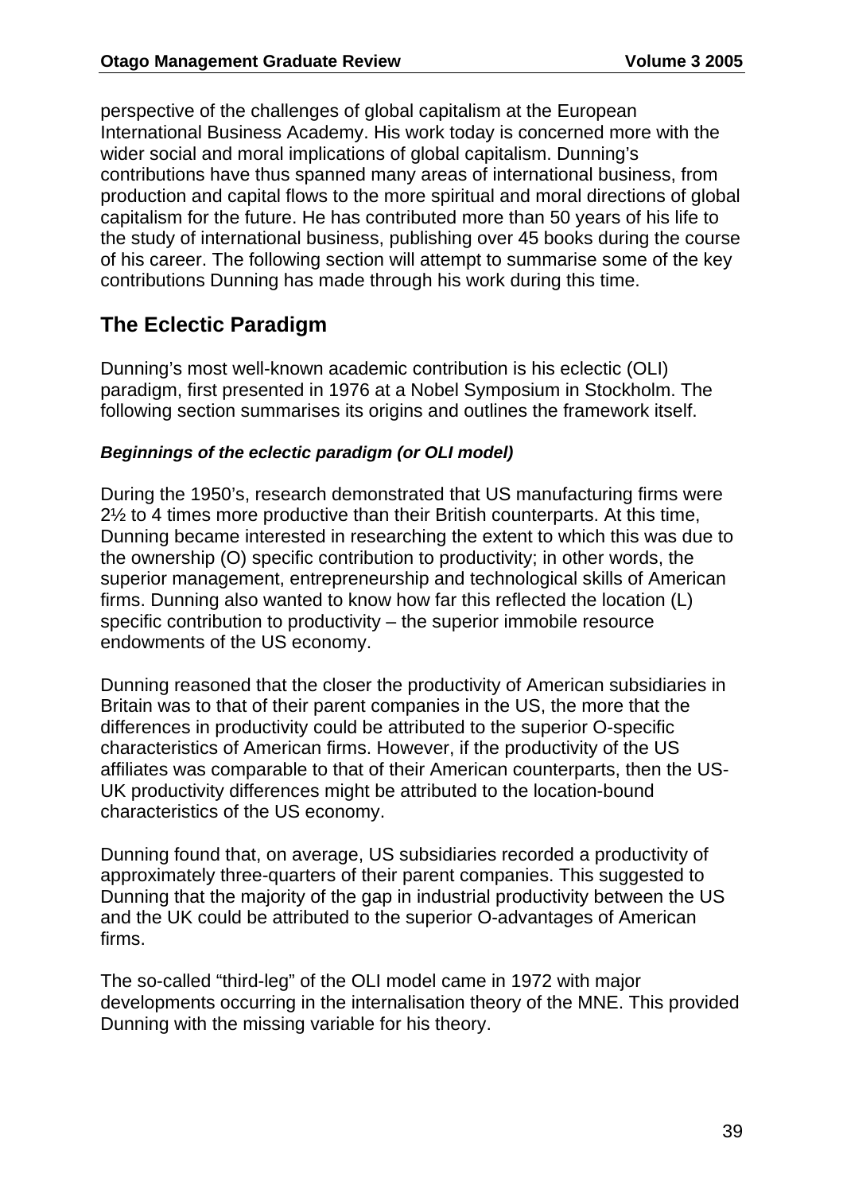perspective of the challenges of global capitalism at the European International Business Academy. His work today is concerned more with the wider social and moral implications of global capitalism. Dunning's contributions have thus spanned many areas of international business, from production and capital flows to the more spiritual and moral directions of global capitalism for the future. He has contributed more than 50 years of his life to the study of international business, publishing over 45 books during the course of his career. The following section will attempt to summarise some of the key contributions Dunning has made through his work during this time.

## The Eclectic Paradigm

Dunning's most well-known academic contribution is his eclectic (OLI) paradigm, first presented in 1976 at a Nobel Symposium in Stockholm. The following section summarises its origins and outlines the framework itself.

### *Beginnings of the eclectic paradigm (or OLI model)*

During the 1950's, research demonstrated that US manufacturing firms were 2½ to 4 times more productive than their British counterparts. At this time, Dunning became interested in researching the extent to which this was due to the ownership (O) specific contribution to productivity; in other words, the superior management, entrepreneurship and technological skills of American firms. Dunning also wanted to know how far this reflected the location (L) specific contribution to productivity – the superior immobile resource endowments of the US economy.

Dunning reasoned that the closer the productivity of American subsidiaries in Britain was to that of their parent companies in the US, the more that the differences in productivity could be attributed to the superior O-specific characteristics of American firms. However, if the productivity of the US affiliates was comparable to that of their American counterparts, then the US-UK productivity differences might be attributed to the location-bound characteristics of the US economy.

Dunning found that, on average, US subsidiaries recorded a productivity of approximately three-quarters of their parent companies. This suggested to Dunning that the majority of the gap in industrial productivity between the US and the UK could be attributed to the superior O-advantages of American firms.

The so-called "third-leg" of the OLI model came in 1972 with major developments occurring in the internalisation theory of the MNE. This provided Dunning with the missing variable for his theory.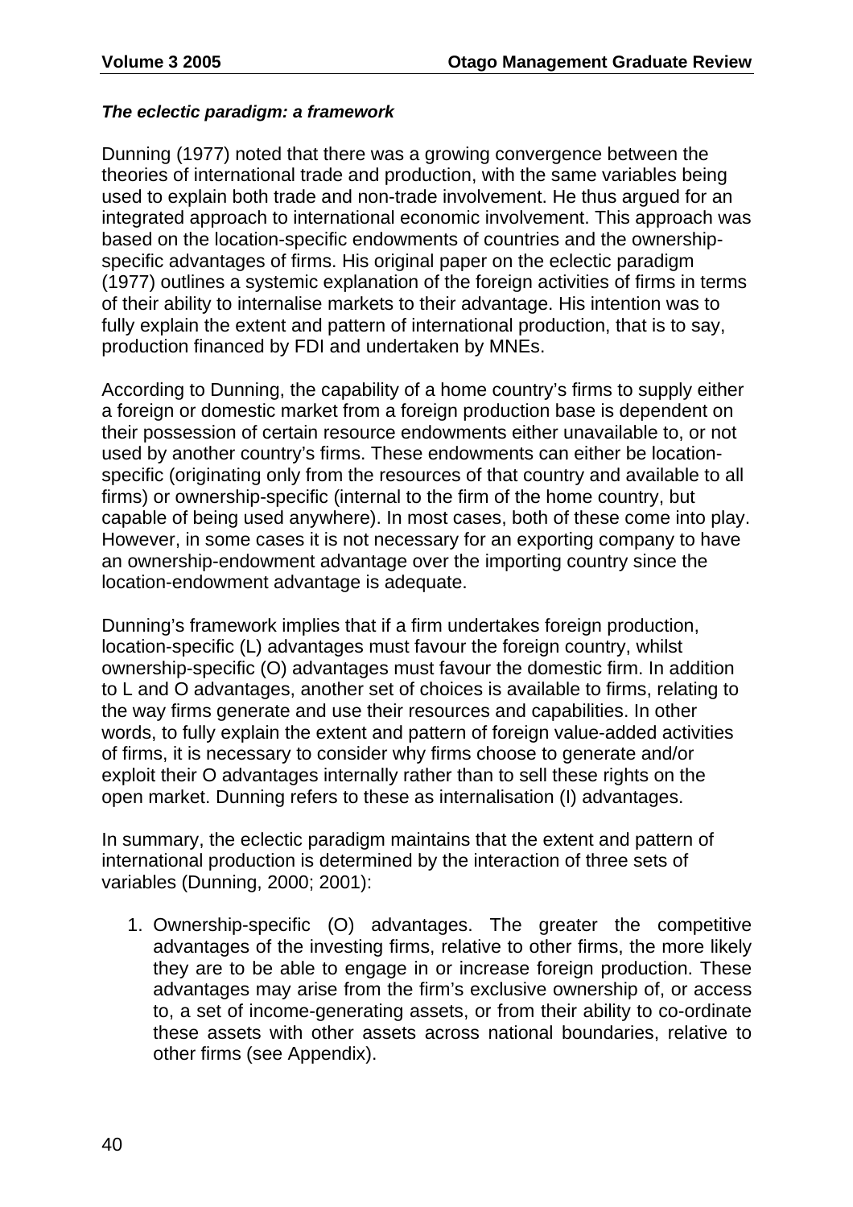***The eclectic paradigm: a framework***

Dunning (1977) noted that there was a growing convergence between the theories of international trade and production, with the same variables being used to explain both trade and non-trade involvement. He thus argued for an integrated approach to international economic involvement. This approach was based on the location-specific endowments of countries and the ownership-specific advantages of firms. His original paper on the eclectic paradigm (1977) outlines a systemic explanation of the foreign activities of firms in terms of their ability to internalise markets to their advantage. His intention was to fully explain the extent and pattern of international production, that is to say, production financed by FDI and undertaken by MNEs.

According to Dunning, the capability of a home country's firms to supply either a foreign or domestic market from a foreign production base is dependent on their possession of certain resource endowments either unavailable to, or not used by another country's firms. These endowments can either be location-specific (originating only from the resources of that country and available to all firms) or ownership-specific (internal to the firm of the home country, but capable of being used anywhere). In most cases, both of these come into play. However, in some cases it is not necessary for an exporting company to have an ownership-endowment advantage over the importing country since the location-endowment advantage is adequate.

Dunning's framework implies that if a firm undertakes foreign production, location-specific (L) advantages must favour the foreign country, whilst ownership-specific (O) advantages must favour the domestic firm. In addition to L and O advantages, another set of choices is available to firms, relating to the way firms generate and use their resources and capabilities. In other words, to fully explain the extent and pattern of foreign value-added activities of firms, it is necessary to consider why firms choose to generate and/or exploit their O advantages internally rather than to sell these rights on the open market. Dunning refers to these as internalisation (I) advantages.

In summary, the eclectic paradigm maintains that the extent and pattern of international production is determined by the interaction of three sets of variables (Dunning, 2000; 2001):

1. Ownership-specific (O) advantages. The greater the competitive advantages of the investing firms, relative to other firms, the more likely they are to be able to engage in or increase foreign production. These advantages may arise from the firm's exclusive ownership of, or access to, a set of income-generating assets, or from their ability to co-ordinate these assets with other assets across national boundaries, relative to other firms (see Appendix).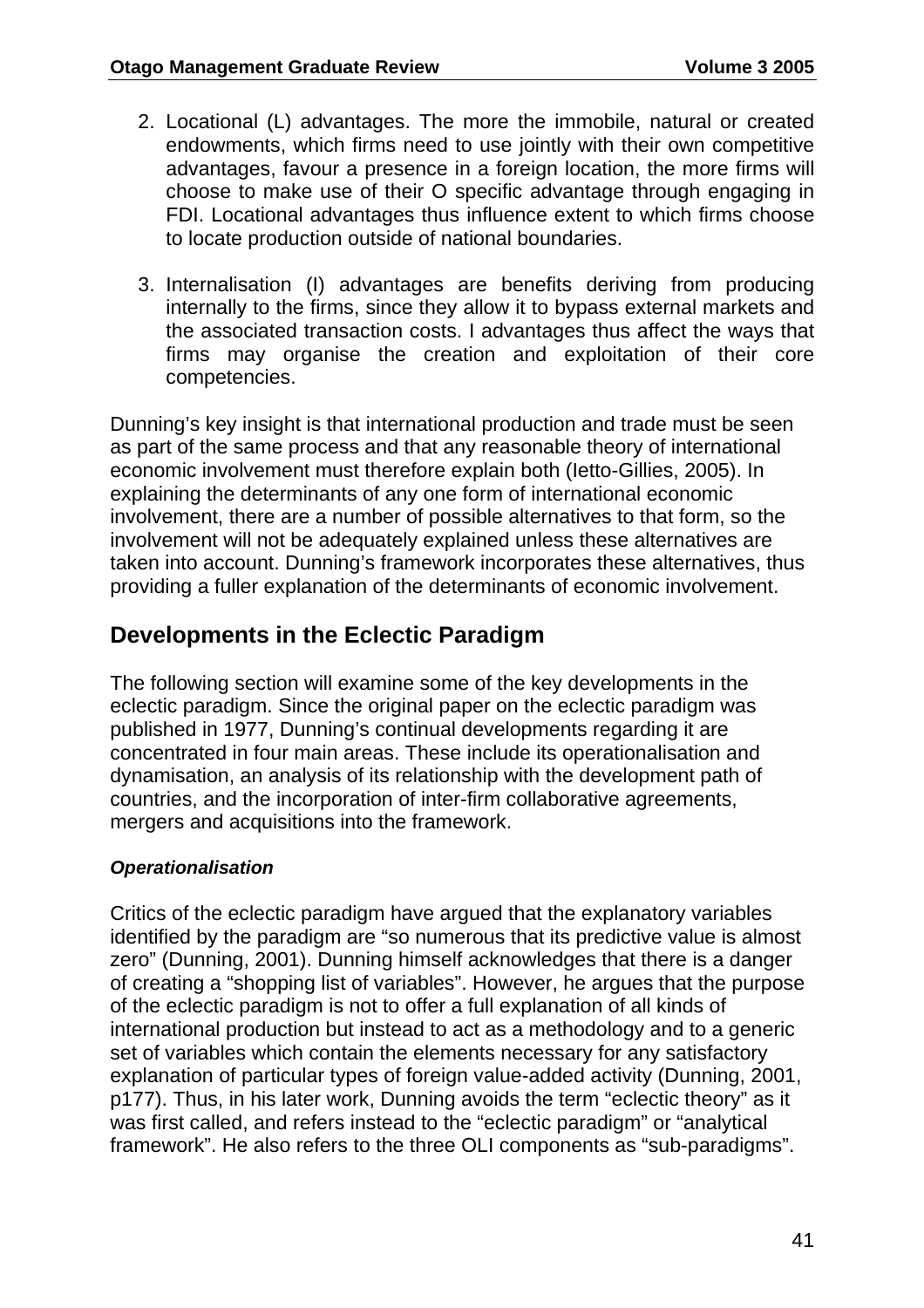2. Locational (L) advantages. The more the immobile, natural or created endowments, which firms need to use jointly with their own competitive advantages, favour a presence in a foreign location, the more firms will choose to make use of their O specific advantage through engaging in FDI. Locational advantages thus influence extent to which firms choose to locate production outside of national boundaries.

3. Internalisation (I) advantages are benefits deriving from producing internally to the firms, since they allow it to bypass external markets and the associated transaction costs. I advantages thus affect the ways that firms may organise the creation and exploitation of their core competencies.

Dunning's key insight is that international production and trade must be seen as part of the same process and that any reasonable theory of international economic involvement must therefore explain both (Ietto-Gillies, 2005). In explaining the determinants of any one form of international economic involvement, there are a number of possible alternatives to that form, so the involvement will not be adequately explained unless these alternatives are taken into account. Dunning's framework incorporates these alternatives, thus providing a fuller explanation of the determinants of economic involvement.

## Developments in the Eclectic Paradigm

The following section will examine some of the key developments in the eclectic paradigm. Since the original paper on the eclectic paradigm was published in 1977, Dunning's continual developments regarding it are concentrated in four main areas. These include its operationalisation and dynamisation, an analysis of its relationship with the development path of countries, and the incorporation of inter-firm collaborative agreements, mergers and acquisitions into the framework.

#### *Operationalisation*

Critics of the eclectic paradigm have argued that the explanatory variables identified by the paradigm are "so numerous that its predictive value is almost zero" (Dunning, 2001). Dunning himself acknowledges that there is a danger of creating a "shopping list of variables". However, he argues that the purpose of the eclectic paradigm is not to offer a full explanation of all kinds of international production but instead to act as a methodology and to a generic set of variables which contain the elements necessary for any satisfactory explanation of particular types of foreign value-added activity (Dunning, 2001, p177). Thus, in his later work, Dunning avoids the term "eclectic theory" as it was first called, and refers instead to the "eclectic paradigm" or "analytical framework". He also refers to the three OLI components as "sub-paradigms".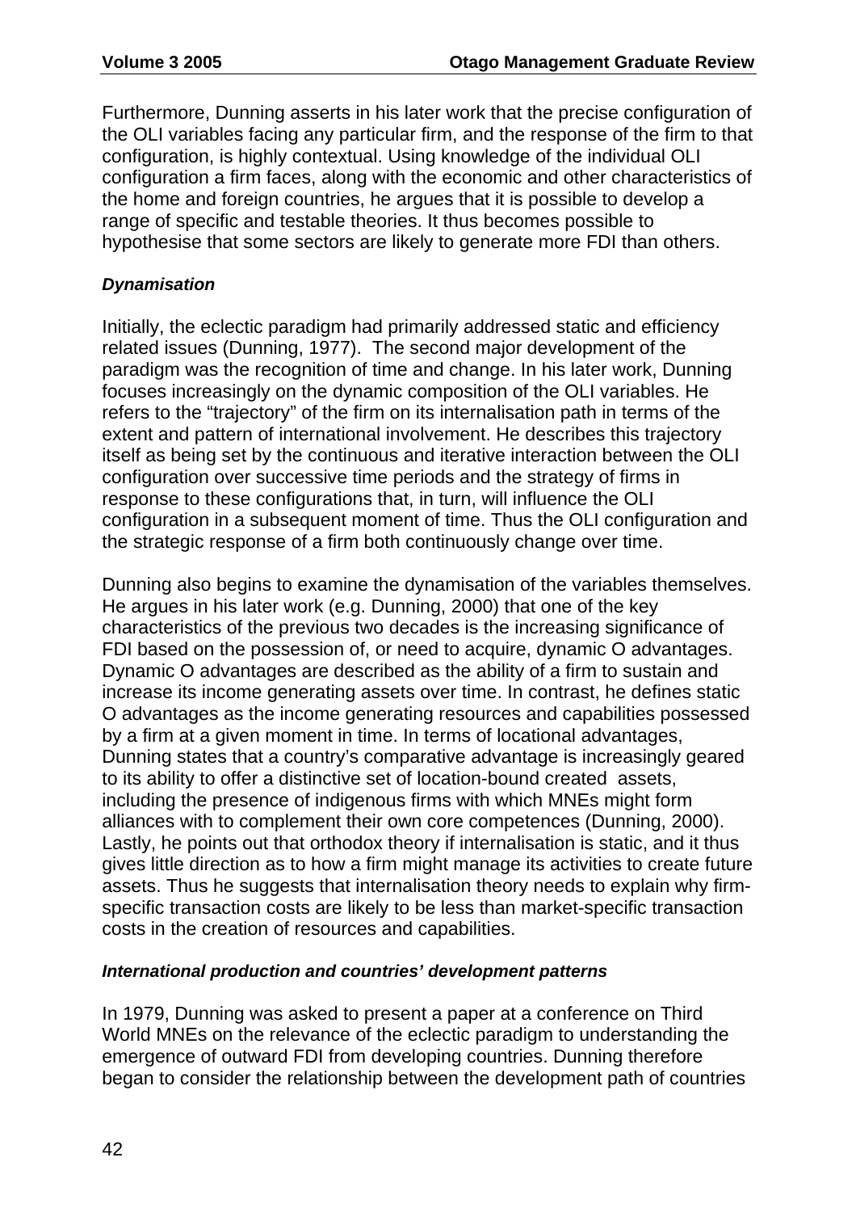Furthermore, Dunning asserts in his later work that the precise configuration of the OLI variables facing any particular firm, and the response of the firm to that configuration, is highly contextual. Using knowledge of the individual OLI configuration a firm faces, along with the economic and other characteristics of the home and foreign countries, he argues that it is possible to develop a range of specific and testable theories. It thus becomes possible to hypothesise that some sectors are likely to generate more FDI than others.

***Dynamisation***

Initially, the eclectic paradigm had primarily addressed static and efficiency related issues (Dunning, 1977). The second major development of the paradigm was the recognition of time and change. In his later work, Dunning focuses increasingly on the dynamic composition of the OLI variables. He refers to the "trajectory" of the firm on its internalisation path in terms of the extent and pattern of international involvement. He describes this trajectory itself as being set by the continuous and iterative interaction between the OLI configuration over successive time periods and the strategy of firms in response to these configurations that, in turn, will influence the OLI configuration in a subsequent moment of time. Thus the OLI configuration and the strategic response of a firm both continuously change over time.

Dunning also begins to examine the dynamisation of the variables themselves. He argues in his later work (e.g. Dunning, 2000) that one of the key characteristics of the previous two decades is the increasing significance of FDI based on the possession of, or need to acquire, dynamic O advantages. Dynamic O advantages are described as the ability of a firm to sustain and increase its income generating assets over time. In contrast, he defines static O advantages as the income generating resources and capabilities possessed by a firm at a given moment in time. In terms of locational advantages, Dunning states that a country's comparative advantage is increasingly geared to its ability to offer a distinctive set of location-bound created assets, including the presence of indigenous firms with which MNEs might form alliances with to complement their own core competences (Dunning, 2000). Lastly, he points out that orthodox theory if internalisation is static, and it thus gives little direction as to how a firm might manage its activities to create future assets. Thus he suggests that internalisation theory needs to explain why firm-specific transaction costs are likely to be less than market-specific transaction costs in the creation of resources and capabilities.

***International production and countries' development patterns***

In 1979, Dunning was asked to present a paper at a conference on Third World MNEs on the relevance of the eclectic paradigm to understanding the emergence of outward FDI from developing countries. Dunning therefore began to consider the relationship between the development path of countries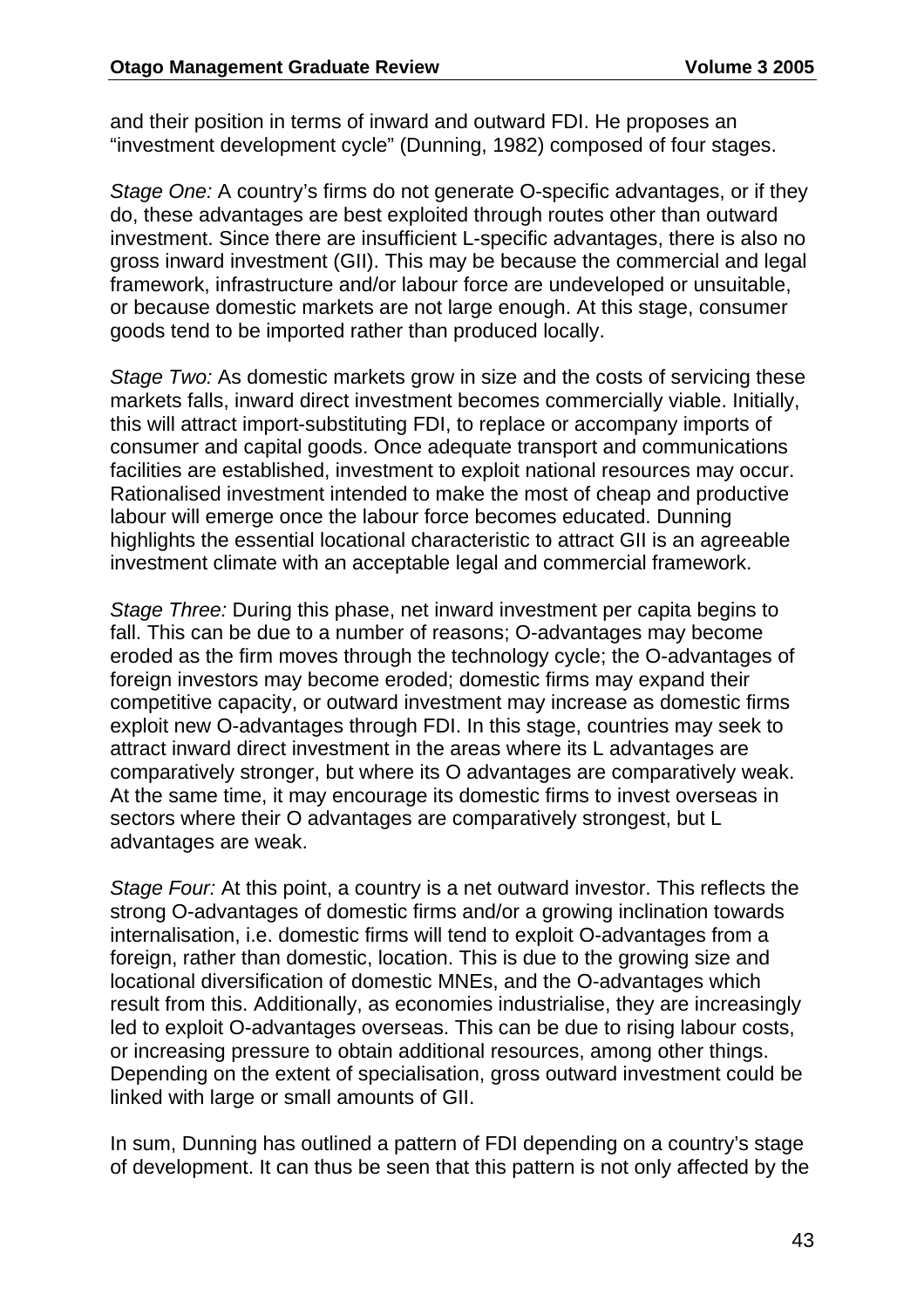and their position in terms of inward and outward FDI. He proposes an "investment development cycle" (Dunning, 1982) composed of four stages.

*Stage One:* A country's firms do not generate O-specific advantages, or if they do, these advantages are best exploited through routes other than outward investment. Since there are insufficient L-specific advantages, there is also no gross inward investment (GII). This may be because the commercial and legal framework, infrastructure and/or labour force are undeveloped or unsuitable, or because domestic markets are not large enough. At this stage, consumer goods tend to be imported rather than produced locally.

*Stage Two:* As domestic markets grow in size and the costs of servicing these markets falls, inward direct investment becomes commercially viable. Initially, this will attract import-substituting FDI, to replace or accompany imports of consumer and capital goods. Once adequate transport and communications facilities are established, investment to exploit national resources may occur. Rationalised investment intended to make the most of cheap and productive labour will emerge once the labour force becomes educated. Dunning highlights the essential locational characteristic to attract GII is an agreeable investment climate with an acceptable legal and commercial framework.

*Stage Three:* During this phase, net inward investment per capita begins to fall. This can be due to a number of reasons; O-advantages may become eroded as the firm moves through the technology cycle; the O-advantages of foreign investors may become eroded; domestic firms may expand their competitive capacity, or outward investment may increase as domestic firms exploit new O-advantages through FDI. In this stage, countries may seek to attract inward direct investment in the areas where its L advantages are comparatively stronger, but where its O advantages are comparatively weak. At the same time, it may encourage its domestic firms to invest overseas in sectors where their O advantages are comparatively strongest, but L advantages are weak.

*Stage Four:* At this point, a country is a net outward investor. This reflects the strong O-advantages of domestic firms and/or a growing inclination towards internalisation, i.e. domestic firms will tend to exploit O-advantages from a foreign, rather than domestic, location. This is due to the growing size and locational diversification of domestic MNEs, and the O-advantages which result from this. Additionally, as economies industrialise, they are increasingly led to exploit O-advantages overseas. This can be due to rising labour costs, or increasing pressure to obtain additional resources, among other things. Depending on the extent of specialisation, gross outward investment could be linked with large or small amounts of GII.

In sum, Dunning has outlined a pattern of FDI depending on a country's stage of development. It can thus be seen that this pattern is not only affected by the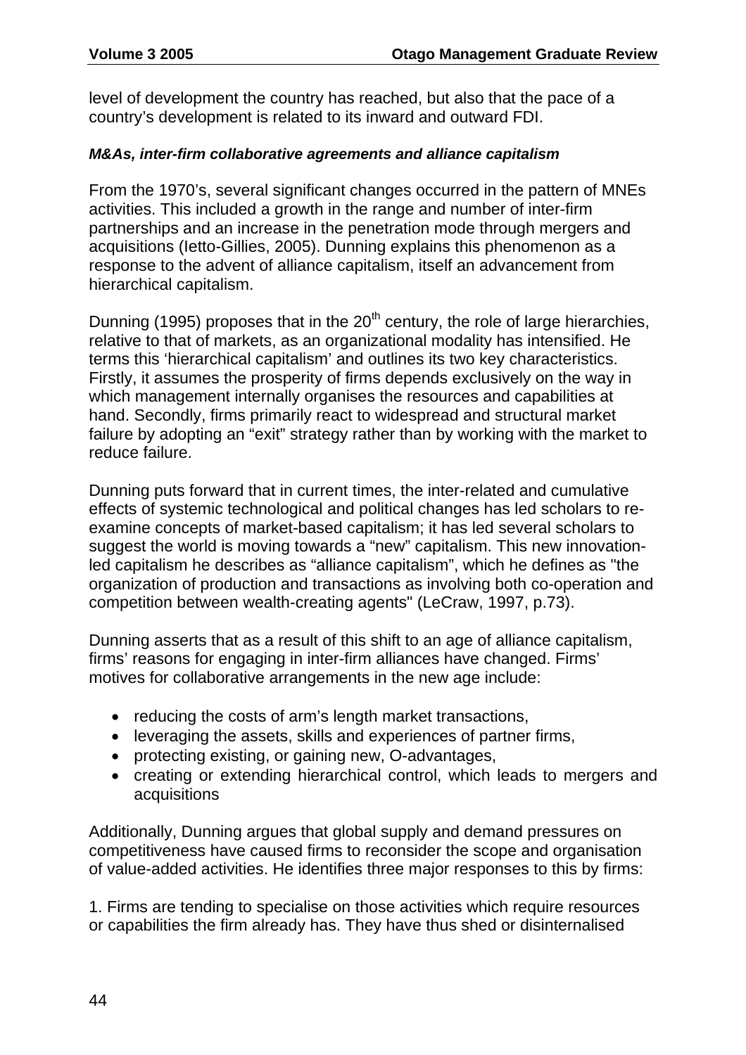level of development the country has reached, but also that the pace of a country's development is related to its inward and outward FDI.

***M&As, inter-firm collaborative agreements and alliance capitalism***

From the 1970's, several significant changes occurred in the pattern of MNEs activities. This included a growth in the range and number of inter-firm partnerships and an increase in the penetration mode through mergers and acquisitions (Ietto-Gillies, 2005). Dunning explains this phenomenon as a response to the advent of alliance capitalism, itself an advancement from hierarchical capitalism.

Dunning (1995) proposes that in the 20th century, the role of large hierarchies, relative to that of markets, as an organizational modality has intensified. He terms this 'hierarchical capitalism' and outlines its two key characteristics. Firstly, it assumes the prosperity of firms depends exclusively on the way in which management internally organises the resources and capabilities at hand. Secondly, firms primarily react to widespread and structural market failure by adopting an "exit" strategy rather than by working with the market to reduce failure.

Dunning puts forward that in current times, the inter-related and cumulative effects of systemic technological and political changes has led scholars to re-examine concepts of market-based capitalism; it has led several scholars to suggest the world is moving towards a "new" capitalism. This new innovation-led capitalism he describes as "alliance capitalism", which he defines as "the organization of production and transactions as involving both co-operation and competition between wealth-creating agents" (LeCraw, 1997, p.73).

Dunning asserts that as a result of this shift to an age of alliance capitalism, firms' reasons for engaging in inter-firm alliances have changed. Firms' motives for collaborative arrangements in the new age include:

- reducing the costs of arm's length market transactions,
- leveraging the assets, skills and experiences of partner firms,
- protecting existing, or gaining new, O-advantages,
- creating or extending hierarchical control, which leads to mergers and acquisitions

Additionally, Dunning argues that global supply and demand pressures on competitiveness have caused firms to reconsider the scope and organisation of value-added activities. He identifies three major responses to this by firms:

1. Firms are tending to specialise on those activities which require resources or capabilities the firm already has. They have thus shed or disinternalised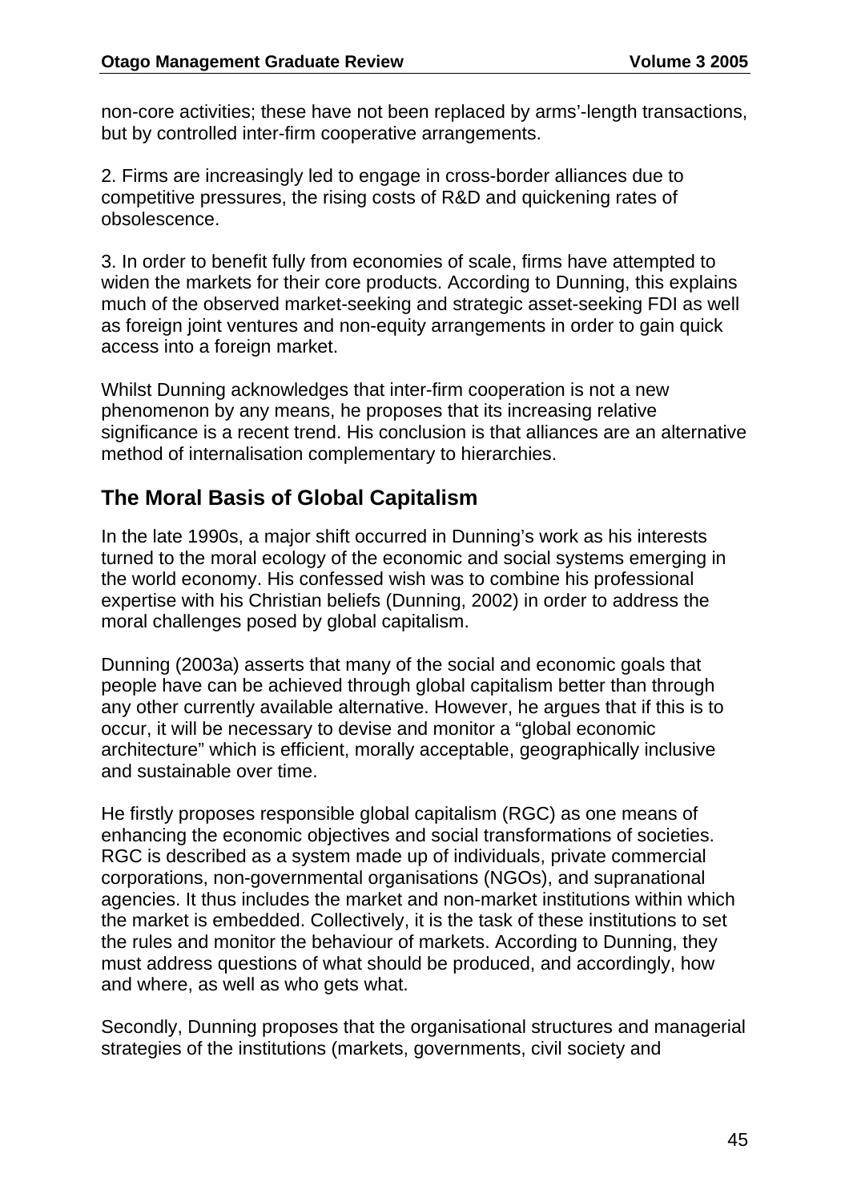non-core activities; these have not been replaced by arms'-length transactions, but by controlled inter-firm cooperative arrangements.

2. Firms are increasingly led to engage in cross-border alliances due to competitive pressures, the rising costs of R&D and quickening rates of obsolescence.

3. In order to benefit fully from economies of scale, firms have attempted to widen the markets for their core products. According to Dunning, this explains much of the observed market-seeking and strategic asset-seeking FDI as well as foreign joint ventures and non-equity arrangements in order to gain quick access into a foreign market.

Whilst Dunning acknowledges that inter-firm cooperation is not a new phenomenon by any means, he proposes that its increasing relative significance is a recent trend. His conclusion is that alliances are an alternative method of internalisation complementary to hierarchies.

## The Moral Basis of Global Capitalism

In the late 1990s, a major shift occurred in Dunning's work as his interests turned to the moral ecology of the economic and social systems emerging in the world economy. His confessed wish was to combine his professional expertise with his Christian beliefs (Dunning, 2002) in order to address the moral challenges posed by global capitalism.

Dunning (2003a) asserts that many of the social and economic goals that people have can be achieved through global capitalism better than through any other currently available alternative. However, he argues that if this is to occur, it will be necessary to devise and monitor a "global economic architecture" which is efficient, morally acceptable, geographically inclusive and sustainable over time.

He firstly proposes responsible global capitalism (RGC) as one means of enhancing the economic objectives and social transformations of societies. RGC is described as a system made up of individuals, private commercial corporations, non-governmental organisations (NGOs), and supranational agencies. It thus includes the market and non-market institutions within which the market is embedded. Collectively, it is the task of these institutions to set the rules and monitor the behaviour of markets. According to Dunning, they must address questions of what should be produced, and accordingly, how and where, as well as who gets what.

Secondly, Dunning proposes that the organisational structures and managerial strategies of the institutions (markets, governments, civil society and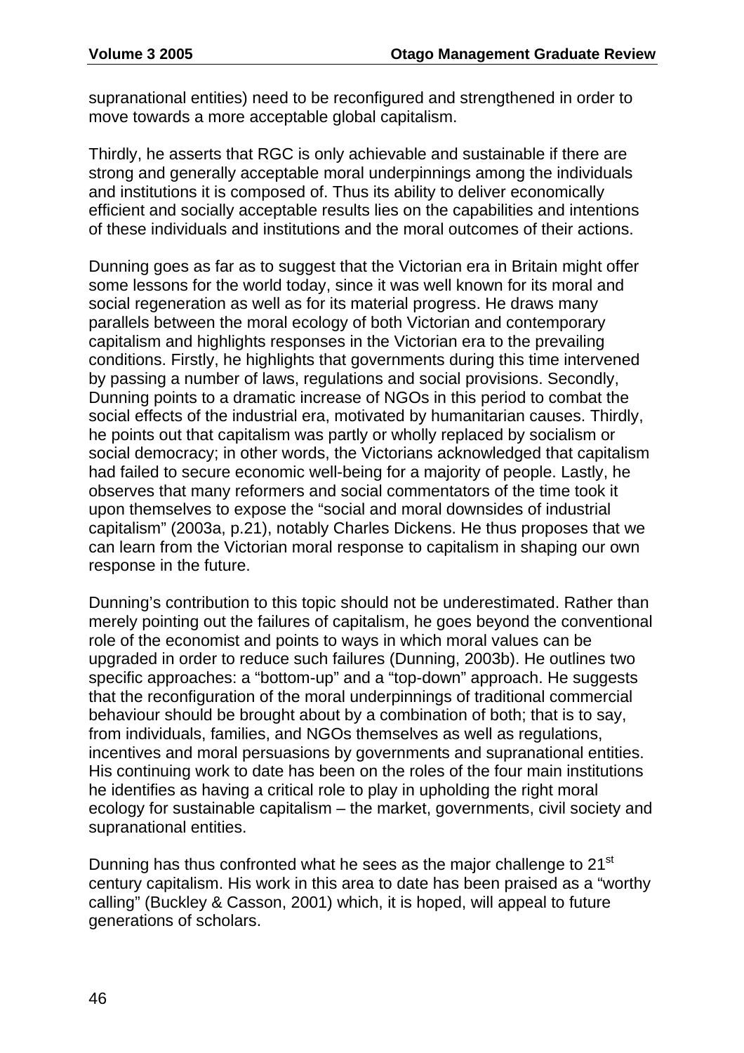supranational entities) need to be reconfigured and strengthened in order to move towards a more acceptable global capitalism.

Thirdly, he asserts that RGC is only achievable and sustainable if there are strong and generally acceptable moral underpinnings among the individuals and institutions it is composed of. Thus its ability to deliver economically efficient and socially acceptable results lies on the capabilities and intentions of these individuals and institutions and the moral outcomes of their actions.

Dunning goes as far as to suggest that the Victorian era in Britain might offer some lessons for the world today, since it was well known for its moral and social regeneration as well as for its material progress. He draws many parallels between the moral ecology of both Victorian and contemporary capitalism and highlights responses in the Victorian era to the prevailing conditions. Firstly, he highlights that governments during this time intervened by passing a number of laws, regulations and social provisions. Secondly, Dunning points to a dramatic increase of NGOs in this period to combat the social effects of the industrial era, motivated by humanitarian causes. Thirdly, he points out that capitalism was partly or wholly replaced by socialism or social democracy; in other words, the Victorians acknowledged that capitalism had failed to secure economic well-being for a majority of people. Lastly, he observes that many reformers and social commentators of the time took it upon themselves to expose the "social and moral downsides of industrial capitalism" (2003a, p.21), notably Charles Dickens. He thus proposes that we can learn from the Victorian moral response to capitalism in shaping our own response in the future.

Dunning's contribution to this topic should not be underestimated. Rather than merely pointing out the failures of capitalism, he goes beyond the conventional role of the economist and points to ways in which moral values can be upgraded in order to reduce such failures (Dunning, 2003b). He outlines two specific approaches: a "bottom-up" and a "top-down" approach. He suggests that the reconfiguration of the moral underpinnings of traditional commercial behaviour should be brought about by a combination of both; that is to say, from individuals, families, and NGOs themselves as well as regulations, incentives and moral persuasions by governments and supranational entities. His continuing work to date has been on the roles of the four main institutions he identifies as having a critical role to play in upholding the right moral ecology for sustainable capitalism – the market, governments, civil society and supranational entities.

Dunning has thus confronted what he sees as the major challenge to 21st century capitalism. His work in this area to date has been praised as a "worthy calling" (Buckley & Casson, 2001) which, it is hoped, will appeal to future generations of scholars.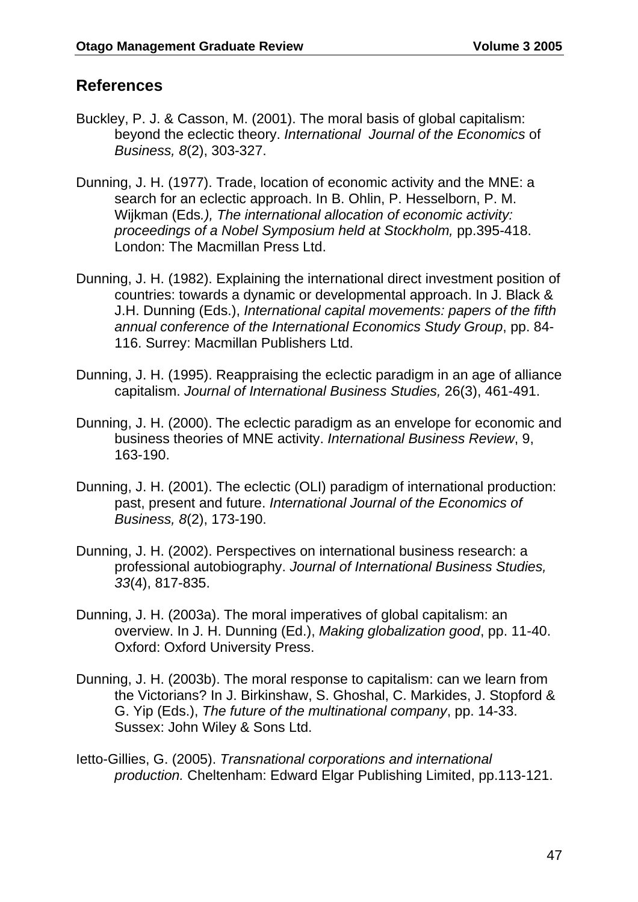## References

Buckley, P. J. & Casson, M. (2001). The moral basis of global capitalism: beyond the eclectic theory. *International Journal of the Economics* of *Business, 8*(2), 303-327.

Dunning, J. H. (1977). Trade, location of economic activity and the MNE: a search for an eclectic approach. In B. Ohlin, P. Hesselborn, P. M. Wijkman (Eds*.), The international allocation of economic activity: proceedings of a Nobel Symposium held at Stockholm,* pp.395-418. London: The Macmillan Press Ltd.

Dunning, J. H. (1982). Explaining the international direct investment position of countries: towards a dynamic or developmental approach. In J. Black & J.H. Dunning (Eds.), *International capital movements: papers of the fifth annual conference of the International Economics Study Group*, pp. 84-116. Surrey: Macmillan Publishers Ltd.

Dunning, J. H. (1995). Reappraising the eclectic paradigm in an age of alliance capitalism. *Journal of International Business Studies,* 26(3), 461-491.

Dunning, J. H. (2000). The eclectic paradigm as an envelope for economic and business theories of MNE activity. *International Business Review*, 9, 163-190.

Dunning, J. H. (2001). The eclectic (OLI) paradigm of international production: past, present and future. *International Journal of the Economics of Business, 8*(2), 173-190.

Dunning, J. H. (2002). Perspectives on international business research: a professional autobiography. *Journal of International Business Studies, 33*(4), 817-835.

Dunning, J. H. (2003a). The moral imperatives of global capitalism: an overview. In J. H. Dunning (Ed.), *Making globalization good*, pp. 11-40. Oxford: Oxford University Press.

Dunning, J. H. (2003b). The moral response to capitalism: can we learn from the Victorians? In J. Birkinshaw, S. Ghoshal, C. Markides, J. Stopford & G. Yip (Eds.), *The future of the multinational company*, pp. 14-33. Sussex: John Wiley & Sons Ltd.

Ietto-Gillies, G. (2005). *Transnational corporations and international production.* Cheltenham: Edward Elgar Publishing Limited, pp.113-121.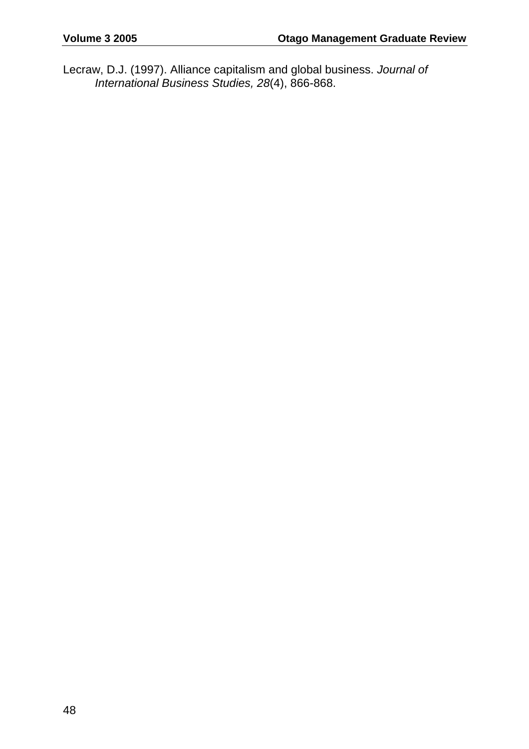Lecraw, D.J. (1997). Alliance capitalism and global business. *Journal of International Business Studies, 28*(4), 866-868.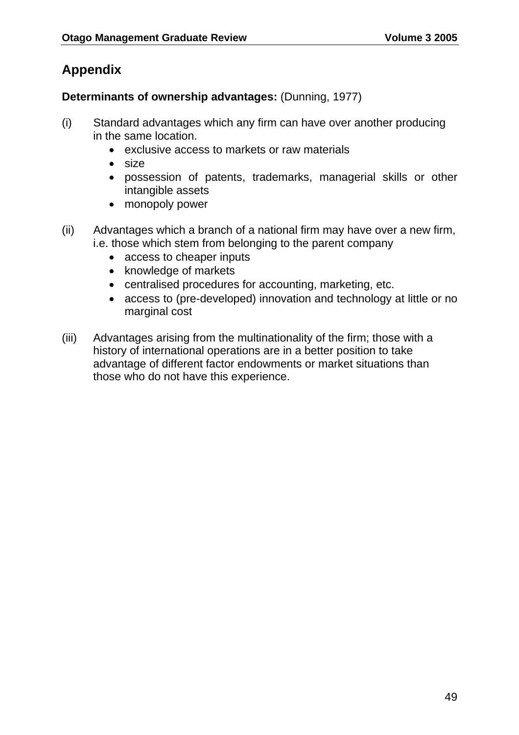## Appendix

**Determinants of ownership advantages:** (Dunning, 1977)

(i) Standard advantages which any firm can have over another producing in the same location.

- exclusive access to markets or raw materials
- size
- possession of patents, trademarks, managerial skills or other intangible assets
- monopoly power

(ii) Advantages which a branch of a national firm may have over a new firm, i.e. those which stem from belonging to the parent company

- access to cheaper inputs
- knowledge of markets
- centralised procedures for accounting, marketing, etc.
- access to (pre-developed) innovation and technology at little or no marginal cost

(iii) Advantages arising from the multinationality of the firm; those with a history of international operations are in a better position to take advantage of different factor endowments or market situations than those who do not have this experience.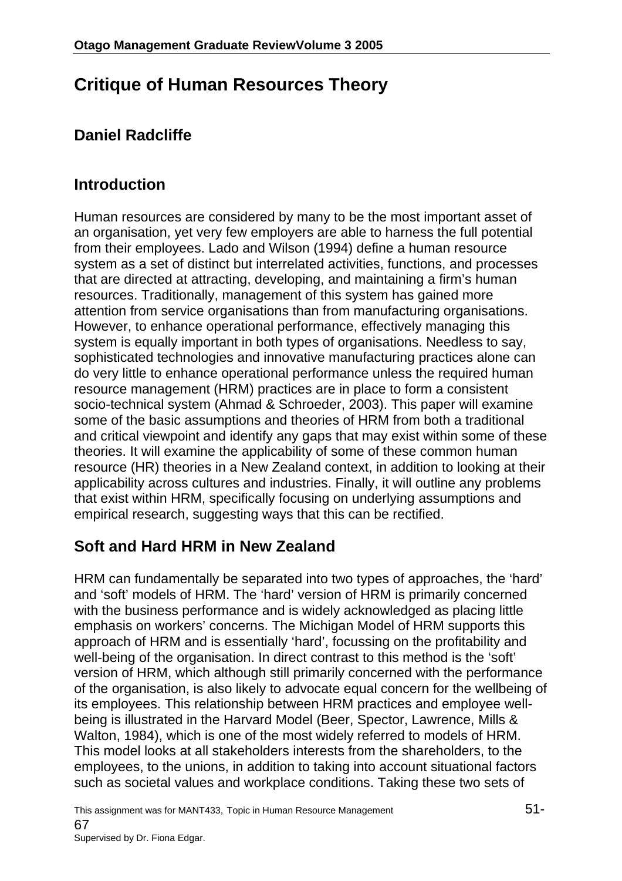# Critique of Human Resources Theory

## Daniel Radcliffe

## Introduction

Human resources are considered by many to be the most important asset of an organisation, yet very few employers are able to harness the full potential from their employees. Lado and Wilson (1994) define a human resource system as a set of distinct but interrelated activities, functions, and processes that are directed at attracting, developing, and maintaining a firm's human resources. Traditionally, management of this system has gained more attention from service organisations than from manufacturing organisations. However, to enhance operational performance, effectively managing this system is equally important in both types of organisations. Needless to say, sophisticated technologies and innovative manufacturing practices alone can do very little to enhance operational performance unless the required human resource management (HRM) practices are in place to form a consistent socio-technical system (Ahmad & Schroeder, 2003). This paper will examine some of the basic assumptions and theories of HRM from both a traditional and critical viewpoint and identify any gaps that may exist within some of these theories. It will examine the applicability of some of these common human resource (HR) theories in a New Zealand context, in addition to looking at their applicability across cultures and industries. Finally, it will outline any problems that exist within HRM, specifically focusing on underlying assumptions and empirical research, suggesting ways that this can be rectified.

## Soft and Hard HRM in New Zealand

HRM can fundamentally be separated into two types of approaches, the 'hard' and 'soft' models of HRM. The 'hard' version of HRM is primarily concerned with the business performance and is widely acknowledged as placing little emphasis on workers' concerns. The Michigan Model of HRM supports this approach of HRM and is essentially 'hard', focussing on the profitability and well-being of the organisation. In direct contrast to this method is the 'soft' version of HRM, which although still primarily concerned with the performance of the organisation, is also likely to advocate equal concern for the wellbeing of its employees. This relationship between HRM practices and employee well-being is illustrated in the Harvard Model (Beer, Spector, Lawrence, Mills & Walton, 1984), which is one of the most widely referred to models of HRM. This model looks at all stakeholders interests from the shareholders, to the employees, to the unions, in addition to taking into account situational factors such as societal values and workplace conditions. Taking these two sets of

This assignment was for MANT433, Topic in Human Resource Management

Supervised by Dr. Fiona Edgar.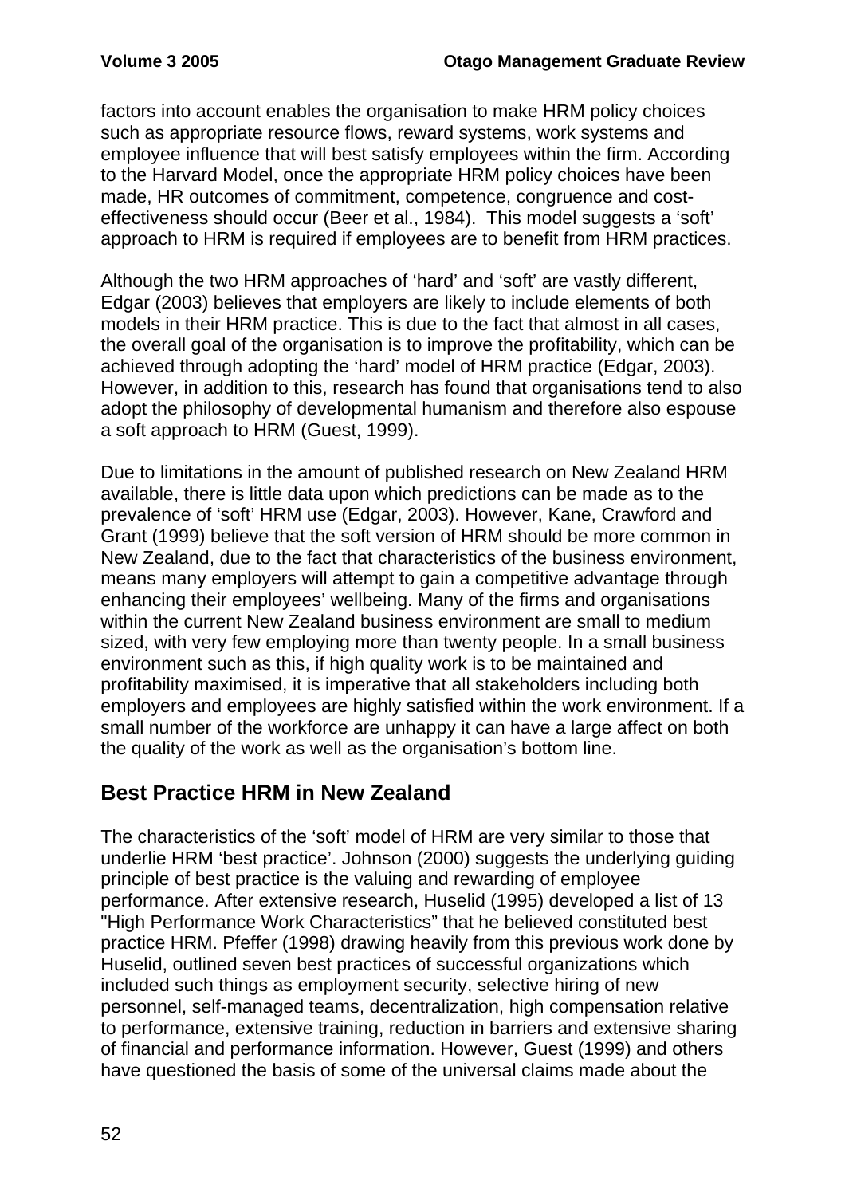factors into account enables the organisation to make HRM policy choices such as appropriate resource flows, reward systems, work systems and employee influence that will best satisfy employees within the firm. According to the Harvard Model, once the appropriate HRM policy choices have been made, HR outcomes of commitment, competence, congruence and cost-effectiveness should occur (Beer et al., 1984). This model suggests a 'soft' approach to HRM is required if employees are to benefit from HRM practices.

Although the two HRM approaches of 'hard' and 'soft' are vastly different, Edgar (2003) believes that employers are likely to include elements of both models in their HRM practice. This is due to the fact that almost in all cases, the overall goal of the organisation is to improve the profitability, which can be achieved through adopting the 'hard' model of HRM practice (Edgar, 2003). However, in addition to this, research has found that organisations tend to also adopt the philosophy of developmental humanism and therefore also espouse a soft approach to HRM (Guest, 1999).

Due to limitations in the amount of published research on New Zealand HRM available, there is little data upon which predictions can be made as to the prevalence of 'soft' HRM use (Edgar, 2003). However, Kane, Crawford and Grant (1999) believe that the soft version of HRM should be more common in New Zealand, due to the fact that characteristics of the business environment, means many employers will attempt to gain a competitive advantage through enhancing their employees' wellbeing. Many of the firms and organisations within the current New Zealand business environment are small to medium sized, with very few employing more than twenty people. In a small business environment such as this, if high quality work is to be maintained and profitability maximised, it is imperative that all stakeholders including both employers and employees are highly satisfied within the work environment. If a small number of the workforce are unhappy it can have a large affect on both the quality of the work as well as the organisation's bottom line.

## Best Practice HRM in New Zealand

The characteristics of the 'soft' model of HRM are very similar to those that underlie HRM 'best practice'. Johnson (2000) suggests the underlying guiding principle of best practice is the valuing and rewarding of employee performance. After extensive research, Huselid (1995) developed a list of 13 "High Performance Work Characteristics" that he believed constituted best practice HRM. Pfeffer (1998) drawing heavily from this previous work done by Huselid, outlined seven best practices of successful organizations which included such things as employment security, selective hiring of new personnel, self-managed teams, decentralization, high compensation relative to performance, extensive training, reduction in barriers and extensive sharing of financial and performance information. However, Guest (1999) and others have questioned the basis of some of the universal claims made about the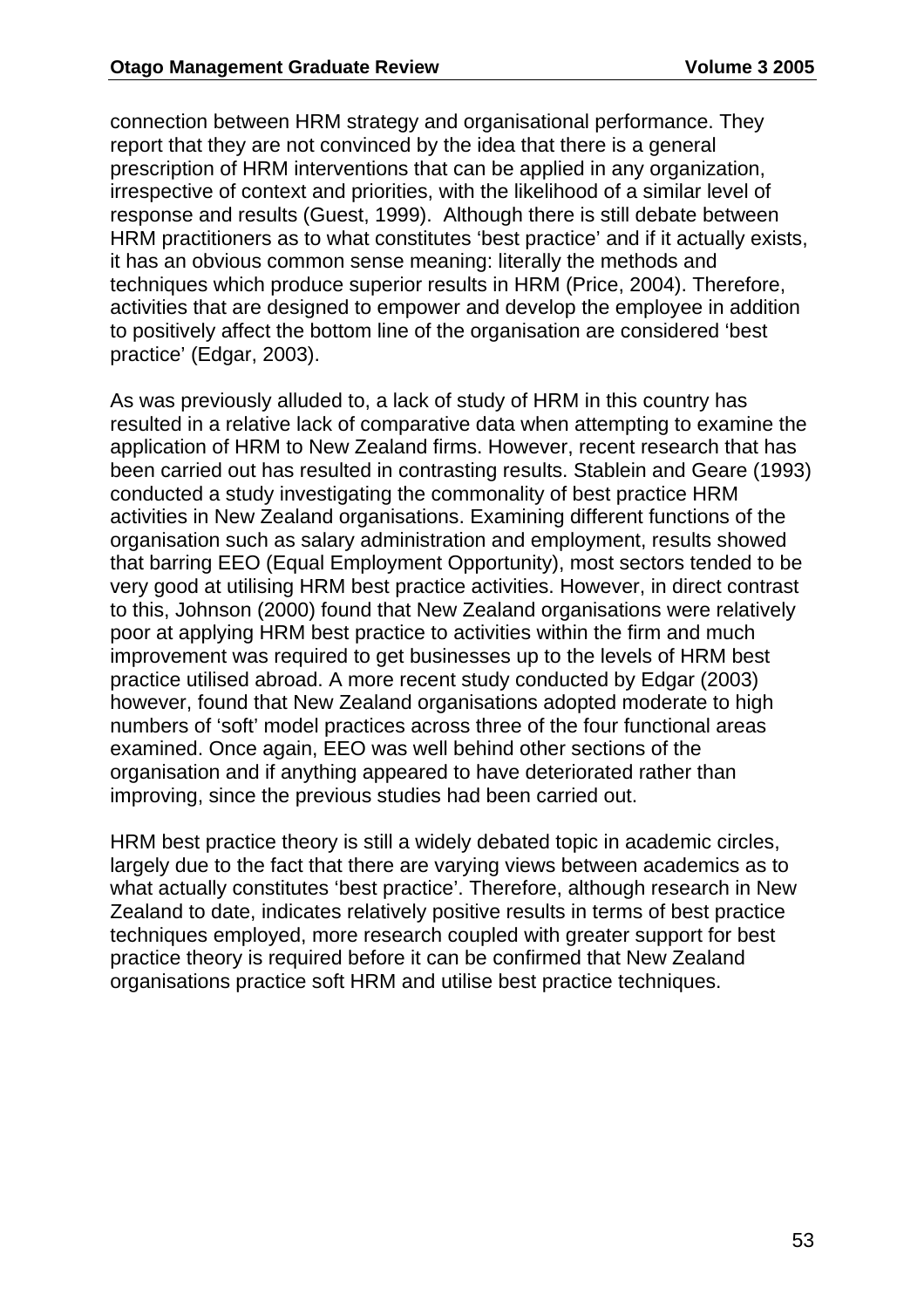connection between HRM strategy and organisational performance. They report that they are not convinced by the idea that there is a general prescription of HRM interventions that can be applied in any organization, irrespective of context and priorities, with the likelihood of a similar level of response and results (Guest, 1999). Although there is still debate between HRM practitioners as to what constitutes 'best practice' and if it actually exists, it has an obvious common sense meaning: literally the methods and techniques which produce superior results in HRM (Price, 2004). Therefore, activities that are designed to empower and develop the employee in addition to positively affect the bottom line of the organisation are considered 'best practice' (Edgar, 2003).

As was previously alluded to, a lack of study of HRM in this country has resulted in a relative lack of comparative data when attempting to examine the application of HRM to New Zealand firms. However, recent research that has been carried out has resulted in contrasting results. Stablein and Geare (1993) conducted a study investigating the commonality of best practice HRM activities in New Zealand organisations. Examining different functions of the organisation such as salary administration and employment, results showed that barring EEO (Equal Employment Opportunity), most sectors tended to be very good at utilising HRM best practice activities. However, in direct contrast to this, Johnson (2000) found that New Zealand organisations were relatively poor at applying HRM best practice to activities within the firm and much improvement was required to get businesses up to the levels of HRM best practice utilised abroad. A more recent study conducted by Edgar (2003) however, found that New Zealand organisations adopted moderate to high numbers of 'soft' model practices across three of the four functional areas examined. Once again, EEO was well behind other sections of the organisation and if anything appeared to have deteriorated rather than improving, since the previous studies had been carried out.

HRM best practice theory is still a widely debated topic in academic circles, largely due to the fact that there are varying views between academics as to what actually constitutes 'best practice'. Therefore, although research in New Zealand to date, indicates relatively positive results in terms of best practice techniques employed, more research coupled with greater support for best practice theory is required before it can be confirmed that New Zealand organisations practice soft HRM and utilise best practice techniques.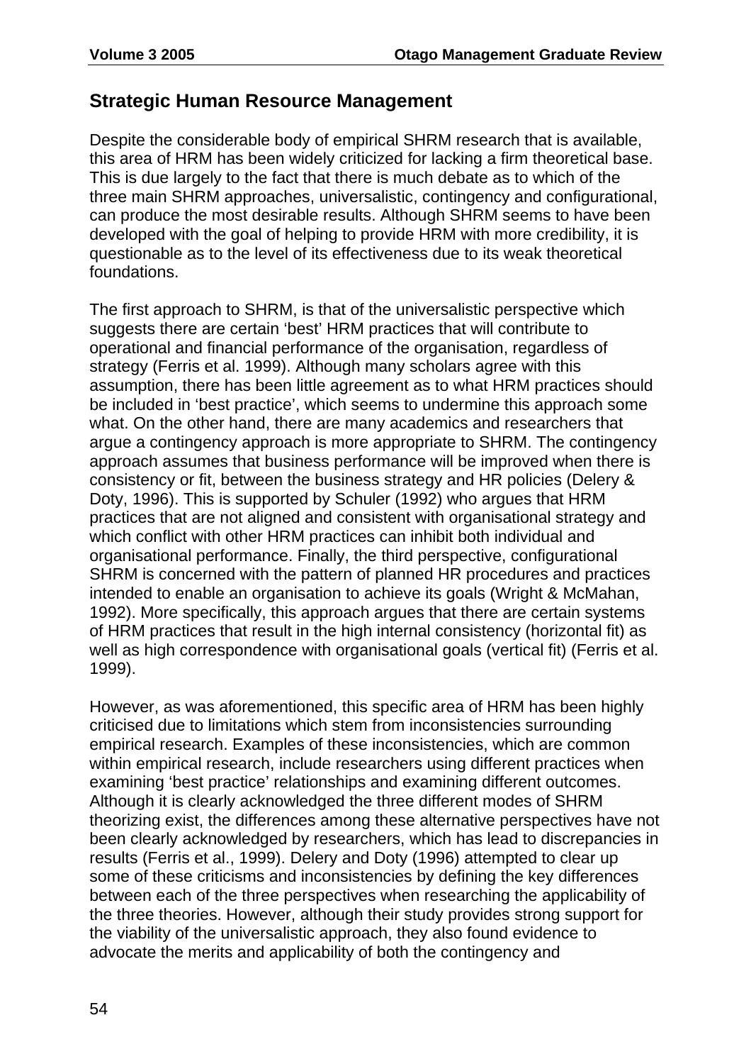## Strategic Human Resource Management

Despite the considerable body of empirical SHRM research that is available, this area of HRM has been widely criticized for lacking a firm theoretical base. This is due largely to the fact that there is much debate as to which of the three main SHRM approaches, universalistic, contingency and configurational, can produce the most desirable results. Although SHRM seems to have been developed with the goal of helping to provide HRM with more credibility, it is questionable as to the level of its effectiveness due to its weak theoretical foundations.

The first approach to SHRM, is that of the universalistic perspective which suggests there are certain 'best' HRM practices that will contribute to operational and financial performance of the organisation, regardless of strategy (Ferris et al. 1999). Although many scholars agree with this assumption, there has been little agreement as to what HRM practices should be included in 'best practice', which seems to undermine this approach some what. On the other hand, there are many academics and researchers that argue a contingency approach is more appropriate to SHRM. The contingency approach assumes that business performance will be improved when there is consistency or fit, between the business strategy and HR policies (Delery & Doty, 1996). This is supported by Schuler (1992) who argues that HRM practices that are not aligned and consistent with organisational strategy and which conflict with other HRM practices can inhibit both individual and organisational performance. Finally, the third perspective, configurational SHRM is concerned with the pattern of planned HR procedures and practices intended to enable an organisation to achieve its goals (Wright & McMahan, 1992). More specifically, this approach argues that there are certain systems of HRM practices that result in the high internal consistency (horizontal fit) as well as high correspondence with organisational goals (vertical fit) (Ferris et al. 1999).

However, as was aforementioned, this specific area of HRM has been highly criticised due to limitations which stem from inconsistencies surrounding empirical research. Examples of these inconsistencies, which are common within empirical research, include researchers using different practices when examining 'best practice' relationships and examining different outcomes. Although it is clearly acknowledged the three different modes of SHRM theorizing exist, the differences among these alternative perspectives have not been clearly acknowledged by researchers, which has lead to discrepancies in results (Ferris et al., 1999). Delery and Doty (1996) attempted to clear up some of these criticisms and inconsistencies by defining the key differences between each of the three perspectives when researching the applicability of the three theories. However, although their study provides strong support for the viability of the universalistic approach, they also found evidence to advocate the merits and applicability of both the contingency and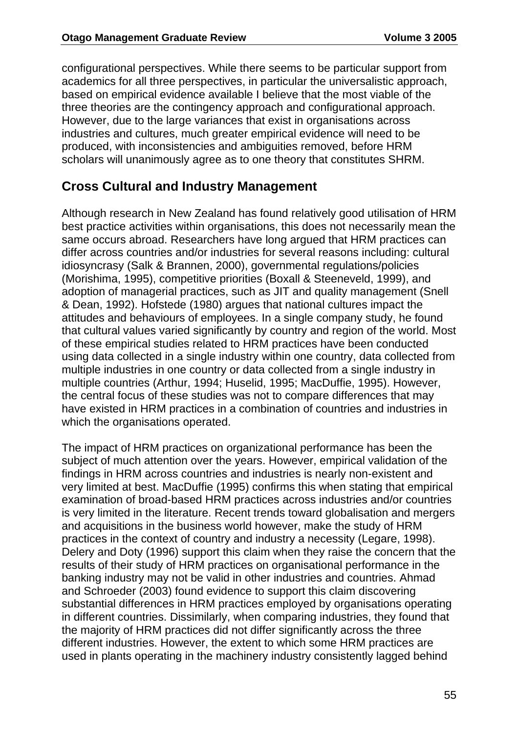configurational perspectives. While there seems to be particular support from academics for all three perspectives, in particular the universalistic approach, based on empirical evidence available I believe that the most viable of the three theories are the contingency approach and configurational approach. However, due to the large variances that exist in organisations across industries and cultures, much greater empirical evidence will need to be produced, with inconsistencies and ambiguities removed, before HRM scholars will unanimously agree as to one theory that constitutes SHRM.

## Cross Cultural and Industry Management

Although research in New Zealand has found relatively good utilisation of HRM best practice activities within organisations, this does not necessarily mean the same occurs abroad. Researchers have long argued that HRM practices can differ across countries and/or industries for several reasons including: cultural idiosyncrasy (Salk & Brannen, 2000), governmental regulations/policies (Morishima, 1995), competitive priorities (Boxall & Steeneveld, 1999), and adoption of managerial practices, such as JIT and quality management (Snell & Dean, 1992). Hofstede (1980) argues that national cultures impact the attitudes and behaviours of employees. In a single company study, he found that cultural values varied significantly by country and region of the world. Most of these empirical studies related to HRM practices have been conducted using data collected in a single industry within one country, data collected from multiple industries in one country or data collected from a single industry in multiple countries (Arthur, 1994; Huselid, 1995; MacDuffie, 1995). However, the central focus of these studies was not to compare differences that may have existed in HRM practices in a combination of countries and industries in which the organisations operated.

The impact of HRM practices on organizational performance has been the subject of much attention over the years. However, empirical validation of the findings in HRM across countries and industries is nearly non-existent and very limited at best. MacDuffie (1995) confirms this when stating that empirical examination of broad-based HRM practices across industries and/or countries is very limited in the literature. Recent trends toward globalisation and mergers and acquisitions in the business world however, make the study of HRM practices in the context of country and industry a necessity (Legare, 1998). Delery and Doty (1996) support this claim when they raise the concern that the results of their study of HRM practices on organisational performance in the banking industry may not be valid in other industries and countries. Ahmad and Schroeder (2003) found evidence to support this claim discovering substantial differences in HRM practices employed by organisations operating in different countries. Dissimilarly, when comparing industries, they found that the majority of HRM practices did not differ significantly across the three different industries. However, the extent to which some HRM practices are used in plants operating in the machinery industry consistently lagged behind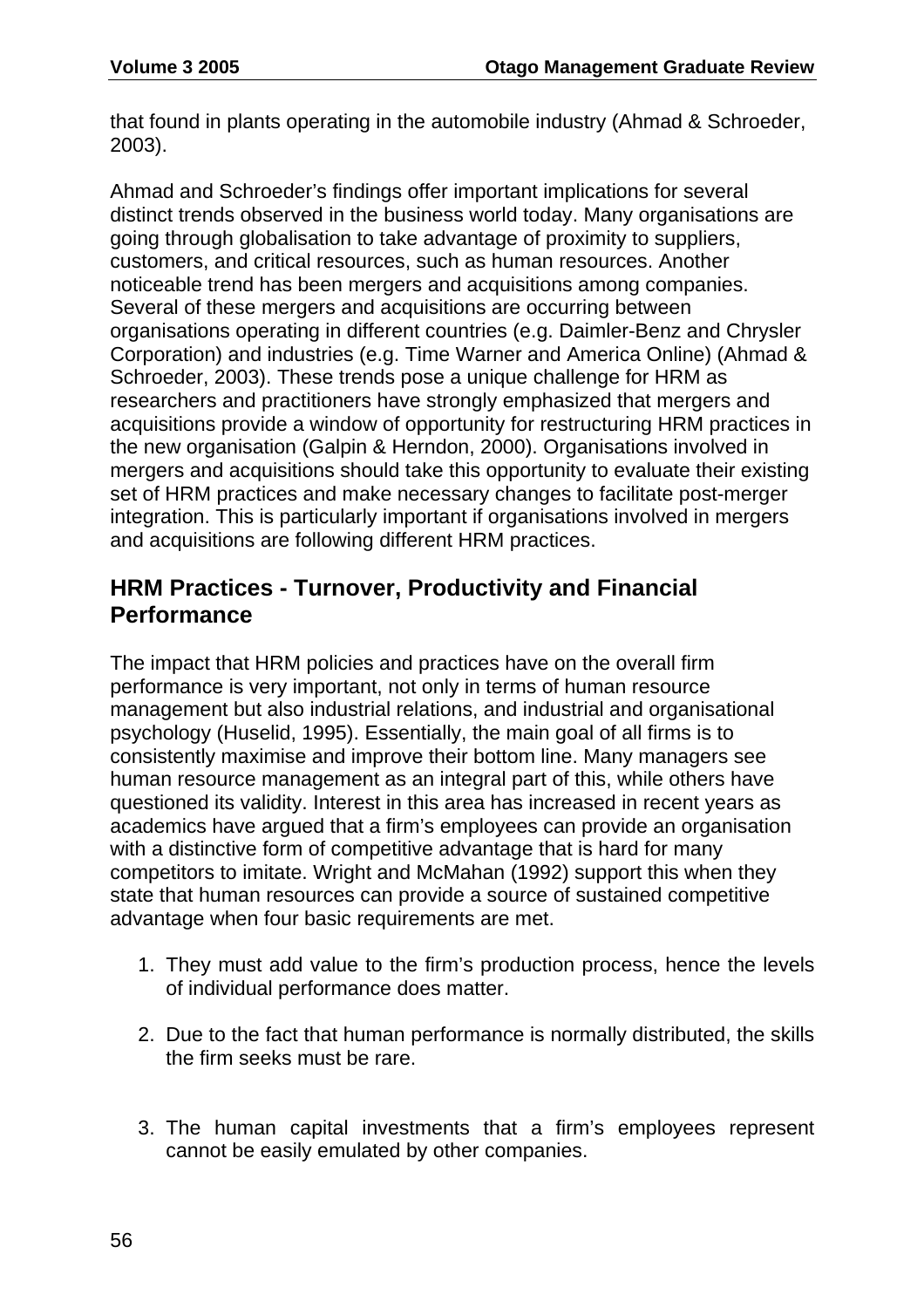that found in plants operating in the automobile industry (Ahmad & Schroeder, 2003).

Ahmad and Schroeder's findings offer important implications for several distinct trends observed in the business world today. Many organisations are going through globalisation to take advantage of proximity to suppliers, customers, and critical resources, such as human resources. Another noticeable trend has been mergers and acquisitions among companies. Several of these mergers and acquisitions are occurring between organisations operating in different countries (e.g. Daimler-Benz and Chrysler Corporation) and industries (e.g. Time Warner and America Online) (Ahmad & Schroeder, 2003). These trends pose a unique challenge for HRM as researchers and practitioners have strongly emphasized that mergers and acquisitions provide a window of opportunity for restructuring HRM practices in the new organisation (Galpin & Herndon, 2000). Organisations involved in mergers and acquisitions should take this opportunity to evaluate their existing set of HRM practices and make necessary changes to facilitate post-merger integration. This is particularly important if organisations involved in mergers and acquisitions are following different HRM practices.

## HRM Practices - Turnover, Productivity and Financial Performance

The impact that HRM policies and practices have on the overall firm performance is very important, not only in terms of human resource management but also industrial relations, and industrial and organisational psychology (Huselid, 1995). Essentially, the main goal of all firms is to consistently maximise and improve their bottom line. Many managers see human resource management as an integral part of this, while others have questioned its validity. Interest in this area has increased in recent years as academics have argued that a firm's employees can provide an organisation with a distinctive form of competitive advantage that is hard for many competitors to imitate. Wright and McMahan (1992) support this when they state that human resources can provide a source of sustained competitive advantage when four basic requirements are met.

1. They must add value to the firm's production process, hence the levels of individual performance does matter.

2. Due to the fact that human performance is normally distributed, the skills the firm seeks must be rare.

3. The human capital investments that a firm's employees represent cannot be easily emulated by other companies.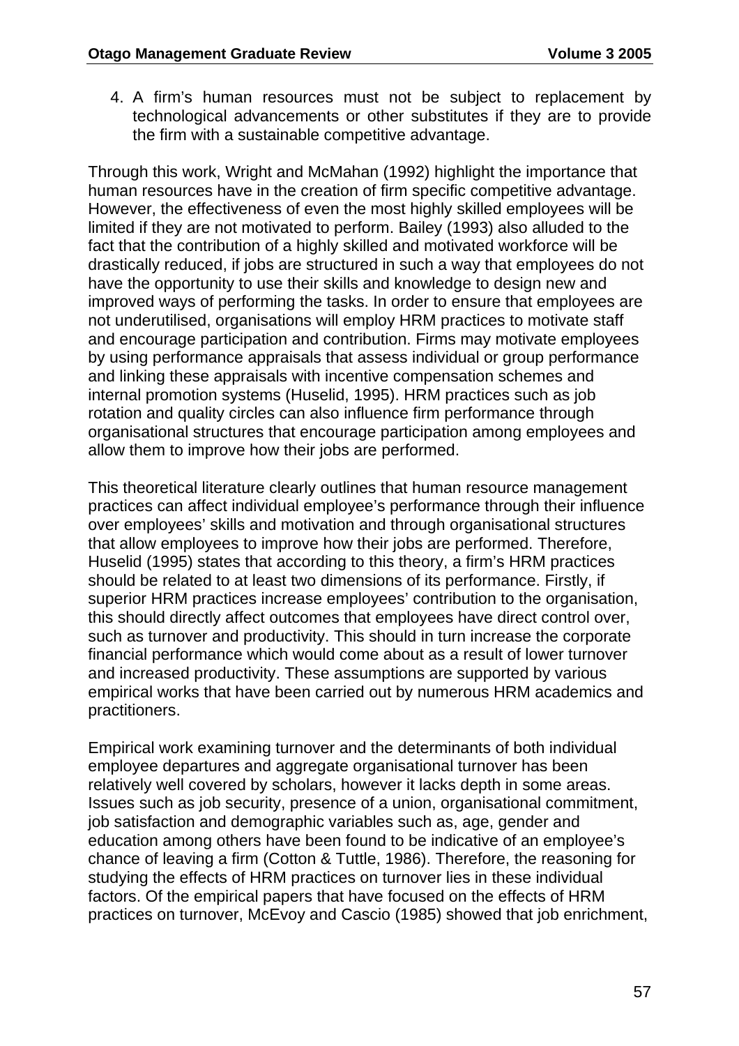4. A firm's human resources must not be subject to replacement by technological advancements or other substitutes if they are to provide the firm with a sustainable competitive advantage.

Through this work, Wright and McMahan (1992) highlight the importance that human resources have in the creation of firm specific competitive advantage. However, the effectiveness of even the most highly skilled employees will be limited if they are not motivated to perform. Bailey (1993) also alluded to the fact that the contribution of a highly skilled and motivated workforce will be drastically reduced, if jobs are structured in such a way that employees do not have the opportunity to use their skills and knowledge to design new and improved ways of performing the tasks. In order to ensure that employees are not underutilised, organisations will employ HRM practices to motivate staff and encourage participation and contribution. Firms may motivate employees by using performance appraisals that assess individual or group performance and linking these appraisals with incentive compensation schemes and internal promotion systems (Huselid, 1995). HRM practices such as job rotation and quality circles can also influence firm performance through organisational structures that encourage participation among employees and allow them to improve how their jobs are performed.

This theoretical literature clearly outlines that human resource management practices can affect individual employee's performance through their influence over employees' skills and motivation and through organisational structures that allow employees to improve how their jobs are performed. Therefore, Huselid (1995) states that according to this theory, a firm's HRM practices should be related to at least two dimensions of its performance. Firstly, if superior HRM practices increase employees' contribution to the organisation, this should directly affect outcomes that employees have direct control over, such as turnover and productivity. This should in turn increase the corporate financial performance which would come about as a result of lower turnover and increased productivity. These assumptions are supported by various empirical works that have been carried out by numerous HRM academics and practitioners.

Empirical work examining turnover and the determinants of both individual employee departures and aggregate organisational turnover has been relatively well covered by scholars, however it lacks depth in some areas. Issues such as job security, presence of a union, organisational commitment, job satisfaction and demographic variables such as, age, gender and education among others have been found to be indicative of an employee's chance of leaving a firm (Cotton & Tuttle, 1986). Therefore, the reasoning for studying the effects of HRM practices on turnover lies in these individual factors. Of the empirical papers that have focused on the effects of HRM practices on turnover, McEvoy and Cascio (1985) showed that job enrichment,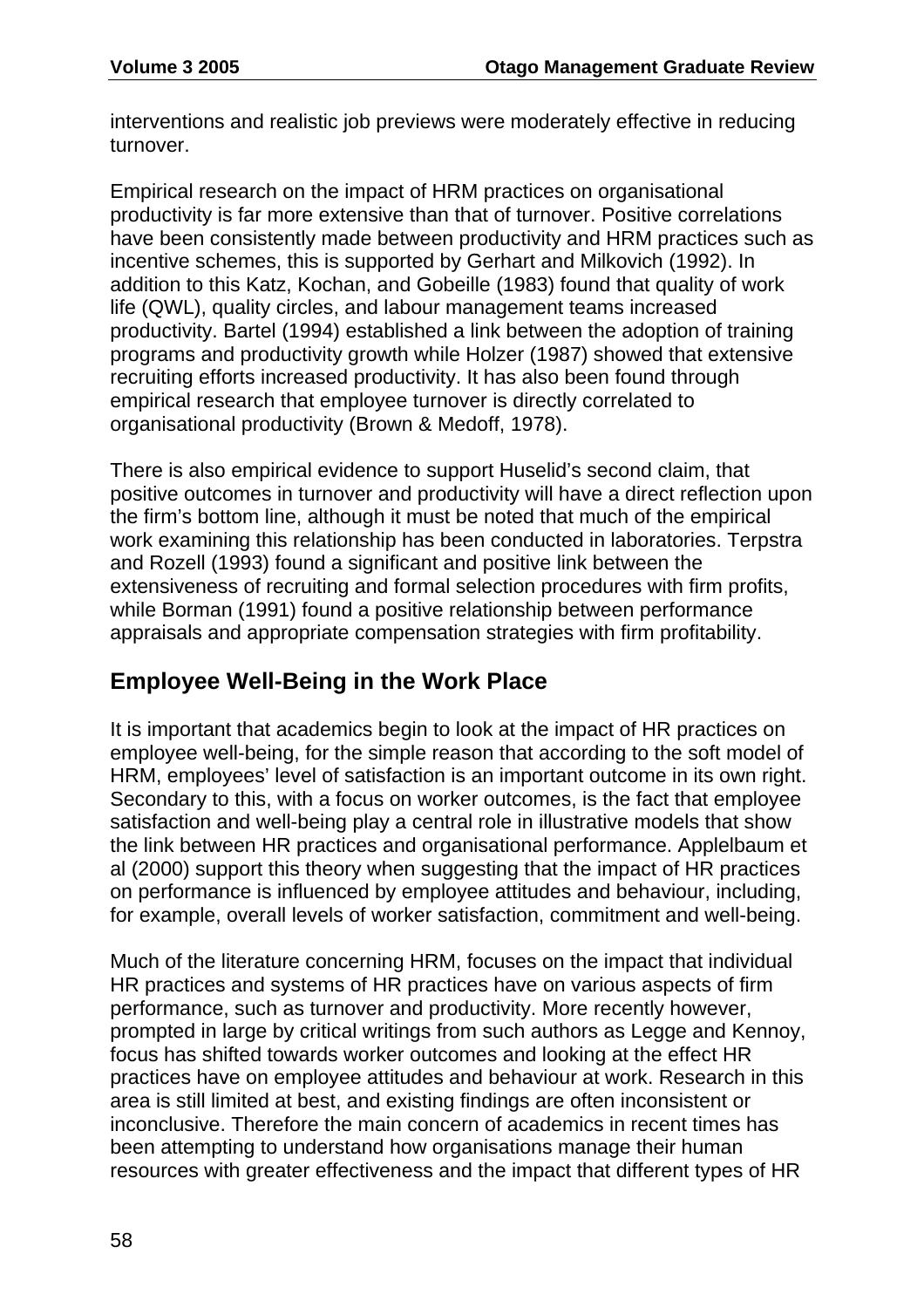interventions and realistic job previews were moderately effective in reducing turnover.

Empirical research on the impact of HRM practices on organisational productivity is far more extensive than that of turnover. Positive correlations have been consistently made between productivity and HRM practices such as incentive schemes, this is supported by Gerhart and Milkovich (1992). In addition to this Katz, Kochan, and Gobeille (1983) found that quality of work life (QWL), quality circles, and labour management teams increased productivity. Bartel (1994) established a link between the adoption of training programs and productivity growth while Holzer (1987) showed that extensive recruiting efforts increased productivity. It has also been found through empirical research that employee turnover is directly correlated to organisational productivity (Brown & Medoff, 1978).

There is also empirical evidence to support Huselid's second claim, that positive outcomes in turnover and productivity will have a direct reflection upon the firm's bottom line, although it must be noted that much of the empirical work examining this relationship has been conducted in laboratories. Terpstra and Rozell (1993) found a significant and positive link between the extensiveness of recruiting and formal selection procedures with firm profits, while Borman (1991) found a positive relationship between performance appraisals and appropriate compensation strategies with firm profitability.

## Employee Well-Being in the Work Place

It is important that academics begin to look at the impact of HR practices on employee well-being, for the simple reason that according to the soft model of HRM, employees' level of satisfaction is an important outcome in its own right. Secondary to this, with a focus on worker outcomes, is the fact that employee satisfaction and well-being play a central role in illustrative models that show the link between HR practices and organisational performance. Applelbaum et al (2000) support this theory when suggesting that the impact of HR practices on performance is influenced by employee attitudes and behaviour, including, for example, overall levels of worker satisfaction, commitment and well-being.

Much of the literature concerning HRM, focuses on the impact that individual HR practices and systems of HR practices have on various aspects of firm performance, such as turnover and productivity. More recently however, prompted in large by critical writings from such authors as Legge and Kennoy, focus has shifted towards worker outcomes and looking at the effect HR practices have on employee attitudes and behaviour at work. Research in this area is still limited at best, and existing findings are often inconsistent or inconclusive. Therefore the main concern of academics in recent times has been attempting to understand how organisations manage their human resources with greater effectiveness and the impact that different types of HR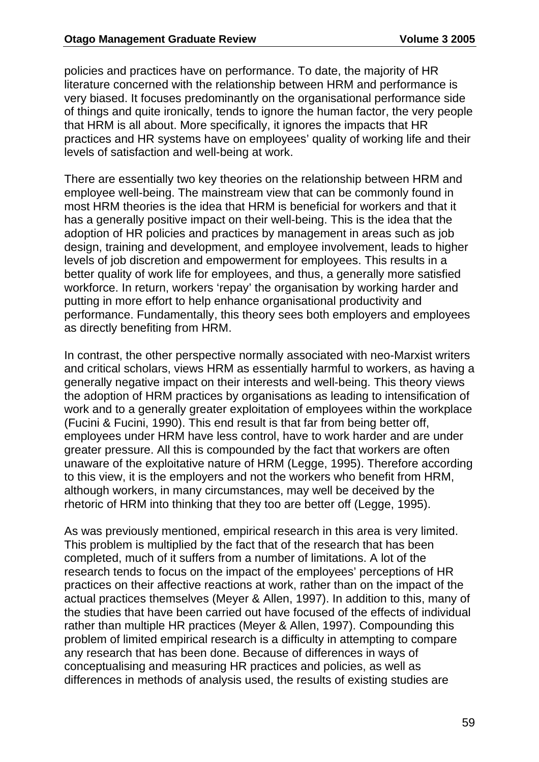policies and practices have on performance. To date, the majority of HR literature concerned with the relationship between HRM and performance is very biased. It focuses predominantly on the organisational performance side of things and quite ironically, tends to ignore the human factor, the very people that HRM is all about. More specifically, it ignores the impacts that HR practices and HR systems have on employees' quality of working life and their levels of satisfaction and well-being at work.

There are essentially two key theories on the relationship between HRM and employee well-being. The mainstream view that can be commonly found in most HRM theories is the idea that HRM is beneficial for workers and that it has a generally positive impact on their well-being. This is the idea that the adoption of HR policies and practices by management in areas such as job design, training and development, and employee involvement, leads to higher levels of job discretion and empowerment for employees. This results in a better quality of work life for employees, and thus, a generally more satisfied workforce. In return, workers 'repay' the organisation by working harder and putting in more effort to help enhance organisational productivity and performance. Fundamentally, this theory sees both employers and employees as directly benefiting from HRM.

In contrast, the other perspective normally associated with neo-Marxist writers and critical scholars, views HRM as essentially harmful to workers, as having a generally negative impact on their interests and well-being. This theory views the adoption of HRM practices by organisations as leading to intensification of work and to a generally greater exploitation of employees within the workplace (Fucini & Fucini, 1990). This end result is that far from being better off, employees under HRM have less control, have to work harder and are under greater pressure. All this is compounded by the fact that workers are often unaware of the exploitative nature of HRM (Legge, 1995). Therefore according to this view, it is the employers and not the workers who benefit from HRM, although workers, in many circumstances, may well be deceived by the rhetoric of HRM into thinking that they too are better off (Legge, 1995).

As was previously mentioned, empirical research in this area is very limited. This problem is multiplied by the fact that of the research that has been completed, much of it suffers from a number of limitations. A lot of the research tends to focus on the impact of the employees' perceptions of HR practices on their affective reactions at work, rather than on the impact of the actual practices themselves (Meyer & Allen, 1997). In addition to this, many of the studies that have been carried out have focused of the effects of individual rather than multiple HR practices (Meyer & Allen, 1997). Compounding this problem of limited empirical research is a difficulty in attempting to compare any research that has been done. Because of differences in ways of conceptualising and measuring HR practices and policies, as well as differences in methods of analysis used, the results of existing studies are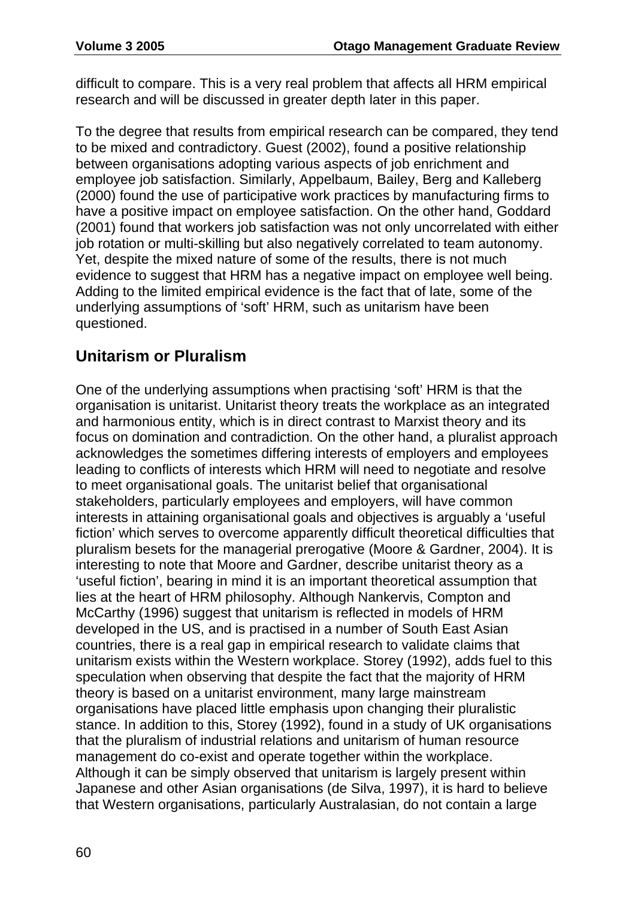difficult to compare. This is a very real problem that affects all HRM empirical research and will be discussed in greater depth later in this paper.

To the degree that results from empirical research can be compared, they tend to be mixed and contradictory. Guest (2002), found a positive relationship between organisations adopting various aspects of job enrichment and employee job satisfaction. Similarly, Appelbaum, Bailey, Berg and Kalleberg (2000) found the use of participative work practices by manufacturing firms to have a positive impact on employee satisfaction. On the other hand, Goddard (2001) found that workers job satisfaction was not only uncorrelated with either job rotation or multi-skilling but also negatively correlated to team autonomy. Yet, despite the mixed nature of some of the results, there is not much evidence to suggest that HRM has a negative impact on employee well being. Adding to the limited empirical evidence is the fact that of late, some of the underlying assumptions of 'soft' HRM, such as unitarism have been questioned.

## Unitarism or Pluralism

One of the underlying assumptions when practising 'soft' HRM is that the organisation is unitarist. Unitarist theory treats the workplace as an integrated and harmonious entity, which is in direct contrast to Marxist theory and its focus on domination and contradiction. On the other hand, a pluralist approach acknowledges the sometimes differing interests of employers and employees leading to conflicts of interests which HRM will need to negotiate and resolve to meet organisational goals. The unitarist belief that organisational stakeholders, particularly employees and employers, will have common interests in attaining organisational goals and objectives is arguably a 'useful fiction' which serves to overcome apparently difficult theoretical difficulties that pluralism besets for the managerial prerogative (Moore & Gardner, 2004). It is interesting to note that Moore and Gardner, describe unitarist theory as a 'useful fiction', bearing in mind it is an important theoretical assumption that lies at the heart of HRM philosophy. Although Nankervis, Compton and McCarthy (1996) suggest that unitarism is reflected in models of HRM developed in the US, and is practised in a number of South East Asian countries, there is a real gap in empirical research to validate claims that unitarism exists within the Western workplace. Storey (1992), adds fuel to this speculation when observing that despite the fact that the majority of HRM theory is based on a unitarist environment, many large mainstream organisations have placed little emphasis upon changing their pluralistic stance. In addition to this, Storey (1992), found in a study of UK organisations that the pluralism of industrial relations and unitarism of human resource management do co-exist and operate together within the workplace. Although it can be simply observed that unitarism is largely present within Japanese and other Asian organisations (de Silva, 1997), it is hard to believe that Western organisations, particularly Australasian, do not contain a large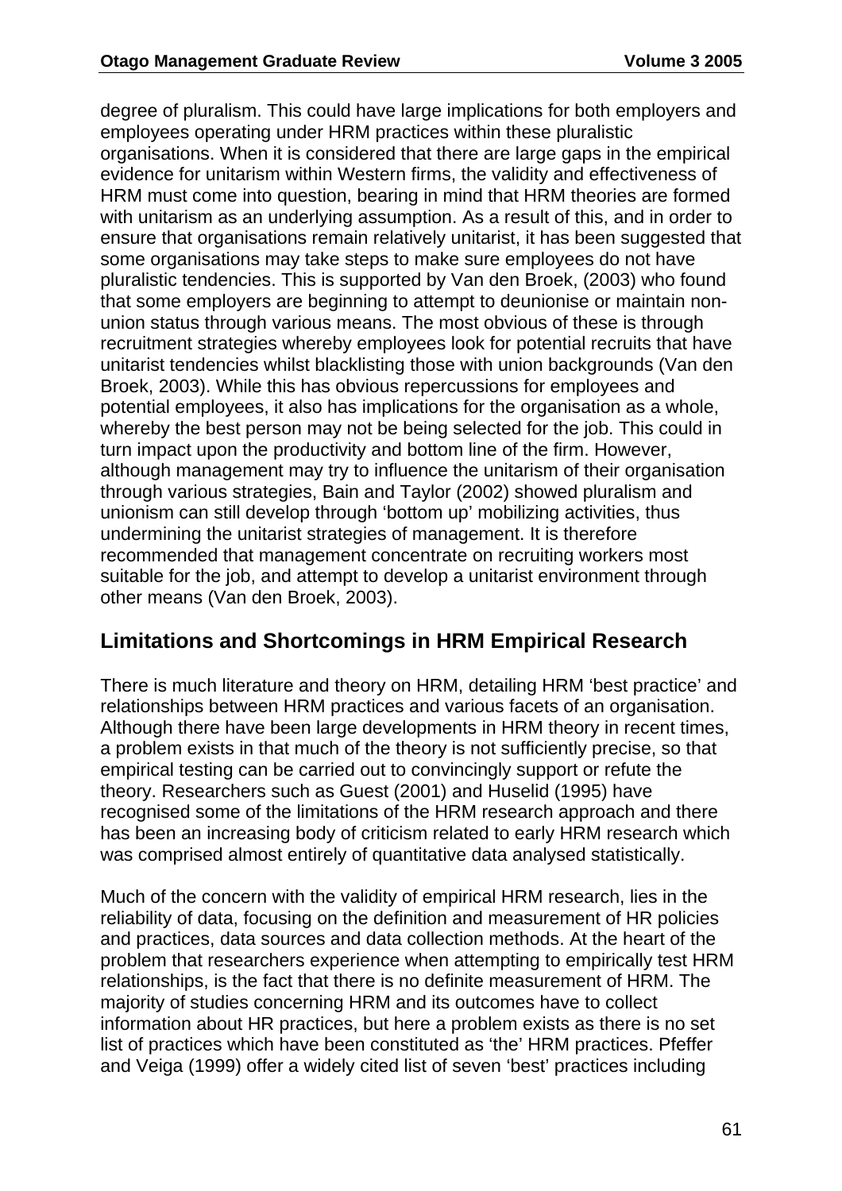degree of pluralism. This could have large implications for both employers and employees operating under HRM practices within these pluralistic organisations. When it is considered that there are large gaps in the empirical evidence for unitarism within Western firms, the validity and effectiveness of HRM must come into question, bearing in mind that HRM theories are formed with unitarism as an underlying assumption. As a result of this, and in order to ensure that organisations remain relatively unitarist, it has been suggested that some organisations may take steps to make sure employees do not have pluralistic tendencies. This is supported by Van den Broek, (2003) who found that some employers are beginning to attempt to deunionise or maintain non-union status through various means. The most obvious of these is through recruitment strategies whereby employees look for potential recruits that have unitarist tendencies whilst blacklisting those with union backgrounds (Van den Broek, 2003). While this has obvious repercussions for employees and potential employees, it also has implications for the organisation as a whole, whereby the best person may not be being selected for the job. This could in turn impact upon the productivity and bottom line of the firm. However, although management may try to influence the unitarism of their organisation through various strategies, Bain and Taylor (2002) showed pluralism and unionism can still develop through 'bottom up' mobilizing activities, thus undermining the unitarist strategies of management. It is therefore recommended that management concentrate on recruiting workers most suitable for the job, and attempt to develop a unitarist environment through other means (Van den Broek, 2003).

## Limitations and Shortcomings in HRM Empirical Research

There is much literature and theory on HRM, detailing HRM 'best practice' and relationships between HRM practices and various facets of an organisation. Although there have been large developments in HRM theory in recent times, a problem exists in that much of the theory is not sufficiently precise, so that empirical testing can be carried out to convincingly support or refute the theory. Researchers such as Guest (2001) and Huselid (1995) have recognised some of the limitations of the HRM research approach and there has been an increasing body of criticism related to early HRM research which was comprised almost entirely of quantitative data analysed statistically.

Much of the concern with the validity of empirical HRM research, lies in the reliability of data, focusing on the definition and measurement of HR policies and practices, data sources and data collection methods. At the heart of the problem that researchers experience when attempting to empirically test HRM relationships, is the fact that there is no definite measurement of HRM. The majority of studies concerning HRM and its outcomes have to collect information about HR practices, but here a problem exists as there is no set list of practices which have been constituted as 'the' HRM practices. Pfeffer and Veiga (1999) offer a widely cited list of seven 'best' practices including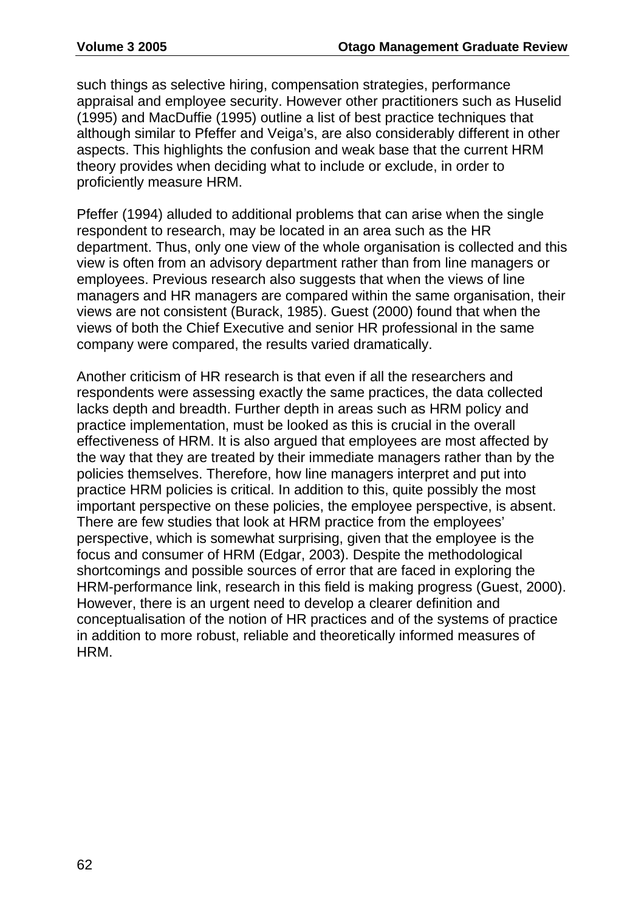such things as selective hiring, compensation strategies, performance appraisal and employee security. However other practitioners such as Huselid (1995) and MacDuffie (1995) outline a list of best practice techniques that although similar to Pfeffer and Veiga's, are also considerably different in other aspects. This highlights the confusion and weak base that the current HRM theory provides when deciding what to include or exclude, in order to proficiently measure HRM.

Pfeffer (1994) alluded to additional problems that can arise when the single respondent to research, may be located in an area such as the HR department. Thus, only one view of the whole organisation is collected and this view is often from an advisory department rather than from line managers or employees. Previous research also suggests that when the views of line managers and HR managers are compared within the same organisation, their views are not consistent (Burack, 1985). Guest (2000) found that when the views of both the Chief Executive and senior HR professional in the same company were compared, the results varied dramatically.

Another criticism of HR research is that even if all the researchers and respondents were assessing exactly the same practices, the data collected lacks depth and breadth. Further depth in areas such as HRM policy and practice implementation, must be looked as this is crucial in the overall effectiveness of HRM. It is also argued that employees are most affected by the way that they are treated by their immediate managers rather than by the policies themselves. Therefore, how line managers interpret and put into practice HRM policies is critical. In addition to this, quite possibly the most important perspective on these policies, the employee perspective, is absent. There are few studies that look at HRM practice from the employees' perspective, which is somewhat surprising, given that the employee is the focus and consumer of HRM (Edgar, 2003). Despite the methodological shortcomings and possible sources of error that are faced in exploring the HRM-performance link, research in this field is making progress (Guest, 2000). However, there is an urgent need to develop a clearer definition and conceptualisation of the notion of HR practices and of the systems of practice in addition to more robust, reliable and theoretically informed measures of HRM.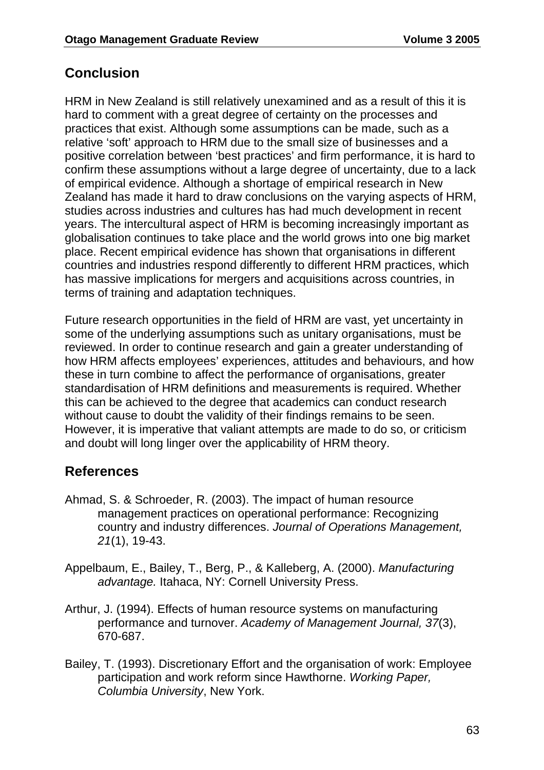## Conclusion

HRM in New Zealand is still relatively unexamined and as a result of this it is hard to comment with a great degree of certainty on the processes and practices that exist. Although some assumptions can be made, such as a relative 'soft' approach to HRM due to the small size of businesses and a positive correlation between 'best practices' and firm performance, it is hard to confirm these assumptions without a large degree of uncertainty, due to a lack of empirical evidence. Although a shortage of empirical research in New Zealand has made it hard to draw conclusions on the varying aspects of HRM, studies across industries and cultures has had much development in recent years. The intercultural aspect of HRM is becoming increasingly important as globalisation continues to take place and the world grows into one big market place. Recent empirical evidence has shown that organisations in different countries and industries respond differently to different HRM practices, which has massive implications for mergers and acquisitions across countries, in terms of training and adaptation techniques.

Future research opportunities in the field of HRM are vast, yet uncertainty in some of the underlying assumptions such as unitary organisations, must be reviewed. In order to continue research and gain a greater understanding of how HRM affects employees' experiences, attitudes and behaviours, and how these in turn combine to affect the performance of organisations, greater standardisation of HRM definitions and measurements is required. Whether this can be achieved to the degree that academics can conduct research without cause to doubt the validity of their findings remains to be seen. However, it is imperative that valiant attempts are made to do so, or criticism and doubt will long linger over the applicability of HRM theory.

## References

Ahmad, S. & Schroeder, R. (2003). The impact of human resource management practices on operational performance: Recognizing country and industry differences. *Journal of Operations Management, 21*(1), 19-43.

Appelbaum, E., Bailey, T., Berg, P., & Kalleberg, A. (2000). *Manufacturing advantage.* Itahaca, NY: Cornell University Press.

Arthur, J. (1994). Effects of human resource systems on manufacturing performance and turnover. *Academy of Management Journal, 37*(3), 670-687.

Bailey, T. (1993). Discretionary Effort and the organisation of work: Employee participation and work reform since Hawthorne. *Working Paper, Columbia University*, New York.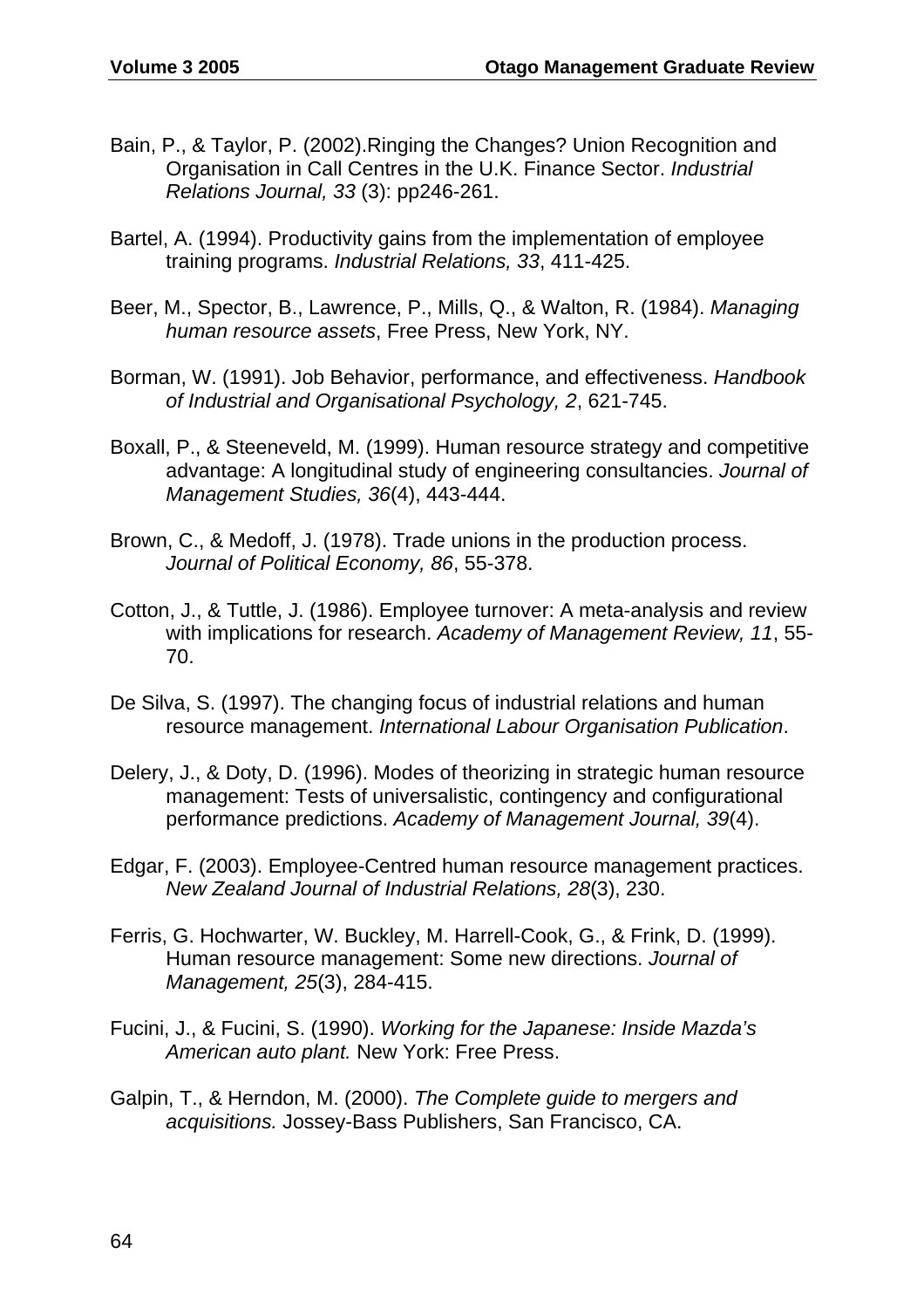Bain, P., & Taylor, P. (2002).Ringing the Changes? Union Recognition and Organisation in Call Centres in the U.K. Finance Sector. *Industrial Relations Journal, 33* (3): pp246-261.

Bartel, A. (1994). Productivity gains from the implementation of employee training programs. *Industrial Relations, 33*, 411-425.

Beer, M., Spector, B., Lawrence, P., Mills, Q., & Walton, R. (1984). *Managing human resource assets*, Free Press, New York, NY.

Borman, W. (1991). Job Behavior, performance, and effectiveness. *Handbook of Industrial and Organisational Psychology, 2*, 621-745.

Boxall, P., & Steeneveld, M. (1999). Human resource strategy and competitive advantage: A longitudinal study of engineering consultancies. *Journal of Management Studies, 36*(4), 443-444.

Brown, C., & Medoff, J. (1978). Trade unions in the production process. *Journal of Political Economy, 86*, 55-378.

Cotton, J., & Tuttle, J. (1986). Employee turnover: A meta-analysis and review with implications for research. *Academy of Management Review, 11*, 55-70.

De Silva, S. (1997). The changing focus of industrial relations and human resource management. *International Labour Organisation Publication*.

Delery, J., & Doty, D. (1996). Modes of theorizing in strategic human resource management: Tests of universalistic, contingency and configurational performance predictions. *Academy of Management Journal, 39*(4).

Edgar, F. (2003). Employee-Centred human resource management practices. *New Zealand Journal of Industrial Relations, 28*(3), 230.

Ferris, G. Hochwarter, W. Buckley, M. Harrell-Cook, G., & Frink, D. (1999). Human resource management: Some new directions. *Journal of Management, 25*(3), 284-415.

Fucini, J., & Fucini, S. (1990). *Working for the Japanese: Inside Mazda's American auto plant.* New York: Free Press.

Galpin, T., & Herndon, M. (2000). *The Complete guide to mergers and acquisitions.* Jossey-Bass Publishers, San Francisco, CA.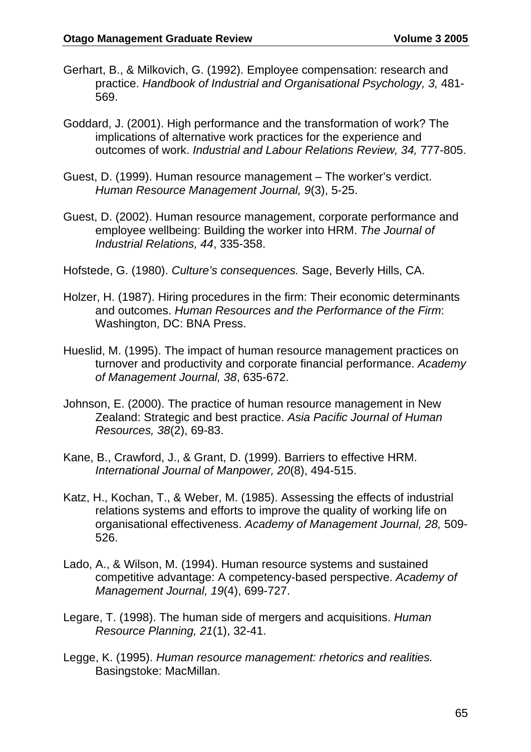Gerhart, B., & Milkovich, G. (1992). Employee compensation: research and practice. *Handbook of Industrial and Organisational Psychology, 3,* 481-569.

Goddard, J. (2001). High performance and the transformation of work? The implications of alternative work practices for the experience and outcomes of work. *Industrial and Labour Relations Review, 34,* 777-805.

Guest, D. (1999). Human resource management – The worker's verdict. *Human Resource Management Journal, 9*(3), 5-25.

Guest, D. (2002). Human resource management, corporate performance and employee wellbeing: Building the worker into HRM. *The Journal of Industrial Relations, 44*, 335-358.

Hofstede, G. (1980). *Culture's consequences.* Sage, Beverly Hills, CA.

Holzer, H. (1987). Hiring procedures in the firm: Their economic determinants and outcomes. *Human Resources and the Performance of the Firm*: Washington, DC: BNA Press.

Hueslid, M. (1995). The impact of human resource management practices on turnover and productivity and corporate financial performance. *Academy of Management Journal, 38*, 635-672.

Johnson, E. (2000). The practice of human resource management in New Zealand: Strategic and best practice. *Asia Pacific Journal of Human Resources, 38*(2), 69-83.

Kane, B., Crawford, J., & Grant, D. (1999). Barriers to effective HRM. *International Journal of Manpower, 20*(8), 494-515.

Katz, H., Kochan, T., & Weber, M. (1985). Assessing the effects of industrial relations systems and efforts to improve the quality of working life on organisational effectiveness. *Academy of Management Journal, 28,* 509-526.

Lado, A., & Wilson, M. (1994). Human resource systems and sustained competitive advantage: A competency-based perspective. *Academy of Management Journal, 19*(4), 699-727.

Legare, T. (1998). The human side of mergers and acquisitions. *Human Resource Planning, 21*(1), 32-41.

Legge, K. (1995). *Human resource management: rhetorics and realities.* Basingstoke: MacMillan.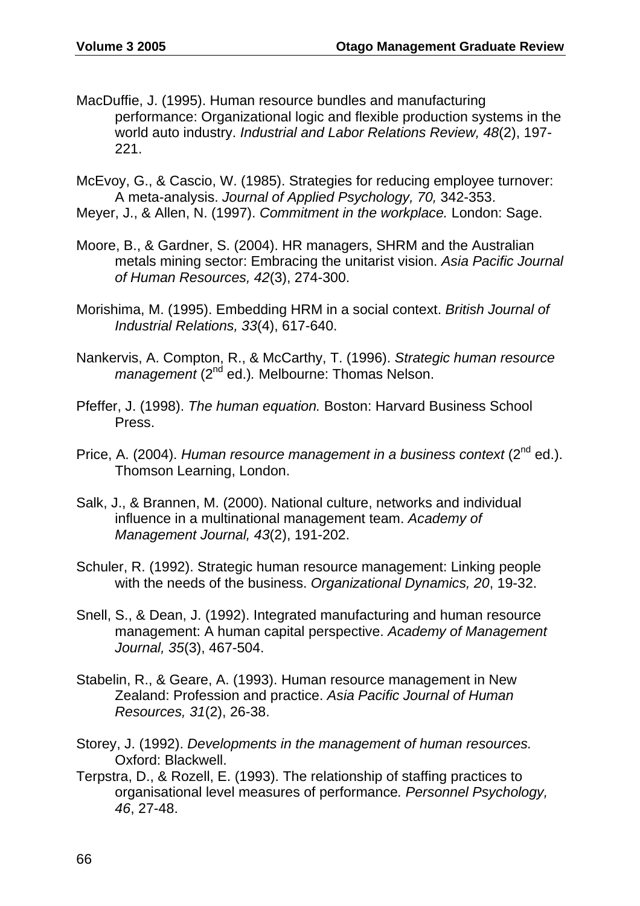MacDuffie, J. (1995). Human resource bundles and manufacturing performance: Organizational logic and flexible production systems in the world auto industry. *Industrial and Labor Relations Review, 48*(2), 197-221.

McEvoy, G., & Cascio, W. (1985). Strategies for reducing employee turnover: A meta-analysis. *Journal of Applied Psychology, 70,* 342-353.

Meyer, J., & Allen, N. (1997). *Commitment in the workplace.* London: Sage.

Moore, B., & Gardner, S. (2004). HR managers, SHRM and the Australian metals mining sector: Embracing the unitarist vision. *Asia Pacific Journal of Human Resources, 42*(3), 274-300.

Morishima, M. (1995). Embedding HRM in a social context. *British Journal of Industrial Relations, 33*(4), 617-640.

Nankervis, A. Compton, R., & McCarthy, T. (1996). *Strategic human resource management* (2nd ed.)*.* Melbourne: Thomas Nelson.

Pfeffer, J. (1998). *The human equation.* Boston: Harvard Business School Press.

Price, A. (2004). *Human resource management in a business context* (2nd ed.). Thomson Learning, London.

Salk, J., & Brannen, M. (2000). National culture, networks and individual influence in a multinational management team. *Academy of Management Journal, 43*(2), 191-202.

Schuler, R. (1992). Strategic human resource management: Linking people with the needs of the business. *Organizational Dynamics, 20*, 19-32.

Snell, S., & Dean, J. (1992). Integrated manufacturing and human resource management: A human capital perspective. *Academy of Management Journal, 35*(3), 467-504.

Stabelin, R., & Geare, A. (1993). Human resource management in New Zealand: Profession and practice. *Asia Pacific Journal of Human Resources, 31*(2), 26-38.

Storey, J. (1992). *Developments in the management of human resources.* Oxford: Blackwell.

Terpstra, D., & Rozell, E. (1993). The relationship of staffing practices to organisational level measures of performance*. Personnel Psychology, 46*, 27-48.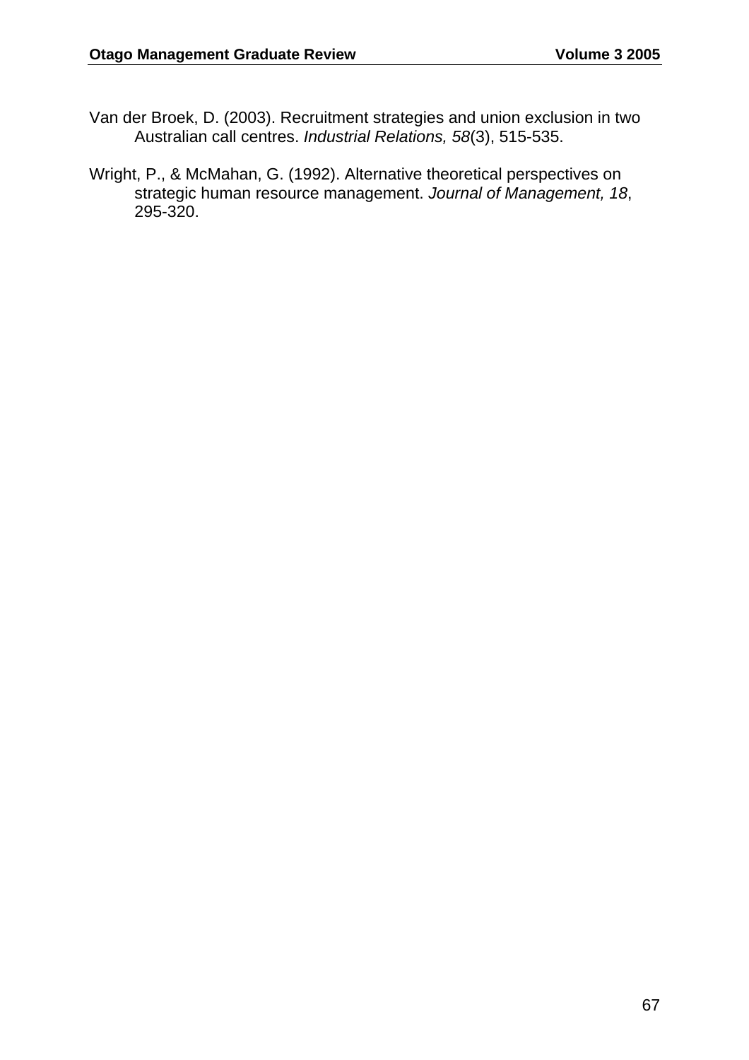Van der Broek, D. (2003). Recruitment strategies and union exclusion in two Australian call centres. *Industrial Relations, 58*(3), 515-535.

Wright, P., & McMahan, G. (1992). Alternative theoretical perspectives on strategic human resource management. *Journal of Management, 18*, 295-320.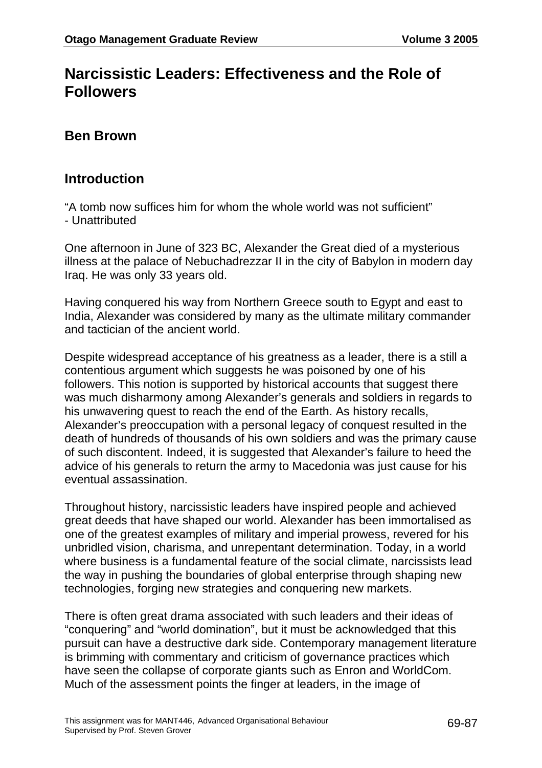# Narcissistic Leaders: Effectiveness and the Role of Followers

## Ben Brown

## Introduction

"A tomb now suffices him for whom the whole world was not sufficient"
- Unattributed

One afternoon in June of 323 BC, Alexander the Great died of a mysterious illness at the palace of Nebuchadrezzar II in the city of Babylon in modern day Iraq. He was only 33 years old.

Having conquered his way from Northern Greece south to Egypt and east to India, Alexander was considered by many as the ultimate military commander and tactician of the ancient world.

Despite widespread acceptance of his greatness as a leader, there is a still a contentious argument which suggests he was poisoned by one of his followers. This notion is supported by historical accounts that suggest there was much disharmony among Alexander's generals and soldiers in regards to his unwavering quest to reach the end of the Earth. As history recalls, Alexander's preoccupation with a personal legacy of conquest resulted in the death of hundreds of thousands of his own soldiers and was the primary cause of such discontent. Indeed, it is suggested that Alexander's failure to heed the advice of his generals to return the army to Macedonia was just cause for his eventual assassination.

Throughout history, narcissistic leaders have inspired people and achieved great deeds that have shaped our world. Alexander has been immortalised as one of the greatest examples of military and imperial prowess, revered for his unbridled vision, charisma, and unrepentant determination. Today, in a world where business is a fundamental feature of the social climate, narcissists lead the way in pushing the boundaries of global enterprise through shaping new technologies, forging new strategies and conquering new markets.

There is often great drama associated with such leaders and their ideas of "conquering" and "world domination", but it must be acknowledged that this pursuit can have a destructive dark side. Contemporary management literature is brimming with commentary and criticism of governance practices which have seen the collapse of corporate giants such as Enron and WorldCom. Much of the assessment points the finger at leaders, in the image of

This assignment was for MANT446, Advanced Organisational Behaviour
Supervised by Prof. Steven Grover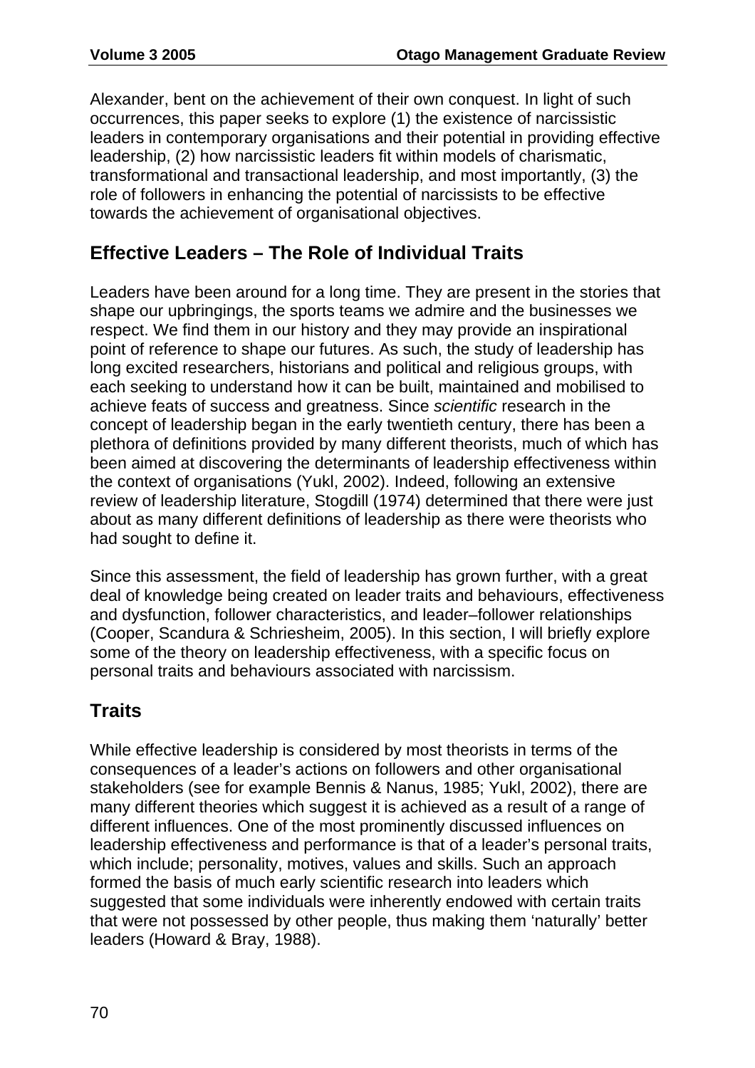Alexander, bent on the achievement of their own conquest. In light of such occurrences, this paper seeks to explore (1) the existence of narcissistic leaders in contemporary organisations and their potential in providing effective leadership, (2) how narcissistic leaders fit within models of charismatic, transformational and transactional leadership, and most importantly, (3) the role of followers in enhancing the potential of narcissists to be effective towards the achievement of organisational objectives.

## Effective Leaders – The Role of Individual Traits

Leaders have been around for a long time. They are present in the stories that shape our upbringings, the sports teams we admire and the businesses we respect. We find them in our history and they may provide an inspirational point of reference to shape our futures. As such, the study of leadership has long excited researchers, historians and political and religious groups, with each seeking to understand how it can be built, maintained and mobilised to achieve feats of success and greatness. Since *scientific* research in the concept of leadership began in the early twentieth century, there has been a plethora of definitions provided by many different theorists, much of which has been aimed at discovering the determinants of leadership effectiveness within the context of organisations (Yukl, 2002). Indeed, following an extensive review of leadership literature, Stogdill (1974) determined that there were just about as many different definitions of leadership as there were theorists who had sought to define it.

Since this assessment, the field of leadership has grown further, with a great deal of knowledge being created on leader traits and behaviours, effectiveness and dysfunction, follower characteristics, and leader–follower relationships (Cooper, Scandura & Schriesheim, 2005). In this section, I will briefly explore some of the theory on leadership effectiveness, with a specific focus on personal traits and behaviours associated with narcissism.

## Traits

While effective leadership is considered by most theorists in terms of the consequences of a leader's actions on followers and other organisational stakeholders (see for example Bennis & Nanus, 1985; Yukl, 2002), there are many different theories which suggest it is achieved as a result of a range of different influences. One of the most prominently discussed influences on leadership effectiveness and performance is that of a leader's personal traits, which include; personality, motives, values and skills. Such an approach formed the basis of much early scientific research into leaders which suggested that some individuals were inherently endowed with certain traits that were not possessed by other people, thus making them 'naturally' better leaders (Howard & Bray, 1988).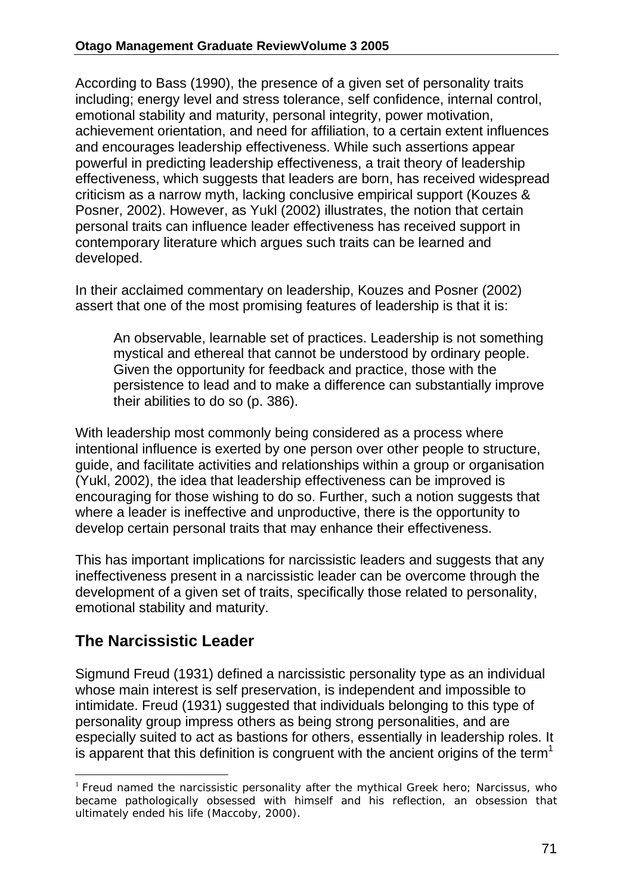According to Bass (1990), the presence of a given set of personality traits including; energy level and stress tolerance, self confidence, internal control, emotional stability and maturity, personal integrity, power motivation, achievement orientation, and need for affiliation, to a certain extent influences and encourages leadership effectiveness. While such assertions appear powerful in predicting leadership effectiveness, a trait theory of leadership effectiveness, which suggests that leaders are born, has received widespread criticism as a narrow myth, lacking conclusive empirical support (Kouzes & Posner, 2002). However, as Yukl (2002) illustrates, the notion that certain personal traits can influence leader effectiveness has received support in contemporary literature which argues such traits can be learned and developed.

In their acclaimed commentary on leadership, Kouzes and Posner (2002) assert that one of the most promising features of leadership is that it is:

> An observable, learnable set of practices. Leadership is not something mystical and ethereal that cannot be understood by ordinary people. Given the opportunity for feedback and practice, those with the persistence to lead and to make a difference can substantially improve their abilities to do so (p. 386).

With leadership most commonly being considered as a process where intentional influence is exerted by one person over other people to structure, guide, and facilitate activities and relationships within a group or organisation (Yukl, 2002), the idea that leadership effectiveness can be improved is encouraging for those wishing to do so. Further, such a notion suggests that where a leader is ineffective and unproductive, there is the opportunity to develop certain personal traits that may enhance their effectiveness.

This has important implications for narcissistic leaders and suggests that any ineffectiveness present in a narcissistic leader can be overcome through the development of a given set of traits, specifically those related to personality, emotional stability and maturity.

## The Narcissistic Leader

Sigmund Freud (1931) defined a narcissistic personality type as an individual whose main interest is self preservation, is independent and impossible to intimidate. Freud (1931) suggested that individuals belonging to this type of personality group impress others as being strong personalities, and are especially suited to act as bastions for others, essentially in leadership roles. It is apparent that this definition is congruent with the ancient origins of the term[1]

[1] Freud named the narcissistic personality after the mythical Greek hero; Narcissus, who became pathologically obsessed with himself and his reflection, an obsession that ultimately ended his life (Maccoby, 2000).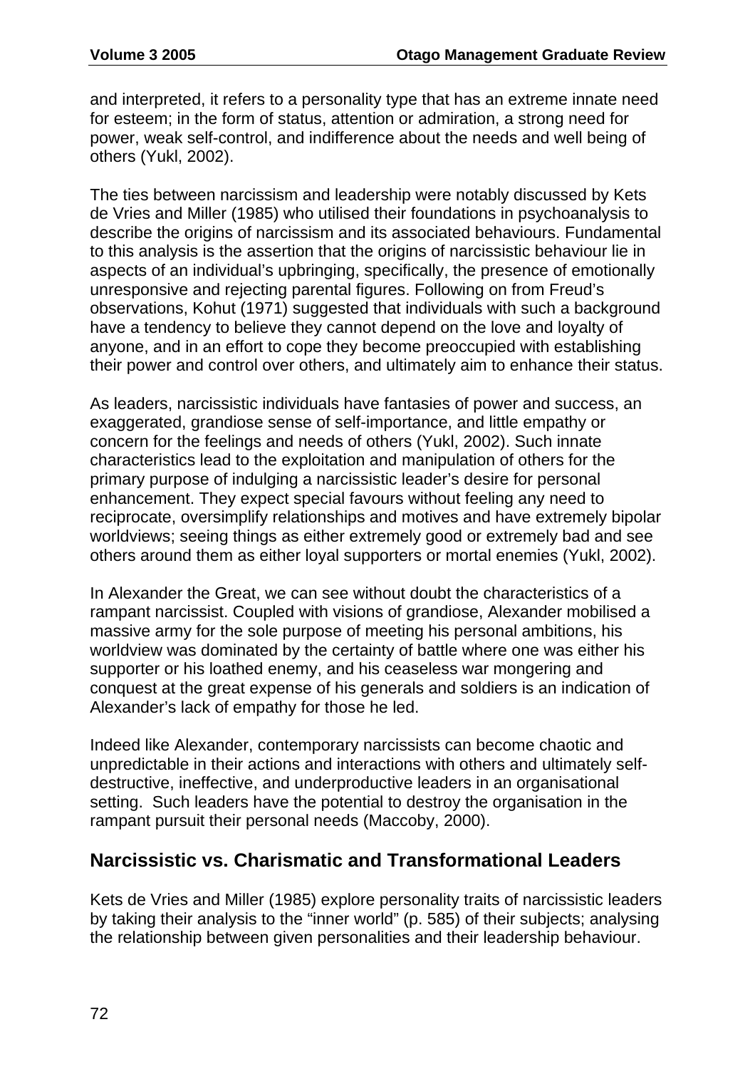and interpreted, it refers to a personality type that has an extreme innate need for esteem; in the form of status, attention or admiration, a strong need for power, weak self-control, and indifference about the needs and well being of others (Yukl, 2002).

The ties between narcissism and leadership were notably discussed by Kets de Vries and Miller (1985) who utilised their foundations in psychoanalysis to describe the origins of narcissism and its associated behaviours. Fundamental to this analysis is the assertion that the origins of narcissistic behaviour lie in aspects of an individual's upbringing, specifically, the presence of emotionally unresponsive and rejecting parental figures. Following on from Freud's observations, Kohut (1971) suggested that individuals with such a background have a tendency to believe they cannot depend on the love and loyalty of anyone, and in an effort to cope they become preoccupied with establishing their power and control over others, and ultimately aim to enhance their status.

As leaders, narcissistic individuals have fantasies of power and success, an exaggerated, grandiose sense of self-importance, and little empathy or concern for the feelings and needs of others (Yukl, 2002). Such innate characteristics lead to the exploitation and manipulation of others for the primary purpose of indulging a narcissistic leader's desire for personal enhancement. They expect special favours without feeling any need to reciprocate, oversimplify relationships and motives and have extremely bipolar worldviews; seeing things as either extremely good or extremely bad and see others around them as either loyal supporters or mortal enemies (Yukl, 2002).

In Alexander the Great, we can see without doubt the characteristics of a rampant narcissist. Coupled with visions of grandiose, Alexander mobilised a massive army for the sole purpose of meeting his personal ambitions, his worldview was dominated by the certainty of battle where one was either his supporter or his loathed enemy, and his ceaseless war mongering and conquest at the great expense of his generals and soldiers is an indication of Alexander's lack of empathy for those he led.

Indeed like Alexander, contemporary narcissists can become chaotic and unpredictable in their actions and interactions with others and ultimately self-destructive, ineffective, and underproductive leaders in an organisational setting. Such leaders have the potential to destroy the organisation in the rampant pursuit their personal needs (Maccoby, 2000).

## Narcissistic vs. Charismatic and Transformational Leaders

Kets de Vries and Miller (1985) explore personality traits of narcissistic leaders by taking their analysis to the "inner world" (p. 585) of their subjects; analysing the relationship between given personalities and their leadership behaviour.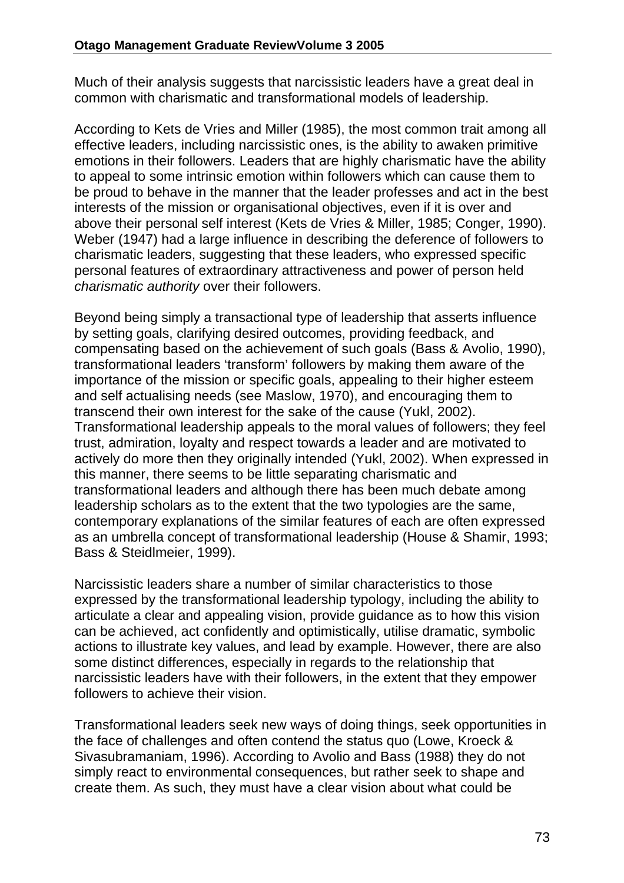Much of their analysis suggests that narcissistic leaders have a great deal in common with charismatic and transformational models of leadership.

According to Kets de Vries and Miller (1985), the most common trait among all effective leaders, including narcissistic ones, is the ability to awaken primitive emotions in their followers. Leaders that are highly charismatic have the ability to appeal to some intrinsic emotion within followers which can cause them to be proud to behave in the manner that the leader professes and act in the best interests of the mission or organisational objectives, even if it is over and above their personal self interest (Kets de Vries & Miller, 1985; Conger, 1990). Weber (1947) had a large influence in describing the deference of followers to charismatic leaders, suggesting that these leaders, who expressed specific personal features of extraordinary attractiveness and power of person held *charismatic authority* over their followers.

Beyond being simply a transactional type of leadership that asserts influence by setting goals, clarifying desired outcomes, providing feedback, and compensating based on the achievement of such goals (Bass & Avolio, 1990), transformational leaders 'transform' followers by making them aware of the importance of the mission or specific goals, appealing to their higher esteem and self actualising needs (see Maslow, 1970), and encouraging them to transcend their own interest for the sake of the cause (Yukl, 2002). Transformational leadership appeals to the moral values of followers; they feel trust, admiration, loyalty and respect towards a leader and are motivated to actively do more then they originally intended (Yukl, 2002). When expressed in this manner, there seems to be little separating charismatic and transformational leaders and although there has been much debate among leadership scholars as to the extent that the two typologies are the same, contemporary explanations of the similar features of each are often expressed as an umbrella concept of transformational leadership (House & Shamir, 1993; Bass & Steidlmeier, 1999).

Narcissistic leaders share a number of similar characteristics to those expressed by the transformational leadership typology, including the ability to articulate a clear and appealing vision, provide guidance as to how this vision can be achieved, act confidently and optimistically, utilise dramatic, symbolic actions to illustrate key values, and lead by example. However, there are also some distinct differences, especially in regards to the relationship that narcissistic leaders have with their followers, in the extent that they empower followers to achieve their vision.

Transformational leaders seek new ways of doing things, seek opportunities in the face of challenges and often contend the status quo (Lowe, Kroeck & Sivasubramaniam, 1996). According to Avolio and Bass (1988) they do not simply react to environmental consequences, but rather seek to shape and create them. As such, they must have a clear vision about what could be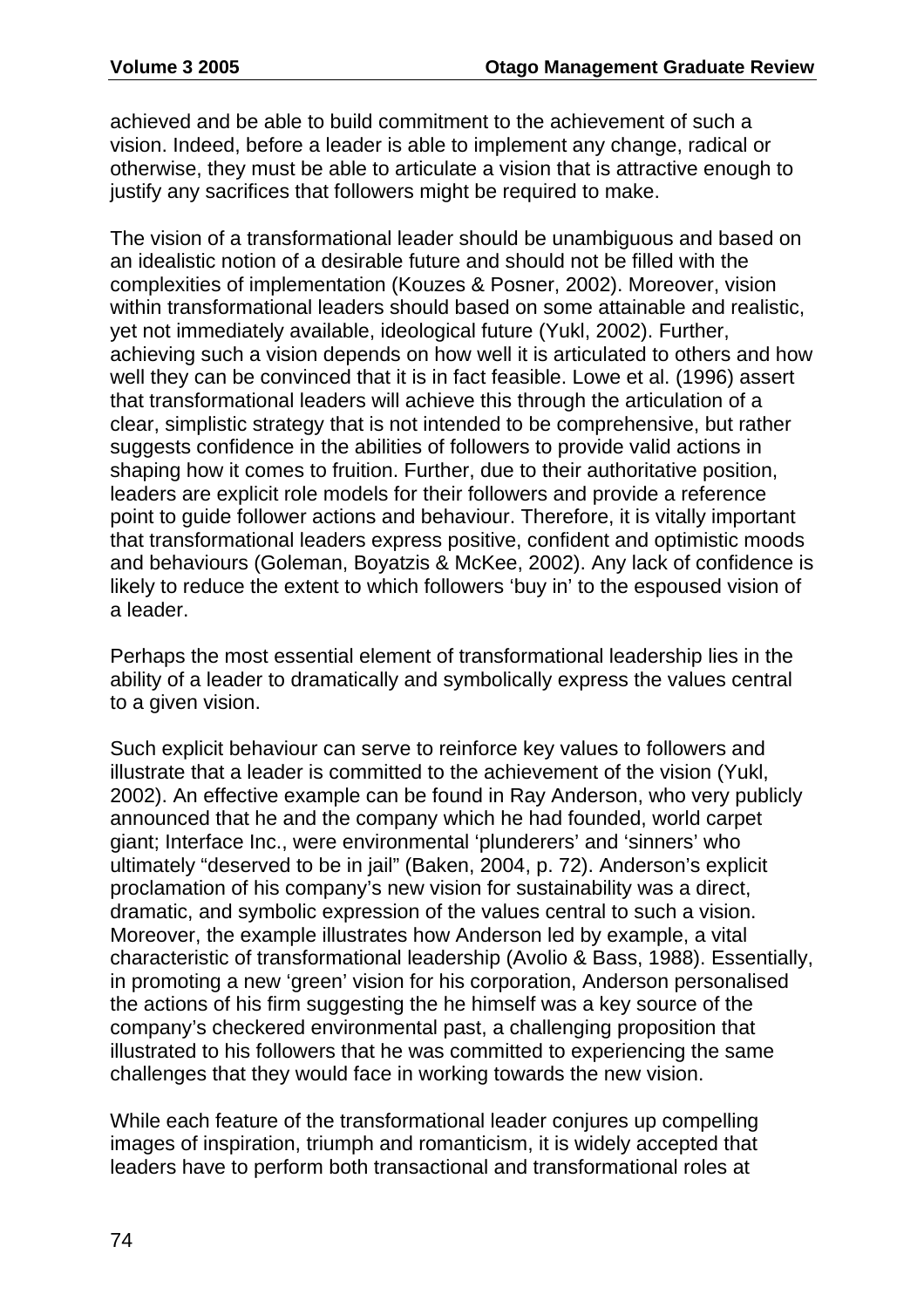achieved and be able to build commitment to the achievement of such a vision. Indeed, before a leader is able to implement any change, radical or otherwise, they must be able to articulate a vision that is attractive enough to justify any sacrifices that followers might be required to make.

The vision of a transformational leader should be unambiguous and based on an idealistic notion of a desirable future and should not be filled with the complexities of implementation (Kouzes & Posner, 2002). Moreover, vision within transformational leaders should based on some attainable and realistic, yet not immediately available, ideological future (Yukl, 2002). Further, achieving such a vision depends on how well it is articulated to others and how well they can be convinced that it is in fact feasible. Lowe et al. (1996) assert that transformational leaders will achieve this through the articulation of a clear, simplistic strategy that is not intended to be comprehensive, but rather suggests confidence in the abilities of followers to provide valid actions in shaping how it comes to fruition. Further, due to their authoritative position, leaders are explicit role models for their followers and provide a reference point to guide follower actions and behaviour. Therefore, it is vitally important that transformational leaders express positive, confident and optimistic moods and behaviours (Goleman, Boyatzis & McKee, 2002). Any lack of confidence is likely to reduce the extent to which followers 'buy in' to the espoused vision of a leader.

Perhaps the most essential element of transformational leadership lies in the ability of a leader to dramatically and symbolically express the values central to a given vision.

Such explicit behaviour can serve to reinforce key values to followers and illustrate that a leader is committed to the achievement of the vision (Yukl, 2002). An effective example can be found in Ray Anderson, who very publicly announced that he and the company which he had founded, world carpet giant; Interface Inc., were environmental 'plunderers' and 'sinners' who ultimately "deserved to be in jail" (Baken, 2004, p. 72). Anderson's explicit proclamation of his company's new vision for sustainability was a direct, dramatic, and symbolic expression of the values central to such a vision. Moreover, the example illustrates how Anderson led by example, a vital characteristic of transformational leadership (Avolio & Bass, 1988). Essentially, in promoting a new 'green' vision for his corporation, Anderson personalised the actions of his firm suggesting the he himself was a key source of the company's checkered environmental past, a challenging proposition that illustrated to his followers that he was committed to experiencing the same challenges that they would face in working towards the new vision.

While each feature of the transformational leader conjures up compelling images of inspiration, triumph and romanticism, it is widely accepted that leaders have to perform both transactional and transformational roles at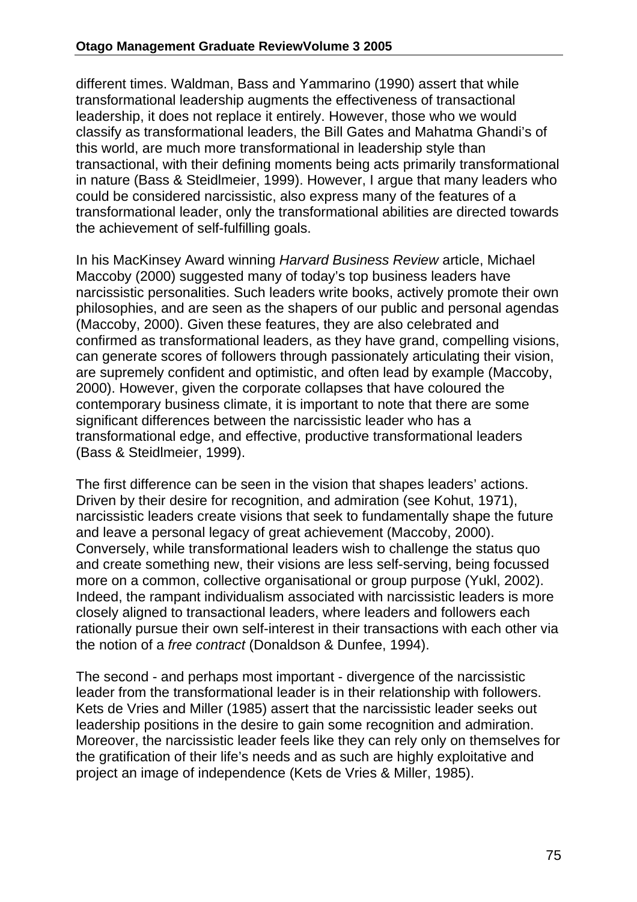different times. Waldman, Bass and Yammarino (1990) assert that while transformational leadership augments the effectiveness of transactional leadership, it does not replace it entirely. However, those who we would classify as transformational leaders, the Bill Gates and Mahatma Ghandi's of this world, are much more transformational in leadership style than transactional, with their defining moments being acts primarily transformational in nature (Bass & Steidlmeier, 1999). However, I argue that many leaders who could be considered narcissistic, also express many of the features of a transformational leader, only the transformational abilities are directed towards the achievement of self-fulfilling goals.

In his MacKinsey Award winning *Harvard Business Review* article, Michael Maccoby (2000) suggested many of today's top business leaders have narcissistic personalities. Such leaders write books, actively promote their own philosophies, and are seen as the shapers of our public and personal agendas (Maccoby, 2000). Given these features, they are also celebrated and confirmed as transformational leaders, as they have grand, compelling visions, can generate scores of followers through passionately articulating their vision, are supremely confident and optimistic, and often lead by example (Maccoby, 2000). However, given the corporate collapses that have coloured the contemporary business climate, it is important to note that there are some significant differences between the narcissistic leader who has a transformational edge, and effective, productive transformational leaders (Bass & Steidlmeier, 1999).

The first difference can be seen in the vision that shapes leaders' actions. Driven by their desire for recognition, and admiration (see Kohut, 1971), narcissistic leaders create visions that seek to fundamentally shape the future and leave a personal legacy of great achievement (Maccoby, 2000). Conversely, while transformational leaders wish to challenge the status quo and create something new, their visions are less self-serving, being focussed more on a common, collective organisational or group purpose (Yukl, 2002). Indeed, the rampant individualism associated with narcissistic leaders is more closely aligned to transactional leaders, where leaders and followers each rationally pursue their own self-interest in their transactions with each other via the notion of a *free contract* (Donaldson & Dunfee, 1994).

The second - and perhaps most important - divergence of the narcissistic leader from the transformational leader is in their relationship with followers. Kets de Vries and Miller (1985) assert that the narcissistic leader seeks out leadership positions in the desire to gain some recognition and admiration. Moreover, the narcissistic leader feels like they can rely only on themselves for the gratification of their life's needs and as such are highly exploitative and project an image of independence (Kets de Vries & Miller, 1985).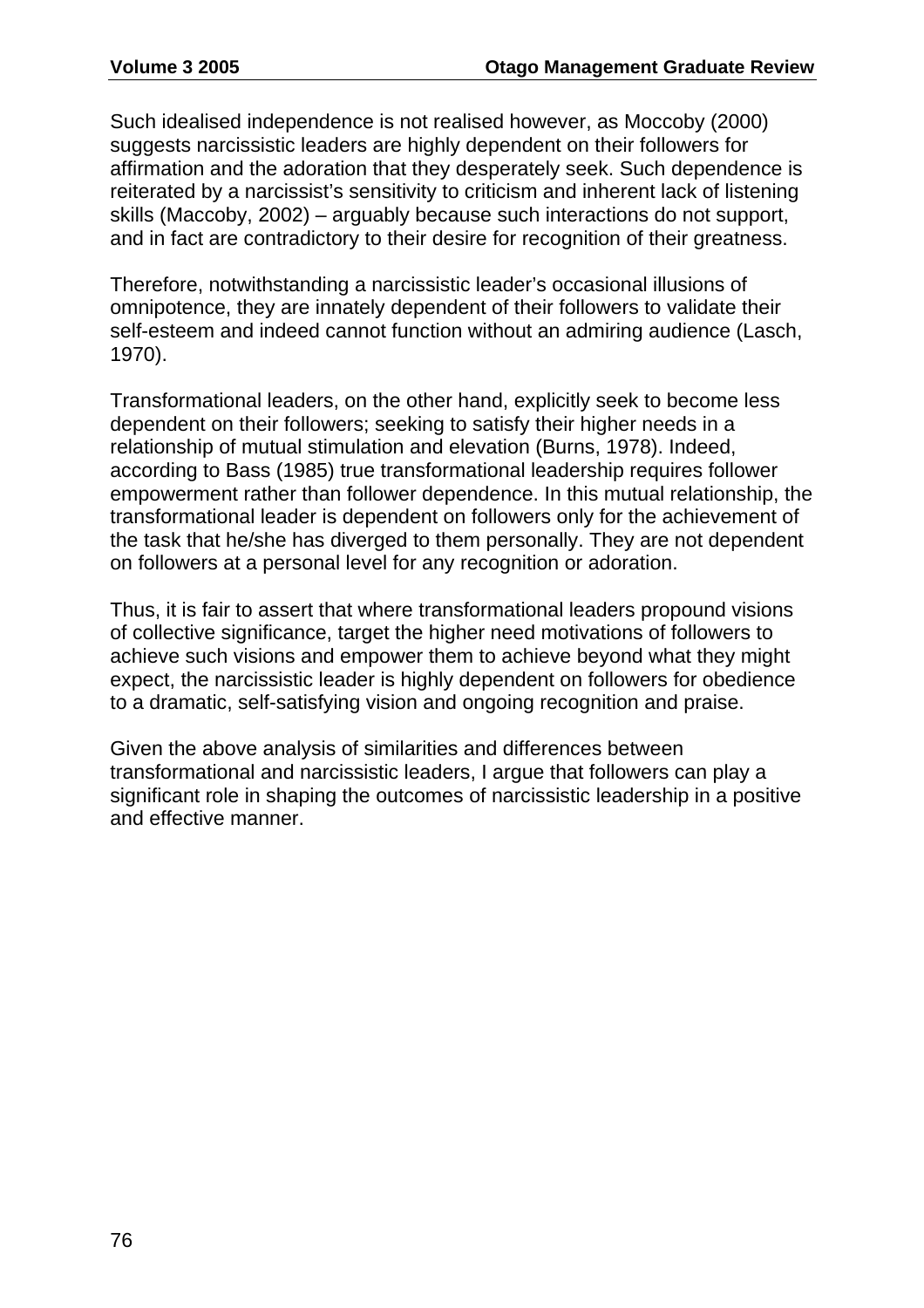Such idealised independence is not realised however, as Moccoby (2000) suggests narcissistic leaders are highly dependent on their followers for affirmation and the adoration that they desperately seek. Such dependence is reiterated by a narcissist's sensitivity to criticism and inherent lack of listening skills (Maccoby, 2002) – arguably because such interactions do not support, and in fact are contradictory to their desire for recognition of their greatness.

Therefore, notwithstanding a narcissistic leader's occasional illusions of omnipotence, they are innately dependent of their followers to validate their self-esteem and indeed cannot function without an admiring audience (Lasch, 1970).

Transformational leaders, on the other hand, explicitly seek to become less dependent on their followers; seeking to satisfy their higher needs in a relationship of mutual stimulation and elevation (Burns, 1978). Indeed, according to Bass (1985) true transformational leadership requires follower empowerment rather than follower dependence. In this mutual relationship, the transformational leader is dependent on followers only for the achievement of the task that he/she has diverged to them personally. They are not dependent on followers at a personal level for any recognition or adoration.

Thus, it is fair to assert that where transformational leaders propound visions of collective significance, target the higher need motivations of followers to achieve such visions and empower them to achieve beyond what they might expect, the narcissistic leader is highly dependent on followers for obedience to a dramatic, self-satisfying vision and ongoing recognition and praise.

Given the above analysis of similarities and differences between transformational and narcissistic leaders, I argue that followers can play a significant role in shaping the outcomes of narcissistic leadership in a positive and effective manner.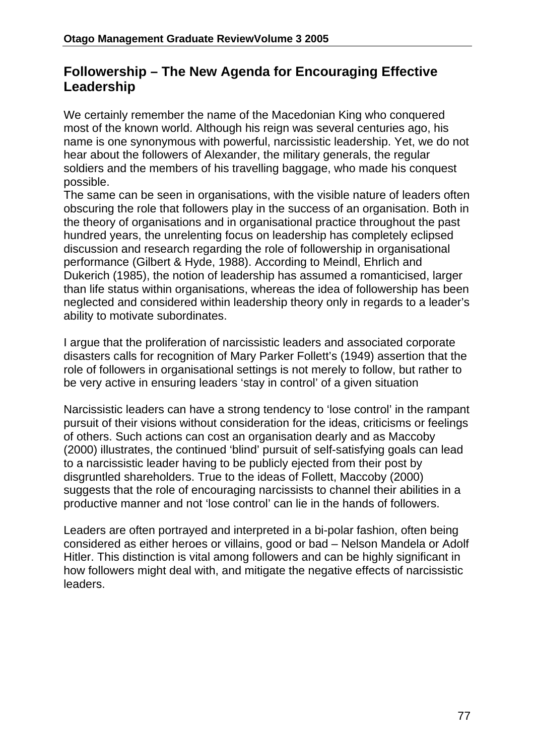## Followership – The New Agenda for Encouraging Effective Leadership

We certainly remember the name of the Macedonian King who conquered most of the known world. Although his reign was several centuries ago, his name is one synonymous with powerful, narcissistic leadership. Yet, we do not hear about the followers of Alexander, the military generals, the regular soldiers and the members of his travelling baggage, who made his conquest possible.
The same can be seen in organisations, with the visible nature of leaders often obscuring the role that followers play in the success of an organisation. Both in the theory of organisations and in organisational practice throughout the past hundred years, the unrelenting focus on leadership has completely eclipsed discussion and research regarding the role of followership in organisational performance (Gilbert & Hyde, 1988). According to Meindl, Ehrlich and Dukerich (1985), the notion of leadership has assumed a romanticised, larger than life status within organisations, whereas the idea of followership has been neglected and considered within leadership theory only in regards to a leader's ability to motivate subordinates.

I argue that the proliferation of narcissistic leaders and associated corporate disasters calls for recognition of Mary Parker Follett's (1949) assertion that the role of followers in organisational settings is not merely to follow, but rather to be very active in ensuring leaders 'stay in control' of a given situation

Narcissistic leaders can have a strong tendency to 'lose control' in the rampant pursuit of their visions without consideration for the ideas, criticisms or feelings of others. Such actions can cost an organisation dearly and as Maccoby (2000) illustrates, the continued 'blind' pursuit of self-satisfying goals can lead to a narcissistic leader having to be publicly ejected from their post by disgruntled shareholders. True to the ideas of Follett, Maccoby (2000) suggests that the role of encouraging narcissists to channel their abilities in a productive manner and not 'lose control' can lie in the hands of followers.

Leaders are often portrayed and interpreted in a bi-polar fashion, often being considered as either heroes or villains, good or bad – Nelson Mandela or Adolf Hitler. This distinction is vital among followers and can be highly significant in how followers might deal with, and mitigate the negative effects of narcissistic leaders.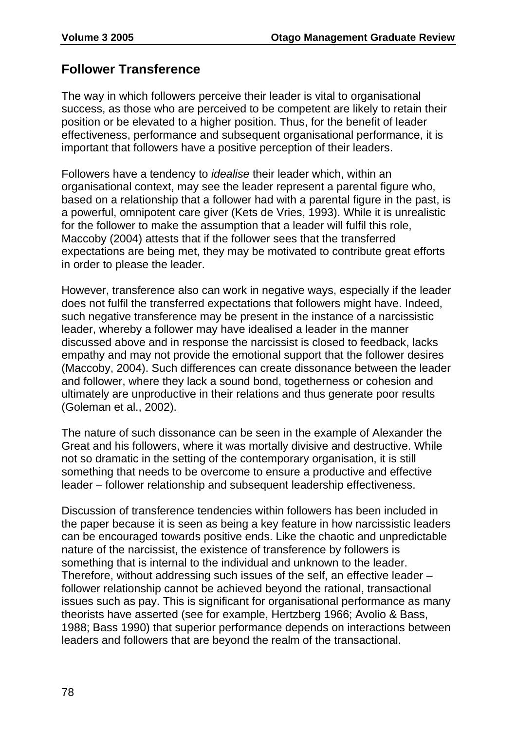## Follower Transference

The way in which followers perceive their leader is vital to organisational success, as those who are perceived to be competent are likely to retain their position or be elevated to a higher position. Thus, for the benefit of leader effectiveness, performance and subsequent organisational performance, it is important that followers have a positive perception of their leaders.

Followers have a tendency to *idealise* their leader which, within an organisational context, may see the leader represent a parental figure who, based on a relationship that a follower had with a parental figure in the past, is a powerful, omnipotent care giver (Kets de Vries, 1993). While it is unrealistic for the follower to make the assumption that a leader will fulfil this role, Maccoby (2004) attests that if the follower sees that the transferred expectations are being met, they may be motivated to contribute great efforts in order to please the leader.

However, transference also can work in negative ways, especially if the leader does not fulfil the transferred expectations that followers might have. Indeed, such negative transference may be present in the instance of a narcissistic leader, whereby a follower may have idealised a leader in the manner discussed above and in response the narcissist is closed to feedback, lacks empathy and may not provide the emotional support that the follower desires (Maccoby, 2004). Such differences can create dissonance between the leader and follower, where they lack a sound bond, togetherness or cohesion and ultimately are unproductive in their relations and thus generate poor results (Goleman et al., 2002).

The nature of such dissonance can be seen in the example of Alexander the Great and his followers, where it was mortally divisive and destructive. While not so dramatic in the setting of the contemporary organisation, it is still something that needs to be overcome to ensure a productive and effective leader – follower relationship and subsequent leadership effectiveness.

Discussion of transference tendencies within followers has been included in the paper because it is seen as being a key feature in how narcissistic leaders can be encouraged towards positive ends. Like the chaotic and unpredictable nature of the narcissist, the existence of transference by followers is something that is internal to the individual and unknown to the leader. Therefore, without addressing such issues of the self, an effective leader – follower relationship cannot be achieved beyond the rational, transactional issues such as pay. This is significant for organisational performance as many theorists have asserted (see for example, Hertzberg 1966; Avolio & Bass, 1988; Bass 1990) that superior performance depends on interactions between leaders and followers that are beyond the realm of the transactional.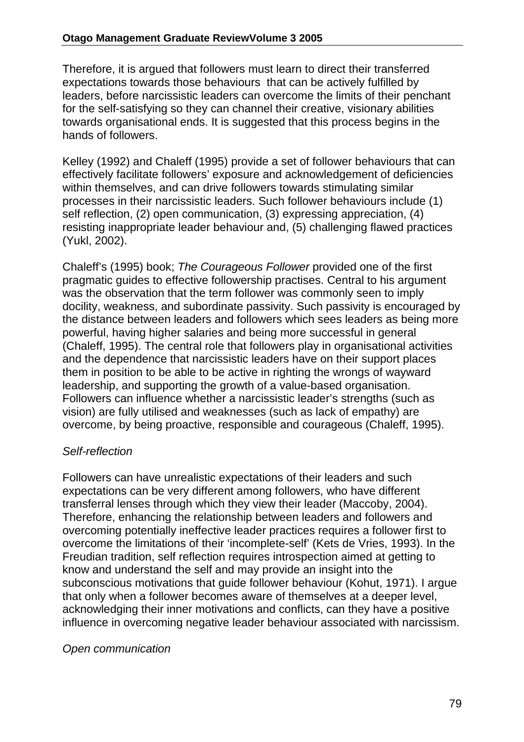Therefore, it is argued that followers must learn to direct their transferred expectations towards those behaviours  that can be actively fulfilled by leaders, before narcissistic leaders can overcome the limits of their penchant for the self-satisfying so they can channel their creative, visionary abilities towards organisational ends. It is suggested that this process begins in the hands of followers.

Kelley (1992) and Chaleff (1995) provide a set of follower behaviours that can effectively facilitate followers' exposure and acknowledgement of deficiencies within themselves, and can drive followers towards stimulating similar processes in their narcissistic leaders. Such follower behaviours include (1) self reflection, (2) open communication, (3) expressing appreciation, (4) resisting inappropriate leader behaviour and, (5) challenging flawed practices (Yukl, 2002).

Chaleff's (1995) book; *The Courageous Follower* provided one of the first pragmatic guides to effective followership practises. Central to his argument was the observation that the term follower was commonly seen to imply docility, weakness, and subordinate passivity. Such passivity is encouraged by the distance between leaders and followers which sees leaders as being more powerful, having higher salaries and being more successful in general (Chaleff, 1995). The central role that followers play in organisational activities and the dependence that narcissistic leaders have on their support places them in position to be able to be active in righting the wrongs of wayward leadership, and supporting the growth of a value-based organisation. Followers can influence whether a narcissistic leader's strengths (such as vision) are fully utilised and weaknesses (such as lack of empathy) are overcome, by being proactive, responsible and courageous (Chaleff, 1995).

*Self-reflection*

Followers can have unrealistic expectations of their leaders and such expectations can be very different among followers, who have different transferral lenses through which they view their leader (Maccoby, 2004). Therefore, enhancing the relationship between leaders and followers and overcoming potentially ineffective leader practices requires a follower first to overcome the limitations of their 'incomplete-self' (Kets de Vries, 1993). In the Freudian tradition, self reflection requires introspection aimed at getting to know and understand the self and may provide an insight into the subconscious motivations that guide follower behaviour (Kohut, 1971). I argue that only when a follower becomes aware of themselves at a deeper level, acknowledging their inner motivations and conflicts, can they have a positive influence in overcoming negative leader behaviour associated with narcissism.

*Open communication*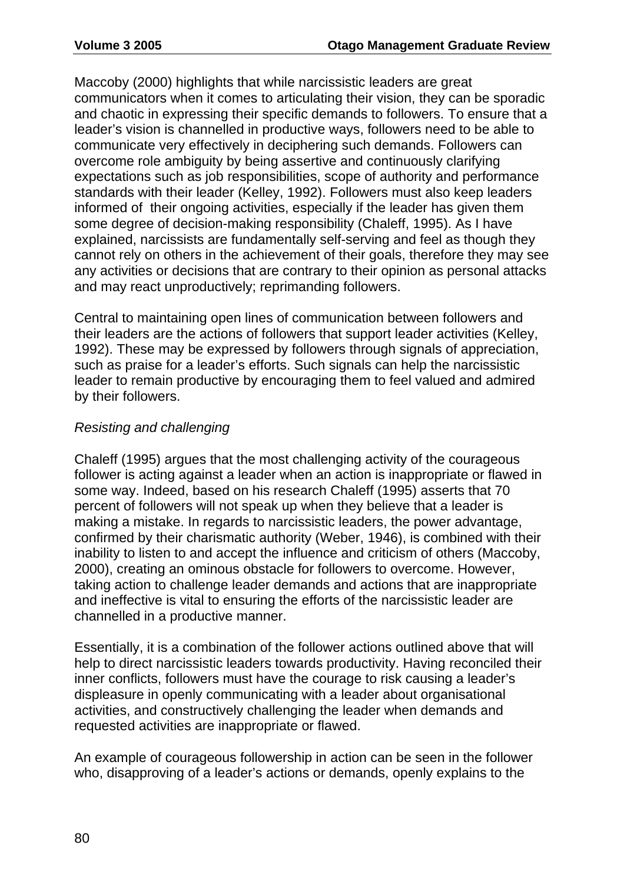Maccoby (2000) highlights that while narcissistic leaders are great communicators when it comes to articulating their vision, they can be sporadic and chaotic in expressing their specific demands to followers. To ensure that a leader's vision is channelled in productive ways, followers need to be able to communicate very effectively in deciphering such demands. Followers can overcome role ambiguity by being assertive and continuously clarifying expectations such as job responsibilities, scope of authority and performance standards with their leader (Kelley, 1992). Followers must also keep leaders informed of their ongoing activities, especially if the leader has given them some degree of decision-making responsibility (Chaleff, 1995). As I have explained, narcissists are fundamentally self-serving and feel as though they cannot rely on others in the achievement of their goals, therefore they may see any activities or decisions that are contrary to their opinion as personal attacks and may react unproductively; reprimanding followers.

Central to maintaining open lines of communication between followers and their leaders are the actions of followers that support leader activities (Kelley, 1992). These may be expressed by followers through signals of appreciation, such as praise for a leader's efforts. Such signals can help the narcissistic leader to remain productive by encouraging them to feel valued and admired by their followers.

*Resisting and challenging*

Chaleff (1995) argues that the most challenging activity of the courageous follower is acting against a leader when an action is inappropriate or flawed in some way. Indeed, based on his research Chaleff (1995) asserts that 70 percent of followers will not speak up when they believe that a leader is making a mistake. In regards to narcissistic leaders, the power advantage, confirmed by their charismatic authority (Weber, 1946), is combined with their inability to listen to and accept the influence and criticism of others (Maccoby, 2000), creating an ominous obstacle for followers to overcome. However, taking action to challenge leader demands and actions that are inappropriate and ineffective is vital to ensuring the efforts of the narcissistic leader are channelled in a productive manner.

Essentially, it is a combination of the follower actions outlined above that will help to direct narcissistic leaders towards productivity. Having reconciled their inner conflicts, followers must have the courage to risk causing a leader's displeasure in openly communicating with a leader about organisational activities, and constructively challenging the leader when demands and requested activities are inappropriate or flawed.

An example of courageous followership in action can be seen in the follower who, disapproving of a leader's actions or demands, openly explains to the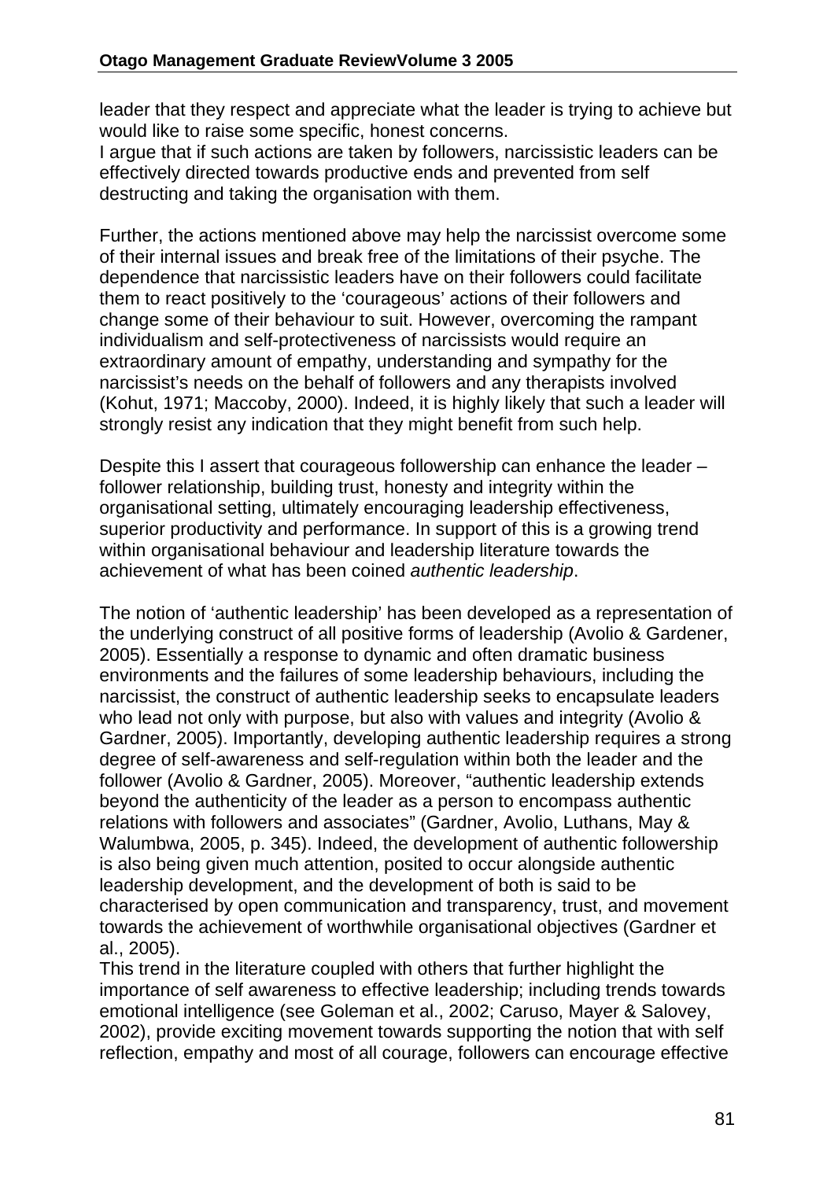leader that they respect and appreciate what the leader is trying to achieve but would like to raise some specific, honest concerns.
I argue that if such actions are taken by followers, narcissistic leaders can be effectively directed towards productive ends and prevented from self destructing and taking the organisation with them.

Further, the actions mentioned above may help the narcissist overcome some of their internal issues and break free of the limitations of their psyche. The dependence that narcissistic leaders have on their followers could facilitate them to react positively to the 'courageous' actions of their followers and change some of their behaviour to suit. However, overcoming the rampant individualism and self-protectiveness of narcissists would require an extraordinary amount of empathy, understanding and sympathy for the narcissist's needs on the behalf of followers and any therapists involved (Kohut, 1971; Maccoby, 2000). Indeed, it is highly likely that such a leader will strongly resist any indication that they might benefit from such help.

Despite this I assert that courageous followership can enhance the leader – follower relationship, building trust, honesty and integrity within the organisational setting, ultimately encouraging leadership effectiveness, superior productivity and performance. In support of this is a growing trend within organisational behaviour and leadership literature towards the achievement of what has been coined *authentic leadership*.

The notion of 'authentic leadership' has been developed as a representation of the underlying construct of all positive forms of leadership (Avolio & Gardener, 2005). Essentially a response to dynamic and often dramatic business environments and the failures of some leadership behaviours, including the narcissist, the construct of authentic leadership seeks to encapsulate leaders who lead not only with purpose, but also with values and integrity (Avolio & Gardner, 2005). Importantly, developing authentic leadership requires a strong degree of self-awareness and self-regulation within both the leader and the follower (Avolio & Gardner, 2005). Moreover, "authentic leadership extends beyond the authenticity of the leader as a person to encompass authentic relations with followers and associates" (Gardner, Avolio, Luthans, May & Walumbwa, 2005, p. 345). Indeed, the development of authentic followership is also being given much attention, posited to occur alongside authentic leadership development, and the development of both is said to be characterised by open communication and transparency, trust, and movement towards the achievement of worthwhile organisational objectives (Gardner et al., 2005).
This trend in the literature coupled with others that further highlight the importance of self awareness to effective leadership; including trends towards emotional intelligence (see Goleman et al., 2002; Caruso, Mayer & Salovey, 2002), provide exciting movement towards supporting the notion that with self reflection, empathy and most of all courage, followers can encourage effective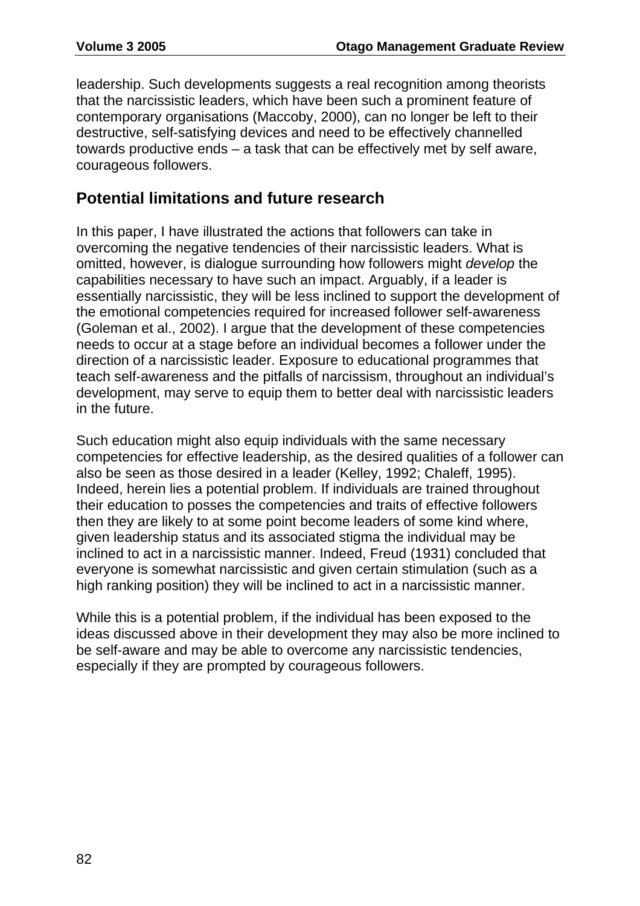leadership. Such developments suggests a real recognition among theorists that the narcissistic leaders, which have been such a prominent feature of contemporary organisations (Maccoby, 2000), can no longer be left to their destructive, self-satisfying devices and need to be effectively channelled towards productive ends – a task that can be effectively met by self aware, courageous followers.

## Potential limitations and future research

In this paper, I have illustrated the actions that followers can take in overcoming the negative tendencies of their narcissistic leaders. What is omitted, however, is dialogue surrounding how followers might *develop* the capabilities necessary to have such an impact. Arguably, if a leader is essentially narcissistic, they will be less inclined to support the development of the emotional competencies required for increased follower self-awareness (Goleman et al., 2002). I argue that the development of these competencies needs to occur at a stage before an individual becomes a follower under the direction of a narcissistic leader. Exposure to educational programmes that teach self-awareness and the pitfalls of narcissism, throughout an individual's development, may serve to equip them to better deal with narcissistic leaders in the future.

Such education might also equip individuals with the same necessary competencies for effective leadership, as the desired qualities of a follower can also be seen as those desired in a leader (Kelley, 1992; Chaleff, 1995). Indeed, herein lies a potential problem. If individuals are trained throughout their education to posses the competencies and traits of effective followers then they are likely to at some point become leaders of some kind where, given leadership status and its associated stigma the individual may be inclined to act in a narcissistic manner. Indeed, Freud (1931) concluded that everyone is somewhat narcissistic and given certain stimulation (such as a high ranking position) they will be inclined to act in a narcissistic manner.

While this is a potential problem, if the individual has been exposed to the ideas discussed above in their development they may also be more inclined to be self-aware and may be able to overcome any narcissistic tendencies, especially if they are prompted by courageous followers.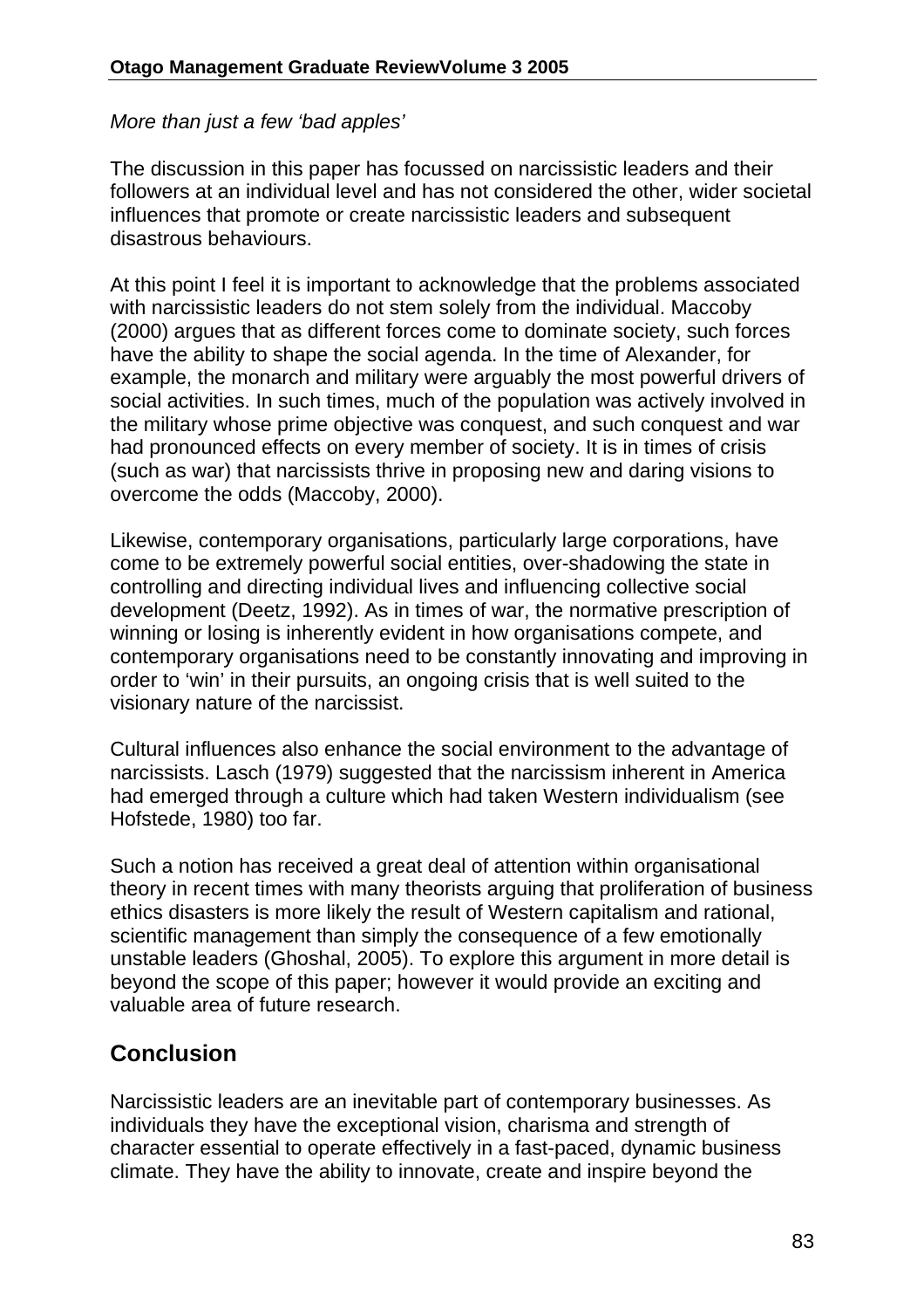*More than just a few 'bad apples'*

The discussion in this paper has focussed on narcissistic leaders and their followers at an individual level and has not considered the other, wider societal influences that promote or create narcissistic leaders and subsequent disastrous behaviours.

At this point I feel it is important to acknowledge that the problems associated with narcissistic leaders do not stem solely from the individual. Maccoby (2000) argues that as different forces come to dominate society, such forces have the ability to shape the social agenda. In the time of Alexander, for example, the monarch and military were arguably the most powerful drivers of social activities. In such times, much of the population was actively involved in the military whose prime objective was conquest, and such conquest and war had pronounced effects on every member of society. It is in times of crisis (such as war) that narcissists thrive in proposing new and daring visions to overcome the odds (Maccoby, 2000).

Likewise, contemporary organisations, particularly large corporations, have come to be extremely powerful social entities, over-shadowing the state in controlling and directing individual lives and influencing collective social development (Deetz, 1992). As in times of war, the normative prescription of winning or losing is inherently evident in how organisations compete, and contemporary organisations need to be constantly innovating and improving in order to 'win' in their pursuits, an ongoing crisis that is well suited to the visionary nature of the narcissist.

Cultural influences also enhance the social environment to the advantage of narcissists. Lasch (1979) suggested that the narcissism inherent in America had emerged through a culture which had taken Western individualism (see Hofstede, 1980) too far.

Such a notion has received a great deal of attention within organisational theory in recent times with many theorists arguing that proliferation of business ethics disasters is more likely the result of Western capitalism and rational, scientific management than simply the consequence of a few emotionally unstable leaders (Ghoshal, 2005). To explore this argument in more detail is beyond the scope of this paper; however it would provide an exciting and valuable area of future research.

## Conclusion

Narcissistic leaders are an inevitable part of contemporary businesses. As individuals they have the exceptional vision, charisma and strength of character essential to operate effectively in a fast-paced, dynamic business climate. They have the ability to innovate, create and inspire beyond the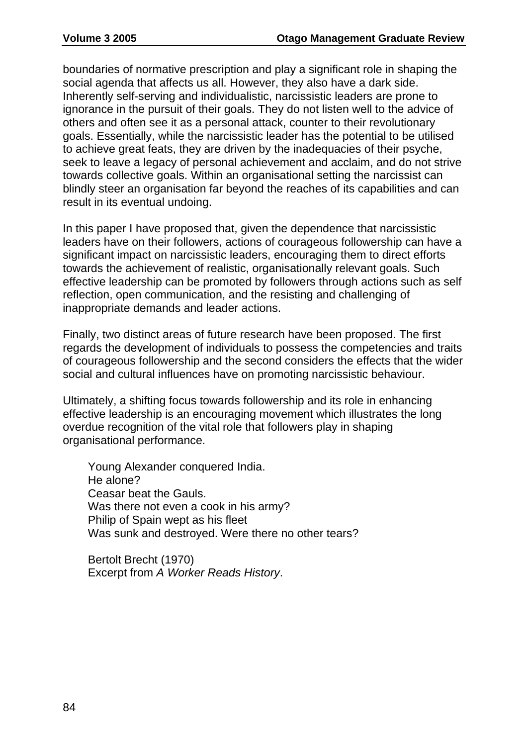boundaries of normative prescription and play a significant role in shaping the social agenda that affects us all. However, they also have a dark side. Inherently self-serving and individualistic, narcissistic leaders are prone to ignorance in the pursuit of their goals. They do not listen well to the advice of others and often see it as a personal attack, counter to their revolutionary goals. Essentially, while the narcissistic leader has the potential to be utilised to achieve great feats, they are driven by the inadequacies of their psyche, seek to leave a legacy of personal achievement and acclaim, and do not strive towards collective goals. Within an organisational setting the narcissist can blindly steer an organisation far beyond the reaches of its capabilities and can result in its eventual undoing.

In this paper I have proposed that, given the dependence that narcissistic leaders have on their followers, actions of courageous followership can have a significant impact on narcissistic leaders, encouraging them to direct efforts towards the achievement of realistic, organisationally relevant goals. Such effective leadership can be promoted by followers through actions such as self reflection, open communication, and the resisting and challenging of inappropriate demands and leader actions.

Finally, two distinct areas of future research have been proposed. The first regards the development of individuals to possess the competencies and traits of courageous followership and the second considers the effects that the wider social and cultural influences have on promoting narcissistic behaviour.

Ultimately, a shifting focus towards followership and its role in enhancing effective leadership is an encouraging movement which illustrates the long overdue recognition of the vital role that followers play in shaping organisational performance.

> Young Alexander conquered India.
> He alone?
> Ceasar beat the Gauls.
> Was there not even a cook in his army?
> Philip of Spain wept as his fleet
> Was sunk and destroyed. Were there no other tears?
>
> Bertolt Brecht (1970)
> Excerpt from *A Worker Reads History*.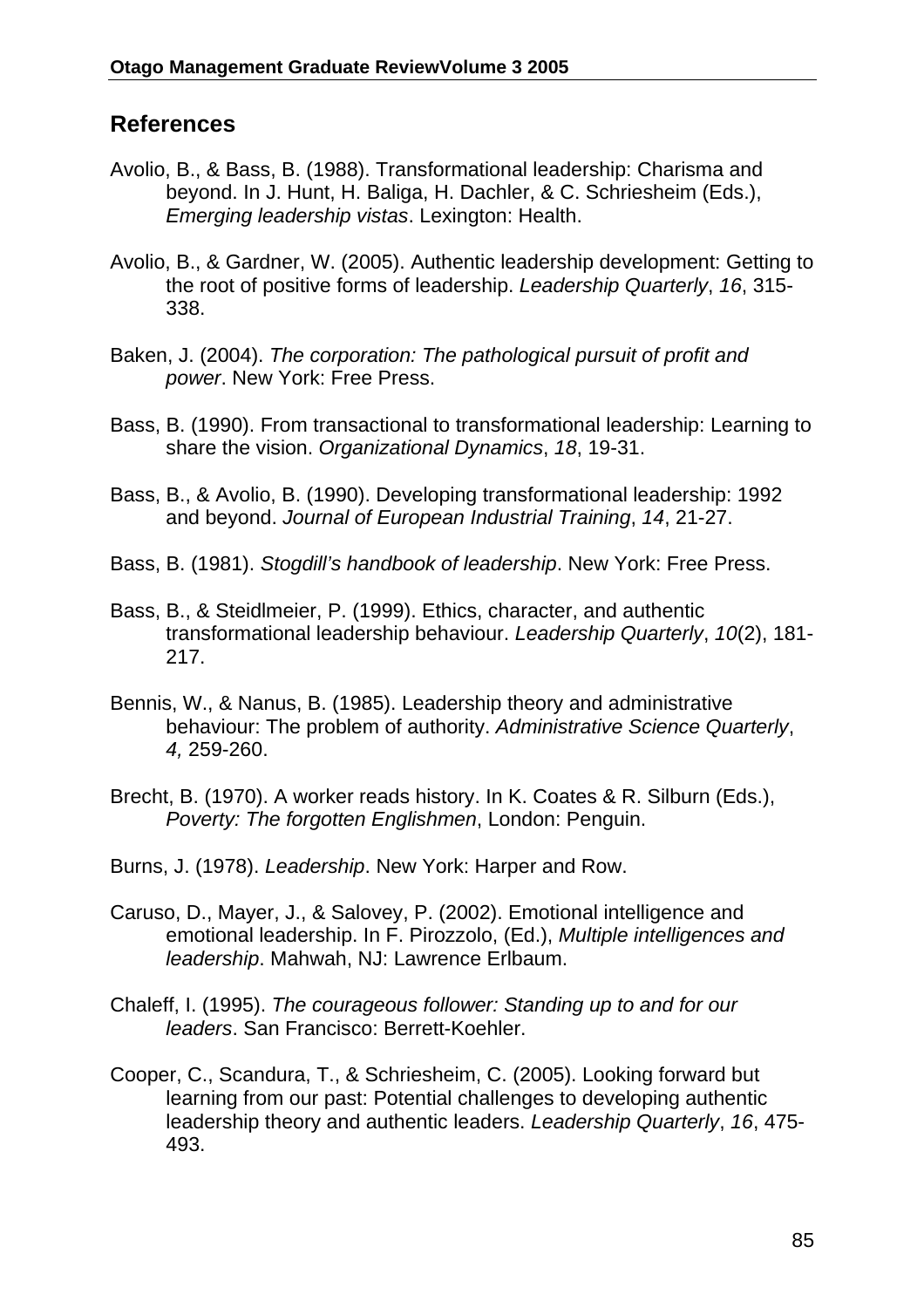## References

Avolio, B., & Bass, B. (1988). Transformational leadership: Charisma and beyond. In J. Hunt, H. Baliga, H. Dachler, & C. Schriesheim (Eds.), *Emerging leadership vistas*. Lexington: Health.

Avolio, B., & Gardner, W. (2005). Authentic leadership development: Getting to the root of positive forms of leadership. *Leadership Quarterly*, *16*, 315-338.

Baken, J. (2004). *The corporation: The pathological pursuit of profit and power*. New York: Free Press.

Bass, B. (1990). From transactional to transformational leadership: Learning to share the vision. *Organizational Dynamics*, *18*, 19-31.

Bass, B., & Avolio, B. (1990). Developing transformational leadership: 1992 and beyond. *Journal of European Industrial Training*, *14*, 21-27.

Bass, B. (1981). *Stogdill's handbook of leadership*. New York: Free Press.

Bass, B., & Steidlmeier, P. (1999). Ethics, character, and authentic transformational leadership behaviour. *Leadership Quarterly*, *10*(2), 181-217.

Bennis, W., & Nanus, B. (1985). Leadership theory and administrative behaviour: The problem of authority. *Administrative Science Quarterly*, *4,* 259-260.

Brecht, B. (1970). A worker reads history. In K. Coates & R. Silburn (Eds.), *Poverty: The forgotten Englishmen*, London: Penguin.

Burns, J. (1978). *Leadership*. New York: Harper and Row.

Caruso, D., Mayer, J., & Salovey, P. (2002). Emotional intelligence and emotional leadership. In F. Pirozzolo, (Ed.), *Multiple intelligences and leadership*. Mahwah, NJ: Lawrence Erlbaum.

Chaleff, I. (1995). *The courageous follower: Standing up to and for our leaders*. San Francisco: Berrett-Koehler.

Cooper, C., Scandura, T., & Schriesheim, C. (2005). Looking forward but learning from our past: Potential challenges to developing authentic leadership theory and authentic leaders. *Leadership Quarterly*, *16*, 475-493.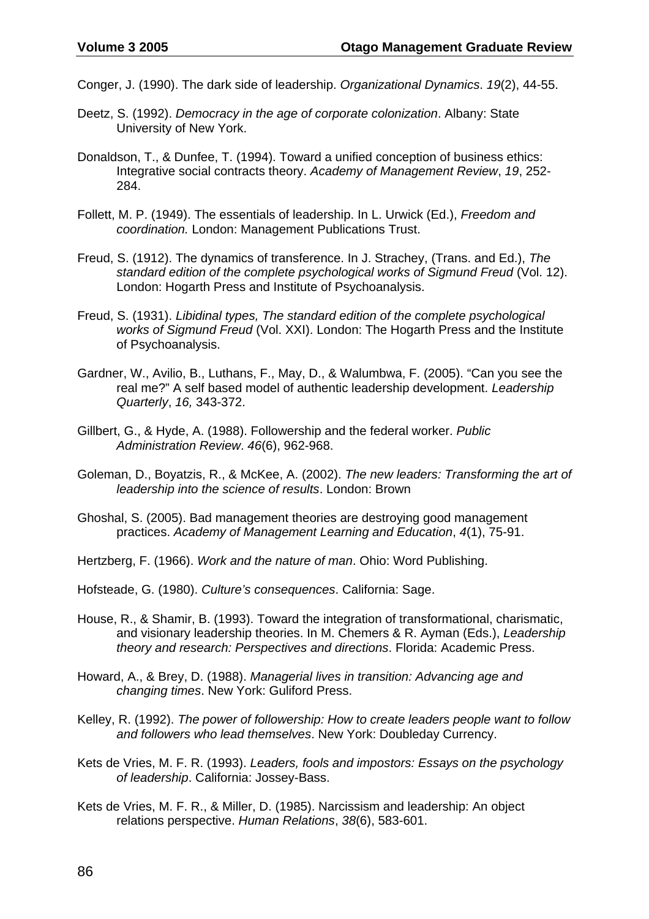Conger, J. (1990). The dark side of leadership. *Organizational Dynamics*. *19*(2), 44-55.

Deetz, S. (1992). *Democracy in the age of corporate colonization*. Albany: State University of New York.

Donaldson, T., & Dunfee, T. (1994). Toward a unified conception of business ethics: Integrative social contracts theory. *Academy of Management Review*, *19*, 252-284.

Follett, M. P. (1949). The essentials of leadership. In L. Urwick (Ed.), *Freedom and coordination.* London: Management Publications Trust.

Freud, S. (1912). The dynamics of transference. In J. Strachey, (Trans. and Ed.), *The standard edition of the complete psychological works of Sigmund Freud* (Vol. 12). London: Hogarth Press and Institute of Psychoanalysis.

Freud, S. (1931). *Libidinal types, The standard edition of the complete psychological works of Sigmund Freud* (Vol. XXI). London: The Hogarth Press and the Institute of Psychoanalysis.

Gardner, W., Avilio, B., Luthans, F., May, D., & Walumbwa, F. (2005). "Can you see the real me?" A self based model of authentic leadership development. *Leadership Quarterly*, *16,* 343-372.

Gillbert, G., & Hyde, A. (1988). Followership and the federal worker. *Public Administration Review*. *46*(6), 962-968.

Goleman, D., Boyatzis, R., & McKee, A. (2002). *The new leaders: Transforming the art of leadership into the science of results*. London: Brown

Ghoshal, S. (2005). Bad management theories are destroying good management practices. *Academy of Management Learning and Education*, *4*(1), 75-91.

Hertzberg, F. (1966). *Work and the nature of man*. Ohio: Word Publishing.

Hofsteade, G. (1980). *Culture's consequences*. California: Sage.

House, R., & Shamir, B. (1993). Toward the integration of transformational, charismatic, and visionary leadership theories. In M. Chemers & R. Ayman (Eds.), *Leadership theory and research: Perspectives and directions*. Florida: Academic Press.

Howard, A., & Brey, D. (1988). *Managerial lives in transition: Advancing age and changing times*. New York: Guliford Press.

Kelley, R. (1992). *The power of followership: How to create leaders people want to follow and followers who lead themselves*. New York: Doubleday Currency.

Kets de Vries, M. F. R. (1993). *Leaders, fools and impostors: Essays on the psychology of leadership*. California: Jossey-Bass.

Kets de Vries, M. F. R., & Miller, D. (1985). Narcissism and leadership: An object relations perspective. *Human Relations*, *38*(6), 583-601.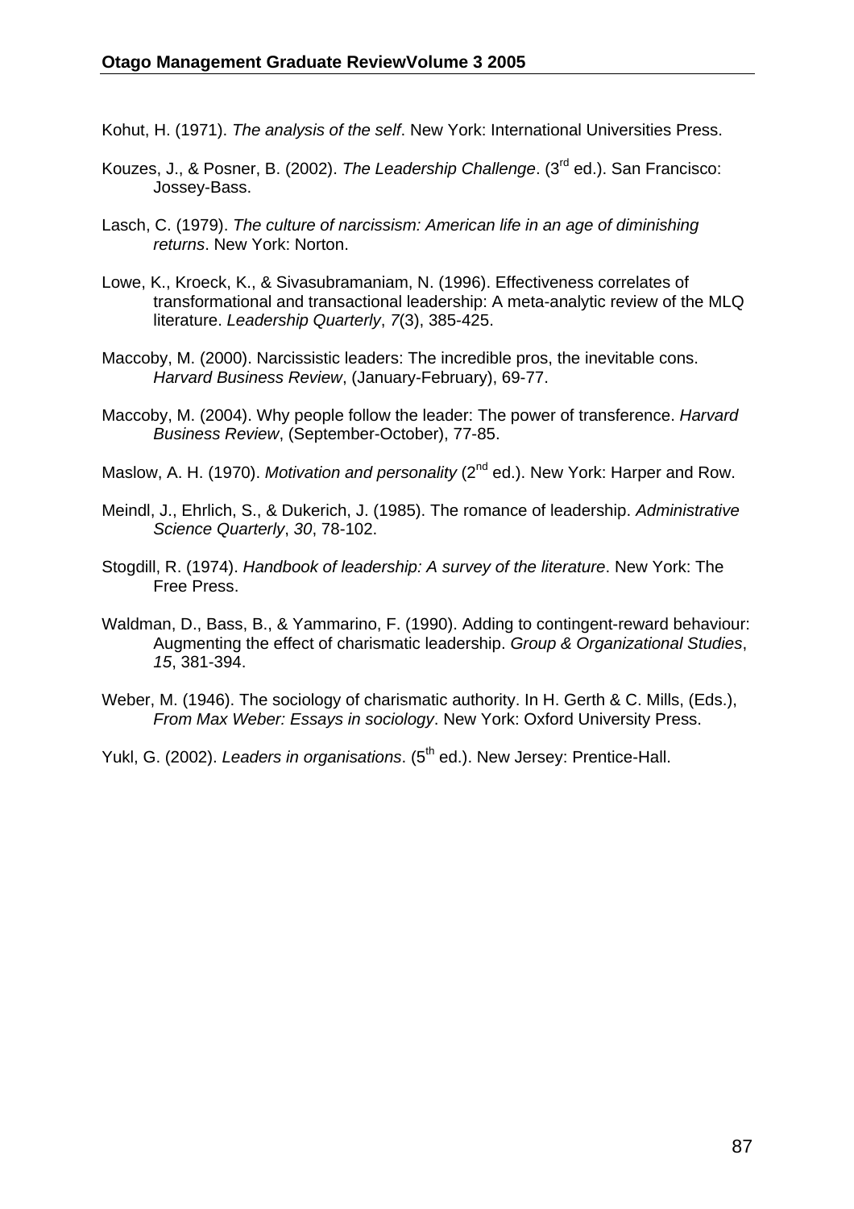Kohut, H. (1971). *The analysis of the self*. New York: International Universities Press.

Kouzes, J., & Posner, B. (2002). *The Leadership Challenge*. (3rd ed.). San Francisco: Jossey-Bass.

Lasch, C. (1979). *The culture of narcissism: American life in an age of diminishing returns*. New York: Norton.

Lowe, K., Kroeck, K., & Sivasubramaniam, N. (1996). Effectiveness correlates of transformational and transactional leadership: A meta-analytic review of the MLQ literature. *Leadership Quarterly*, *7*(3), 385-425.

Maccoby, M. (2000). Narcissistic leaders: The incredible pros, the inevitable cons. *Harvard Business Review*, (January-February), 69-77.

Maccoby, M. (2004). Why people follow the leader: The power of transference. *Harvard Business Review*, (September-October), 77-85.

Maslow, A. H. (1970). *Motivation and personality* (2nd ed.). New York: Harper and Row.

Meindl, J., Ehrlich, S., & Dukerich, J. (1985). The romance of leadership. *Administrative Science Quarterly*, *30*, 78-102.

Stogdill, R. (1974). *Handbook of leadership: A survey of the literature*. New York: The Free Press.

Waldman, D., Bass, B., & Yammarino, F. (1990). Adding to contingent-reward behaviour: Augmenting the effect of charismatic leadership. *Group & Organizational Studies*, *15*, 381-394.

Weber, M. (1946). The sociology of charismatic authority. In H. Gerth & C. Mills, (Eds.), *From Max Weber: Essays in sociology*. New York: Oxford University Press.

Yukl, G. (2002). *Leaders in organisations*. (5th ed.). New Jersey: Prentice-Hall.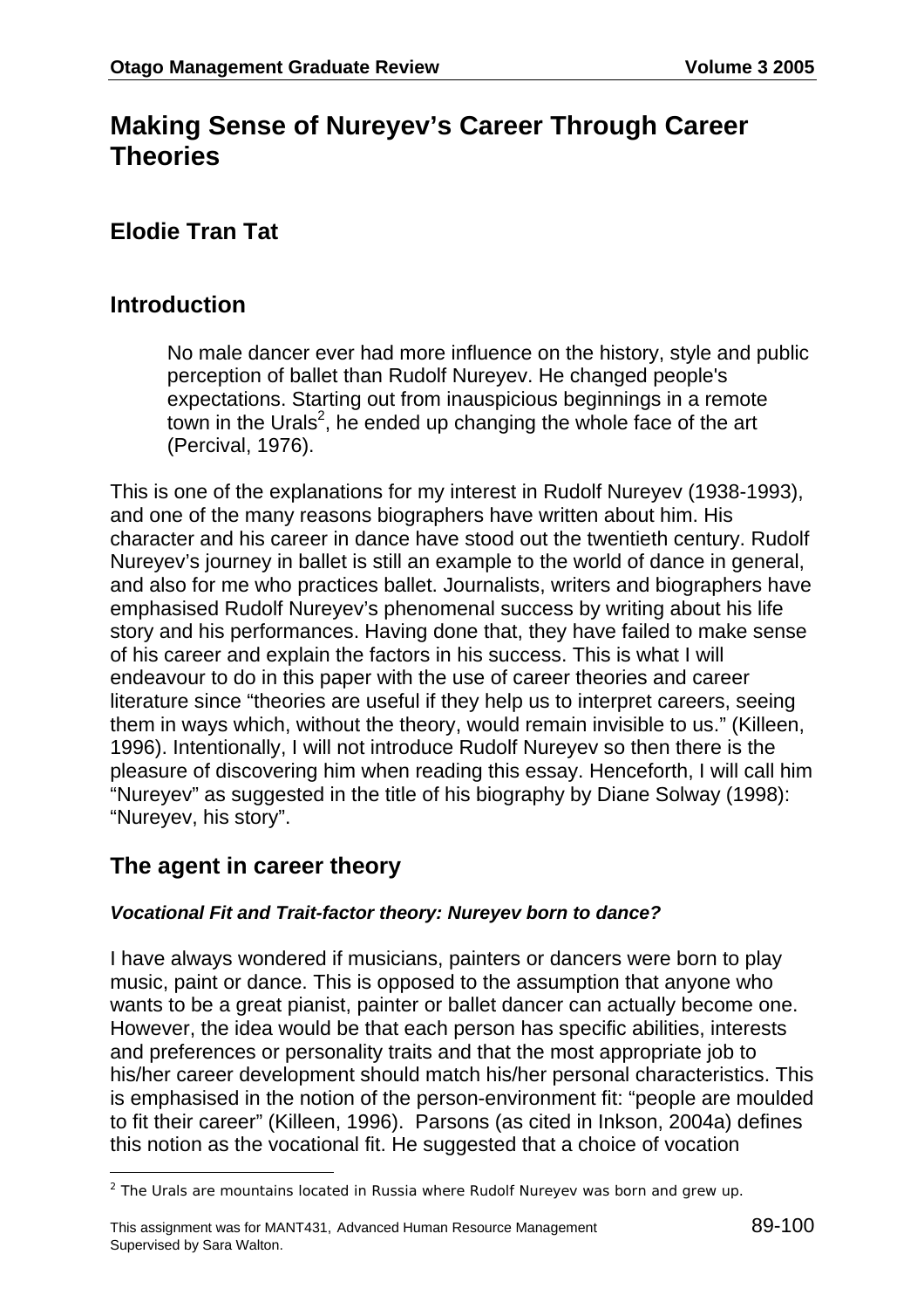# Making Sense of Nureyev's Career Through Career Theories

## Elodie Tran Tat

## Introduction

> No male dancer ever had more influence on the history, style and public perception of ballet than Rudolf Nureyev. He changed people's expectations. Starting out from inauspicious beginnings in a remote town in the Urals[2], he ended up changing the whole face of the art (Percival, 1976).

This is one of the explanations for my interest in Rudolf Nureyev (1938-1993), and one of the many reasons biographers have written about him. His character and his career in dance have stood out the twentieth century. Rudolf Nureyev's journey in ballet is still an example to the world of dance in general, and also for me who practices ballet. Journalists, writers and biographers have emphasised Rudolf Nureyev's phenomenal success by writing about his life story and his performances. Having done that, they have failed to make sense of his career and explain the factors in his success. This is what I will endeavour to do in this paper with the use of career theories and career literature since "theories are useful if they help us to interpret careers, seeing them in ways which, without the theory, would remain invisible to us." (Killeen, 1996). Intentionally, I will not introduce Rudolf Nureyev so then there is the pleasure of discovering him when reading this essay. Henceforth, I will call him "Nureyev" as suggested in the title of his biography by Diane Solway (1998): "Nureyev, his story".

## The agent in career theory

### *Vocational Fit and Trait-factor theory: Nureyev born to dance?*

I have always wondered if musicians, painters or dancers were born to play music, paint or dance. This is opposed to the assumption that anyone who wants to be a great pianist, painter or ballet dancer can actually become one. However, the idea would be that each person has specific abilities, interests and preferences or personality traits and that the most appropriate job to his/her career development should match his/her personal characteristics. This is emphasised in the notion of the person-environment fit: "people are moulded to fit their career" (Killeen, 1996). Parsons (as cited in Inkson, 2004a) defines this notion as the vocational fit. He suggested that a choice of vocation

---

[2] The Urals are mountains located in Russia where Rudolf Nureyev was born and grew up.

This assignment was for MANT431, Advanced Human Resource Management
Supervised by Sara Walton.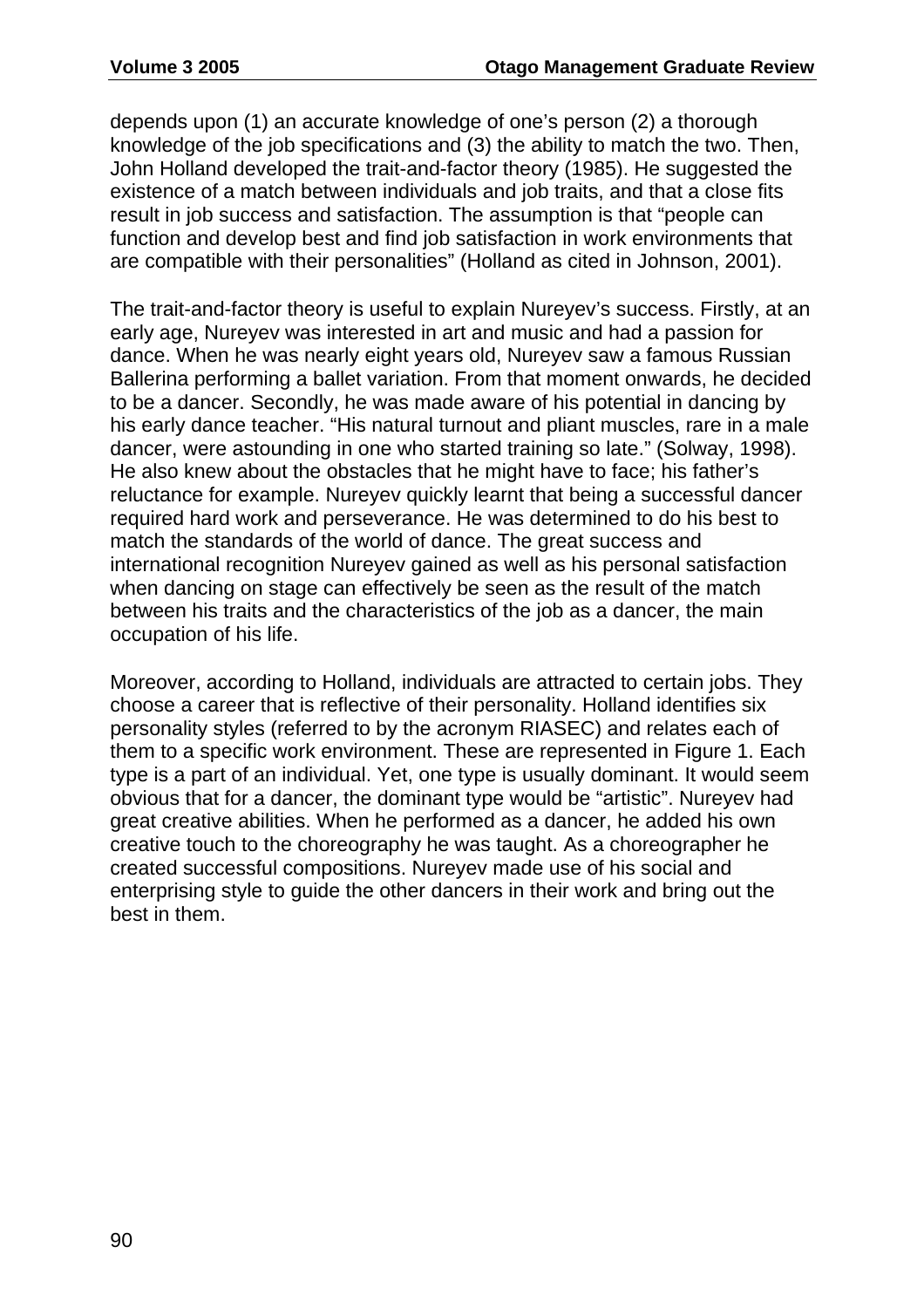depends upon (1) an accurate knowledge of one's person (2) a thorough knowledge of the job specifications and (3) the ability to match the two. Then, John Holland developed the trait-and-factor theory (1985). He suggested the existence of a match between individuals and job traits, and that a close fits result in job success and satisfaction. The assumption is that "people can function and develop best and find job satisfaction in work environments that are compatible with their personalities" (Holland as cited in Johnson, 2001).

The trait-and-factor theory is useful to explain Nureyev's success. Firstly, at an early age, Nureyev was interested in art and music and had a passion for dance. When he was nearly eight years old, Nureyev saw a famous Russian Ballerina performing a ballet variation. From that moment onwards, he decided to be a dancer. Secondly, he was made aware of his potential in dancing by his early dance teacher. "His natural turnout and pliant muscles, rare in a male dancer, were astounding in one who started training so late." (Solway, 1998). He also knew about the obstacles that he might have to face; his father's reluctance for example. Nureyev quickly learnt that being a successful dancer required hard work and perseverance. He was determined to do his best to match the standards of the world of dance. The great success and international recognition Nureyev gained as well as his personal satisfaction when dancing on stage can effectively be seen as the result of the match between his traits and the characteristics of the job as a dancer, the main occupation of his life.

Moreover, according to Holland, individuals are attracted to certain jobs. They choose a career that is reflective of their personality. Holland identifies six personality styles (referred to by the acronym RIASEC) and relates each of them to a specific work environment. These are represented in Figure 1. Each type is a part of an individual. Yet, one type is usually dominant. It would seem obvious that for a dancer, the dominant type would be "artistic". Nureyev had great creative abilities. When he performed as a dancer, he added his own creative touch to the choreography he was taught. As a choreographer he created successful compositions. Nureyev made use of his social and enterprising style to guide the other dancers in their work and bring out the best in them.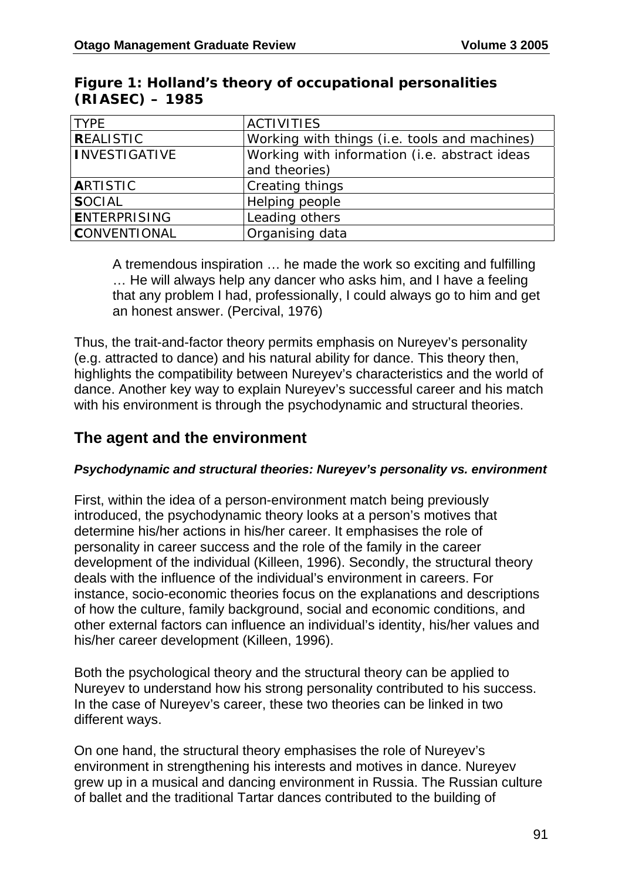**Figure 1: Holland's theory of occupational personalities (RIASEC) – 1985**

| TYPE | ACTIVITIES |
|---|---|
| **R**EALISTIC | Working with things (i.e. tools and machines) |
| **I**NVESTIGATIVE | Working with information (i.e. abstract ideas and theories) |
| **A**RTISTIC | Creating things |
| **S**OCIAL | Helping people |
| **E**NTERPRISING | Leading others |
| **C**ONVENTIONAL | Organising data |

> A tremendous inspiration … he made the work so exciting and fulfilling … He will always help any dancer who asks him, and I have a feeling that any problem I had, professionally, I could always go to him and get an honest answer. (Percival, 1976)

Thus, the trait-and-factor theory permits emphasis on Nureyev's personality (e.g. attracted to dance) and his natural ability for dance. This theory then, highlights the compatibility between Nureyev's characteristics and the world of dance. Another key way to explain Nureyev's successful career and his match with his environment is through the psychodynamic and structural theories.

## The agent and the environment

### *Psychodynamic and structural theories: Nureyev's personality vs. environment*

First, within the idea of a person-environment match being previously introduced, the psychodynamic theory looks at a person's motives that determine his/her actions in his/her career. It emphasises the role of personality in career success and the role of the family in the career development of the individual (Killeen, 1996). Secondly, the structural theory deals with the influence of the individual's environment in careers. For instance, socio-economic theories focus on the explanations and descriptions of how the culture, family background, social and economic conditions, and other external factors can influence an individual's identity, his/her values and his/her career development (Killeen, 1996).

Both the psychological theory and the structural theory can be applied to Nureyev to understand how his strong personality contributed to his success. In the case of Nureyev's career, these two theories can be linked in two different ways.

On one hand, the structural theory emphasises the role of Nureyev's environment in strengthening his interests and motives in dance. Nureyev grew up in a musical and dancing environment in Russia. The Russian culture of ballet and the traditional Tartar dances contributed to the building of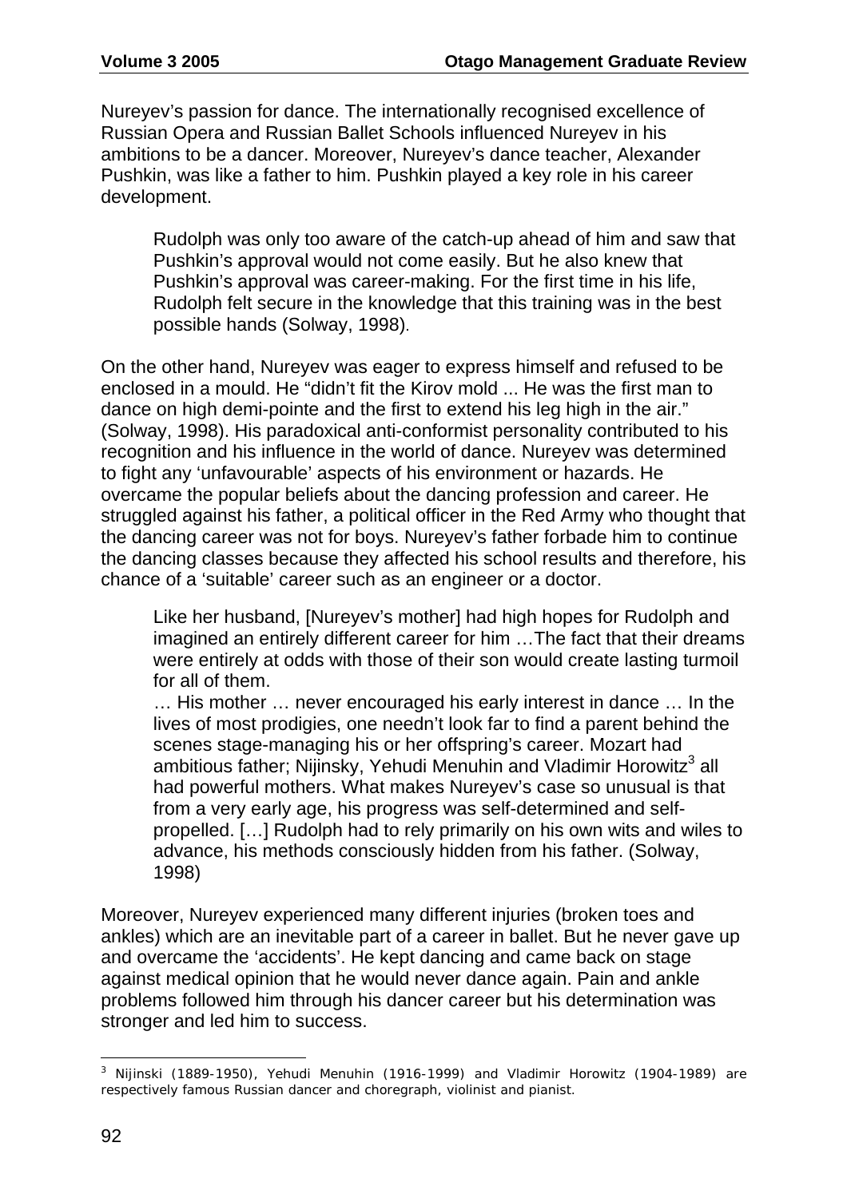Nureyev's passion for dance. The internationally recognised excellence of Russian Opera and Russian Ballet Schools influenced Nureyev in his ambitions to be a dancer. Moreover, Nureyev's dance teacher, Alexander Pushkin, was like a father to him. Pushkin played a key role in his career development.

> Rudolph was only too aware of the catch-up ahead of him and saw that Pushkin's approval would not come easily. But he also knew that Pushkin's approval was career-making. For the first time in his life, Rudolph felt secure in the knowledge that this training was in the best possible hands (Solway, 1998).

On the other hand, Nureyev was eager to express himself and refused to be enclosed in a mould. He "didn't fit the Kirov mold ... He was the first man to dance on high demi-pointe and the first to extend his leg high in the air." (Solway, 1998). His paradoxical anti-conformist personality contributed to his recognition and his influence in the world of dance. Nureyev was determined to fight any 'unfavourable' aspects of his environment or hazards. He overcame the popular beliefs about the dancing profession and career. He struggled against his father, a political officer in the Red Army who thought that the dancing career was not for boys. Nureyev's father forbade him to continue the dancing classes because they affected his school results and therefore, his chance of a 'suitable' career such as an engineer or a doctor.

> Like her husband, [Nureyev's mother] had high hopes for Rudolph and imagined an entirely different career for him …The fact that their dreams were entirely at odds with those of their son would create lasting turmoil for all of them.
>
> … His mother … never encouraged his early interest in dance … In the lives of most prodigies, one needn't look far to find a parent behind the scenes stage-managing his or her offspring's career. Mozart had ambitious father; Nijinsky, Yehudi Menuhin and Vladimir Horowitz[3] all had powerful mothers. What makes Nureyev's case so unusual is that from a very early age, his progress was self-determined and self-propelled. […] Rudolph had to rely primarily on his own wits and wiles to advance, his methods consciously hidden from his father. (Solway, 1998)

Moreover, Nureyev experienced many different injuries (broken toes and ankles) which are an inevitable part of a career in ballet. But he never gave up and overcame the 'accidents'. He kept dancing and came back on stage against medical opinion that he would never dance again. Pain and ankle problems followed him through his dancer career but his determination was stronger and led him to success.

[3] Nijinski (1889-1950), Yehudi Menuhin (1916-1999) and Vladimir Horowitz (1904-1989) are respectively famous Russian dancer and choregraph, violinist and pianist.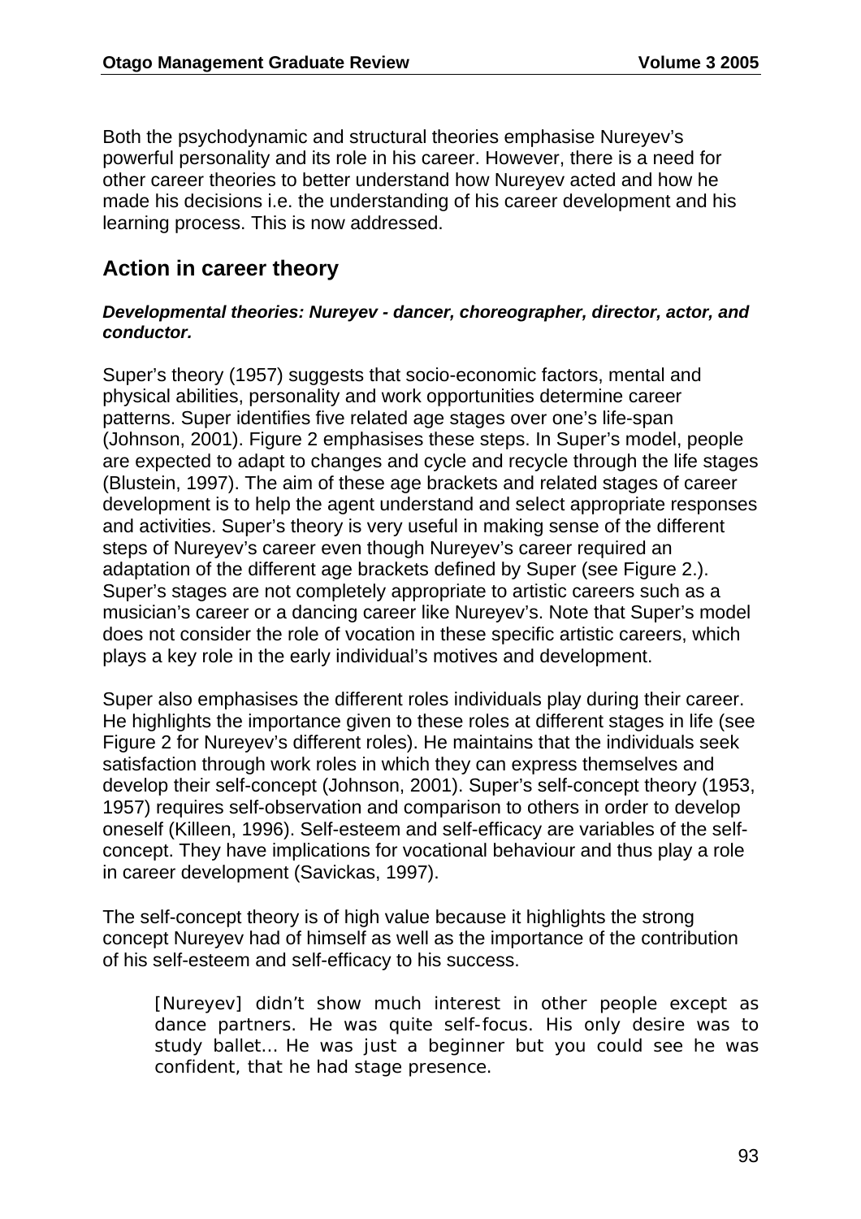Both the psychodynamic and structural theories emphasise Nureyev's powerful personality and its role in his career. However, there is a need for other career theories to better understand how Nureyev acted and how he made his decisions i.e. the understanding of his career development and his learning process. This is now addressed.

## Action in career theory

***Developmental theories: Nureyev - dancer, choreographer, director, actor, and conductor.***

Super's theory (1957) suggests that socio-economic factors, mental and physical abilities, personality and work opportunities determine career patterns. Super identifies five related age stages over one's life-span (Johnson, 2001). Figure 2 emphasises these steps. In Super's model, people are expected to adapt to changes and cycle and recycle through the life stages (Blustein, 1997). The aim of these age brackets and related stages of career development is to help the agent understand and select appropriate responses and activities. Super's theory is very useful in making sense of the different steps of Nureyev's career even though Nureyev's career required an adaptation of the different age brackets defined by Super (see Figure 2.). Super's stages are not completely appropriate to artistic careers such as a musician's career or a dancing career like Nureyev's. Note that Super's model does not consider the role of vocation in these specific artistic careers, which plays a key role in the early individual's motives and development.

Super also emphasises the different roles individuals play during their career. He highlights the importance given to these roles at different stages in life (see Figure 2 for Nureyev's different roles). He maintains that the individuals seek satisfaction through work roles in which they can express themselves and develop their self-concept (Johnson, 2001). Super's self-concept theory (1953, 1957) requires self-observation and comparison to others in order to develop oneself (Killeen, 1996). Self-esteem and self-efficacy are variables of the self-concept. They have implications for vocational behaviour and thus play a role in career development (Savickas, 1997).

The self-concept theory is of high value because it highlights the strong concept Nureyev had of himself as well as the importance of the contribution of his self-esteem and self-efficacy to his success.

> [Nureyev] didn't show much interest in other people except as dance partners. He was quite self-focus. His only desire was to study ballet... He was just a beginner but you could see he was confident, that he had stage presence.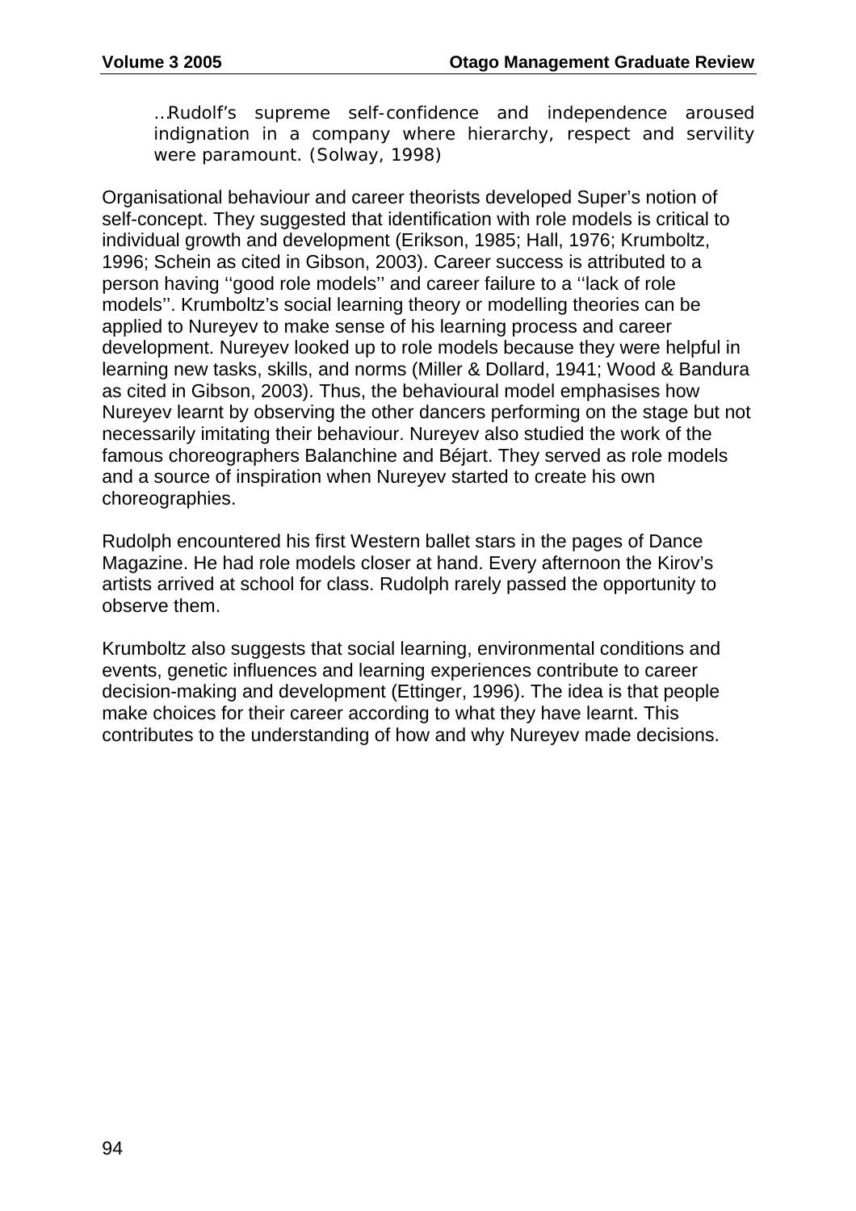> …Rudolf's supreme self-confidence and independence aroused indignation in a company where hierarchy, respect and servility were paramount. (Solway, 1998)

Organisational behaviour and career theorists developed Super's notion of self-concept. They suggested that identification with role models is critical to individual growth and development (Erikson, 1985; Hall, 1976; Krumboltz, 1996; Schein as cited in Gibson, 2003). Career success is attributed to a person having ''good role models'' and career failure to a ''lack of role models''. Krumboltz's social learning theory or modelling theories can be applied to Nureyev to make sense of his learning process and career development. Nureyev looked up to role models because they were helpful in learning new tasks, skills, and norms (Miller & Dollard, 1941; Wood & Bandura as cited in Gibson, 2003). Thus, the behavioural model emphasises how Nureyev learnt by observing the other dancers performing on the stage but not necessarily imitating their behaviour. Nureyev also studied the work of the famous choreographers Balanchine and Béjart. They served as role models and a source of inspiration when Nureyev started to create his own choreographies.

Rudolph encountered his first Western ballet stars in the pages of Dance Magazine. He had role models closer at hand. Every afternoon the Kirov's artists arrived at school for class. Rudolph rarely passed the opportunity to observe them.

Krumboltz also suggests that social learning, environmental conditions and events, genetic influences and learning experiences contribute to career decision-making and development (Ettinger, 1996). The idea is that people make choices for their career according to what they have learnt. This contributes to the understanding of how and why Nureyev made decisions.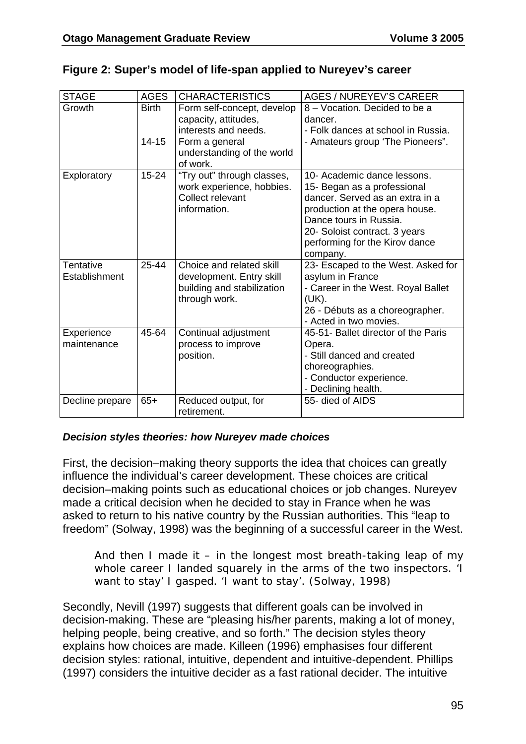**Figure 2: Super's model of life-span applied to Nureyev's career**

| STAGE | AGES | CHARACTERISTICS | AGES / NUREYEV'S CAREER |
| --- | --- | --- | --- |
| Growth | Birth<br><br>14-15 | Form self-concept, develop capacity, attitudes, interests and needs.<br>Form a general understanding of the world of work. | 8 – Vocation. Decided to be a dancer.<br>- Folk dances at school in Russia.<br>- Amateurs group 'The Pioneers". |
| Exploratory | 15-24 | "Try out" through classes, work experience, hobbies. Collect relevant information. | 10- Academic dance lessons.<br>15- Began as a professional dancer. Served as an extra in a production at the opera house. Dance tours in Russia.<br>20- Soloist contract. 3 years performing for the Kirov dance company. |
| Tentative Establishment | 25-44 | Choice and related skill development. Entry skill building and stabilization through work. | 23- Escaped to the West. Asked for asylum in France<br>- Career in the West. Royal Ballet (UK).<br>26 - Débuts as a choreographer.<br>- Acted in two movies. |
| Experience maintenance | 45-64 | Continual adjustment process to improve position. | 45-51- Ballet director of the Paris Opera.<br>- Still danced and created choreographies.<br>- Conductor experience.<br>- Declining health. |
| Decline prepare | 65+ | Reduced output, for retirement. | 55- died of AIDS |

***Decision styles theories: how Nureyev made choices***

First, the decision–making theory supports the idea that choices can greatly influence the individual's career development. These choices are critical decision–making points such as educational choices or job changes. Nureyev made a critical decision when he decided to stay in France when he was asked to return to his native country by the Russian authorities. This "leap to freedom" (Solway, 1998) was the beginning of a successful career in the West.

> And then I made it – in the longest most breath-taking leap of my whole career I landed squarely in the arms of the two inspectors. 'I want to stay' I gasped. 'I want to stay'. (Solway, 1998)

Secondly, Nevill (1997) suggests that different goals can be involved in decision-making. These are "pleasing his/her parents, making a lot of money, helping people, being creative, and so forth." The decision styles theory explains how choices are made. Killeen (1996) emphasises four different decision styles: rational, intuitive, dependent and intuitive-dependent. Phillips (1997) considers the intuitive decider as a fast rational decider. The intuitive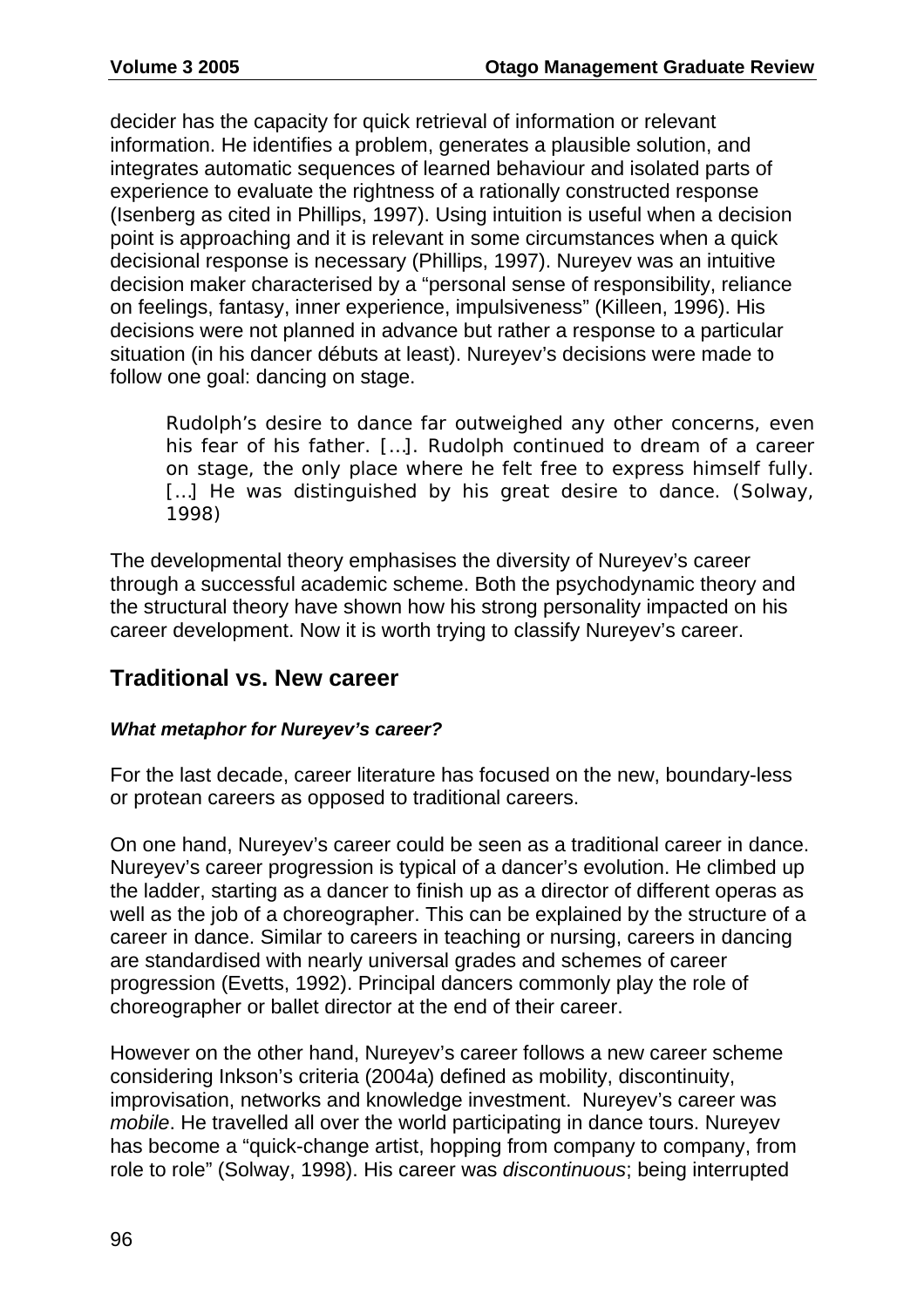decider has the capacity for quick retrieval of information or relevant information. He identifies a problem, generates a plausible solution, and integrates automatic sequences of learned behaviour and isolated parts of experience to evaluate the rightness of a rationally constructed response (Isenberg as cited in Phillips, 1997). Using intuition is useful when a decision point is approaching and it is relevant in some circumstances when a quick decisional response is necessary (Phillips, 1997). Nureyev was an intuitive decision maker characterised by a "personal sense of responsibility, reliance on feelings, fantasy, inner experience, impulsiveness" (Killeen, 1996). His decisions were not planned in advance but rather a response to a particular situation (in his dancer débuts at least). Nureyev's decisions were made to follow one goal: dancing on stage.

> Rudolph's desire to dance far outweighed any other concerns, even his fear of his father. [...]. Rudolph continued to dream of a career on stage, the only place where he felt free to express himself fully. [...] He was distinguished by his great desire to dance. (Solway, 1998)

The developmental theory emphasises the diversity of Nureyev's career through a successful academic scheme. Both the psychodynamic theory and the structural theory have shown how his strong personality impacted on his career development. Now it is worth trying to classify Nureyev's career.

## Traditional vs. New career

***What metaphor for Nureyev's career?***

For the last decade, career literature has focused on the new, boundary-less or protean careers as opposed to traditional careers.

On one hand, Nureyev's career could be seen as a traditional career in dance. Nureyev's career progression is typical of a dancer's evolution. He climbed up the ladder, starting as a dancer to finish up as a director of different operas as well as the job of a choreographer. This can be explained by the structure of a career in dance. Similar to careers in teaching or nursing, careers in dancing are standardised with nearly universal grades and schemes of career progression (Evetts, 1992). Principal dancers commonly play the role of choreographer or ballet director at the end of their career.

However on the other hand, Nureyev's career follows a new career scheme considering Inkson's criteria (2004a) defined as mobility, discontinuity, improvisation, networks and knowledge investment. Nureyev's career was *mobile*. He travelled all over the world participating in dance tours. Nureyev has become a "quick-change artist, hopping from company to company, from role to role" (Solway, 1998). His career was *discontinuous*; being interrupted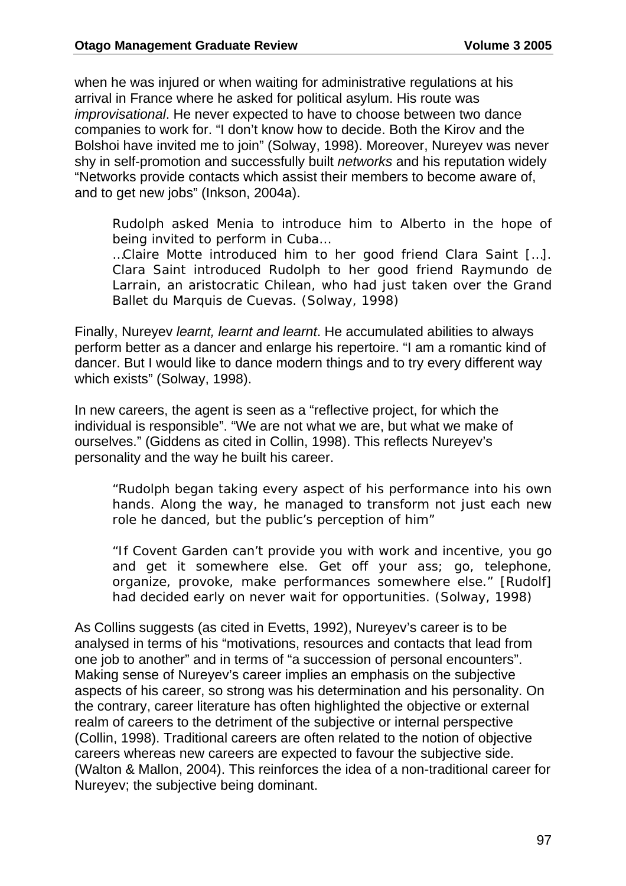when he was injured or when waiting for administrative regulations at his arrival in France where he asked for political asylum. His route was *improvisational*. He never expected to have to choose between two dance companies to work for. "I don't know how to decide. Both the Kirov and the Bolshoi have invited me to join" (Solway, 1998). Moreover, Nureyev was never shy in self-promotion and successfully built *networks* and his reputation widely "Networks provide contacts which assist their members to become aware of, and to get new jobs" (Inkson, 2004a).

> Rudolph asked Menia to introduce him to Alberto in the hope of being invited to perform in Cuba…
>
> …Claire Motte introduced him to her good friend Clara Saint […]. Clara Saint introduced Rudolph to her good friend Raymundo de Larrain, an aristocratic Chilean, who had just taken over the Grand Ballet du Marquis de Cuevas. (Solway, 1998)

Finally, Nureyev *learnt, learnt and learnt*. He accumulated abilities to always perform better as a dancer and enlarge his repertoire. "I am a romantic kind of dancer. But I would like to dance modern things and to try every different way which exists" (Solway, 1998).

In new careers, the agent is seen as a "reflective project, for which the individual is responsible". "We are not what we are, but what we make of ourselves." (Giddens as cited in Collin, 1998). This reflects Nureyev's personality and the way he built his career.

> "Rudolph began taking every aspect of his performance into his own hands. Along the way, he managed to transform not just each new role he danced, but the public's perception of him"
>
> "If Covent Garden can't provide you with work and incentive, you go and get it somewhere else. Get off your ass; go, telephone, organize, provoke, make performances somewhere else." [Rudolf] had decided early on never wait for opportunities. (Solway, 1998)

As Collins suggests (as cited in Evetts, 1992), Nureyev's career is to be analysed in terms of his "motivations, resources and contacts that lead from one job to another" and in terms of "a succession of personal encounters". Making sense of Nureyev's career implies an emphasis on the subjective aspects of his career, so strong was his determination and his personality. On the contrary, career literature has often highlighted the objective or external realm of careers to the detriment of the subjective or internal perspective (Collin, 1998). Traditional careers are often related to the notion of objective careers whereas new careers are expected to favour the subjective side. (Walton & Mallon, 2004). This reinforces the idea of a non-traditional career for Nureyev; the subjective being dominant.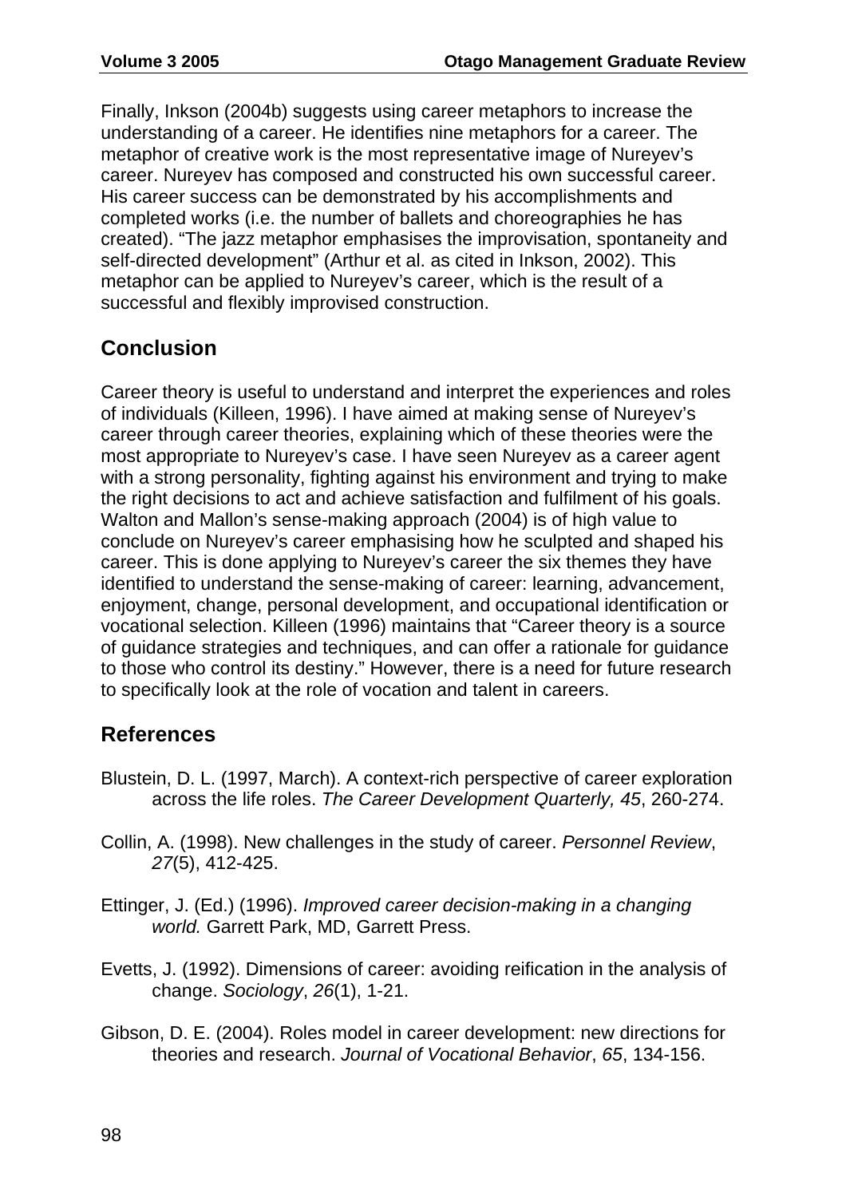Finally, Inkson (2004b) suggests using career metaphors to increase the understanding of a career. He identifies nine metaphors for a career. The metaphor of creative work is the most representative image of Nureyev's career. Nureyev has composed and constructed his own successful career. His career success can be demonstrated by his accomplishments and completed works (i.e. the number of ballets and choreographies he has created). "The jazz metaphor emphasises the improvisation, spontaneity and self-directed development" (Arthur et al. as cited in Inkson, 2002). This metaphor can be applied to Nureyev's career, which is the result of a successful and flexibly improvised construction.

## Conclusion

Career theory is useful to understand and interpret the experiences and roles of individuals (Killeen, 1996). I have aimed at making sense of Nureyev's career through career theories, explaining which of these theories were the most appropriate to Nureyev's case. I have seen Nureyev as a career agent with a strong personality, fighting against his environment and trying to make the right decisions to act and achieve satisfaction and fulfilment of his goals. Walton and Mallon's sense-making approach (2004) is of high value to conclude on Nureyev's career emphasising how he sculpted and shaped his career. This is done applying to Nureyev's career the six themes they have identified to understand the sense-making of career: learning, advancement, enjoyment, change, personal development, and occupational identification or vocational selection. Killeen (1996) maintains that "Career theory is a source of guidance strategies and techniques, and can offer a rationale for guidance to those who control its destiny." However, there is a need for future research to specifically look at the role of vocation and talent in careers.

## References

Blustein, D. L. (1997, March). A context-rich perspective of career exploration across the life roles. *The Career Development Quarterly, 45*, 260-274.

Collin, A. (1998). New challenges in the study of career. *Personnel Review*, *27*(5), 412-425.

Ettinger, J. (Ed.) (1996). *Improved career decision-making in a changing world.* Garrett Park, MD, Garrett Press.

Evetts, J. (1992). Dimensions of career: avoiding reification in the analysis of change. *Sociology*, *26*(1), 1-21.

Gibson, D. E. (2004). Roles model in career development: new directions for theories and research. *Journal of Vocational Behavior*, *65*, 134-156.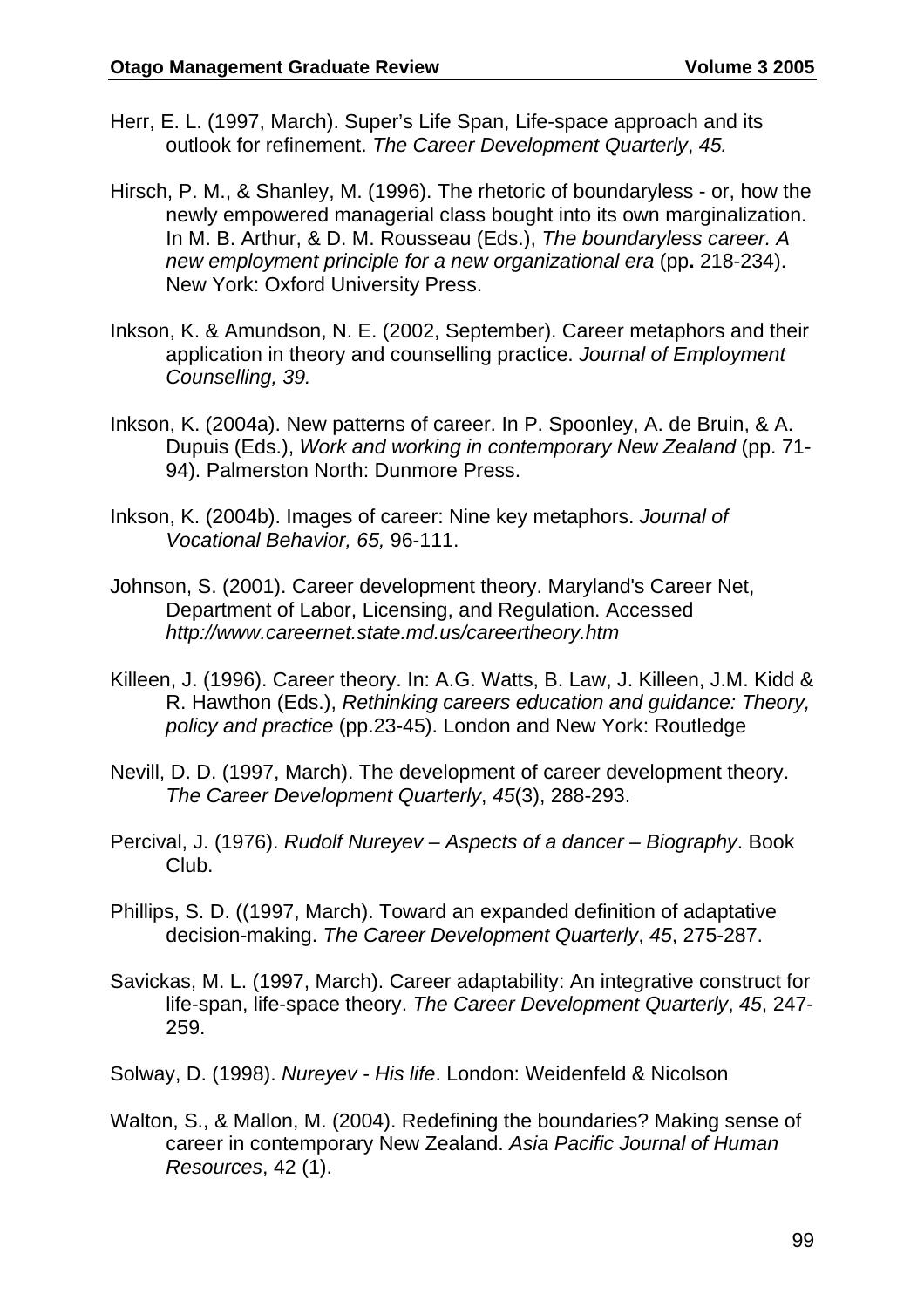Herr, E. L. (1997, March). Super's Life Span, Life-space approach and its outlook for refinement. *The Career Development Quarterly*, *45.*

Hirsch, P. M., & Shanley, M. (1996). The rhetoric of boundaryless - or, how the newly empowered managerial class bought into its own marginalization. In M. B. Arthur, & D. M. Rousseau (Eds.), *The boundaryless career. A new employment principle for a new organizational era* (pp**.** 218-234). New York: Oxford University Press.

Inkson, K. & Amundson, N. E. (2002, September). Career metaphors and their application in theory and counselling practice. *Journal of Employment Counselling, 39.*

Inkson, K. (2004a). New patterns of career. In P. Spoonley, A. de Bruin, & A. Dupuis (Eds.), *Work and working in contemporary New Zealand* (pp. 71-94). Palmerston North: Dunmore Press.

Inkson, K. (2004b). Images of career: Nine key metaphors. *Journal of Vocational Behavior, 65,* 96-111.

Johnson, S. (2001). Career development theory. Maryland's Career Net, Department of Labor, Licensing, and Regulation. Accessed *http://www.careernet.state.md.us/careertheory.htm*

Killeen, J. (1996). Career theory. In: A.G. Watts, B. Law, J. Killeen, J.M. Kidd & R. Hawthon (Eds.), *Rethinking careers education and guidance: Theory, policy and practice* (pp.23-45). London and New York: Routledge

Nevill, D. D. (1997, March). The development of career development theory. *The Career Development Quarterly*, *45*(3), 288-293.

Percival, J. (1976). *Rudolf Nureyev – Aspects of a dancer – Biography*. Book Club.

Phillips, S. D. ((1997, March). Toward an expanded definition of adaptative decision-making. *The Career Development Quarterly*, *45*, 275-287.

Savickas, M. L. (1997, March). Career adaptability: An integrative construct for life-span, life-space theory. *The Career Development Quarterly*, *45*, 247-259.

Solway, D. (1998). *Nureyev - His life*. London: Weidenfeld & Nicolson

Walton, S., & Mallon, M. (2004). Redefining the boundaries? Making sense of career in contemporary New Zealand. *Asia Pacific Journal of Human Resources*, 42 (1).